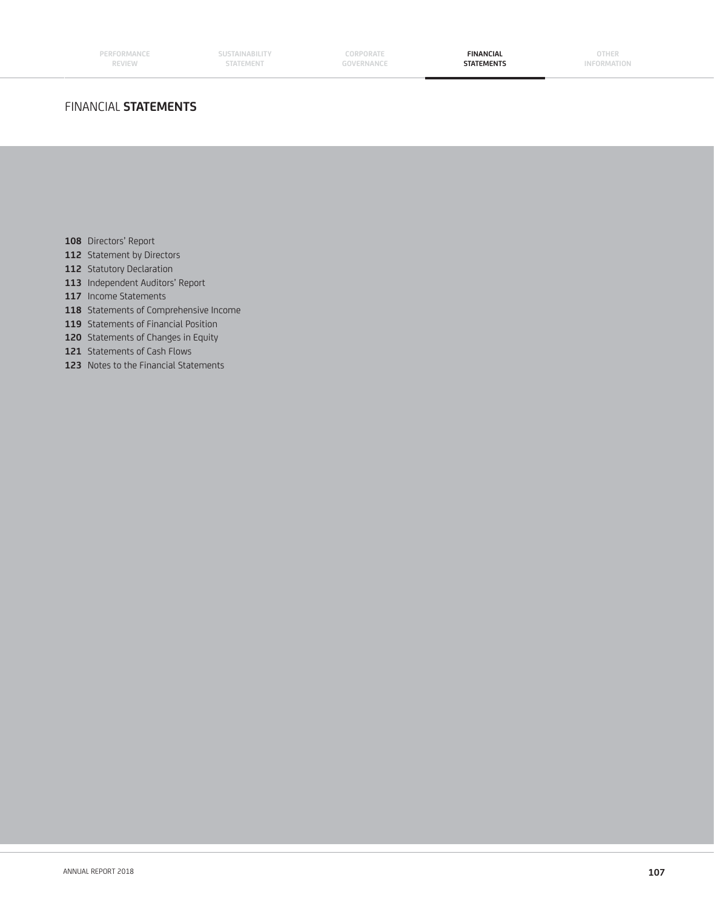# FINANCIAL **STATEMENTS**

**108** Directors' Report
**112** Statement by Directors
**112** Statutory Declaration
**113** Independent Auditors' Report
**117** Income Statements
**118** Statements of Comprehensive Income
**119** Statements of Financial Position
**120** Statements of Changes in Equity
**121** Statements of Cash Flows
**123** Notes to the Financial Statements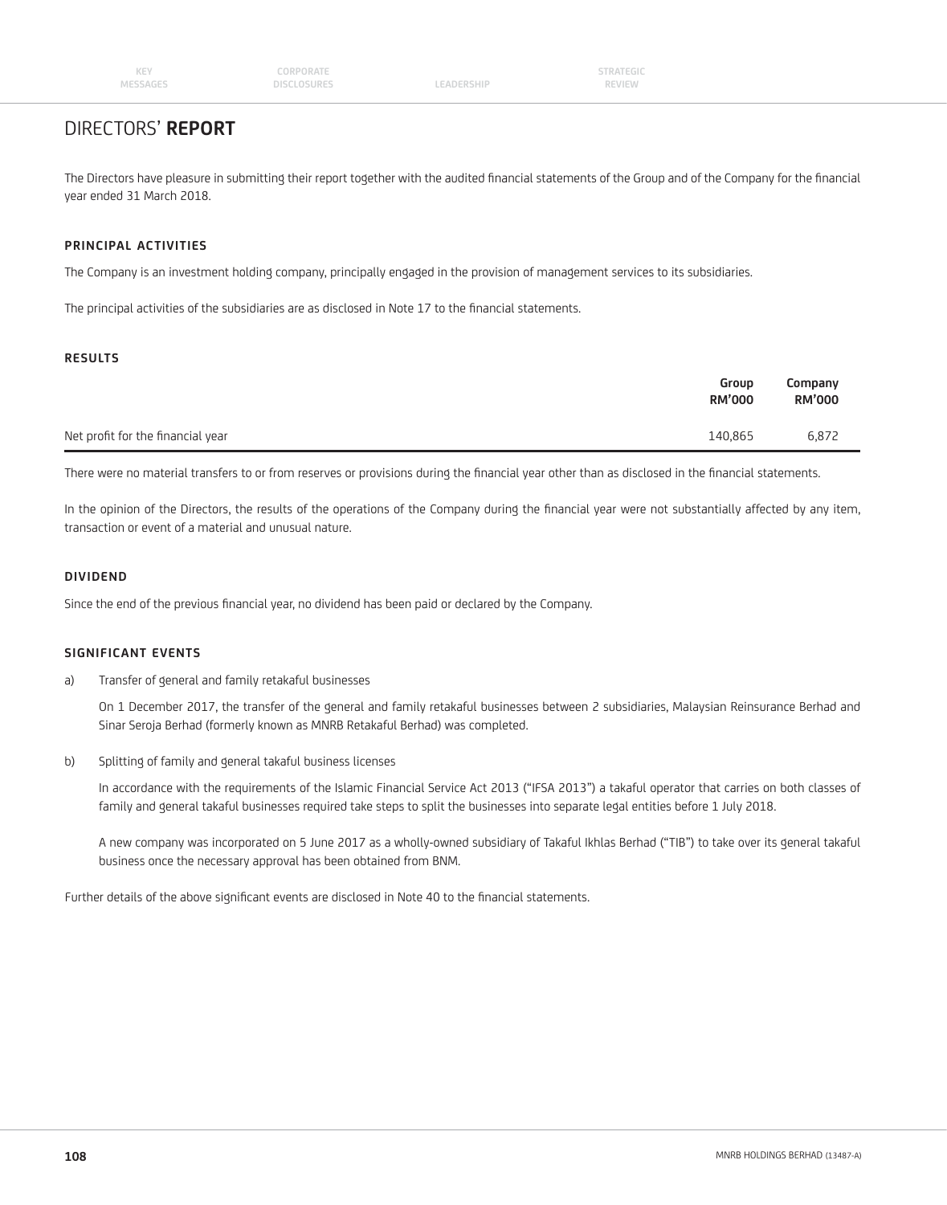# DIRECTORS' **REPORT**

The Directors have pleasure in submitting their report together with the audited financial statements of the Group and of the Company for the financial year ended 31 March 2018.

## PRINCIPAL ACTIVITIES

The Company is an investment holding company, principally engaged in the provision of management services to its subsidiaries.

The principal activities of the subsidiaries are as disclosed in Note 17 to the financial statements.

## RESULTS

| | Group RM'000 | Company RM'000 |
|---|---|---|
| Net profit for the financial year | 140,865 | 6,872 |

There were no material transfers to or from reserves or provisions during the financial year other than as disclosed in the financial statements.

In the opinion of the Directors, the results of the operations of the Company during the financial year were not substantially affected by any item, transaction or event of a material and unusual nature.

## DIVIDEND

Since the end of the previous financial year, no dividend has been paid or declared by the Company.

## SIGNIFICANT EVENTS

a) Transfer of general and family retakaful businesses

On 1 December 2017, the transfer of the general and family retakaful businesses between 2 subsidiaries, Malaysian Reinsurance Berhad and Sinar Seroja Berhad (formerly known as MNRB Retakaful Berhad) was completed.

b) Splitting of family and general takaful business licenses

In accordance with the requirements of the Islamic Financial Service Act 2013 ("IFSA 2013") a takaful operator that carries on both classes of family and general takaful businesses required take steps to split the businesses into separate legal entities before 1 July 2018.

A new company was incorporated on 5 June 2017 as a wholly-owned subsidiary of Takaful Ikhlas Berhad ("TIB") to take over its general takaful business once the necessary approval has been obtained from BNM.

Further details of the above significant events are disclosed in Note 40 to the financial statements.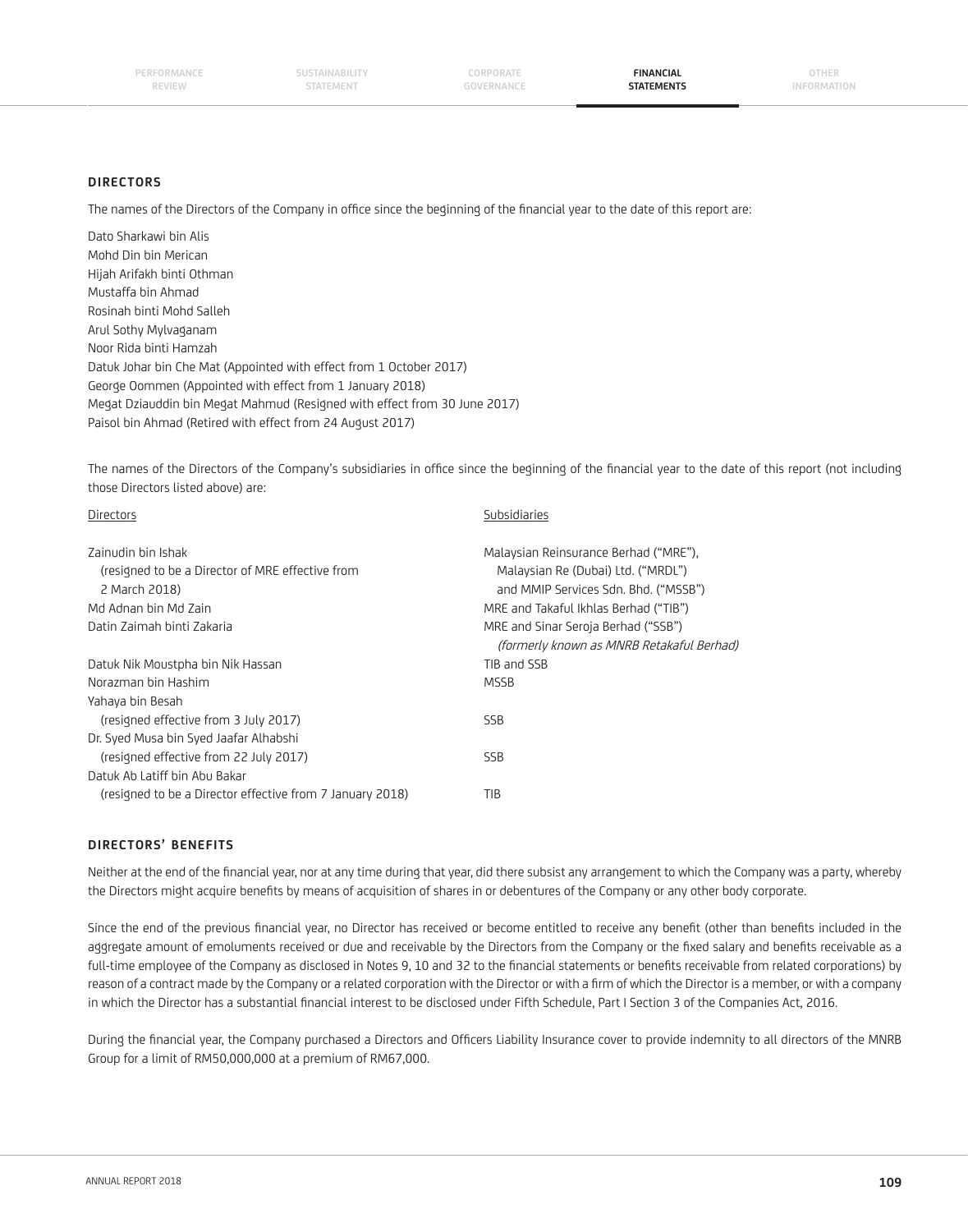## DIRECTORS

The names of the Directors of the Company in office since the beginning of the financial year to the date of this report are:

Dato Sharkawi bin Alis
Mohd Din bin Merican
Hijah Arifakh binti Othman
Mustaffa bin Ahmad
Rosinah binti Mohd Salleh
Arul Sothy Mylvaganam
Noor Rida binti Hamzah
Datuk Johar bin Che Mat (Appointed with effect from 1 October 2017)
George Oommen (Appointed with effect from 1 January 2018)
Megat Dziauddin bin Megat Mahmud (Resigned with effect from 30 June 2017)
Paisol bin Ahmad (Retired with effect from 24 August 2017)

The names of the Directors of the Company's subsidiaries in office since the beginning of the financial year to the date of this report (not including those Directors listed above) are:

| Directors | Subsidiaries |
|---|---|
| Zainudin bin Ishak (resigned to be a Director of MRE effective from 2 March 2018) | Malaysian Reinsurance Berhad ("MRE"), Malaysian Re (Dubai) Ltd. ("MRDL") and MMIP Services Sdn. Bhd. ("MSSB") |
| Md Adnan bin Md Zain | MRE and Takaful Ikhlas Berhad ("TIB") |
| Datin Zaimah binti Zakaria | MRE and Sinar Seroja Berhad ("SSB") *(formerly known as MNRB Retakaful Berhad)* |
| Datuk Nik Moustpha bin Nik Hassan | TIB and SSB |
| Norazman bin Hashim | MSSB |
| Yahaya bin Besah (resigned effective from 3 July 2017) | SSB |
| Dr. Syed Musa bin Syed Jaafar Alhabshi (resigned effective from 22 July 2017) | SSB |
| Datuk Ab Latiff bin Abu Bakar (resigned to be a Director effective from 7 January 2018) | TIB |

## DIRECTORS' BENEFITS

Neither at the end of the financial year, nor at any time during that year, did there subsist any arrangement to which the Company was a party, whereby the Directors might acquire benefits by means of acquisition of shares in or debentures of the Company or any other body corporate.

Since the end of the previous financial year, no Director has received or become entitled to receive any benefit (other than benefits included in the aggregate amount of emoluments received or due and receivable by the Directors from the Company or the fixed salary and benefits receivable as a full-time employee of the Company as disclosed in Notes 9, 10 and 32 to the financial statements or benefits receivable from related corporations) by reason of a contract made by the Company or a related corporation with the Director or with a firm of which the Director is a member, or with a company in which the Director has a substantial financial interest to be disclosed under Fifth Schedule, Part I Section 3 of the Companies Act, 2016.

During the financial year, the Company purchased a Directors and Officers Liability Insurance cover to provide indemnity to all directors of the MNRB Group for a limit of RM50,000,000 at a premium of RM67,000.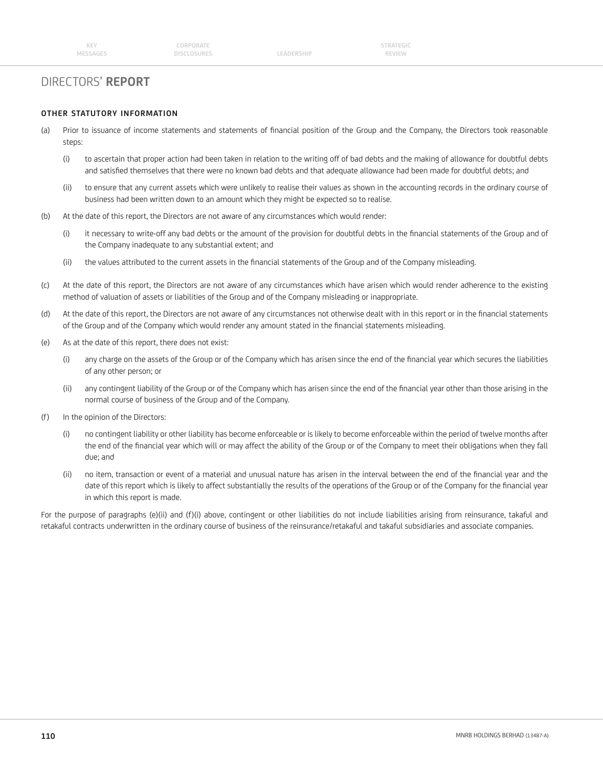# DIRECTORS' REPORT

## OTHER STATUTORY INFORMATION

(a) Prior to issuance of income statements and statements of financial position of the Group and the Company, the Directors took reasonable steps:

  (i) to ascertain that proper action had been taken in relation to the writing off of bad debts and the making of allowance for doubtful debts and satisfied themselves that there were no known bad debts and that adequate allowance had been made for doubtful debts; and

  (ii) to ensure that any current assets which were unlikely to realise their values as shown in the accounting records in the ordinary course of business had been written down to an amount which they might be expected so to realise.

(b) At the date of this report, the Directors are not aware of any circumstances which would render:

  (i) it necessary to write-off any bad debts or the amount of the provision for doubtful debts in the financial statements of the Group and of the Company inadequate to any substantial extent; and

  (ii) the values attributed to the current assets in the financial statements of the Group and of the Company misleading.

(c) At the date of this report, the Directors are not aware of any circumstances which have arisen which would render adherence to the existing method of valuation of assets or liabilities of the Group and of the Company misleading or inappropriate.

(d) At the date of this report, the Directors are not aware of any circumstances not otherwise dealt with in this report or in the financial statements of the Group and of the Company which would render any amount stated in the financial statements misleading.

(e) As at the date of this report, there does not exist:

  (i) any charge on the assets of the Group or of the Company which has arisen since the end of the financial year which secures the liabilities of any other person; or

  (ii) any contingent liability of the Group or of the Company which has arisen since the end of the financial year other than those arising in the normal course of business of the Group and of the Company.

(f) In the opinion of the Directors:

  (i) no contingent liability or other liability has become enforceable or is likely to become enforceable within the period of twelve months after the end of the financial year which will or may affect the ability of the Group or of the Company to meet their obligations when they fall due; and

  (ii) no item, transaction or event of a material and unusual nature has arisen in the interval between the end of the financial year and the date of this report which is likely to affect substantially the results of the operations of the Group or of the Company for the financial year in which this report is made.

For the purpose of paragraphs (e)(ii) and (f)(i) above, contingent or other liabilities do not include liabilities arising from reinsurance, takaful and retakaful contracts underwritten in the ordinary course of business of the reinsurance/retakaful and takaful subsidiaries and associate companies.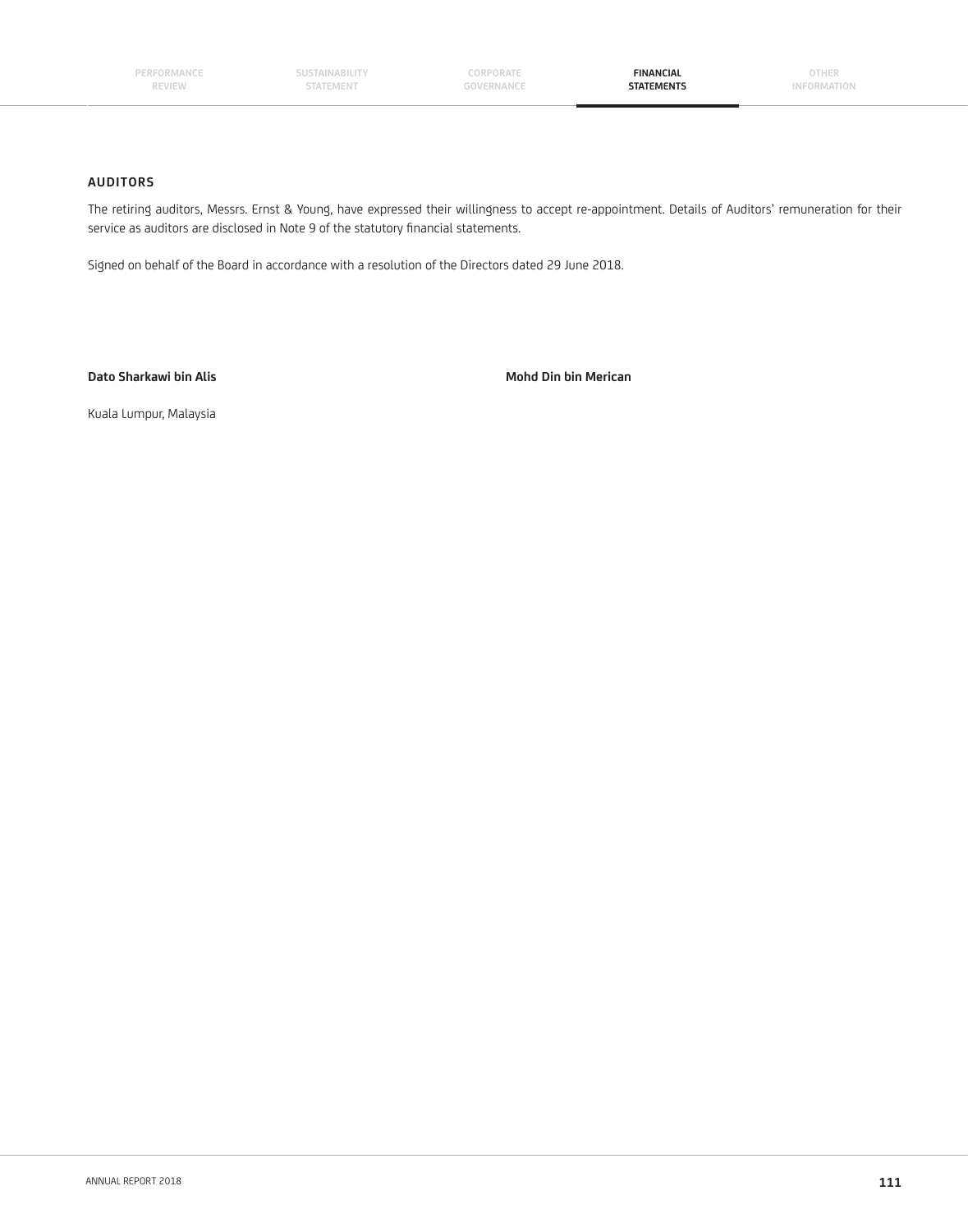## AUDITORS

The retiring auditors, Messrs. Ernst & Young, have expressed their willingness to accept re-appointment. Details of Auditors' remuneration for their service as auditors are disclosed in Note 9 of the statutory financial statements.

Signed on behalf of the Board in accordance with a resolution of the Directors dated 29 June 2018.

**Dato Sharkawi bin Alis**

**Mohd Din bin Merican**

Kuala Lumpur, Malaysia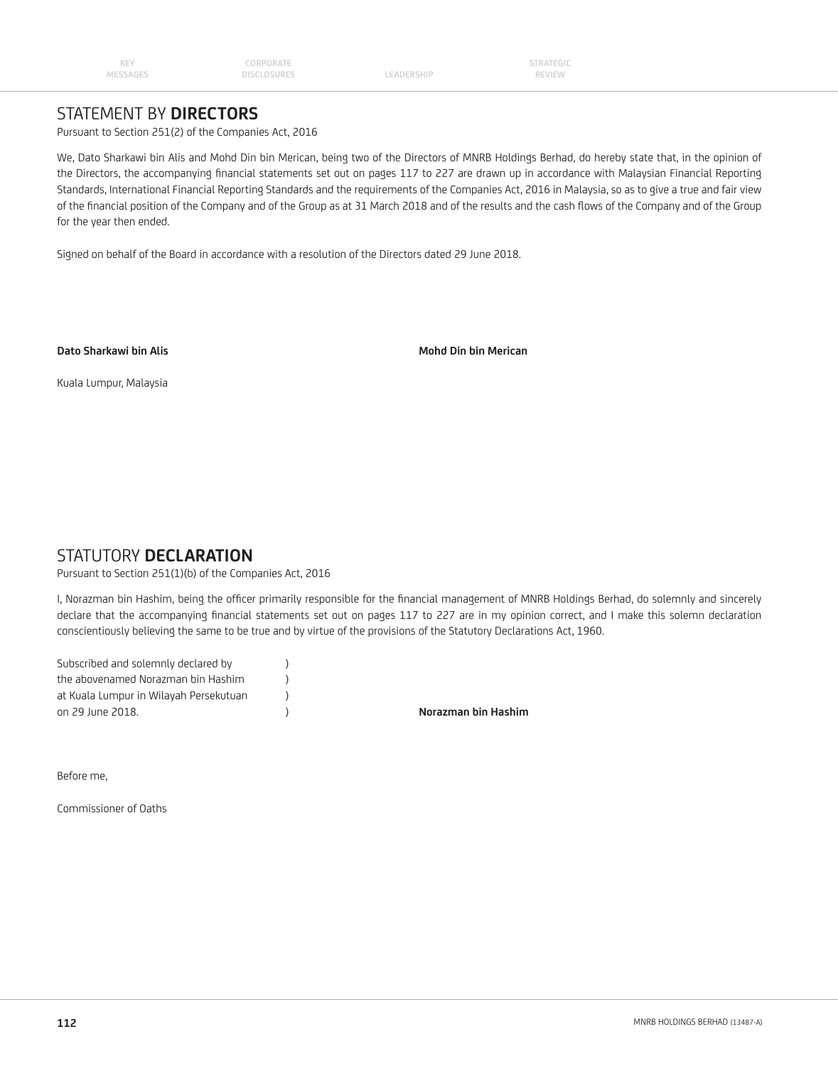# STATEMENT BY **DIRECTORS**

Pursuant to Section 251(2) of the Companies Act, 2016

We, Dato Sharkawi bin Alis and Mohd Din bin Merican, being two of the Directors of MNRB Holdings Berhad, do hereby state that, in the opinion of the Directors, the accompanying financial statements set out on pages 117 to 227 are drawn up in accordance with Malaysian Financial Reporting Standards, International Financial Reporting Standards and the requirements of the Companies Act, 2016 in Malaysia, so as to give a true and fair view of the financial position of the Company and of the Group as at 31 March 2018 and of the results and the cash flows of the Company and of the Group for the year then ended.

Signed on behalf of the Board in accordance with a resolution of the Directors dated 29 June 2018.

**Dato Sharkawi bin Alis** | **Mohd Din bin Merican**

Kuala Lumpur, Malaysia

# STATUTORY **DECLARATION**

Pursuant to Section 251(1)(b) of the Companies Act, 2016

I, Norazman bin Hashim, being the officer primarily responsible for the financial management of MNRB Holdings Berhad, do solemnly and sincerely declare that the accompanying financial statements set out on pages 117 to 227 are in my opinion correct, and I make this solemn declaration conscientiously believing the same to be true and by virtue of the provisions of the Statutory Declarations Act, 1960.

Subscribed and solemnly declared by )
the abovenamed Norazman bin Hashim )
at Kuala Lumpur in Wilayah Persekutuan )
on 29 June 2018. )

**Norazman bin Hashim**

Before me,

Commissioner of Oaths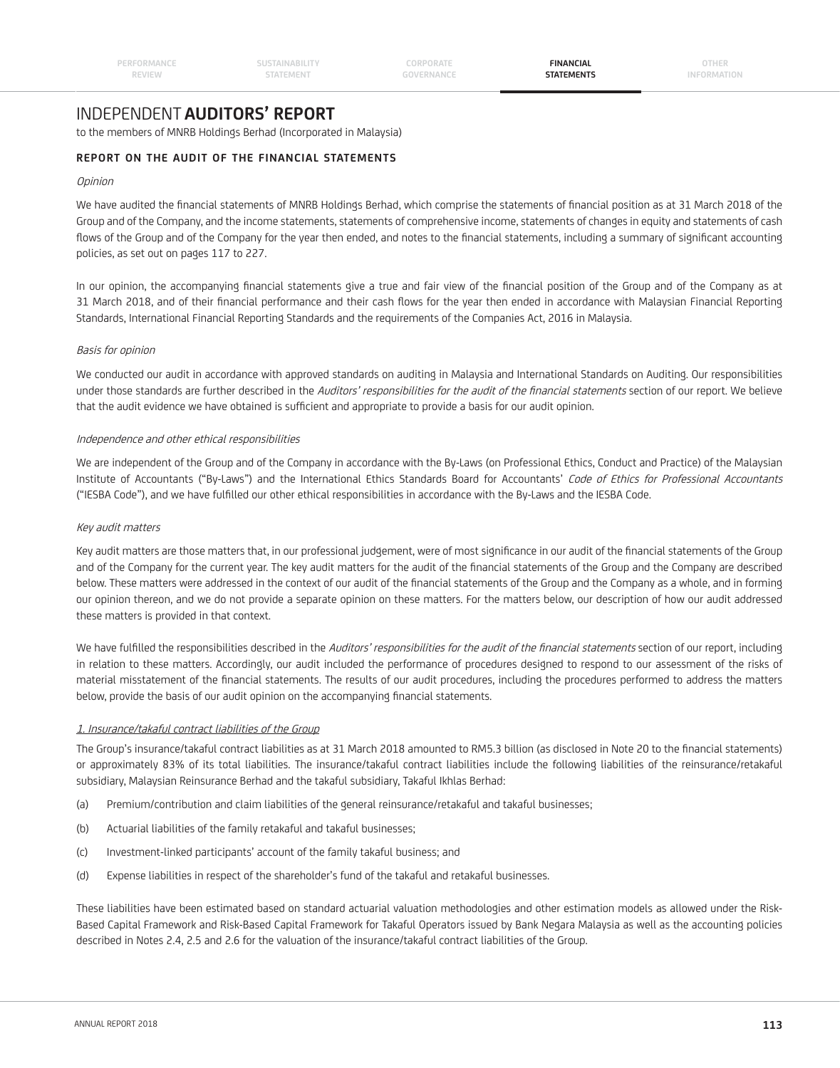# INDEPENDENT **AUDITORS' REPORT**

to the members of MNRB Holdings Berhad (Incorporated in Malaysia)

## REPORT ON THE AUDIT OF THE FINANCIAL STATEMENTS

*Opinion*

We have audited the financial statements of MNRB Holdings Berhad, which comprise the statements of financial position as at 31 March 2018 of the Group and of the Company, and the income statements, statements of comprehensive income, statements of changes in equity and statements of cash flows of the Group and of the Company for the year then ended, and notes to the financial statements, including a summary of significant accounting policies, as set out on pages 117 to 227.

In our opinion, the accompanying financial statements give a true and fair view of the financial position of the Group and of the Company as at 31 March 2018, and of their financial performance and their cash flows for the year then ended in accordance with Malaysian Financial Reporting Standards, International Financial Reporting Standards and the requirements of the Companies Act, 2016 in Malaysia.

*Basis for opinion*

We conducted our audit in accordance with approved standards on auditing in Malaysia and International Standards on Auditing. Our responsibilities under those standards are further described in the *Auditors' responsibilities for the audit of the financial statements* section of our report. We believe that the audit evidence we have obtained is sufficient and appropriate to provide a basis for our audit opinion.

*Independence and other ethical responsibilities*

We are independent of the Group and of the Company in accordance with the By-Laws (on Professional Ethics, Conduct and Practice) of the Malaysian Institute of Accountants ("By-Laws") and the International Ethics Standards Board for Accountants' *Code of Ethics for Professional Accountants* ("IESBA Code"), and we have fulfilled our other ethical responsibilities in accordance with the By-Laws and the IESBA Code.

*Key audit matters*

Key audit matters are those matters that, in our professional judgement, were of most significance in our audit of the financial statements of the Group and of the Company for the current year. The key audit matters for the audit of the financial statements of the Group and the Company are described below. These matters were addressed in the context of our audit of the financial statements of the Group and the Company as a whole, and in forming our opinion thereon, and we do not provide a separate opinion on these matters. For the matters below, our description of how our audit addressed these matters is provided in that context.

We have fulfilled the responsibilities described in the *Auditors' responsibilities for the audit of the financial statements* section of our report, including in relation to these matters. Accordingly, our audit included the performance of procedures designed to respond to our assessment of the risks of material misstatement of the financial statements. The results of our audit procedures, including the procedures performed to address the matters below, provide the basis of our audit opinion on the accompanying financial statements.

*1. Insurance/takaful contract liabilities of the Group*

The Group's insurance/takaful contract liabilities as at 31 March 2018 amounted to RM5.3 billion (as disclosed in Note 20 to the financial statements) or approximately 83% of its total liabilities. The insurance/takaful contract liabilities include the following liabilities of the reinsurance/retakaful subsidiary, Malaysian Reinsurance Berhad and the takaful subsidiary, Takaful Ikhlas Berhad:

(a) Premium/contribution and claim liabilities of the general reinsurance/retakaful and takaful businesses;

(b) Actuarial liabilities of the family retakaful and takaful businesses;

(c) Investment-linked participants' account of the family takaful business; and

(d) Expense liabilities in respect of the shareholder's fund of the takaful and retakaful businesses.

These liabilities have been estimated based on standard actuarial valuation methodologies and other estimation models as allowed under the Risk-Based Capital Framework and Risk-Based Capital Framework for Takaful Operators issued by Bank Negara Malaysia as well as the accounting policies described in Notes 2.4, 2.5 and 2.6 for the valuation of the insurance/takaful contract liabilities of the Group.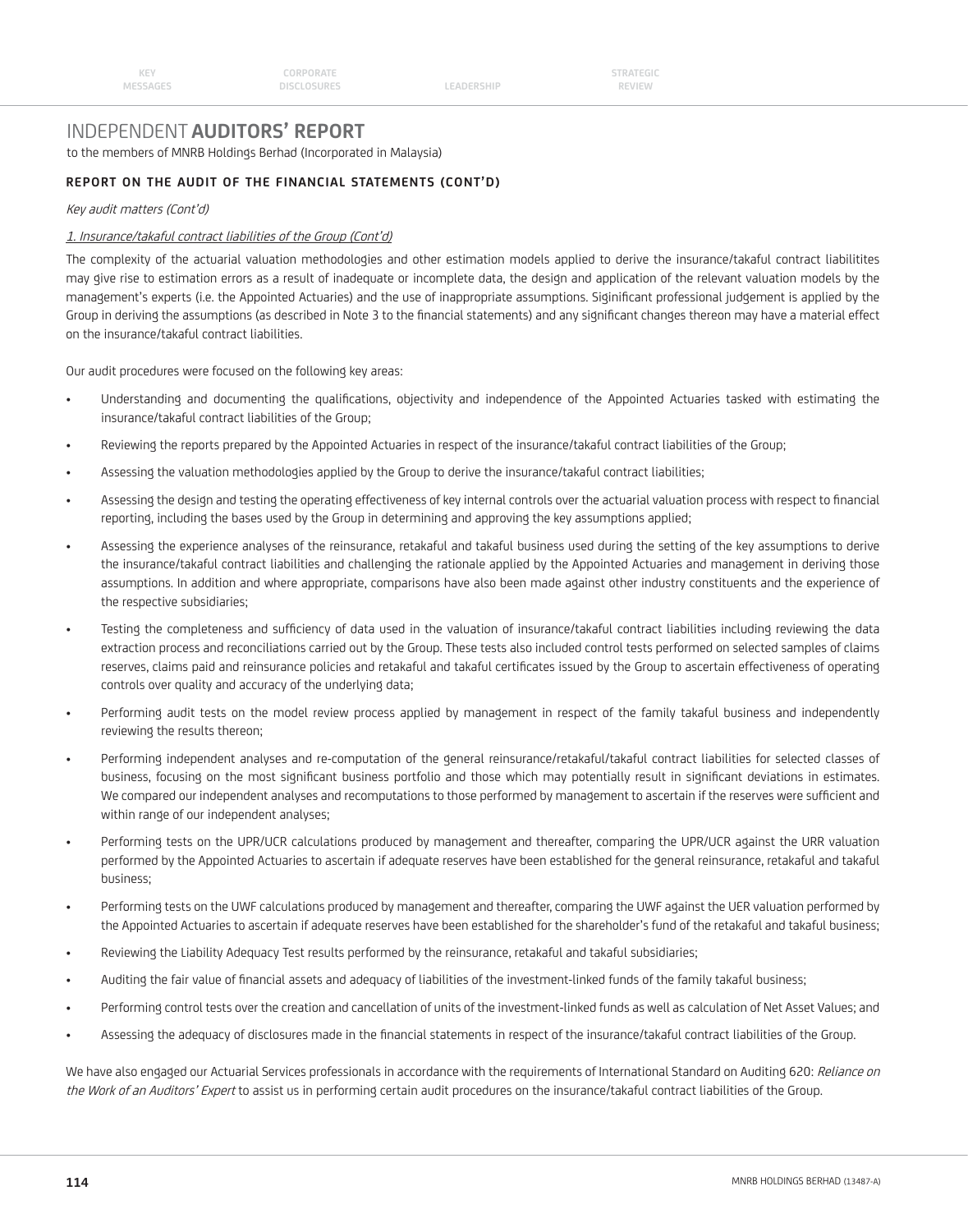# INDEPENDENT **AUDITORS' REPORT**

to the members of MNRB Holdings Berhad (Incorporated in Malaysia)

## REPORT ON THE AUDIT OF THE FINANCIAL STATEMENTS (CONT'D)

*Key audit matters (Cont'd)*

*1. Insurance/takaful contract liabilities of the Group (Cont'd)*

The complexity of the actuarial valuation methodologies and other estimation models applied to derive the insurance/takaful contract liabilitites may give rise to estimation errors as a result of inadequate or incomplete data, the design and application of the relevant valuation models by the management's experts (i.e. the Appointed Actuaries) and the use of inappropriate assumptions. Siginificant professional judgement is applied by the Group in deriving the assumptions (as described in Note 3 to the financial statements) and any significant changes thereon may have a material effect on the insurance/takaful contract liabilities.

Our audit procedures were focused on the following key areas:

- Understanding and documenting the qualifications, objectivity and independence of the Appointed Actuaries tasked with estimating the insurance/takaful contract liabilities of the Group;
- Reviewing the reports prepared by the Appointed Actuaries in respect of the insurance/takaful contract liabilities of the Group;
- Assessing the valuation methodologies applied by the Group to derive the insurance/takaful contract liabilities;
- Assessing the design and testing the operating effectiveness of key internal controls over the actuarial valuation process with respect to financial reporting, including the bases used by the Group in determining and approving the key assumptions applied;
- Assessing the experience analyses of the reinsurance, retakaful and takaful business used during the setting of the key assumptions to derive the insurance/takaful contract liabilities and challenging the rationale applied by the Appointed Actuaries and management in deriving those assumptions. In addition and where appropriate, comparisons have also been made against other industry constituents and the experience of the respective subsidiaries;
- Testing the completeness and sufficiency of data used in the valuation of insurance/takaful contract liabilities including reviewing the data extraction process and reconciliations carried out by the Group. These tests also included control tests performed on selected samples of claims reserves, claims paid and reinsurance policies and retakaful and takaful certificates issued by the Group to ascertain effectiveness of operating controls over quality and accuracy of the underlying data;
- Performing audit tests on the model review process applied by management in respect of the family takaful business and independently reviewing the results thereon;
- Performing independent analyses and re-computation of the general reinsurance/retakaful/takaful contract liabilities for selected classes of business, focusing on the most significant business portfolio and those which may potentially result in significant deviations in estimates. We compared our independent analyses and recomputations to those performed by management to ascertain if the reserves were sufficient and within range of our independent analyses;
- Performing tests on the UPR/UCR calculations produced by management and thereafter, comparing the UPR/UCR against the URR valuation performed by the Appointed Actuaries to ascertain if adequate reserves have been established for the general reinsurance, retakaful and takaful business;
- Performing tests on the UWF calculations produced by management and thereafter, comparing the UWF against the UER valuation performed by the Appointed Actuaries to ascertain if adequate reserves have been established for the shareholder's fund of the retakaful and takaful business;
- Reviewing the Liability Adequacy Test results performed by the reinsurance, retakaful and takaful subsidiaries;
- Auditing the fair value of financial assets and adequacy of liabilities of the investment-linked funds of the family takaful business;
- Performing control tests over the creation and cancellation of units of the investment-linked funds as well as calculation of Net Asset Values; and
- Assessing the adequacy of disclosures made in the financial statements in respect of the insurance/takaful contract liabilities of the Group.

We have also engaged our Actuarial Services professionals in accordance with the requirements of International Standard on Auditing 620: *Reliance on the Work of an Auditors' Expert* to assist us in performing certain audit procedures on the insurance/takaful contract liabilities of the Group.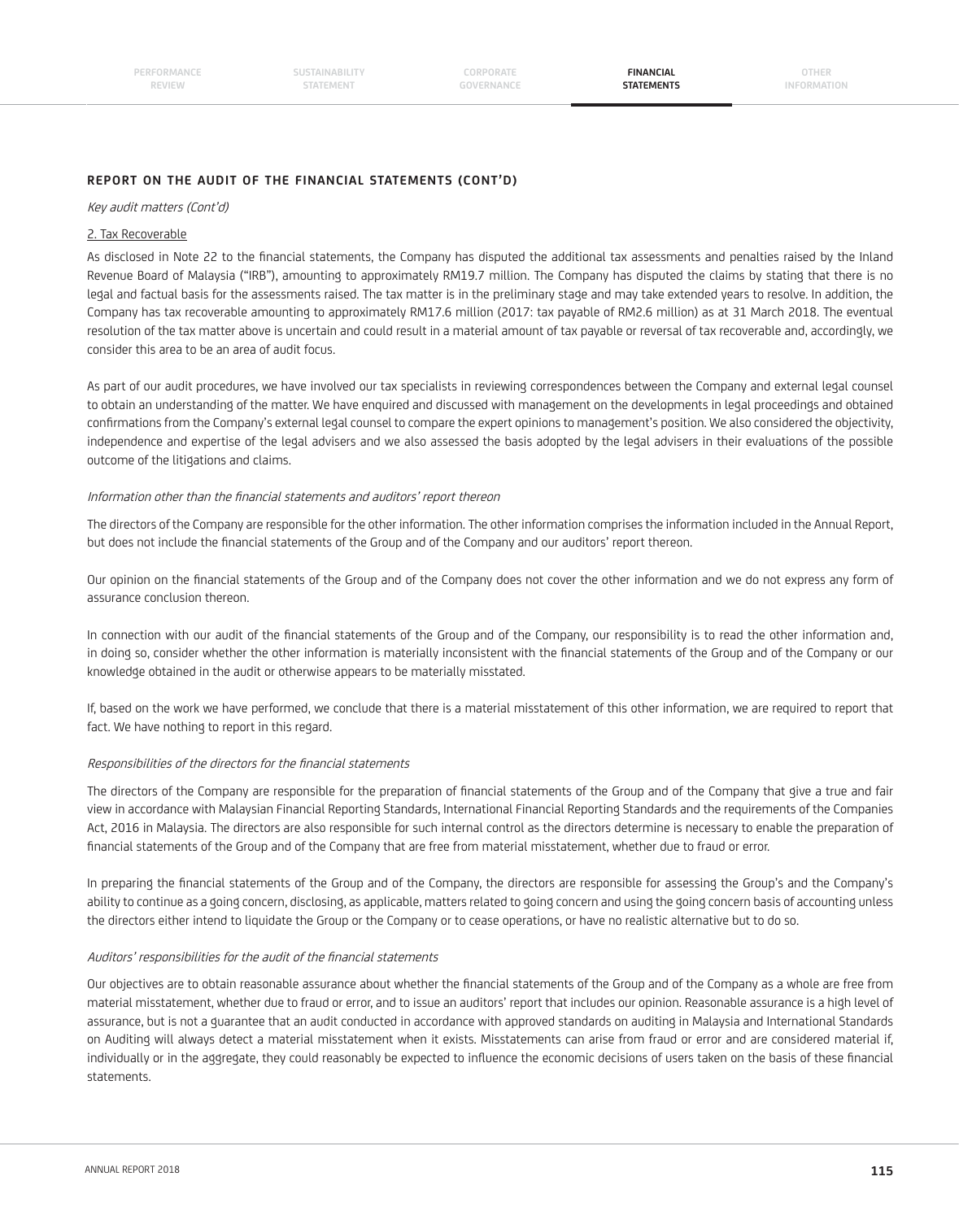## REPORT ON THE AUDIT OF THE FINANCIAL STATEMENTS (CONT'D)

*Key audit matters (Cont'd)*

2. Tax Recoverable

As disclosed in Note 22 to the financial statements, the Company has disputed the additional tax assessments and penalties raised by the Inland Revenue Board of Malaysia ("IRB"), amounting to approximately RM19.7 million. The Company has disputed the claims by stating that there is no legal and factual basis for the assessments raised. The tax matter is in the preliminary stage and may take extended years to resolve. In addition, the Company has tax recoverable amounting to approximately RM17.6 million (2017: tax payable of RM2.6 million) as at 31 March 2018. The eventual resolution of the tax matter above is uncertain and could result in a material amount of tax payable or reversal of tax recoverable and, accordingly, we consider this area to be an area of audit focus.

As part of our audit procedures, we have involved our tax specialists in reviewing correspondences between the Company and external legal counsel to obtain an understanding of the matter. We have enquired and discussed with management on the developments in legal proceedings and obtained confirmations from the Company's external legal counsel to compare the expert opinions to management's position. We also considered the objectivity, independence and expertise of the legal advisers and we also assessed the basis adopted by the legal advisers in their evaluations of the possible outcome of the litigations and claims.

*Information other than the financial statements and auditors' report thereon*

The directors of the Company are responsible for the other information. The other information comprises the information included in the Annual Report, but does not include the financial statements of the Group and of the Company and our auditors' report thereon.

Our opinion on the financial statements of the Group and of the Company does not cover the other information and we do not express any form of assurance conclusion thereon.

In connection with our audit of the financial statements of the Group and of the Company, our responsibility is to read the other information and, in doing so, consider whether the other information is materially inconsistent with the financial statements of the Group and of the Company or our knowledge obtained in the audit or otherwise appears to be materially misstated.

If, based on the work we have performed, we conclude that there is a material misstatement of this other information, we are required to report that fact. We have nothing to report in this regard.

*Responsibilities of the directors for the financial statements*

The directors of the Company are responsible for the preparation of financial statements of the Group and of the Company that give a true and fair view in accordance with Malaysian Financial Reporting Standards, International Financial Reporting Standards and the requirements of the Companies Act, 2016 in Malaysia. The directors are also responsible for such internal control as the directors determine is necessary to enable the preparation of financial statements of the Group and of the Company that are free from material misstatement, whether due to fraud or error.

In preparing the financial statements of the Group and of the Company, the directors are responsible for assessing the Group's and the Company's ability to continue as a going concern, disclosing, as applicable, matters related to going concern and using the going concern basis of accounting unless the directors either intend to liquidate the Group or the Company or to cease operations, or have no realistic alternative but to do so.

*Auditors' responsibilities for the audit of the financial statements*

Our objectives are to obtain reasonable assurance about whether the financial statements of the Group and of the Company as a whole are free from material misstatement, whether due to fraud or error, and to issue an auditors' report that includes our opinion. Reasonable assurance is a high level of assurance, but is not a guarantee that an audit conducted in accordance with approved standards on auditing in Malaysia and International Standards on Auditing will always detect a material misstatement when it exists. Misstatements can arise from fraud or error and are considered material if, individually or in the aggregate, they could reasonably be expected to influence the economic decisions of users taken on the basis of these financial statements.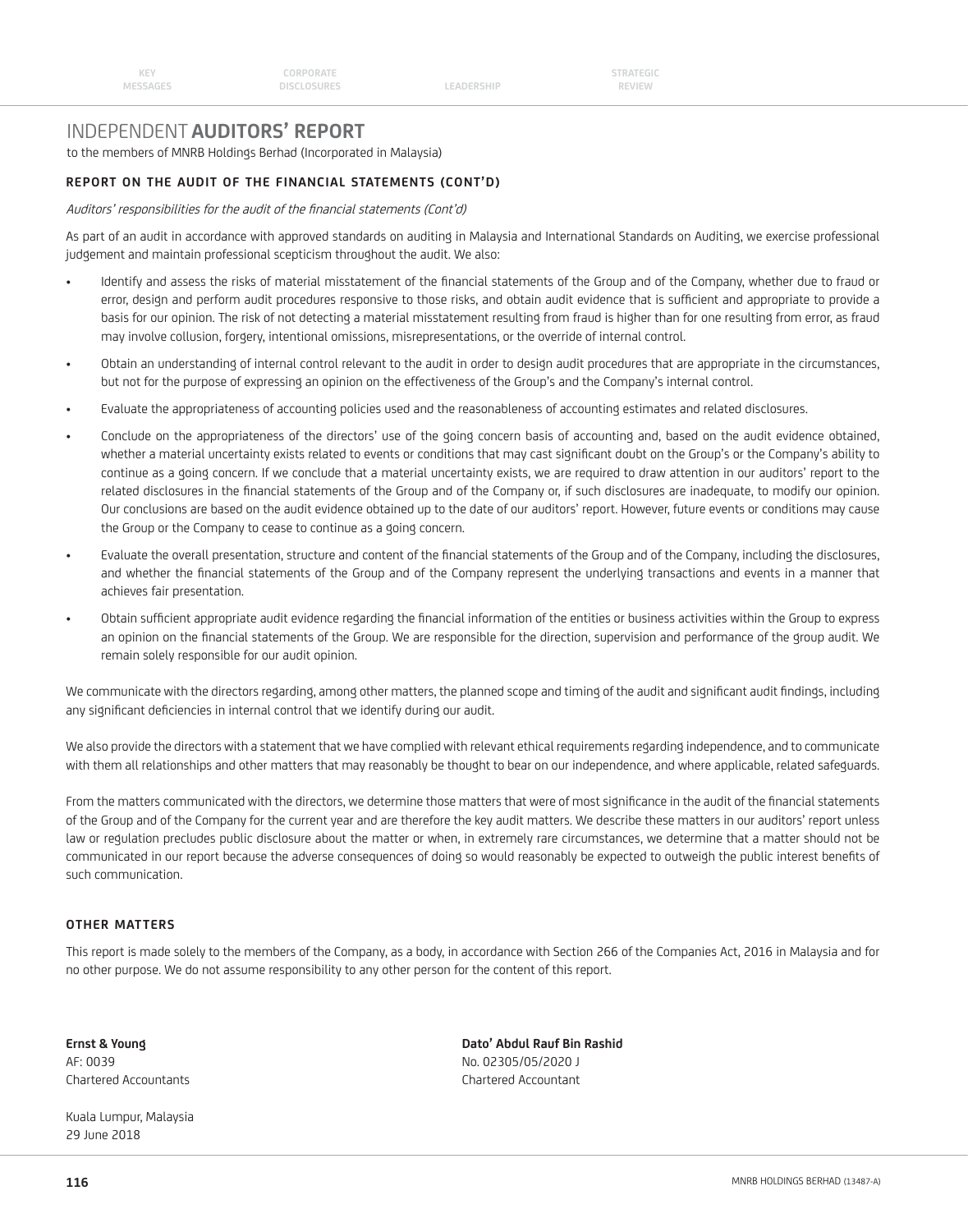# INDEPENDENT **AUDITORS' REPORT**

to the members of MNRB Holdings Berhad (Incorporated in Malaysia)

## REPORT ON THE AUDIT OF THE FINANCIAL STATEMENTS (CONT'D)

*Auditors' responsibilities for the audit of the financial statements (Cont'd)*

As part of an audit in accordance with approved standards on auditing in Malaysia and International Standards on Auditing, we exercise professional judgement and maintain professional scepticism throughout the audit. We also:

- Identify and assess the risks of material misstatement of the financial statements of the Group and of the Company, whether due to fraud or error, design and perform audit procedures responsive to those risks, and obtain audit evidence that is sufficient and appropriate to provide a basis for our opinion. The risk of not detecting a material misstatement resulting from fraud is higher than for one resulting from error, as fraud may involve collusion, forgery, intentional omissions, misrepresentations, or the override of internal control.
- Obtain an understanding of internal control relevant to the audit in order to design audit procedures that are appropriate in the circumstances, but not for the purpose of expressing an opinion on the effectiveness of the Group's and the Company's internal control.
- Evaluate the appropriateness of accounting policies used and the reasonableness of accounting estimates and related disclosures.
- Conclude on the appropriateness of the directors' use of the going concern basis of accounting and, based on the audit evidence obtained, whether a material uncertainty exists related to events or conditions that may cast significant doubt on the Group's or the Company's ability to continue as a going concern. If we conclude that a material uncertainty exists, we are required to draw attention in our auditors' report to the related disclosures in the financial statements of the Group and of the Company or, if such disclosures are inadequate, to modify our opinion. Our conclusions are based on the audit evidence obtained up to the date of our auditors' report. However, future events or conditions may cause the Group or the Company to cease to continue as a going concern.
- Evaluate the overall presentation, structure and content of the financial statements of the Group and of the Company, including the disclosures, and whether the financial statements of the Group and of the Company represent the underlying transactions and events in a manner that achieves fair presentation.
- Obtain sufficient appropriate audit evidence regarding the financial information of the entities or business activities within the Group to express an opinion on the financial statements of the Group. We are responsible for the direction, supervision and performance of the group audit. We remain solely responsible for our audit opinion.

We communicate with the directors regarding, among other matters, the planned scope and timing of the audit and significant audit findings, including any significant deficiencies in internal control that we identify during our audit.

We also provide the directors with a statement that we have complied with relevant ethical requirements regarding independence, and to communicate with them all relationships and other matters that may reasonably be thought to bear on our independence, and where applicable, related safeguards.

From the matters communicated with the directors, we determine those matters that were of most significance in the audit of the financial statements of the Group and of the Company for the current year and are therefore the key audit matters. We describe these matters in our auditors' report unless law or regulation precludes public disclosure about the matter or when, in extremely rare circumstances, we determine that a matter should not be communicated in our report because the adverse consequences of doing so would reasonably be expected to outweigh the public interest benefits of such communication.

## OTHER MATTERS

This report is made solely to the members of the Company, as a body, in accordance with Section 266 of the Companies Act, 2016 in Malaysia and for no other purpose. We do not assume responsibility to any other person for the content of this report.

**Ernst & Young**
AF: 0039
Chartered Accountants

**Dato' Abdul Rauf Bin Rashid**
No. 02305/05/2020 J
Chartered Accountant

Kuala Lumpur, Malaysia
29 June 2018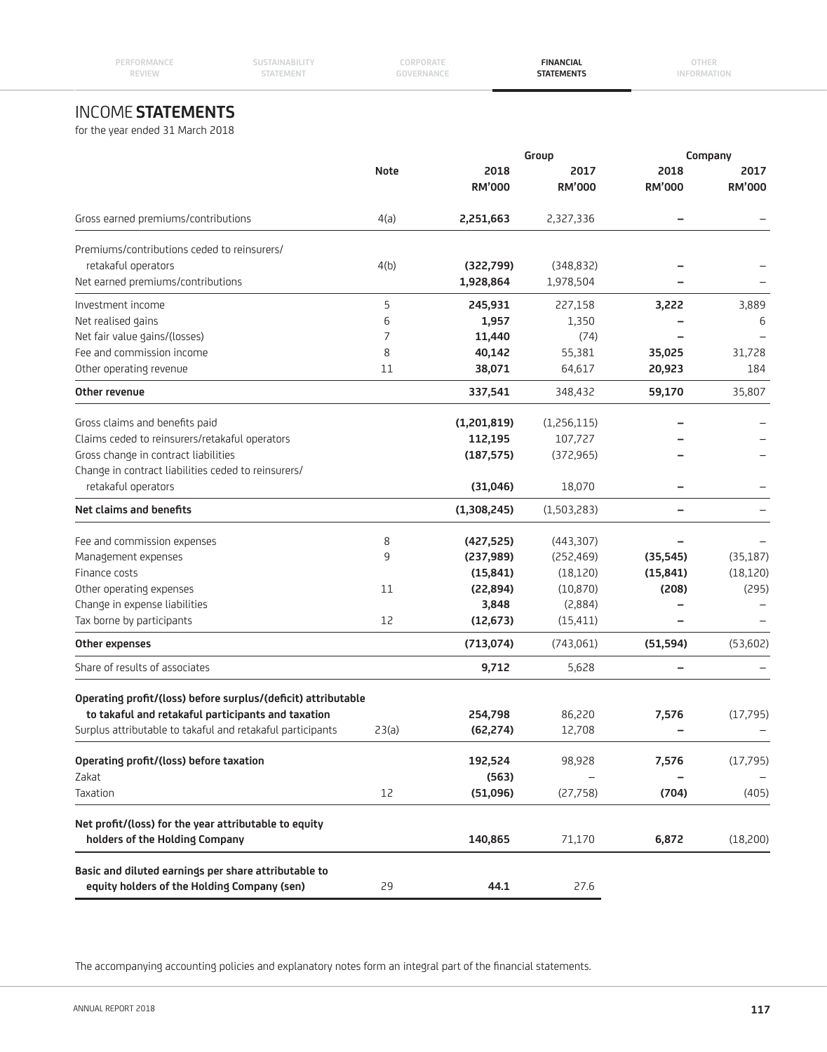# INCOME STATEMENTS

for the year ended 31 March 2018

| | Note | Group 2018 RM'000 | Group 2017 RM'000 | Company 2018 RM'000 | Company 2017 RM'000 |
|---|---|---|---|---|---|
| Gross earned premiums/contributions | 4(a) | **2,251,663** | 2,327,336 | **–** | – |
| Premiums/contributions ceded to reinsurers/ retakaful operators | 4(b) | **(322,799)** | (348,832) | **–** | – |
| Net earned premiums/contributions | | **1,928,864** | 1,978,504 | **–** | – |
| Investment income | 5 | **245,931** | 227,158 | **3,222** | 3,889 |
| Net realised gains | 6 | **1,957** | 1,350 | **–** | 6 |
| Net fair value gains/(losses) | 7 | **11,440** | (74) | **–** | – |
| Fee and commission income | 8 | **40,142** | 55,381 | **35,025** | 31,728 |
| Other operating revenue | 11 | **38,071** | 64,617 | **20,923** | 184 |
| **Other revenue** | | **337,541** | 348,432 | **59,170** | 35,807 |
| Gross claims and benefits paid | | **(1,201,819)** | (1,256,115) | **–** | – |
| Claims ceded to reinsurers/retakaful operators | | **112,195** | 107,727 | **–** | – |
| Gross change in contract liabilities | | **(187,575)** | (372,965) | **–** | – |
| Change in contract liabilities ceded to reinsurers/ retakaful operators | | **(31,046)** | 18,070 | **–** | – |
| **Net claims and benefits** | | **(1,308,245)** | (1,503,283) | **–** | – |
| Fee and commission expenses | 8 | **(427,525)** | (443,307) | **–** | – |
| Management expenses | 9 | **(237,989)** | (252,469) | **(35,545)** | (35,187) |
| Finance costs | | **(15,841)** | (18,120) | **(15,841)** | (18,120) |
| Other operating expenses | 11 | **(22,894)** | (10,870) | **(208)** | (295) |
| Change in expense liabilities | | **3,848** | (2,884) | **–** | – |
| Tax borne by participants | 12 | **(12,673)** | (15,411) | **–** | – |
| **Other expenses** | | **(713,074)** | (743,061) | **(51,594)** | (53,602) |
| Share of results of associates | | **9,712** | 5,628 | **–** | – |
| **Operating profit/(loss) before surplus/(deficit) attributable to takaful and retakaful participants and taxation** | | **254,798** | 86,220 | **7,576** | (17,795) |
| Surplus attributable to takaful and retakaful participants | 23(a) | **(62,274)** | 12,708 | **–** | – |
| **Operating profit/(loss) before taxation** | | **192,524** | 98,928 | **7,576** | (17,795) |
| Zakat | | **(563)** | – | **–** | – |
| Taxation | 12 | **(51,096)** | (27,758) | **(704)** | (405) |
| **Net profit/(loss) for the year attributable to equity holders of the Holding Company** | | **140,865** | 71,170 | **6,872** | (18,200) |
| **Basic and diluted earnings per share attributable to equity holders of the Holding Company (sen)** | 29 | **44.1** | 27.6 | | |

The accompanying accounting policies and explanatory notes form an integral part of the financial statements.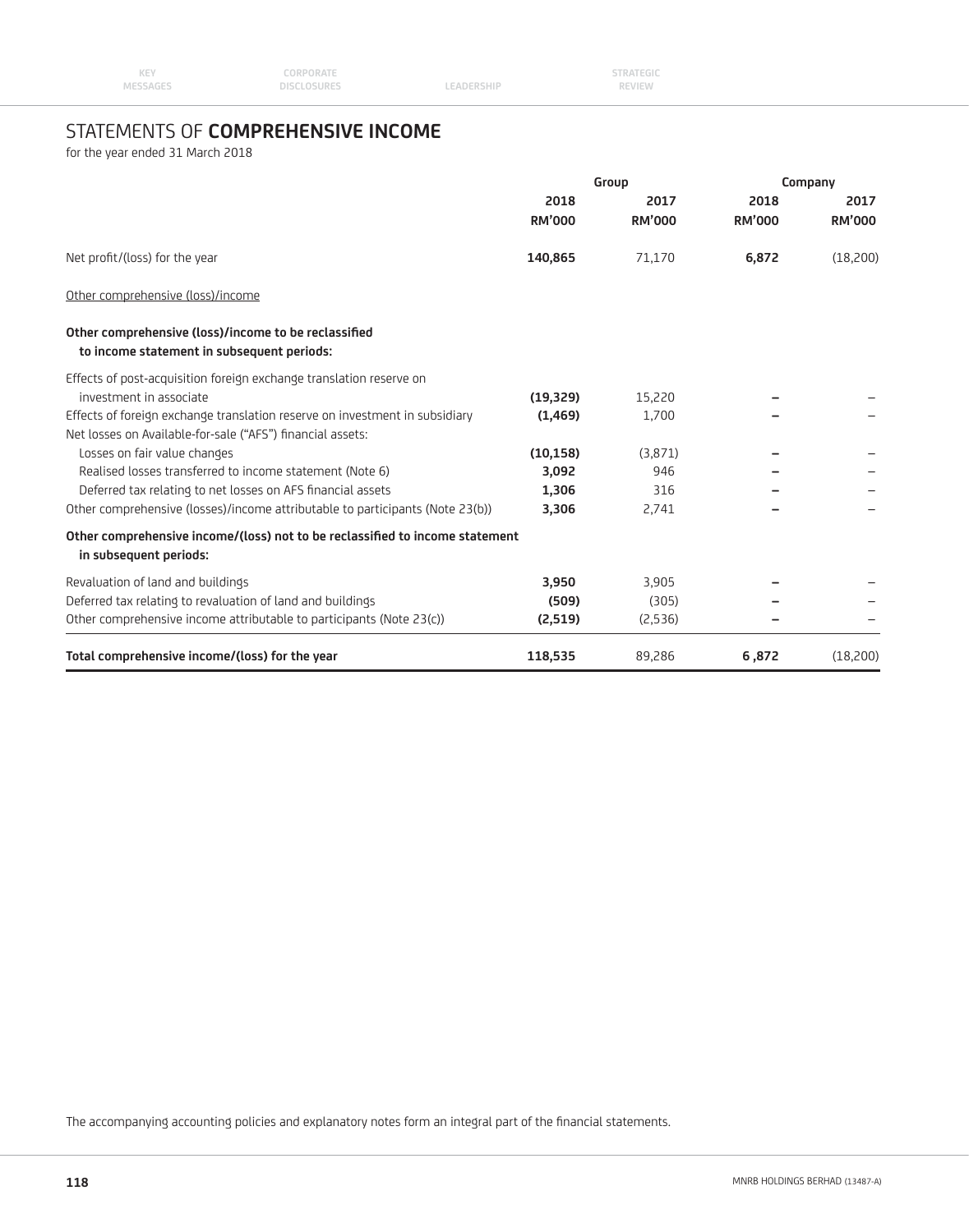# STATEMENTS OF **COMPREHENSIVE INCOME**

for the year ended 31 March 2018

| | Group | | Company | |
|---|---|---|---|---|
| | **2018** | **2017** | **2018** | **2017** |
| | **RM'000** | **RM'000** | **RM'000** | **RM'000** |
| Net profit/(loss) for the year | **140,865** | 71,170 | **6,872** | (18,200) |
| Other comprehensive (loss)/income | | | | |
| **Other comprehensive (loss)/income to be reclassified to income statement in subsequent periods:** | | | | |
| Effects of post-acquisition foreign exchange translation reserve on investment in associate | **(19,329)** | 15,220 | **–** | – |
| Effects of foreign exchange translation reserve on investment in subsidiary | **(1,469)** | 1,700 | **–** | – |
| Net losses on Available-for-sale ("AFS") financial assets: | | | | |
| Losses on fair value changes | **(10,158)** | (3,871) | **–** | – |
| Realised losses transferred to income statement (Note 6) | **3,092** | 946 | **–** | – |
| Deferred tax relating to net losses on AFS financial assets | **1,306** | 316 | **–** | – |
| Other comprehensive (losses)/income attributable to participants (Note 23(b)) | **3,306** | 2,741 | **–** | – |
| **Other comprehensive income/(loss) not to be reclassified to income statement in subsequent periods:** | | | | |
| Revaluation of land and buildings | **3,950** | 3,905 | **–** | – |
| Deferred tax relating to revaluation of land and buildings | **(509)** | (305) | **–** | – |
| Other comprehensive income attributable to participants (Note 23(c)) | **(2,519)** | (2,536) | **–** | – |
| **Total comprehensive income/(loss) for the year** | **118,535** | 89,286 | **6,872** | (18,200) |

The accompanying accounting policies and explanatory notes form an integral part of the financial statements.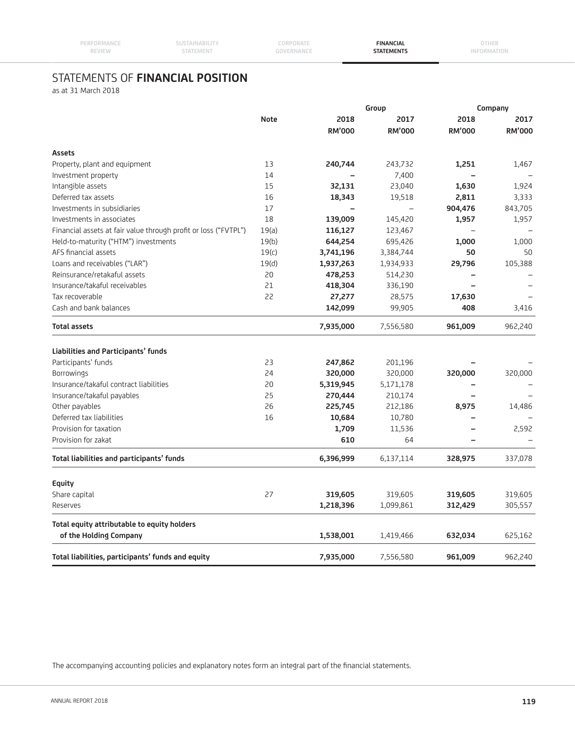# STATEMENTS OF **FINANCIAL POSITION**

as at 31 March 2018

| | Note | Group | | Company | |
|---|---|---|---|---|---|
| | | 2018 | 2017 | 2018 | 2017 |
| | | RM'000 | RM'000 | RM'000 | RM'000 |
| **Assets** | | | | | |
| Property, plant and equipment | 13 | **240,744** | 243,732 | **1,251** | 1,467 |
| Investment property | 14 | **–** | 7,400 | **–** | – |
| Intangible assets | 15 | **32,131** | 23,040 | **1,630** | 1,924 |
| Deferred tax assets | 16 | **18,343** | 19,518 | **2,811** | 3,333 |
| Investments in subsidiaries | 17 | **–** | – | **904,476** | 843,705 |
| Investments in associates | 18 | **139,009** | 145,420 | **1,957** | 1,957 |
| Financial assets at fair value through profit or loss ("FVTPL") | 19(a) | **116,127** | 123,467 | – | – |
| Held-to-maturity ("HTM") investments | 19(b) | **644,254** | 695,426 | **1,000** | 1,000 |
| AFS financial assets | 19(c) | **3,741,196** | 3,384,744 | **50** | 50 |
| Loans and receivables ("LAR") | 19(d) | **1,937,263** | 1,934,933 | **29,796** | 105,388 |
| Reinsurance/retakaful assets | 20 | **478,253** | 514,230 | **–** | – |
| Insurance/takaful receivables | 21 | **418,304** | 336,190 | **–** | – |
| Tax recoverable | 22 | **27,277** | 28,575 | **17,630** | – |
| Cash and bank balances | | **142,099** | 99,905 | **408** | 3,416 |
| **Total assets** | | **7,935,000** | 7,556,580 | **961,009** | 962,240 |
| **Liabilities and Participants' funds** | | | | | |
| Participants' funds | 23 | **247,862** | 201,196 | **–** | – |
| Borrowings | 24 | **320,000** | 320,000 | **320,000** | 320,000 |
| Insurance/takaful contract liabilities | 20 | **5,319,945** | 5,171,178 | **–** | – |
| Insurance/takaful payables | 25 | **270,444** | 210,174 | **–** | – |
| Other payables | 26 | **225,745** | 212,186 | **8,975** | 14,486 |
| Deferred tax liabilities | 16 | **10,684** | 10,780 | **–** | – |
| Provision for taxation | | **1,709** | 11,536 | **–** | 2,592 |
| Provision for zakat | | **610** | 64 | **–** | – |
| **Total liabilities and participants' funds** | | **6,396,999** | 6,137,114 | **328,975** | 337,078 |
| **Equity** | | | | | |
| Share capital | 27 | **319,605** | 319,605 | **319,605** | 319,605 |
| Reserves | | **1,218,396** | 1,099,861 | **312,429** | 305,557 |
| **Total equity attributable to equity holders of the Holding Company** | | **1,538,001** | 1,419,466 | **632,034** | 625,162 |
| **Total liabilities, participants' funds and equity** | | **7,935,000** | 7,556,580 | **961,009** | 962,240 |

The accompanying accounting policies and explanatory notes form an integral part of the financial statements.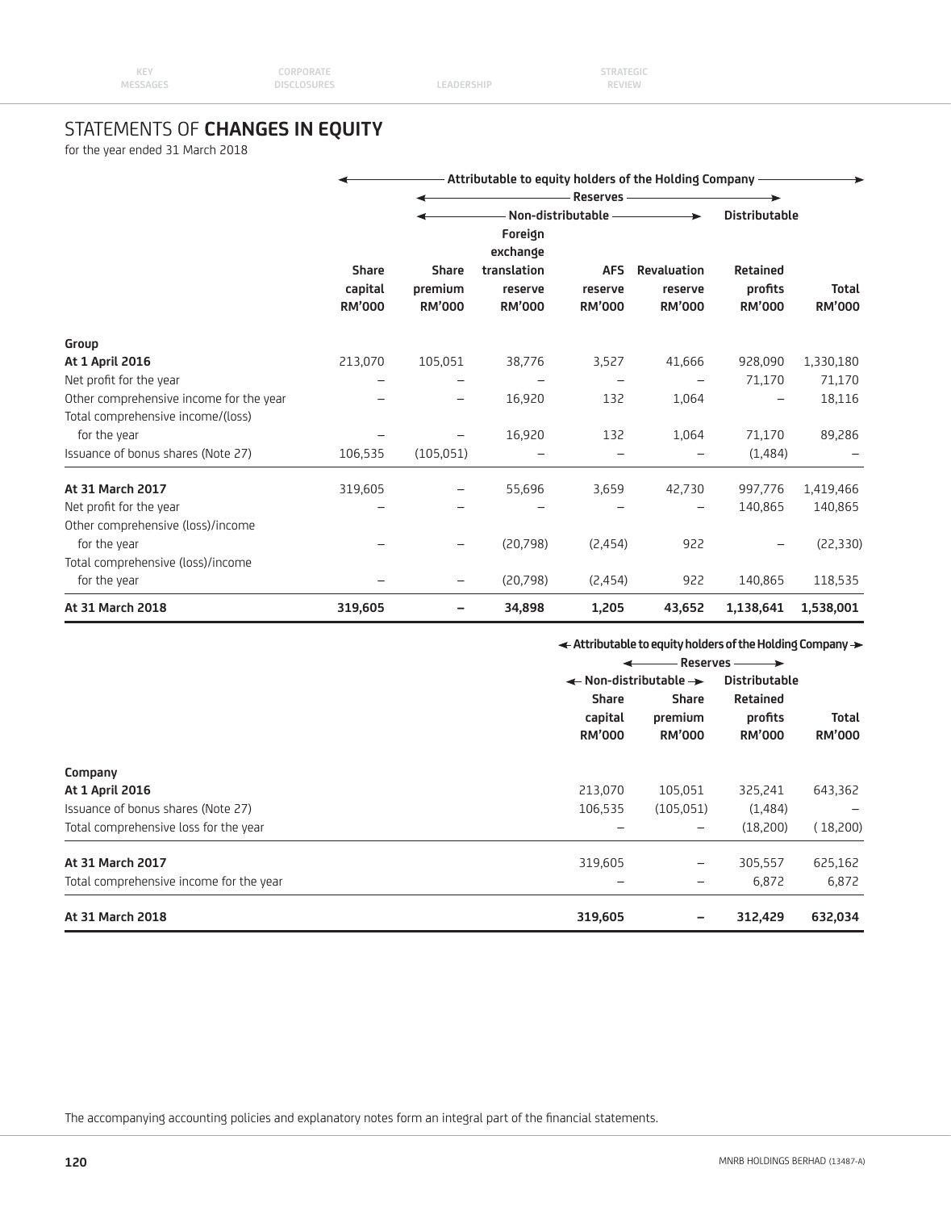# STATEMENTS OF **CHANGES IN EQUITY**

for the year ended 31 March 2018

| | Attributable to equity holders of the Holding Company | | | | | | |
|---|---|---|---|---|---|---|---|
| | | Reserves | | | | | |
| | | Non-distributable | | | | Distributable | |
| | Share capital RM'000 | Share premium RM'000 | Foreign exchange translation reserve RM'000 | AFS reserve RM'000 | Revaluation reserve RM'000 | Retained profits RM'000 | Total RM'000 |
| **Group** | | | | | | | |
| **At 1 April 2016** | 213,070 | 105,051 | 38,776 | 3,527 | 41,666 | 928,090 | 1,330,180 |
| Net profit for the year | – | – | – | – | – | 71,170 | 71,170 |
| Other comprehensive income for the year | – | – | 16,920 | 132 | 1,064 | – | 18,116 |
| Total comprehensive income/(loss) for the year | – | – | 16,920 | 132 | 1,064 | 71,170 | 89,286 |
| Issuance of bonus shares (Note 27) | 106,535 | (105,051) | – | – | – | (1,484) | – |
| **At 31 March 2017** | 319,605 | – | 55,696 | 3,659 | 42,730 | 997,776 | 1,419,466 |
| Net profit for the year | – | – | – | – | – | 140,865 | 140,865 |
| Other comprehensive (loss)/income for the year | – | – | (20,798) | (2,454) | 922 | – | (22,330) |
| Total comprehensive (loss)/income for the year | – | – | (20,798) | (2,454) | 922 | 140,865 | 118,535 |
| **At 31 March 2018** | **319,605** | **–** | **34,898** | **1,205** | **43,652** | **1,138,641** | **1,538,001** |

| | Attributable to equity holders of the Holding Company | | | |
|---|---|---|---|---|
| | | Reserves | | |
| | Non-distributable | | Distributable | |
| | Share capital RM'000 | Share premium RM'000 | Retained profits RM'000 | Total RM'000 |
| **Company** | | | | |
| **At 1 April 2016** | 213,070 | 105,051 | 325,241 | 643,362 |
| Issuance of bonus shares (Note 27) | 106,535 | (105,051) | (1,484) | – |
| Total comprehensive loss for the year | – | – | (18,200) | (18,200) |
| **At 31 March 2017** | 319,605 | – | 305,557 | 625,162 |
| Total comprehensive income for the year | – | – | 6,872 | 6,872 |
| **At 31 March 2018** | **319,605** | **–** | **312,429** | **632,034** |

The accompanying accounting policies and explanatory notes form an integral part of the financial statements.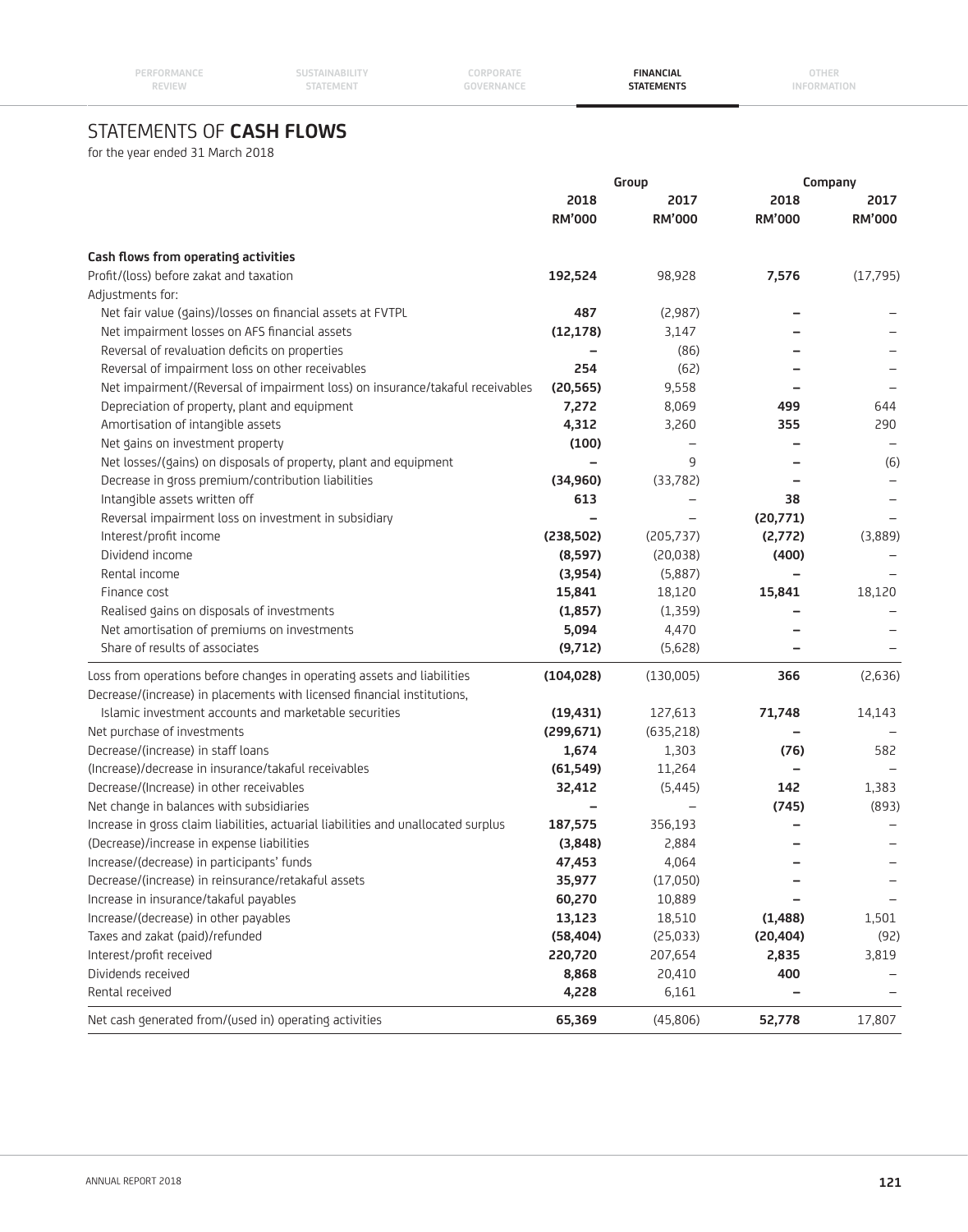# STATEMENTS OF **CASH FLOWS**

for the year ended 31 March 2018

| | Group | | Company | |
|---|---|---|---|---|
| | **2018** | 2017 | **2018** | 2017 |
| | **RM'000** | **RM'000** | **RM'000** | **RM'000** |
| **Cash flows from operating activities** | | | | |
| Profit/(loss) before zakat and taxation | **192,524** | 98,928 | **7,576** | (17,795) |
| Adjustments for: | | | | |
| Net fair value (gains)/losses on financial assets at FVTPL | **487** | (2,987) | **–** | – |
| Net impairment losses on AFS financial assets | **(12,178)** | 3,147 | **–** | – |
| Reversal of revaluation deficits on properties | **–** | (86) | **–** | – |
| Reversal of impairment loss on other receivables | **254** | (62) | **–** | – |
| Net impairment/(Reversal of impairment loss) on insurance/takaful receivables | **(20,565)** | 9,558 | **–** | – |
| Depreciation of property, plant and equipment | **7,272** | 8,069 | **499** | 644 |
| Amortisation of intangible assets | **4,312** | 3,260 | **355** | 290 |
| Net gains on investment property | **(100)** | – | **–** | – |
| Net losses/(gains) on disposals of property, plant and equipment | **–** | 9 | **–** | (6) |
| Decrease in gross premium/contribution liabilities | **(34,960)** | (33,782) | **–** | – |
| Intangible assets written off | **613** | – | **38** | – |
| Reversal impairment loss on investment in subsidiary | **–** | – | **(20,771)** | – |
| Interest/profit income | **(238,502)** | (205,737) | **(2,772)** | (3,889) |
| Dividend income | **(8,597)** | (20,038) | **(400)** | – |
| Rental income | **(3,954)** | (5,887) | **–** | – |
| Finance cost | **15,841** | 18,120 | **15,841** | 18,120 |
| Realised gains on disposals of investments | **(1,857)** | (1,359) | **–** | – |
| Net amortisation of premiums on investments | **5,094** | 4,470 | **–** | – |
| Share of results of associates | **(9,712)** | (5,628) | **–** | – |
| Loss from operations before changes in operating assets and liabilities | **(104,028)** | (130,005) | **366** | (2,636) |
| Decrease/(increase) in placements with licensed financial institutions, Islamic investment accounts and marketable securities | **(19,431)** | 127,613 | **71,748** | 14,143 |
| Net purchase of investments | **(299,671)** | (635,218) | **–** | – |
| Decrease/(increase) in staff loans | **1,674** | 1,303 | **(76)** | 582 |
| (Increase)/decrease in insurance/takaful receivables | **(61,549)** | 11,264 | **–** | – |
| Decrease/(Increase) in other receivables | **32,412** | (5,445) | **142** | 1,383 |
| Net change in balances with subsidiaries | **–** | – | **(745)** | (893) |
| Increase in gross claim liabilities, actuarial liabilities and unallocated surplus | **187,575** | 356,193 | **–** | – |
| (Decrease)/increase in expense liabilities | **(3,848)** | 2,884 | **–** | – |
| Increase/(decrease) in participants' funds | **47,453** | 4,064 | **–** | – |
| Decrease/(increase) in reinsurance/retakaful assets | **35,977** | (17,050) | **–** | – |
| Increase in insurance/takaful payables | **60,270** | 10,889 | **–** | – |
| Increase/(decrease) in other payables | **13,123** | 18,510 | **(1,488)** | 1,501 |
| Taxes and zakat (paid)/refunded | **(58,404)** | (25,033) | **(20,404)** | (92) |
| Interest/profit received | **220,720** | 207,654 | **2,835** | 3,819 |
| Dividends received | **8,868** | 20,410 | **400** | – |
| Rental received | **4,228** | 6,161 | **–** | – |
| Net cash generated from/(used in) operating activities | **65,369** | (45,806) | **52,778** | 17,807 |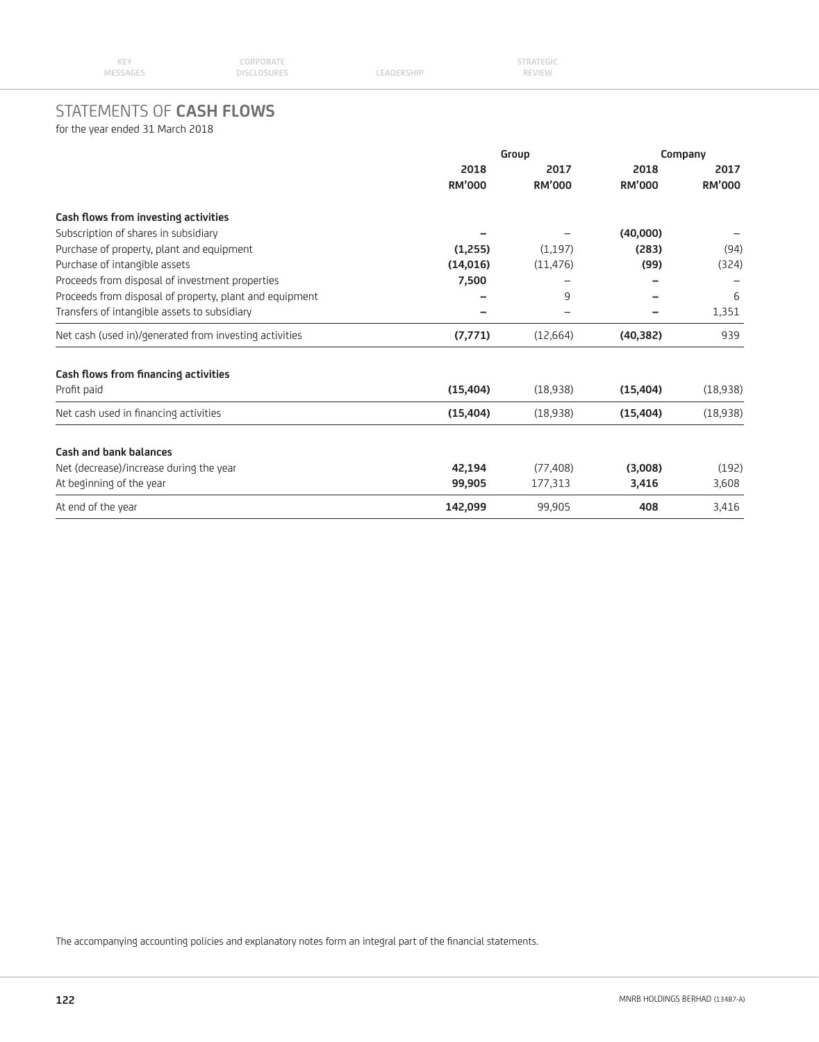# STATEMENTS OF **CASH FLOWS**

for the year ended 31 March 2018

| | Group | | Company | |
|---|---|---|---|---|
| | **2018** | **2017** | **2018** | **2017** |
| | **RM'000** | **RM'000** | **RM'000** | **RM'000** |
| **Cash flows from investing activities** | | | | |
| Subscription of shares in subsidiary | **–** | – | **(40,000)** | – |
| Purchase of property, plant and equipment | **(1,255)** | (1,197) | **(283)** | (94) |
| Purchase of intangible assets | **(14,016)** | (11,476) | **(99)** | (324) |
| Proceeds from disposal of investment properties | **7,500** | – | **–** | – |
| Proceeds from disposal of property, plant and equipment | **–** | 9 | **–** | 6 |
| Transfers of intangible assets to subsidiary | **–** | – | **–** | 1,351 |
| Net cash (used in)/generated from investing activities | **(7,771)** | (12,664) | **(40,382)** | 939 |
| **Cash flows from financing activities** | | | | |
| Profit paid | **(15,404)** | (18,938) | **(15,404)** | (18,938) |
| Net cash used in financing activities | **(15,404)** | (18,938) | **(15,404)** | (18,938) |
| **Cash and bank balances** | | | | |
| Net (decrease)/increase during the year | **42,194** | (77,408) | **(3,008)** | (192) |
| At beginning of the year | **99,905** | 177,313 | **3,416** | 3,608 |
| At end of the year | **142,099** | 99,905 | **408** | 3,416 |

The accompanying accounting policies and explanatory notes form an integral part of the financial statements.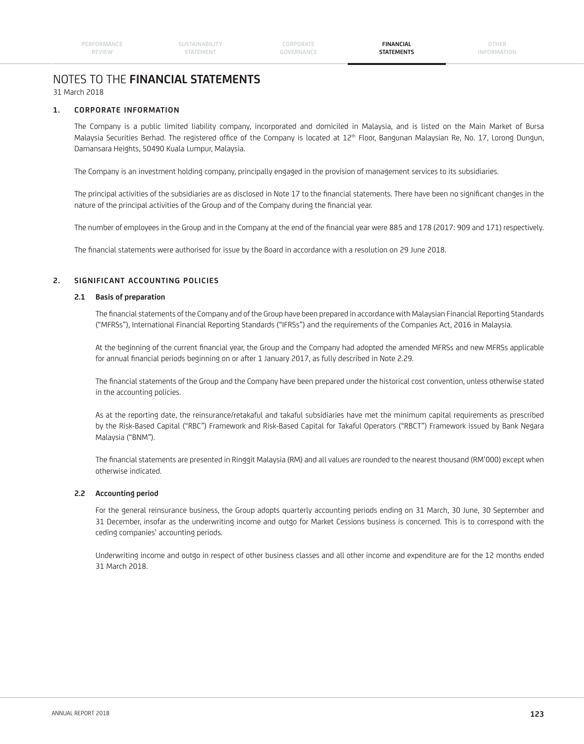# NOTES TO THE **FINANCIAL STATEMENTS**

31 March 2018

## 1. CORPORATE INFORMATION

The Company is a public limited liability company, incorporated and domiciled in Malaysia, and is listed on the Main Market of Bursa Malaysia Securities Berhad. The registered office of the Company is located at 12th Floor, Bangunan Malaysian Re, No. 17, Lorong Dungun, Damansara Heights, 50490 Kuala Lumpur, Malaysia.

The Company is an investment holding company, principally engaged in the provision of management services to its subsidiaries.

The principal activities of the subsidiaries are as disclosed in Note 17 to the financial statements. There have been no significant changes in the nature of the principal activities of the Group and of the Company during the financial year.

The number of employees in the Group and in the Company at the end of the financial year were 885 and 178 (2017: 909 and 171) respectively.

The financial statements were authorised for issue by the Board in accordance with a resolution on 29 June 2018.

## 2. SIGNIFICANT ACCOUNTING POLICIES

### 2.1 Basis of preparation

The financial statements of the Company and of the Group have been prepared in accordance with Malaysian Financial Reporting Standards ("MFRSs"), International Financial Reporting Standards ("IFRSs") and the requirements of the Companies Act, 2016 in Malaysia.

At the beginning of the current financial year, the Group and the Company had adopted the amended MFRSs and new MFRSs applicable for annual financial periods beginning on or after 1 January 2017, as fully described in Note 2.29.

The financial statements of the Group and the Company have been prepared under the historical cost convention, unless otherwise stated in the accounting policies.

As at the reporting date, the reinsurance/retakaful and takaful subsidiaries have met the minimum capital requirements as prescribed by the Risk-Based Capital ("RBC") Framework and Risk-Based Capital for Takaful Operators ("RBCT") Framework issued by Bank Negara Malaysia ("BNM").

The financial statements are presented in Ringgit Malaysia (RM) and all values are rounded to the nearest thousand (RM'000) except when otherwise indicated.

### 2.2 Accounting period

For the general reinsurance business, the Group adopts quarterly accounting periods ending on 31 March, 30 June, 30 September and 31 December, insofar as the underwriting income and outgo for Market Cessions business is concerned. This is to correspond with the ceding companies' accounting periods.

Underwriting income and outgo in respect of other business classes and all other income and expenditure are for the 12 months ended 31 March 2018.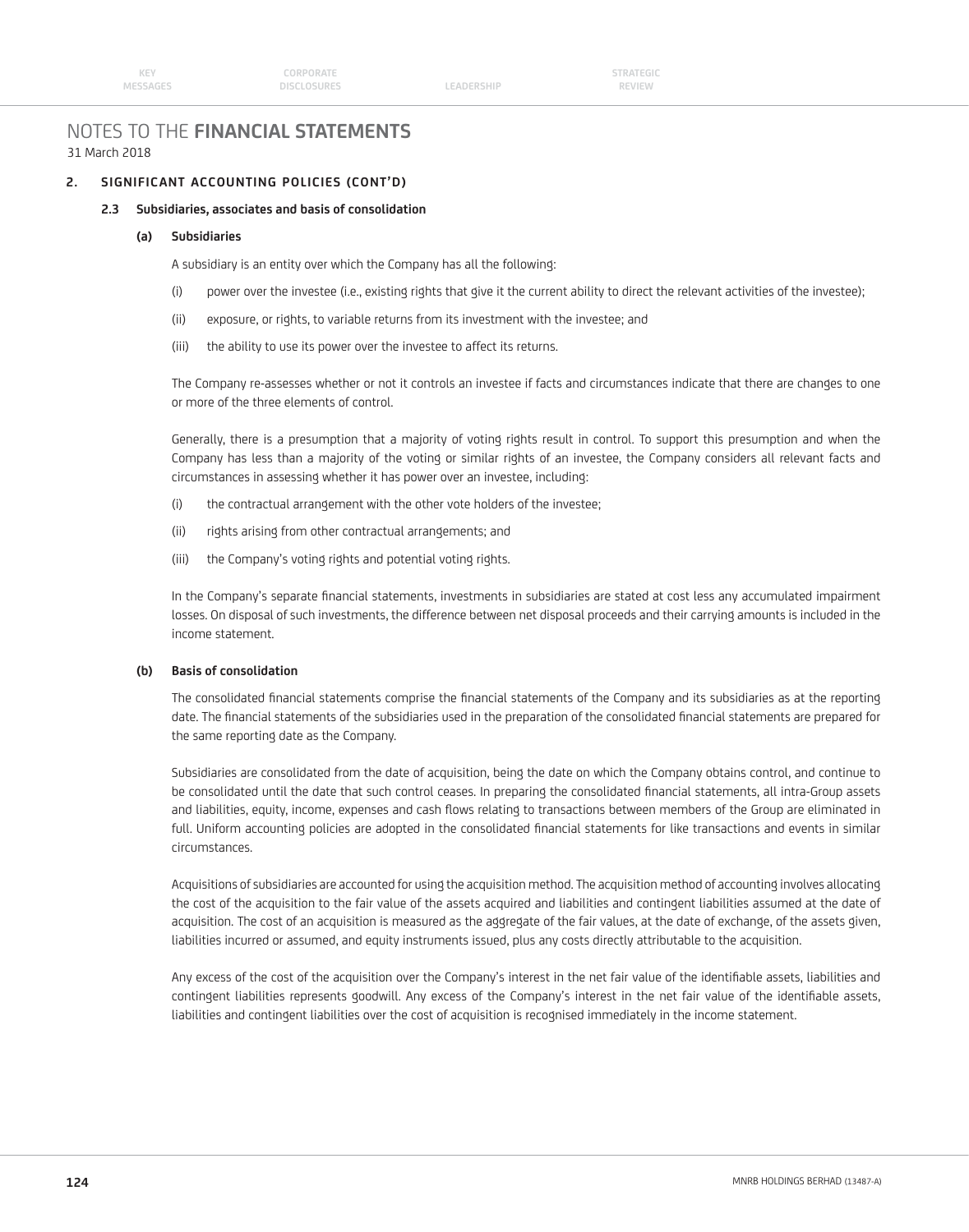# NOTES TO THE **FINANCIAL STATEMENTS**

31 March 2018

## 2. SIGNIFICANT ACCOUNTING POLICIES (CONT'D)

### 2.3 Subsidiaries, associates and basis of consolidation

#### (a) Subsidiaries

A subsidiary is an entity over which the Company has all the following:

(i) power over the investee (i.e., existing rights that give it the current ability to direct the relevant activities of the investee);

(ii) exposure, or rights, to variable returns from its investment with the investee; and

(iii) the ability to use its power over the investee to affect its returns.

The Company re-assesses whether or not it controls an investee if facts and circumstances indicate that there are changes to one or more of the three elements of control.

Generally, there is a presumption that a majority of voting rights result in control. To support this presumption and when the Company has less than a majority of the voting or similar rights of an investee, the Company considers all relevant facts and circumstances in assessing whether it has power over an investee, including:

(i) the contractual arrangement with the other vote holders of the investee;

(ii) rights arising from other contractual arrangements; and

(iii) the Company's voting rights and potential voting rights.

In the Company's separate financial statements, investments in subsidiaries are stated at cost less any accumulated impairment losses. On disposal of such investments, the difference between net disposal proceeds and their carrying amounts is included in the income statement.

#### (b) Basis of consolidation

The consolidated financial statements comprise the financial statements of the Company and its subsidiaries as at the reporting date. The financial statements of the subsidiaries used in the preparation of the consolidated financial statements are prepared for the same reporting date as the Company.

Subsidiaries are consolidated from the date of acquisition, being the date on which the Company obtains control, and continue to be consolidated until the date that such control ceases. In preparing the consolidated financial statements, all intra-Group assets and liabilities, equity, income, expenses and cash flows relating to transactions between members of the Group are eliminated in full. Uniform accounting policies are adopted in the consolidated financial statements for like transactions and events in similar circumstances.

Acquisitions of subsidiaries are accounted for using the acquisition method. The acquisition method of accounting involves allocating the cost of the acquisition to the fair value of the assets acquired and liabilities and contingent liabilities assumed at the date of acquisition. The cost of an acquisition is measured as the aggregate of the fair values, at the date of exchange, of the assets given, liabilities incurred or assumed, and equity instruments issued, plus any costs directly attributable to the acquisition.

Any excess of the cost of the acquisition over the Company's interest in the net fair value of the identifiable assets, liabilities and contingent liabilities represents goodwill. Any excess of the Company's interest in the net fair value of the identifiable assets, liabilities and contingent liabilities over the cost of acquisition is recognised immediately in the income statement.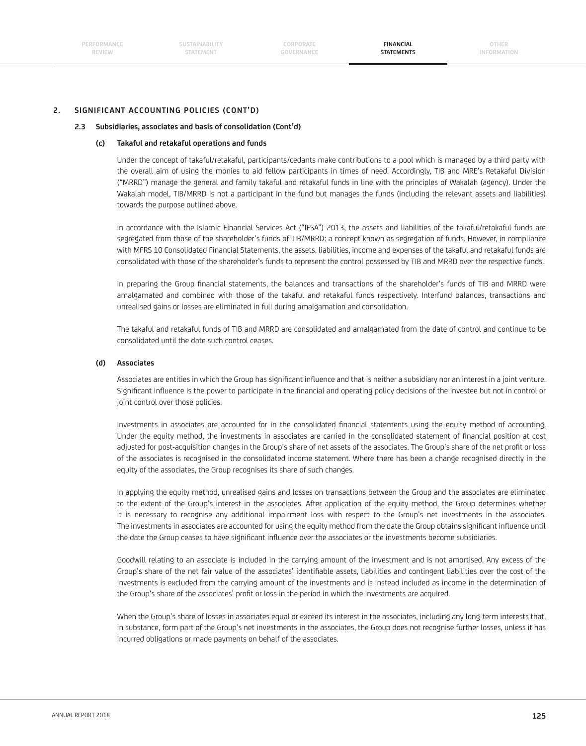## 2. SIGNIFICANT ACCOUNTING POLICIES (CONT'D)

### 2.3 Subsidiaries, associates and basis of consolidation (Cont'd)

#### (c) Takaful and retakaful operations and funds

Under the concept of takaful/retakaful, participants/cedants make contributions to a pool which is managed by a third party with the overall aim of using the monies to aid fellow participants in times of need. Accordingly, TIB and MRE's Retakaful Division ("MRRD") manage the general and family takaful and retakaful funds in line with the principles of Wakalah (agency). Under the Wakalah model, TIB/MRRD is not a participant in the fund but manages the funds (including the relevant assets and liabilities) towards the purpose outlined above.

In accordance with the Islamic Financial Services Act ("IFSA") 2013, the assets and liabilities of the takaful/retakaful funds are segregated from those of the shareholder's funds of TIB/MRRD: a concept known as segregation of funds. However, in compliance with MFRS 10 Consolidated Financial Statements, the assets, liabilities, income and expenses of the takaful and retakaful funds are consolidated with those of the shareholder's funds to represent the control possessed by TIB and MRRD over the respective funds.

In preparing the Group financial statements, the balances and transactions of the shareholder's funds of TIB and MRRD were amalgamated and combined with those of the takaful and retakaful funds respectively. Interfund balances, transactions and unrealised gains or losses are eliminated in full during amalgamation and consolidation.

The takaful and retakaful funds of TIB and MRRD are consolidated and amalgamated from the date of control and continue to be consolidated until the date such control ceases.

#### (d) Associates

Associates are entities in which the Group has significant influence and that is neither a subsidiary nor an interest in a joint venture. Significant influence is the power to participate in the financial and operating policy decisions of the investee but not in control or joint control over those policies.

Investments in associates are accounted for in the consolidated financial statements using the equity method of accounting. Under the equity method, the investments in associates are carried in the consolidated statement of financial position at cost adjusted for post-acquisition changes in the Group's share of net assets of the associates. The Group's share of the net profit or loss of the associates is recognised in the consolidated income statement. Where there has been a change recognised directly in the equity of the associates, the Group recognises its share of such changes.

In applying the equity method, unrealised gains and losses on transactions between the Group and the associates are eliminated to the extent of the Group's interest in the associates. After application of the equity method, the Group determines whether it is necessary to recognise any additional impairment loss with respect to the Group's net investments in the associates. The investments in associates are accounted for using the equity method from the date the Group obtains significant influence until the date the Group ceases to have significant influence over the associates or the investments become subsidiaries.

Goodwill relating to an associate is included in the carrying amount of the investment and is not amortised. Any excess of the Group's share of the net fair value of the associates' identifiable assets, liabilities and contingent liabilities over the cost of the investments is excluded from the carrying amount of the investments and is instead included as income in the determination of the Group's share of the associates' profit or loss in the period in which the investments are acquired.

When the Group's share of losses in associates equal or exceed its interest in the associates, including any long-term interests that, in substance, form part of the Group's net investments in the associates, the Group does not recognise further losses, unless it has incurred obligations or made payments on behalf of the associates.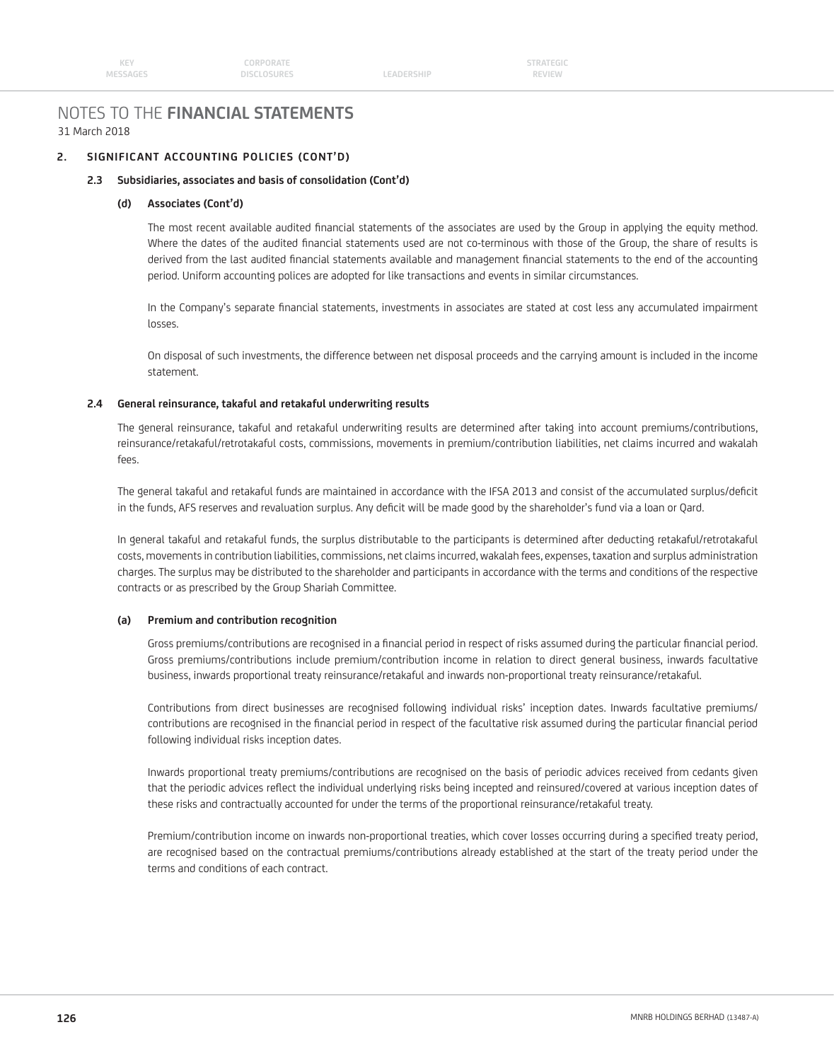# NOTES TO THE **FINANCIAL STATEMENTS**

31 March 2018

## 2. SIGNIFICANT ACCOUNTING POLICIES (CONT'D)

### 2.3 Subsidiaries, associates and basis of consolidation (Cont'd)

#### (d) Associates (Cont'd)

The most recent available audited financial statements of the associates are used by the Group in applying the equity method. Where the dates of the audited financial statements used are not co-terminous with those of the Group, the share of results is derived from the last audited financial statements available and management financial statements to the end of the accounting period. Uniform accounting polices are adopted for like transactions and events in similar circumstances.

In the Company's separate financial statements, investments in associates are stated at cost less any accumulated impairment losses.

On disposal of such investments, the difference between net disposal proceeds and the carrying amount is included in the income statement.

### 2.4 General reinsurance, takaful and retakaful underwriting results

The general reinsurance, takaful and retakaful underwriting results are determined after taking into account premiums/contributions, reinsurance/retakaful/retrotakaful costs, commissions, movements in premium/contribution liabilities, net claims incurred and wakalah fees.

The general takaful and retakaful funds are maintained in accordance with the IFSA 2013 and consist of the accumulated surplus/deficit in the funds, AFS reserves and revaluation surplus. Any deficit will be made good by the shareholder's fund via a loan or Qard.

In general takaful and retakaful funds, the surplus distributable to the participants is determined after deducting retakaful/retrotakaful costs, movements in contribution liabilities, commissions, net claims incurred, wakalah fees, expenses, taxation and surplus administration charges. The surplus may be distributed to the shareholder and participants in accordance with the terms and conditions of the respective contracts or as prescribed by the Group Shariah Committee.

#### (a) Premium and contribution recognition

Gross premiums/contributions are recognised in a financial period in respect of risks assumed during the particular financial period. Gross premiums/contributions include premium/contribution income in relation to direct general business, inwards facultative business, inwards proportional treaty reinsurance/retakaful and inwards non-proportional treaty reinsurance/retakaful.

Contributions from direct businesses are recognised following individual risks' inception dates. Inwards facultative premiums/contributions are recognised in the financial period in respect of the facultative risk assumed during the particular financial period following individual risks inception dates.

Inwards proportional treaty premiums/contributions are recognised on the basis of periodic advices received from cedants given that the periodic advices reflect the individual underlying risks being incepted and reinsured/covered at various inception dates of these risks and contractually accounted for under the terms of the proportional reinsurance/retakaful treaty.

Premium/contribution income on inwards non-proportional treaties, which cover losses occurring during a specified treaty period, are recognised based on the contractual premiums/contributions already established at the start of the treaty period under the terms and conditions of each contract.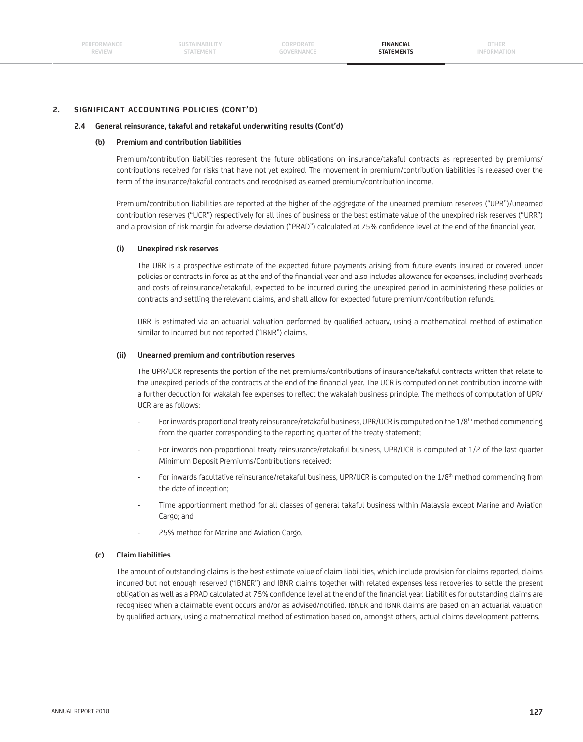## 2. SIGNIFICANT ACCOUNTING POLICIES (CONT'D)

### 2.4 General reinsurance, takaful and retakaful underwriting results (Cont'd)

#### (b) Premium and contribution liabilities

Premium/contribution liabilities represent the future obligations on insurance/takaful contracts as represented by premiums/contributions received for risks that have not yet expired. The movement in premium/contribution liabilities is released over the term of the insurance/takaful contracts and recognised as earned premium/contribution income.

Premium/contribution liabilities are reported at the higher of the aggregate of the unearned premium reserves ("UPR")/unearned contribution reserves ("UCR") respectively for all lines of business or the best estimate value of the unexpired risk reserves ("URR") and a provision of risk margin for adverse deviation ("PRAD") calculated at 75% confidence level at the end of the financial year.

**(i) Unexpired risk reserves**

The URR is a prospective estimate of the expected future payments arising from future events insured or covered under policies or contracts in force as at the end of the financial year and also includes allowance for expenses, including overheads and costs of reinsurance/retakaful, expected to be incurred during the unexpired period in administering these policies or contracts and settling the relevant claims, and shall allow for expected future premium/contribution refunds.

URR is estimated via an actuarial valuation performed by qualified actuary, using a mathematical method of estimation similar to incurred but not reported ("IBNR") claims.

**(ii) Unearned premium and contribution reserves**

The UPR/UCR represents the portion of the net premiums/contributions of insurance/takaful contracts written that relate to the unexpired periods of the contracts at the end of the financial year. The UCR is computed on net contribution income with a further deduction for wakalah fee expenses to reflect the wakalah business principle. The methods of computation of UPR/UCR are as follows:

- For inwards proportional treaty reinsurance/retakaful business, UPR/UCR is computed on the 1/8th method commencing from the quarter corresponding to the reporting quarter of the treaty statement;
- For inwards non-proportional treaty reinsurance/retakaful business, UPR/UCR is computed at 1/2 of the last quarter Minimum Deposit Premiums/Contributions received;
- For inwards facultative reinsurance/retakaful business, UPR/UCR is computed on the 1/8th method commencing from the date of inception;
- Time apportionment method for all classes of general takaful business within Malaysia except Marine and Aviation Cargo; and
- 25% method for Marine and Aviation Cargo.

#### (c) Claim liabilities

The amount of outstanding claims is the best estimate value of claim liabilities, which include provision for claims reported, claims incurred but not enough reserved ("IBNER") and IBNR claims together with related expenses less recoveries to settle the present obligation as well as a PRAD calculated at 75% confidence level at the end of the financial year. Liabilities for outstanding claims are recognised when a claimable event occurs and/or as advised/notified. IBNER and IBNR claims are based on an actuarial valuation by qualified actuary, using a mathematical method of estimation based on, amongst others, actual claims development patterns.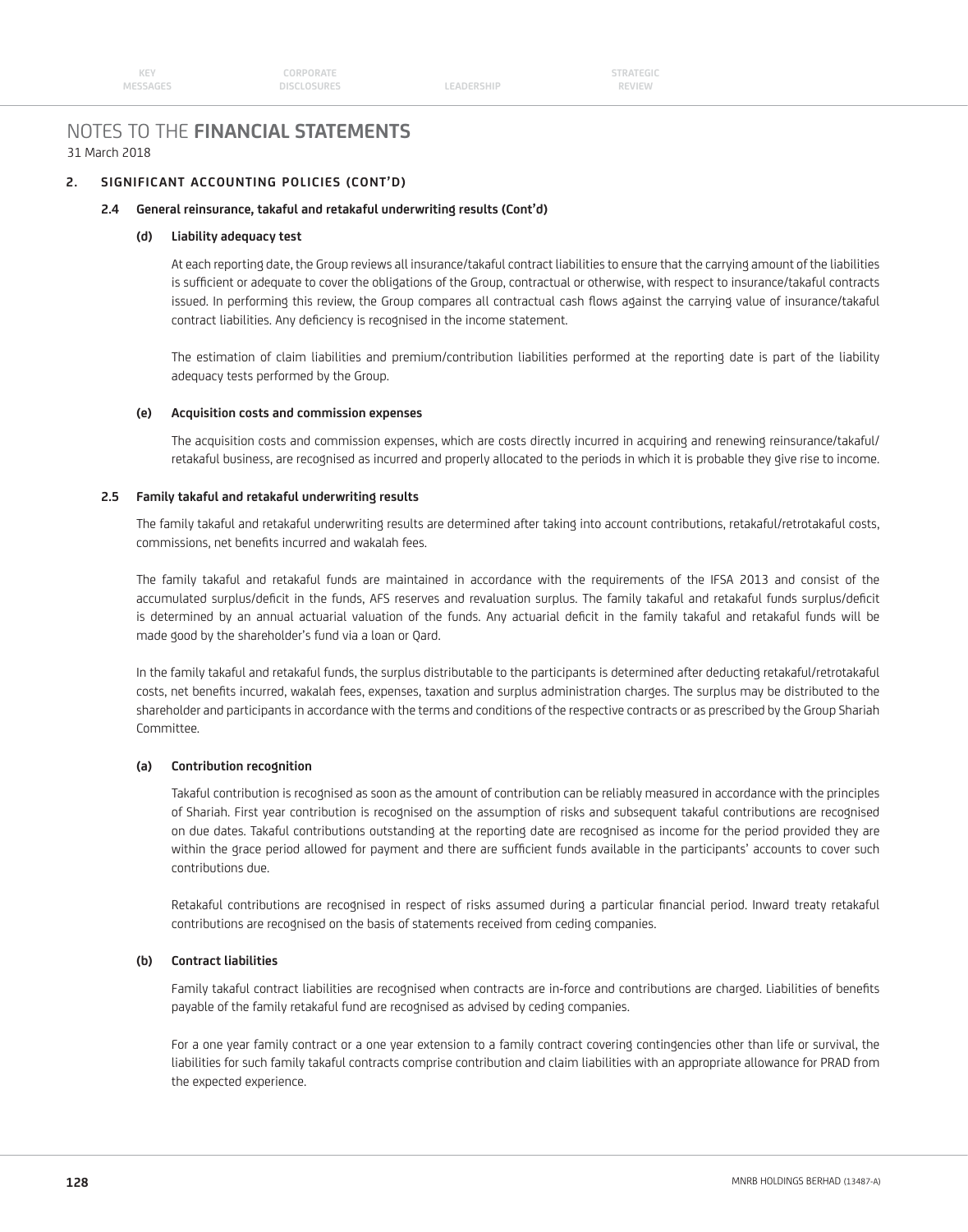# NOTES TO THE **FINANCIAL STATEMENTS**

31 March 2018

## 2. SIGNIFICANT ACCOUNTING POLICIES (CONT'D)

### 2.4 General reinsurance, takaful and retakaful underwriting results (Cont'd)

#### (d) Liability adequacy test

At each reporting date, the Group reviews all insurance/takaful contract liabilities to ensure that the carrying amount of the liabilities is sufficient or adequate to cover the obligations of the Group, contractual or otherwise, with respect to insurance/takaful contracts issued. In performing this review, the Group compares all contractual cash flows against the carrying value of insurance/takaful contract liabilities. Any deficiency is recognised in the income statement.

The estimation of claim liabilities and premium/contribution liabilities performed at the reporting date is part of the liability adequacy tests performed by the Group.

#### (e) Acquisition costs and commission expenses

The acquisition costs and commission expenses, which are costs directly incurred in acquiring and renewing reinsurance/takaful/retakaful business, are recognised as incurred and properly allocated to the periods in which it is probable they give rise to income.

### 2.5 Family takaful and retakaful underwriting results

The family takaful and retakaful underwriting results are determined after taking into account contributions, retakaful/retrotakaful costs, commissions, net benefits incurred and wakalah fees.

The family takaful and retakaful funds are maintained in accordance with the requirements of the IFSA 2013 and consist of the accumulated surplus/deficit in the funds, AFS reserves and revaluation surplus. The family takaful and retakaful funds surplus/deficit is determined by an annual actuarial valuation of the funds. Any actuarial deficit in the family takaful and retakaful funds will be made good by the shareholder's fund via a loan or Qard.

In the family takaful and retakaful funds, the surplus distributable to the participants is determined after deducting retakaful/retrotakaful costs, net benefits incurred, wakalah fees, expenses, taxation and surplus administration charges. The surplus may be distributed to the shareholder and participants in accordance with the terms and conditions of the respective contracts or as prescribed by the Group Shariah Committee.

#### (a) Contribution recognition

Takaful contribution is recognised as soon as the amount of contribution can be reliably measured in accordance with the principles of Shariah. First year contribution is recognised on the assumption of risks and subsequent takaful contributions are recognised on due dates. Takaful contributions outstanding at the reporting date are recognised as income for the period provided they are within the grace period allowed for payment and there are sufficient funds available in the participants' accounts to cover such contributions due.

Retakaful contributions are recognised in respect of risks assumed during a particular financial period. Inward treaty retakaful contributions are recognised on the basis of statements received from ceding companies.

#### (b) Contract liabilities

Family takaful contract liabilities are recognised when contracts are in-force and contributions are charged. Liabilities of benefits payable of the family retakaful fund are recognised as advised by ceding companies.

For a one year family contract or a one year extension to a family contract covering contingencies other than life or survival, the liabilities for such family takaful contracts comprise contribution and claim liabilities with an appropriate allowance for PRAD from the expected experience.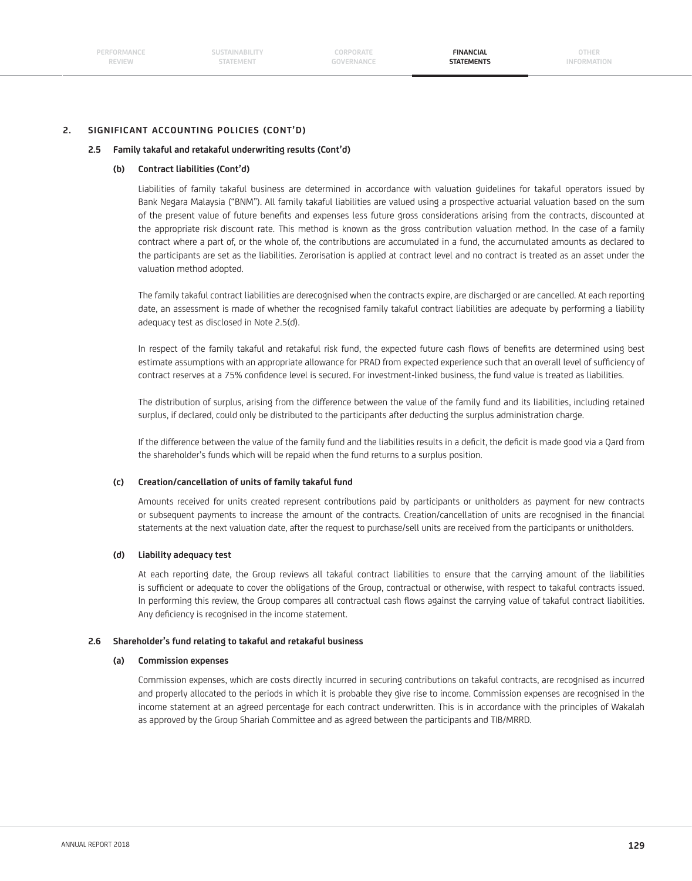## 2. SIGNIFICANT ACCOUNTING POLICIES (CONT'D)

### 2.5 Family takaful and retakaful underwriting results (Cont'd)

#### (b) Contract liabilities (Cont'd)

Liabilities of family takaful business are determined in accordance with valuation guidelines for takaful operators issued by Bank Negara Malaysia ("BNM"). All family takaful liabilities are valued using a prospective actuarial valuation based on the sum of the present value of future benefits and expenses less future gross considerations arising from the contracts, discounted at the appropriate risk discount rate. This method is known as the gross contribution valuation method. In the case of a family contract where a part of, or the whole of, the contributions are accumulated in a fund, the accumulated amounts as declared to the participants are set as the liabilities. Zerorisation is applied at contract level and no contract is treated as an asset under the valuation method adopted.

The family takaful contract liabilities are derecognised when the contracts expire, are discharged or are cancelled. At each reporting date, an assessment is made of whether the recognised family takaful contract liabilities are adequate by performing a liability adequacy test as disclosed in Note 2.5(d).

In respect of the family takaful and retakaful risk fund, the expected future cash flows of benefits are determined using best estimate assumptions with an appropriate allowance for PRAD from expected experience such that an overall level of sufficiency of contract reserves at a 75% confidence level is secured. For investment-linked business, the fund value is treated as liabilities.

The distribution of surplus, arising from the difference between the value of the family fund and its liabilities, including retained surplus, if declared, could only be distributed to the participants after deducting the surplus administration charge.

If the difference between the value of the family fund and the liabilities results in a deficit, the deficit is made good via a Qard from the shareholder's funds which will be repaid when the fund returns to a surplus position.

#### (c) Creation/cancellation of units of family takaful fund

Amounts received for units created represent contributions paid by participants or unitholders as payment for new contracts or subsequent payments to increase the amount of the contracts. Creation/cancellation of units are recognised in the financial statements at the next valuation date, after the request to purchase/sell units are received from the participants or unitholders.

#### (d) Liability adequacy test

At each reporting date, the Group reviews all takaful contract liabilities to ensure that the carrying amount of the liabilities is sufficient or adequate to cover the obligations of the Group, contractual or otherwise, with respect to takaful contracts issued. In performing this review, the Group compares all contractual cash flows against the carrying value of takaful contract liabilities. Any deficiency is recognised in the income statement.

### 2.6 Shareholder's fund relating to takaful and retakaful business

#### (a) Commission expenses

Commission expenses, which are costs directly incurred in securing contributions on takaful contracts, are recognised as incurred and properly allocated to the periods in which it is probable they give rise to income. Commission expenses are recognised in the income statement at an agreed percentage for each contract underwritten. This is in accordance with the principles of Wakalah as approved by the Group Shariah Committee and as agreed between the participants and TIB/MRRD.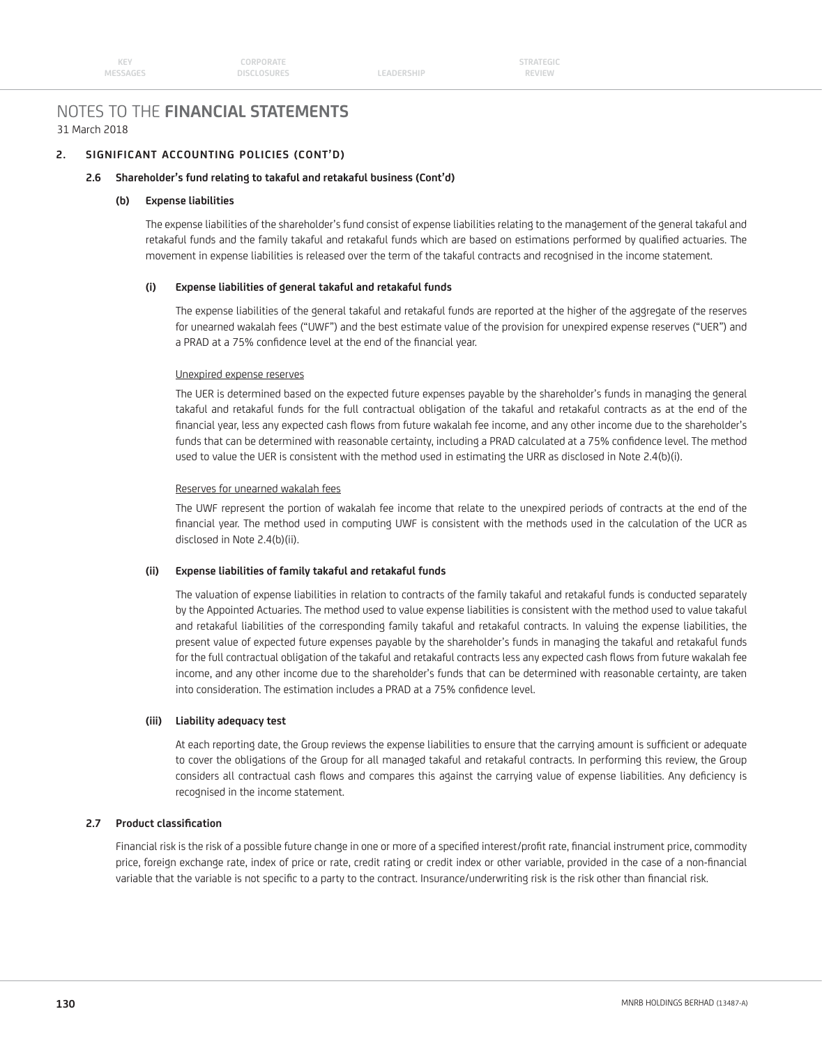# NOTES TO THE **FINANCIAL STATEMENTS**

31 March 2018

## 2. SIGNIFICANT ACCOUNTING POLICIES (CONT'D)

### 2.6 Shareholder's fund relating to takaful and retakaful business (Cont'd)

#### (b) Expense liabilities

The expense liabilities of the shareholder's fund consist of expense liabilities relating to the management of the general takaful and retakaful funds and the family takaful and retakaful funds which are based on estimations performed by qualified actuaries. The movement in expense liabilities is released over the term of the takaful contracts and recognised in the income statement.

##### (i) Expense liabilities of general takaful and retakaful funds

The expense liabilities of the general takaful and retakaful funds are reported at the higher of the aggregate of the reserves for unearned wakalah fees ("UWF") and the best estimate value of the provision for unexpired expense reserves ("UER") and a PRAD at a 75% confidence level at the end of the financial year.

<u>Unexpired expense reserves</u>

The UER is determined based on the expected future expenses payable by the shareholder's funds in managing the general takaful and retakaful funds for the full contractual obligation of the takaful and retakaful contracts as at the end of the financial year, less any expected cash flows from future wakalah fee income, and any other income due to the shareholder's funds that can be determined with reasonable certainty, including a PRAD calculated at a 75% confidence level. The method used to value the UER is consistent with the method used in estimating the URR as disclosed in Note 2.4(b)(i).

<u>Reserves for unearned wakalah fees</u>

The UWF represent the portion of wakalah fee income that relate to the unexpired periods of contracts at the end of the financial year. The method used in computing UWF is consistent with the methods used in the calculation of the UCR as disclosed in Note 2.4(b)(ii).

##### (ii) Expense liabilities of family takaful and retakaful funds

The valuation of expense liabilities in relation to contracts of the family takaful and retakaful funds is conducted separately by the Appointed Actuaries. The method used to value expense liabilities is consistent with the method used to value takaful and retakaful liabilities of the corresponding family takaful and retakaful contracts. In valuing the expense liabilities, the present value of expected future expenses payable by the shareholder's funds in managing the takaful and retakaful funds for the full contractual obligation of the takaful and retakaful contracts less any expected cash flows from future wakalah fee income, and any other income due to the shareholder's funds that can be determined with reasonable certainty, are taken into consideration. The estimation includes a PRAD at a 75% confidence level.

##### (iii) Liability adequacy test

At each reporting date, the Group reviews the expense liabilities to ensure that the carrying amount is sufficient or adequate to cover the obligations of the Group for all managed takaful and retakaful contracts. In performing this review, the Group considers all contractual cash flows and compares this against the carrying value of expense liabilities. Any deficiency is recognised in the income statement.

### 2.7 Product classification

Financial risk is the risk of a possible future change in one or more of a specified interest/profit rate, financial instrument price, commodity price, foreign exchange rate, index of price or rate, credit rating or credit index or other variable, provided in the case of a non-financial variable that the variable is not specific to a party to the contract. Insurance/underwriting risk is the risk other than financial risk.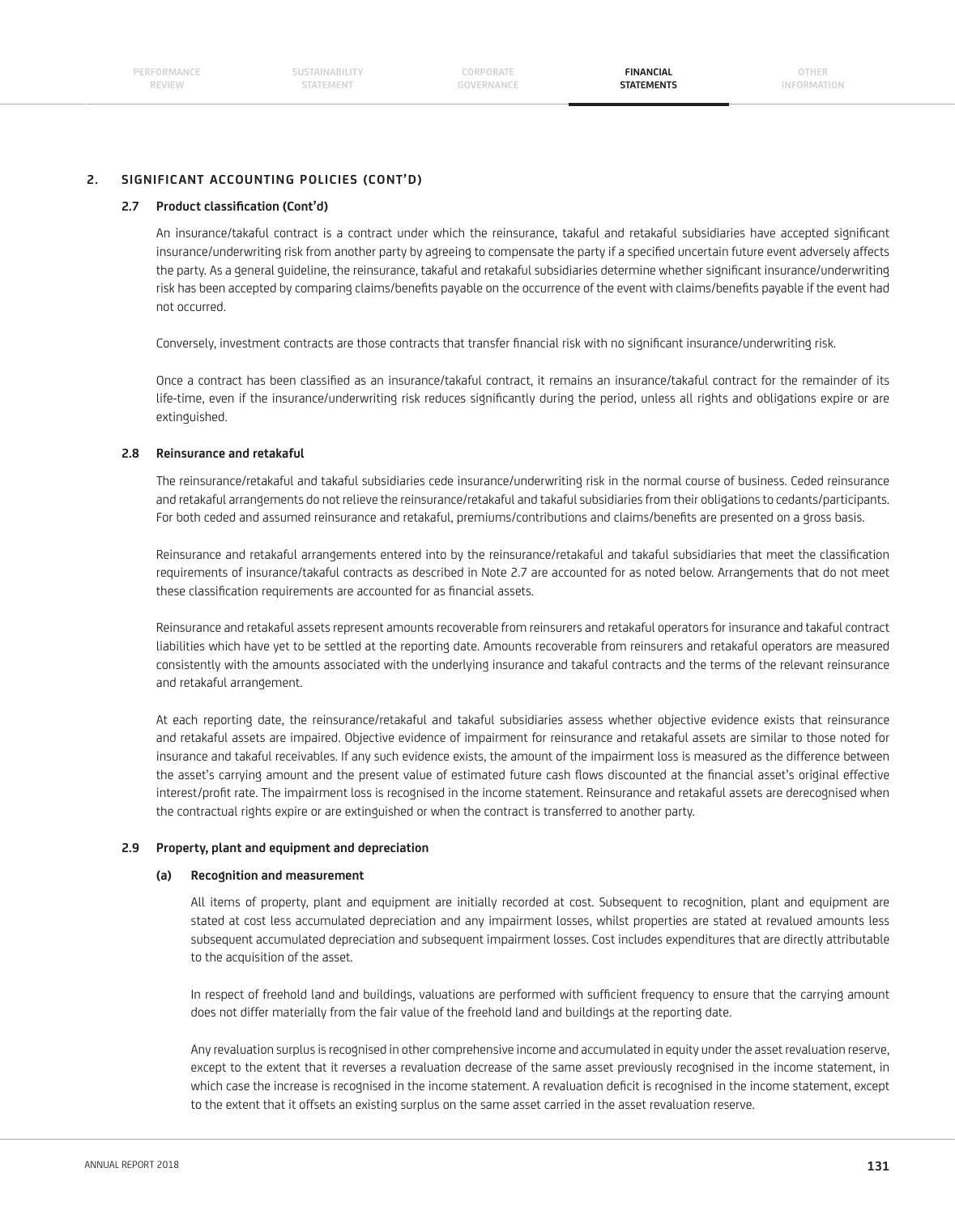## 2. SIGNIFICANT ACCOUNTING POLICIES (CONT'D)

### 2.7 Product classification (Cont'd)

An insurance/takaful contract is a contract under which the reinsurance, takaful and retakaful subsidiaries have accepted significant insurance/underwriting risk from another party by agreeing to compensate the party if a specified uncertain future event adversely affects the party. As a general guideline, the reinsurance, takaful and retakaful subsidiaries determine whether significant insurance/underwriting risk has been accepted by comparing claims/benefits payable on the occurrence of the event with claims/benefits payable if the event had not occurred.

Conversely, investment contracts are those contracts that transfer financial risk with no significant insurance/underwriting risk.

Once a contract has been classified as an insurance/takaful contract, it remains an insurance/takaful contract for the remainder of its life-time, even if the insurance/underwriting risk reduces significantly during the period, unless all rights and obligations expire or are extinguished.

### 2.8 Reinsurance and retakaful

The reinsurance/retakaful and takaful subsidiaries cede insurance/underwriting risk in the normal course of business. Ceded reinsurance and retakaful arrangements do not relieve the reinsurance/retakaful and takaful subsidiaries from their obligations to cedants/participants. For both ceded and assumed reinsurance and retakaful, premiums/contributions and claims/benefits are presented on a gross basis.

Reinsurance and retakaful arrangements entered into by the reinsurance/retakaful and takaful subsidiaries that meet the classification requirements of insurance/takaful contracts as described in Note 2.7 are accounted for as noted below. Arrangements that do not meet these classification requirements are accounted for as financial assets.

Reinsurance and retakaful assets represent amounts recoverable from reinsurers and retakaful operators for insurance and takaful contract liabilities which have yet to be settled at the reporting date. Amounts recoverable from reinsurers and retakaful operators are measured consistently with the amounts associated with the underlying insurance and takaful contracts and the terms of the relevant reinsurance and retakaful arrangement.

At each reporting date, the reinsurance/retakaful and takaful subsidiaries assess whether objective evidence exists that reinsurance and retakaful assets are impaired. Objective evidence of impairment for reinsurance and retakaful assets are similar to those noted for insurance and takaful receivables. If any such evidence exists, the amount of the impairment loss is measured as the difference between the asset's carrying amount and the present value of estimated future cash flows discounted at the financial asset's original effective interest/profit rate. The impairment loss is recognised in the income statement. Reinsurance and retakaful assets are derecognised when the contractual rights expire or are extinguished or when the contract is transferred to another party.

### 2.9 Property, plant and equipment and depreciation

#### (a) Recognition and measurement

All items of property, plant and equipment are initially recorded at cost. Subsequent to recognition, plant and equipment are stated at cost less accumulated depreciation and any impairment losses, whilst properties are stated at revalued amounts less subsequent accumulated depreciation and subsequent impairment losses. Cost includes expenditures that are directly attributable to the acquisition of the asset.

In respect of freehold land and buildings, valuations are performed with sufficient frequency to ensure that the carrying amount does not differ materially from the fair value of the freehold land and buildings at the reporting date.

Any revaluation surplus is recognised in other comprehensive income and accumulated in equity under the asset revaluation reserve, except to the extent that it reverses a revaluation decrease of the same asset previously recognised in the income statement, in which case the increase is recognised in the income statement. A revaluation deficit is recognised in the income statement, except to the extent that it offsets an existing surplus on the same asset carried in the asset revaluation reserve.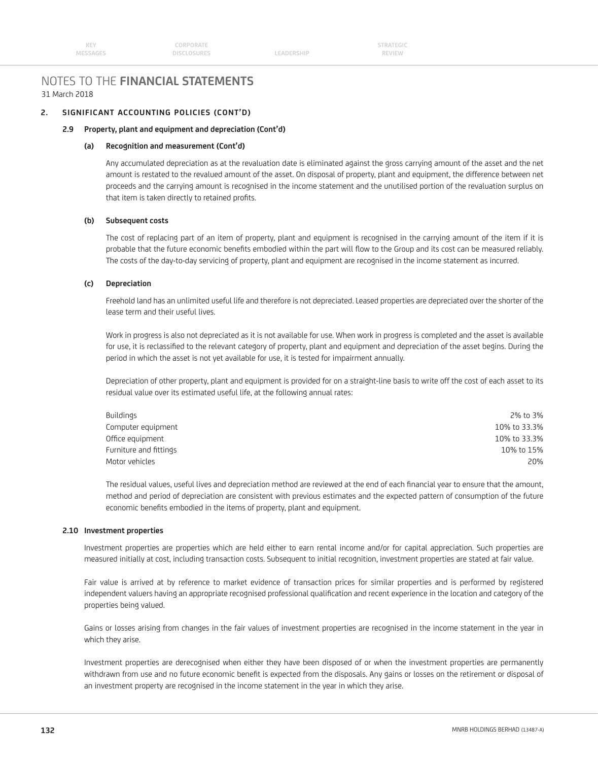# NOTES TO THE FINANCIAL STATEMENTS

31 March 2018

## 2. SIGNIFICANT ACCOUNTING POLICIES (CONT'D)

### 2.9 Property, plant and equipment and depreciation (Cont'd)

#### (a) Recognition and measurement (Cont'd)

Any accumulated depreciation as at the revaluation date is eliminated against the gross carrying amount of the asset and the net amount is restated to the revalued amount of the asset. On disposal of property, plant and equipment, the difference between net proceeds and the carrying amount is recognised in the income statement and the unutilised portion of the revaluation surplus on that item is taken directly to retained profits.

#### (b) Subsequent costs

The cost of replacing part of an item of property, plant and equipment is recognised in the carrying amount of the item if it is probable that the future economic benefits embodied within the part will flow to the Group and its cost can be measured reliably. The costs of the day-to-day servicing of property, plant and equipment are recognised in the income statement as incurred.

#### (c) Depreciation

Freehold land has an unlimited useful life and therefore is not depreciated. Leased properties are depreciated over the shorter of the lease term and their useful lives.

Work in progress is also not depreciated as it is not available for use. When work in progress is completed and the asset is available for use, it is reclassified to the relevant category of property, plant and equipment and depreciation of the asset begins. During the period in which the asset is not yet available for use, it is tested for impairment annually.

Depreciation of other property, plant and equipment is provided for on a straight-line basis to write off the cost of each asset to its residual value over its estimated useful life, at the following annual rates:

| | |
|---|---|
| Buildings | 2% to 3% |
| Computer equipment | 10% to 33.3% |
| Office equipment | 10% to 33.3% |
| Furniture and fittings | 10% to 15% |
| Motor vehicles | 20% |

The residual values, useful lives and depreciation method are reviewed at the end of each financial year to ensure that the amount, method and period of depreciation are consistent with previous estimates and the expected pattern of consumption of the future economic benefits embodied in the items of property, plant and equipment.

### 2.10 Investment properties

Investment properties are properties which are held either to earn rental income and/or for capital appreciation. Such properties are measured initially at cost, including transaction costs. Subsequent to initial recognition, investment properties are stated at fair value.

Fair value is arrived at by reference to market evidence of transaction prices for similar properties and is performed by registered independent valuers having an appropriate recognised professional qualification and recent experience in the location and category of the properties being valued.

Gains or losses arising from changes in the fair values of investment properties are recognised in the income statement in the year in which they arise.

Investment properties are derecognised when either they have been disposed of or when the investment properties are permanently withdrawn from use and no future economic benefit is expected from the disposals. Any gains or losses on the retirement or disposal of an investment property are recognised in the income statement in the year in which they arise.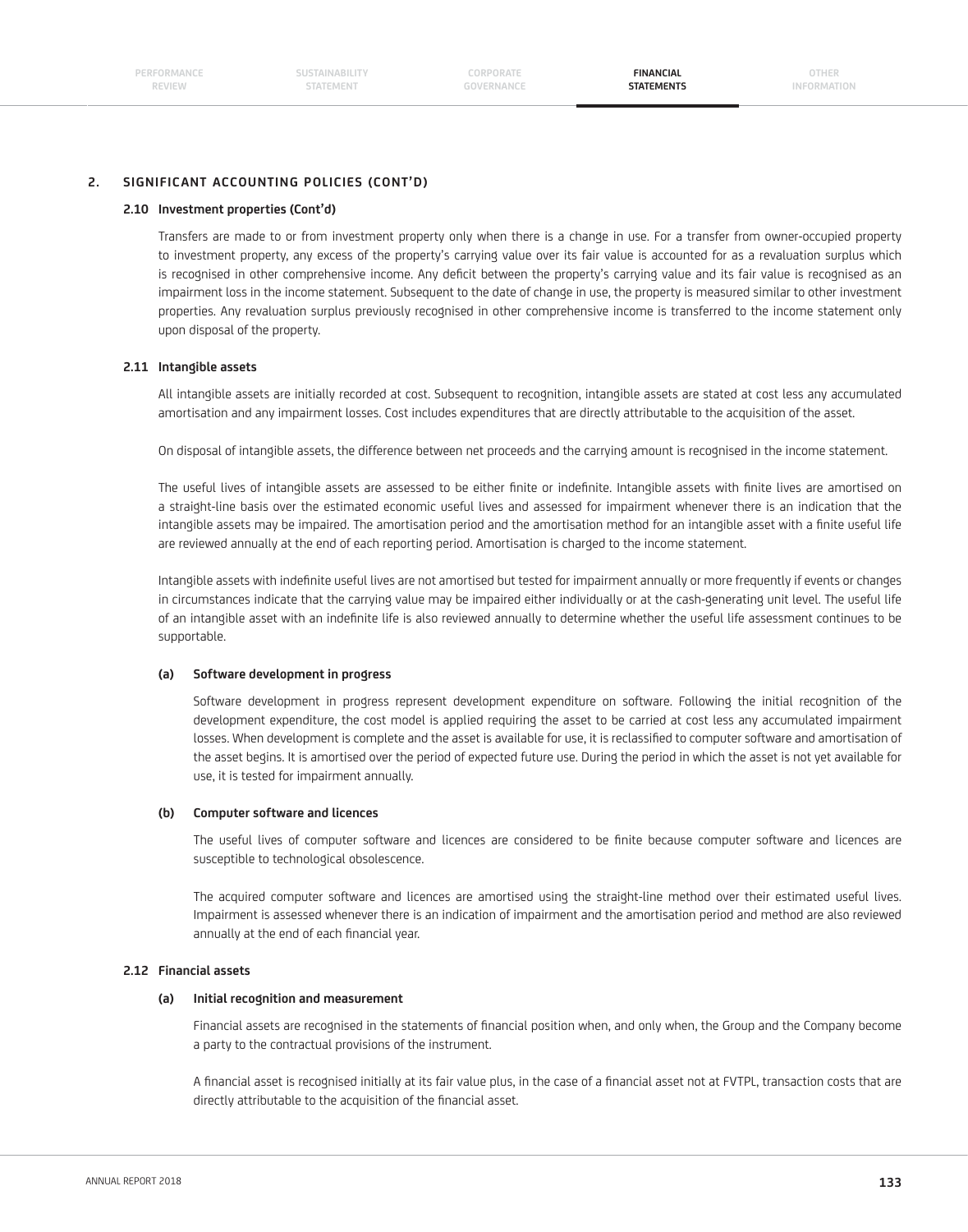## 2. SIGNIFICANT ACCOUNTING POLICIES (CONT'D)

### 2.10 Investment properties (Cont'd)

Transfers are made to or from investment property only when there is a change in use. For a transfer from owner-occupied property to investment property, any excess of the property's carrying value over its fair value is accounted for as a revaluation surplus which is recognised in other comprehensive income. Any deficit between the property's carrying value and its fair value is recognised as an impairment loss in the income statement. Subsequent to the date of change in use, the property is measured similar to other investment properties. Any revaluation surplus previously recognised in other comprehensive income is transferred to the income statement only upon disposal of the property.

### 2.11 Intangible assets

All intangible assets are initially recorded at cost. Subsequent to recognition, intangible assets are stated at cost less any accumulated amortisation and any impairment losses. Cost includes expenditures that are directly attributable to the acquisition of the asset.

On disposal of intangible assets, the difference between net proceeds and the carrying amount is recognised in the income statement.

The useful lives of intangible assets are assessed to be either finite or indefinite. Intangible assets with finite lives are amortised on a straight-line basis over the estimated economic useful lives and assessed for impairment whenever there is an indication that the intangible assets may be impaired. The amortisation period and the amortisation method for an intangible asset with a finite useful life are reviewed annually at the end of each reporting period. Amortisation is charged to the income statement.

Intangible assets with indefinite useful lives are not amortised but tested for impairment annually or more frequently if events or changes in circumstances indicate that the carrying value may be impaired either individually or at the cash-generating unit level. The useful life of an intangible asset with an indefinite life is also reviewed annually to determine whether the useful life assessment continues to be supportable.

#### (a) Software development in progress

Software development in progress represent development expenditure on software. Following the initial recognition of the development expenditure, the cost model is applied requiring the asset to be carried at cost less any accumulated impairment losses. When development is complete and the asset is available for use, it is reclassified to computer software and amortisation of the asset begins. It is amortised over the period of expected future use. During the period in which the asset is not yet available for use, it is tested for impairment annually.

#### (b) Computer software and licences

The useful lives of computer software and licences are considered to be finite because computer software and licences are susceptible to technological obsolescence.

The acquired computer software and licences are amortised using the straight-line method over their estimated useful lives. Impairment is assessed whenever there is an indication of impairment and the amortisation period and method are also reviewed annually at the end of each financial year.

### 2.12 Financial assets

#### (a) Initial recognition and measurement

Financial assets are recognised in the statements of financial position when, and only when, the Group and the Company become a party to the contractual provisions of the instrument.

A financial asset is recognised initially at its fair value plus, in the case of a financial asset not at FVTPL, transaction costs that are directly attributable to the acquisition of the financial asset.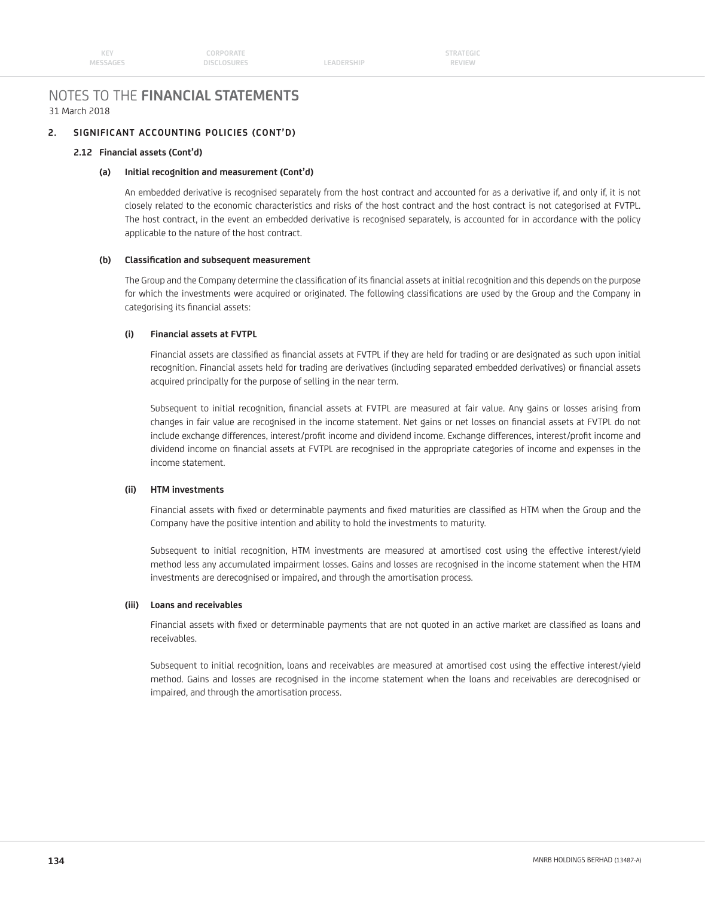# NOTES TO THE **FINANCIAL STATEMENTS**

31 March 2018

## 2. SIGNIFICANT ACCOUNTING POLICIES (CONT'D)

### 2.12 Financial assets (Cont'd)

#### (a) Initial recognition and measurement (Cont'd)

An embedded derivative is recognised separately from the host contract and accounted for as a derivative if, and only if, it is not closely related to the economic characteristics and risks of the host contract and the host contract is not categorised at FVTPL. The host contract, in the event an embedded derivative is recognised separately, is accounted for in accordance with the policy applicable to the nature of the host contract.

#### (b) Classification and subsequent measurement

The Group and the Company determine the classification of its financial assets at initial recognition and this depends on the purpose for which the investments were acquired or originated. The following classifications are used by the Group and the Company in categorising its financial assets:

**(i) Financial assets at FVTPL**

Financial assets are classified as financial assets at FVTPL if they are held for trading or are designated as such upon initial recognition. Financial assets held for trading are derivatives (including separated embedded derivatives) or financial assets acquired principally for the purpose of selling in the near term.

Subsequent to initial recognition, financial assets at FVTPL are measured at fair value. Any gains or losses arising from changes in fair value are recognised in the income statement. Net gains or net losses on financial assets at FVTPL do not include exchange differences, interest/profit income and dividend income. Exchange differences, interest/profit income and dividend income on financial assets at FVTPL are recognised in the appropriate categories of income and expenses in the income statement.

**(ii) HTM investments**

Financial assets with fixed or determinable payments and fixed maturities are classified as HTM when the Group and the Company have the positive intention and ability to hold the investments to maturity.

Subsequent to initial recognition, HTM investments are measured at amortised cost using the effective interest/yield method less any accumulated impairment losses. Gains and losses are recognised in the income statement when the HTM investments are derecognised or impaired, and through the amortisation process.

**(iii) Loans and receivables**

Financial assets with fixed or determinable payments that are not quoted in an active market are classified as loans and receivables.

Subsequent to initial recognition, loans and receivables are measured at amortised cost using the effective interest/yield method. Gains and losses are recognised in the income statement when the loans and receivables are derecognised or impaired, and through the amortisation process.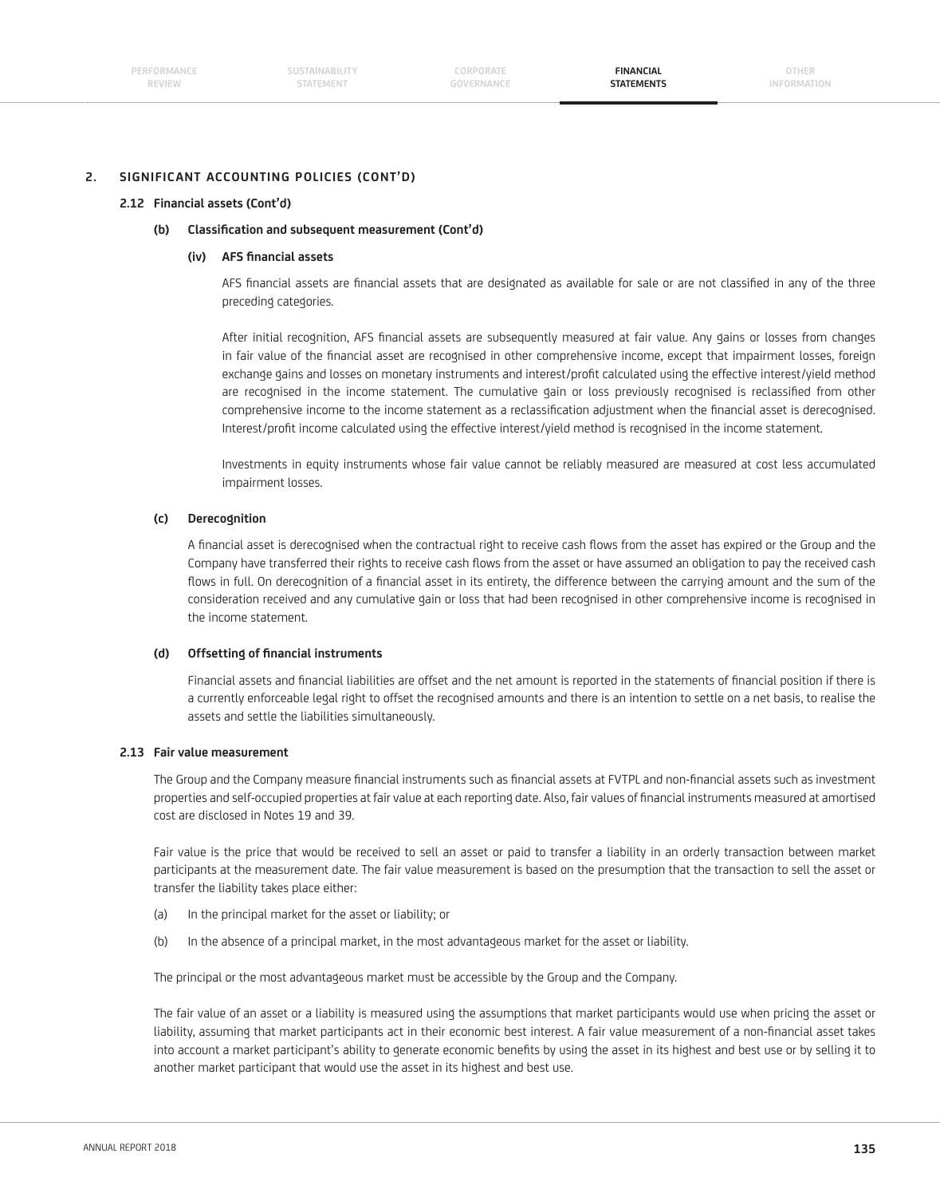## 2. SIGNIFICANT ACCOUNTING POLICIES (CONT'D)

### 2.12 Financial assets (Cont'd)

#### (b) Classification and subsequent measurement (Cont'd)

##### (iv) AFS financial assets

AFS financial assets are financial assets that are designated as available for sale or are not classified in any of the three preceding categories.

After initial recognition, AFS financial assets are subsequently measured at fair value. Any gains or losses from changes in fair value of the financial asset are recognised in other comprehensive income, except that impairment losses, foreign exchange gains and losses on monetary instruments and interest/profit calculated using the effective interest/yield method are recognised in the income statement. The cumulative gain or loss previously recognised is reclassified from other comprehensive income to the income statement as a reclassification adjustment when the financial asset is derecognised. Interest/profit income calculated using the effective interest/yield method is recognised in the income statement.

Investments in equity instruments whose fair value cannot be reliably measured are measured at cost less accumulated impairment losses.

#### (c) Derecognition

A financial asset is derecognised when the contractual right to receive cash flows from the asset has expired or the Group and the Company have transferred their rights to receive cash flows from the asset or have assumed an obligation to pay the received cash flows in full. On derecognition of a financial asset in its entirety, the difference between the carrying amount and the sum of the consideration received and any cumulative gain or loss that had been recognised in other comprehensive income is recognised in the income statement.

#### (d) Offsetting of financial instruments

Financial assets and financial liabilities are offset and the net amount is reported in the statements of financial position if there is a currently enforceable legal right to offset the recognised amounts and there is an intention to settle on a net basis, to realise the assets and settle the liabilities simultaneously.

### 2.13 Fair value measurement

The Group and the Company measure financial instruments such as financial assets at FVTPL and non-financial assets such as investment properties and self-occupied properties at fair value at each reporting date. Also, fair values of financial instruments measured at amortised cost are disclosed in Notes 19 and 39.

Fair value is the price that would be received to sell an asset or paid to transfer a liability in an orderly transaction between market participants at the measurement date. The fair value measurement is based on the presumption that the transaction to sell the asset or transfer the liability takes place either:

(a) In the principal market for the asset or liability; or

(b) In the absence of a principal market, in the most advantageous market for the asset or liability.

The principal or the most advantageous market must be accessible by the Group and the Company.

The fair value of an asset or a liability is measured using the assumptions that market participants would use when pricing the asset or liability, assuming that market participants act in their economic best interest. A fair value measurement of a non-financial asset takes into account a market participant's ability to generate economic benefits by using the asset in its highest and best use or by selling it to another market participant that would use the asset in its highest and best use.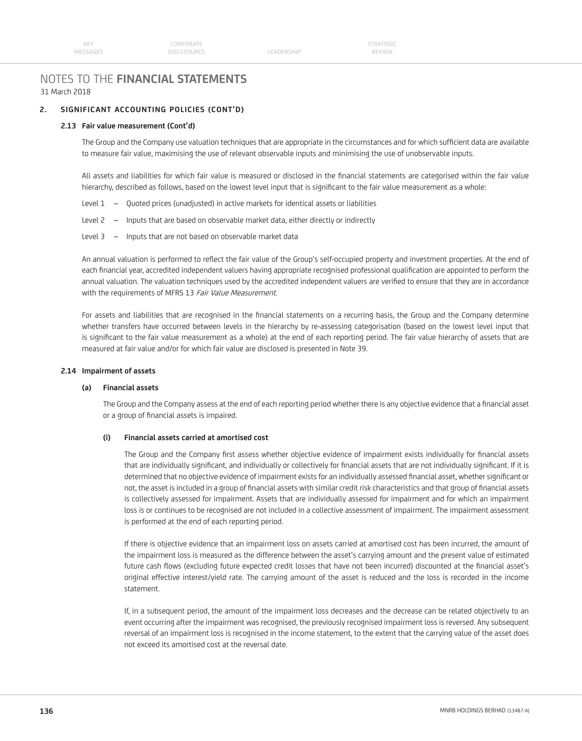# NOTES TO THE **FINANCIAL STATEMENTS**

31 March 2018

## 2. SIGNIFICANT ACCOUNTING POLICIES (CONT'D)

### 2.13 Fair value measurement (Cont'd)

The Group and the Company use valuation techniques that are appropriate in the circumstances and for which sufficient data are available to measure fair value, maximising the use of relevant observable inputs and minimising the use of unobservable inputs.

All assets and liabilities for which fair value is measured or disclosed in the financial statements are categorised within the fair value hierarchy, described as follows, based on the lowest level input that is significant to the fair value measurement as a whole:

Level 1 – Quoted prices (unadjusted) in active markets for identical assets or liabilities

Level 2 – Inputs that are based on observable market data, either directly or indirectly

Level 3 – Inputs that are not based on observable market data

An annual valuation is performed to reflect the fair value of the Group's self-occupied property and investment properties. At the end of each financial year, accredited independent valuers having appropriate recognised professional qualification are appointed to perform the annual valuation. The valuation techniques used by the accredited independent valuers are verified to ensure that they are in accordance with the requirements of MFRS 13 *Fair Value Measurement*.

For assets and liabilities that are recognised in the financial statements on a recurring basis, the Group and the Company determine whether transfers have occurred between levels in the hierarchy by re-assessing categorisation (based on the lowest level input that is significant to the fair value measurement as a whole) at the end of each reporting period. The fair value hierarchy of assets that are measured at fair value and/or for which fair value are disclosed is presented in Note 39.

### 2.14 Impairment of assets

#### (a) Financial assets

The Group and the Company assess at the end of each reporting period whether there is any objective evidence that a financial asset or a group of financial assets is impaired.

##### (i) Financial assets carried at amortised cost

The Group and the Company first assess whether objective evidence of impairment exists individually for financial assets that are individually significant, and individually or collectively for financial assets that are not individually significant. If it is determined that no objective evidence of impairment exists for an individually assessed financial asset, whether significant or not, the asset is included in a group of financial assets with similar credit risk characteristics and that group of financial assets is collectively assessed for impairment. Assets that are individually assessed for impairment and for which an impairment loss is or continues to be recognised are not included in a collective assessment of impairment. The impairment assessment is performed at the end of each reporting period.

If there is objective evidence that an impairment loss on assets carried at amortised cost has been incurred, the amount of the impairment loss is measured as the difference between the asset's carrying amount and the present value of estimated future cash flows (excluding future expected credit losses that have not been incurred) discounted at the financial asset's original effective interest/yield rate. The carrying amount of the asset is reduced and the loss is recorded in the income statement.

If, in a subsequent period, the amount of the impairment loss decreases and the decrease can be related objectively to an event occurring after the impairment was recognised, the previously recognised impairment loss is reversed. Any subsequent reversal of an impairment loss is recognised in the income statement, to the extent that the carrying value of the asset does not exceed its amortised cost at the reversal date.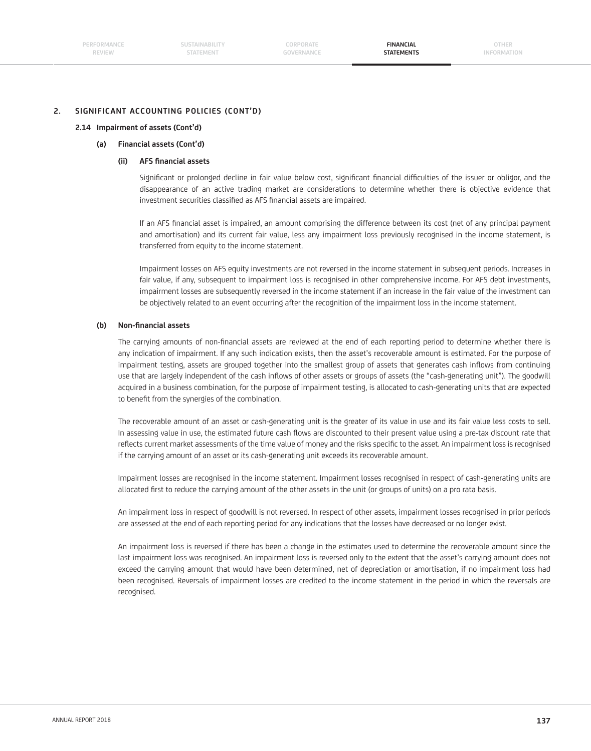## 2. SIGNIFICANT ACCOUNTING POLICIES (CONT'D)

### 2.14 Impairment of assets (Cont'd)

#### (a) Financial assets (Cont'd)

##### (ii) AFS financial assets

Significant or prolonged decline in fair value below cost, significant financial difficulties of the issuer or obligor, and the disappearance of an active trading market are considerations to determine whether there is objective evidence that investment securities classified as AFS financial assets are impaired.

If an AFS financial asset is impaired, an amount comprising the difference between its cost (net of any principal payment and amortisation) and its current fair value, less any impairment loss previously recognised in the income statement, is transferred from equity to the income statement.

Impairment losses on AFS equity investments are not reversed in the income statement in subsequent periods. Increases in fair value, if any, subsequent to impairment loss is recognised in other comprehensive income. For AFS debt investments, impairment losses are subsequently reversed in the income statement if an increase in the fair value of the investment can be objectively related to an event occurring after the recognition of the impairment loss in the income statement.

#### (b) Non-financial assets

The carrying amounts of non-financial assets are reviewed at the end of each reporting period to determine whether there is any indication of impairment. If any such indication exists, then the asset's recoverable amount is estimated. For the purpose of impairment testing, assets are grouped together into the smallest group of assets that generates cash inflows from continuing use that are largely independent of the cash inflows of other assets or groups of assets (the "cash-generating unit"). The goodwill acquired in a business combination, for the purpose of impairment testing, is allocated to cash-generating units that are expected to benefit from the synergies of the combination.

The recoverable amount of an asset or cash-generating unit is the greater of its value in use and its fair value less costs to sell. In assessing value in use, the estimated future cash flows are discounted to their present value using a pre-tax discount rate that reflects current market assessments of the time value of money and the risks specific to the asset. An impairment loss is recognised if the carrying amount of an asset or its cash-generating unit exceeds its recoverable amount.

Impairment losses are recognised in the income statement. Impairment losses recognised in respect of cash-generating units are allocated first to reduce the carrying amount of the other assets in the unit (or groups of units) on a pro rata basis.

An impairment loss in respect of goodwill is not reversed. In respect of other assets, impairment losses recognised in prior periods are assessed at the end of each reporting period for any indications that the losses have decreased or no longer exist.

An impairment loss is reversed if there has been a change in the estimates used to determine the recoverable amount since the last impairment loss was recognised. An impairment loss is reversed only to the extent that the asset's carrying amount does not exceed the carrying amount that would have been determined, net of depreciation or amortisation, if no impairment loss had been recognised. Reversals of impairment losses are credited to the income statement in the period in which the reversals are recognised.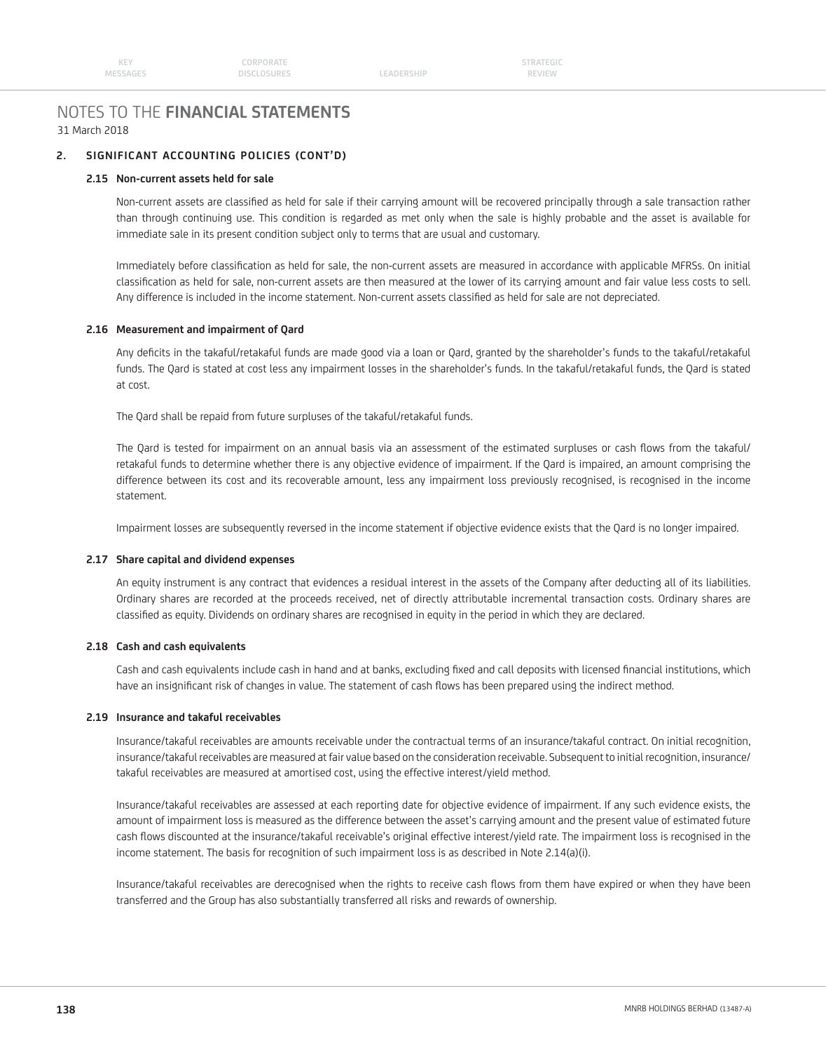# NOTES TO THE **FINANCIAL STATEMENTS**

31 March 2018

## 2. SIGNIFICANT ACCOUNTING POLICIES (CONT'D)

### 2.15 Non-current assets held for sale

Non-current assets are classified as held for sale if their carrying amount will be recovered principally through a sale transaction rather than through continuing use. This condition is regarded as met only when the sale is highly probable and the asset is available for immediate sale in its present condition subject only to terms that are usual and customary.

Immediately before classification as held for sale, the non-current assets are measured in accordance with applicable MFRSs. On initial classification as held for sale, non-current assets are then measured at the lower of its carrying amount and fair value less costs to sell. Any difference is included in the income statement. Non-current assets classified as held for sale are not depreciated.

### 2.16 Measurement and impairment of Qard

Any deficits in the takaful/retakaful funds are made good via a loan or Qard, granted by the shareholder's funds to the takaful/retakaful funds. The Qard is stated at cost less any impairment losses in the shareholder's funds. In the takaful/retakaful funds, the Qard is stated at cost.

The Qard shall be repaid from future surpluses of the takaful/retakaful funds.

The Qard is tested for impairment on an annual basis via an assessment of the estimated surpluses or cash flows from the takaful/retakaful funds to determine whether there is any objective evidence of impairment. If the Qard is impaired, an amount comprising the difference between its cost and its recoverable amount, less any impairment loss previously recognised, is recognised in the income statement.

Impairment losses are subsequently reversed in the income statement if objective evidence exists that the Qard is no longer impaired.

### 2.17 Share capital and dividend expenses

An equity instrument is any contract that evidences a residual interest in the assets of the Company after deducting all of its liabilities. Ordinary shares are recorded at the proceeds received, net of directly attributable incremental transaction costs. Ordinary shares are classified as equity. Dividends on ordinary shares are recognised in equity in the period in which they are declared.

### 2.18 Cash and cash equivalents

Cash and cash equivalents include cash in hand and at banks, excluding fixed and call deposits with licensed financial institutions, which have an insignificant risk of changes in value. The statement of cash flows has been prepared using the indirect method.

### 2.19 Insurance and takaful receivables

Insurance/takaful receivables are amounts receivable under the contractual terms of an insurance/takaful contract. On initial recognition, insurance/takaful receivables are measured at fair value based on the consideration receivable. Subsequent to initial recognition, insurance/takaful receivables are measured at amortised cost, using the effective interest/yield method.

Insurance/takaful receivables are assessed at each reporting date for objective evidence of impairment. If any such evidence exists, the amount of impairment loss is measured as the difference between the asset's carrying amount and the present value of estimated future cash flows discounted at the insurance/takaful receivable's original effective interest/yield rate. The impairment loss is recognised in the income statement. The basis for recognition of such impairment loss is as described in Note 2.14(a)(i).

Insurance/takaful receivables are derecognised when the rights to receive cash flows from them have expired or when they have been transferred and the Group has also substantially transferred all risks and rewards of ownership.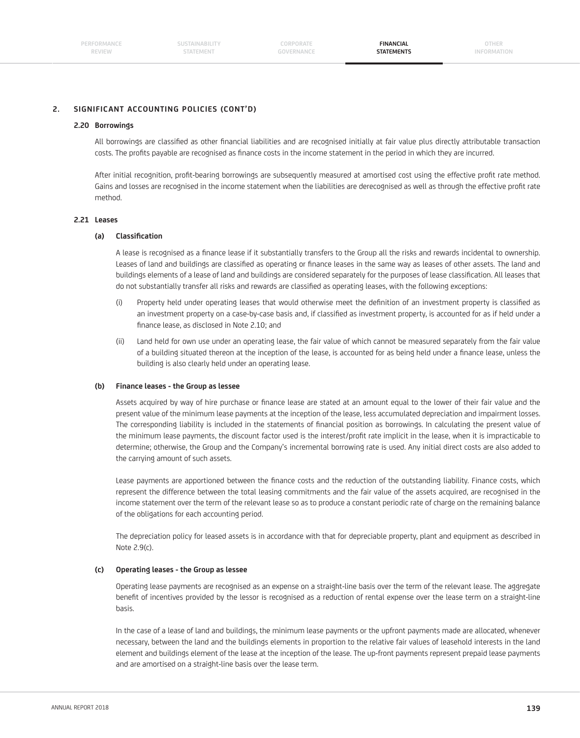## 2. SIGNIFICANT ACCOUNTING POLICIES (CONT'D)

### 2.20 Borrowings

All borrowings are classified as other financial liabilities and are recognised initially at fair value plus directly attributable transaction costs. The profits payable are recognised as finance costs in the income statement in the period in which they are incurred.

After initial recognition, profit-bearing borrowings are subsequently measured at amortised cost using the effective profit rate method. Gains and losses are recognised in the income statement when the liabilities are derecognised as well as through the effective profit rate method.

### 2.21 Leases

#### (a) Classification

A lease is recognised as a finance lease if it substantially transfers to the Group all the risks and rewards incidental to ownership. Leases of land and buildings are classified as operating or finance leases in the same way as leases of other assets. The land and buildings elements of a lease of land and buildings are considered separately for the purposes of lease classification. All leases that do not substantially transfer all risks and rewards are classified as operating leases, with the following exceptions:

(i) Property held under operating leases that would otherwise meet the definition of an investment property is classified as an investment property on a case-by-case basis and, if classified as investment property, is accounted for as if held under a finance lease, as disclosed in Note 2.10; and

(ii) Land held for own use under an operating lease, the fair value of which cannot be measured separately from the fair value of a building situated thereon at the inception of the lease, is accounted for as being held under a finance lease, unless the building is also clearly held under an operating lease.

#### (b) Finance leases - the Group as lessee

Assets acquired by way of hire purchase or finance lease are stated at an amount equal to the lower of their fair value and the present value of the minimum lease payments at the inception of the lease, less accumulated depreciation and impairment losses. The corresponding liability is included in the statements of financial position as borrowings. In calculating the present value of the minimum lease payments, the discount factor used is the interest/profit rate implicit in the lease, when it is impracticable to determine; otherwise, the Group and the Company's incremental borrowing rate is used. Any initial direct costs are also added to the carrying amount of such assets.

Lease payments are apportioned between the finance costs and the reduction of the outstanding liability. Finance costs, which represent the difference between the total leasing commitments and the fair value of the assets acquired, are recognised in the income statement over the term of the relevant lease so as to produce a constant periodic rate of charge on the remaining balance of the obligations for each accounting period.

The depreciation policy for leased assets is in accordance with that for depreciable property, plant and equipment as described in Note 2.9(c).

#### (c) Operating leases - the Group as lessee

Operating lease payments are recognised as an expense on a straight-line basis over the term of the relevant lease. The aggregate benefit of incentives provided by the lessor is recognised as a reduction of rental expense over the lease term on a straight-line basis.

In the case of a lease of land and buildings, the minimum lease payments or the upfront payments made are allocated, whenever necessary, between the land and the buildings elements in proportion to the relative fair values of leasehold interests in the land element and buildings element of the lease at the inception of the lease. The up-front payments represent prepaid lease payments and are amortised on a straight-line basis over the lease term.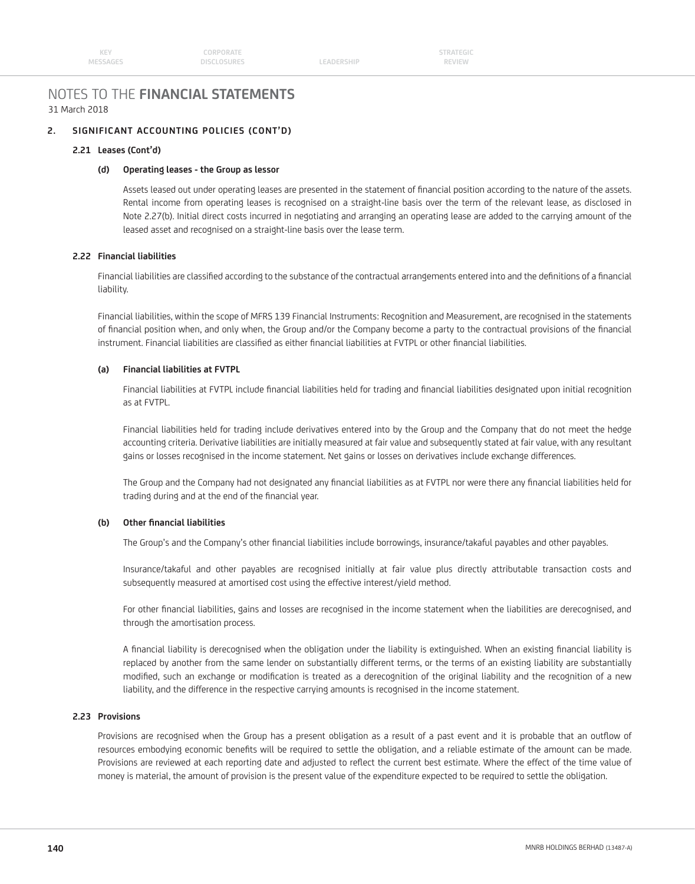# NOTES TO THE **FINANCIAL STATEMENTS**

31 March 2018

## 2. SIGNIFICANT ACCOUNTING POLICIES (CONT'D)

### 2.21 Leases (Cont'd)

#### (d) Operating leases - the Group as lessor

Assets leased out under operating leases are presented in the statement of financial position according to the nature of the assets. Rental income from operating leases is recognised on a straight-line basis over the term of the relevant lease, as disclosed in Note 2.27(b). Initial direct costs incurred in negotiating and arranging an operating lease are added to the carrying amount of the leased asset and recognised on a straight-line basis over the lease term.

### 2.22 Financial liabilities

Financial liabilities are classified according to the substance of the contractual arrangements entered into and the definitions of a financial liability.

Financial liabilities, within the scope of MFRS 139 Financial Instruments: Recognition and Measurement, are recognised in the statements of financial position when, and only when, the Group and/or the Company become a party to the contractual provisions of the financial instrument. Financial liabilities are classified as either financial liabilities at FVTPL or other financial liabilities.

#### (a) Financial liabilities at FVTPL

Financial liabilities at FVTPL include financial liabilities held for trading and financial liabilities designated upon initial recognition as at FVTPL.

Financial liabilities held for trading include derivatives entered into by the Group and the Company that do not meet the hedge accounting criteria. Derivative liabilities are initially measured at fair value and subsequently stated at fair value, with any resultant gains or losses recognised in the income statement. Net gains or losses on derivatives include exchange differences.

The Group and the Company had not designated any financial liabilities as at FVTPL nor were there any financial liabilities held for trading during and at the end of the financial year.

#### (b) Other financial liabilities

The Group's and the Company's other financial liabilities include borrowings, insurance/takaful payables and other payables.

Insurance/takaful and other payables are recognised initially at fair value plus directly attributable transaction costs and subsequently measured at amortised cost using the effective interest/yield method.

For other financial liabilities, gains and losses are recognised in the income statement when the liabilities are derecognised, and through the amortisation process.

A financial liability is derecognised when the obligation under the liability is extinguished. When an existing financial liability is replaced by another from the same lender on substantially different terms, or the terms of an existing liability are substantially modified, such an exchange or modification is treated as a derecognition of the original liability and the recognition of a new liability, and the difference in the respective carrying amounts is recognised in the income statement.

### 2.23 Provisions

Provisions are recognised when the Group has a present obligation as a result of a past event and it is probable that an outflow of resources embodying economic benefits will be required to settle the obligation, and a reliable estimate of the amount can be made. Provisions are reviewed at each reporting date and adjusted to reflect the current best estimate. Where the effect of the time value of money is material, the amount of provision is the present value of the expenditure expected to be required to settle the obligation.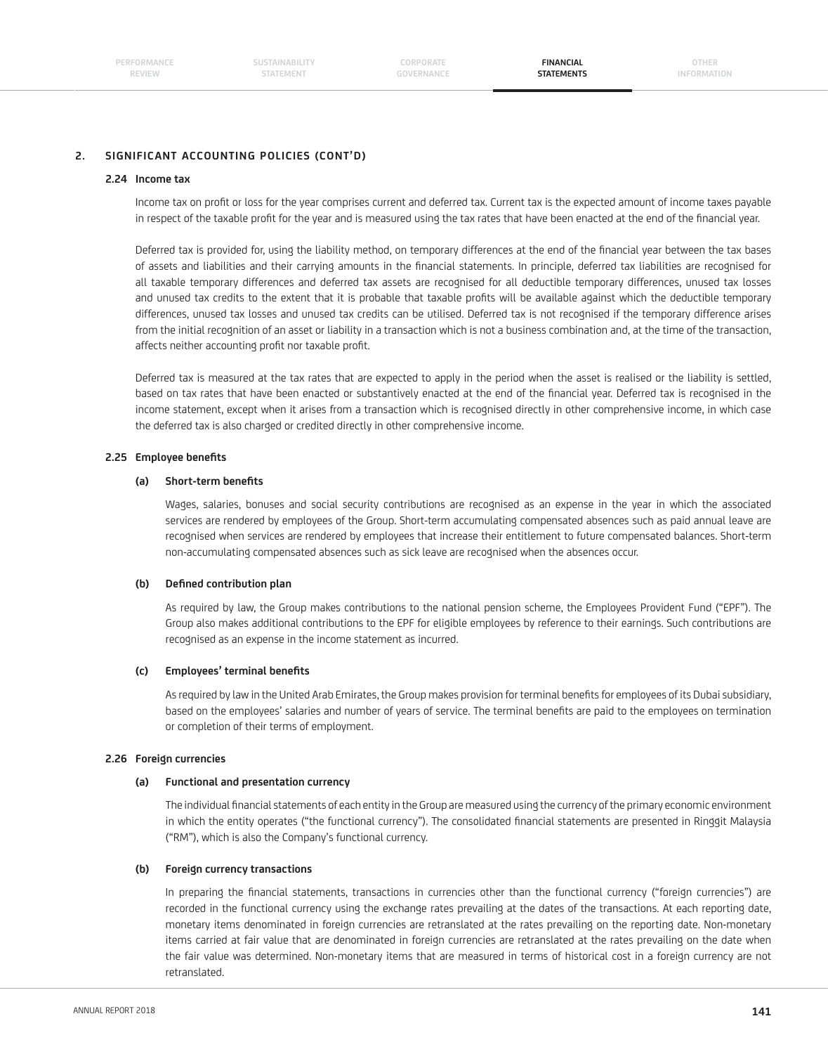## 2. SIGNIFICANT ACCOUNTING POLICIES (CONT'D)

### 2.24 Income tax

Income tax on profit or loss for the year comprises current and deferred tax. Current tax is the expected amount of income taxes payable in respect of the taxable profit for the year and is measured using the tax rates that have been enacted at the end of the financial year.

Deferred tax is provided for, using the liability method, on temporary differences at the end of the financial year between the tax bases of assets and liabilities and their carrying amounts in the financial statements. In principle, deferred tax liabilities are recognised for all taxable temporary differences and deferred tax assets are recognised for all deductible temporary differences, unused tax losses and unused tax credits to the extent that it is probable that taxable profits will be available against which the deductible temporary differences, unused tax losses and unused tax credits can be utilised. Deferred tax is not recognised if the temporary difference arises from the initial recognition of an asset or liability in a transaction which is not a business combination and, at the time of the transaction, affects neither accounting profit nor taxable profit.

Deferred tax is measured at the tax rates that are expected to apply in the period when the asset is realised or the liability is settled, based on tax rates that have been enacted or substantively enacted at the end of the financial year. Deferred tax is recognised in the income statement, except when it arises from a transaction which is recognised directly in other comprehensive income, in which case the deferred tax is also charged or credited directly in other comprehensive income.

### 2.25 Employee benefits

#### (a) Short-term benefits

Wages, salaries, bonuses and social security contributions are recognised as an expense in the year in which the associated services are rendered by employees of the Group. Short-term accumulating compensated absences such as paid annual leave are recognised when services are rendered by employees that increase their entitlement to future compensated balances. Short-term non-accumulating compensated absences such as sick leave are recognised when the absences occur.

#### (b) Defined contribution plan

As required by law, the Group makes contributions to the national pension scheme, the Employees Provident Fund ("EPF"). The Group also makes additional contributions to the EPF for eligible employees by reference to their earnings. Such contributions are recognised as an expense in the income statement as incurred.

#### (c) Employees' terminal benefits

As required by law in the United Arab Emirates, the Group makes provision for terminal benefits for employees of its Dubai subsidiary, based on the employees' salaries and number of years of service. The terminal benefits are paid to the employees on termination or completion of their terms of employment.

### 2.26 Foreign currencies

#### (a) Functional and presentation currency

The individual financial statements of each entity in the Group are measured using the currency of the primary economic environment in which the entity operates ("the functional currency"). The consolidated financial statements are presented in Ringgit Malaysia ("RM"), which is also the Company's functional currency.

#### (b) Foreign currency transactions

In preparing the financial statements, transactions in currencies other than the functional currency ("foreign currencies") are recorded in the functional currency using the exchange rates prevailing at the dates of the transactions. At each reporting date, monetary items denominated in foreign currencies are retranslated at the rates prevailing on the reporting date. Non-monetary items carried at fair value that are denominated in foreign currencies are retranslated at the rates prevailing on the date when the fair value was determined. Non-monetary items that are measured in terms of historical cost in a foreign currency are not retranslated.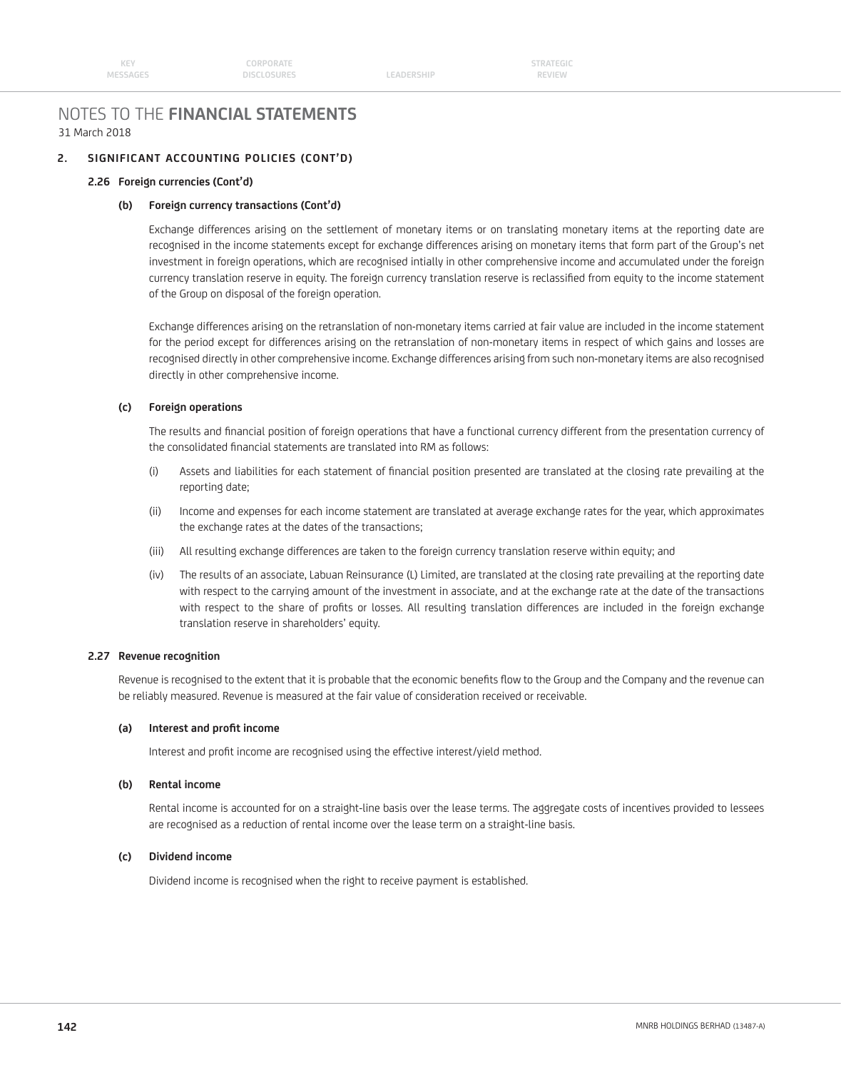# NOTES TO THE **FINANCIAL STATEMENTS**

31 March 2018

## 2. SIGNIFICANT ACCOUNTING POLICIES (CONT'D)

### 2.26 Foreign currencies (Cont'd)

#### (b) Foreign currency transactions (Cont'd)

Exchange differences arising on the settlement of monetary items or on translating monetary items at the reporting date are recognised in the income statements except for exchange differences arising on monetary items that form part of the Group's net investment in foreign operations, which are recognised intially in other comprehensive income and accumulated under the foreign currency translation reserve in equity. The foreign currency translation reserve is reclassified from equity to the income statement of the Group on disposal of the foreign operation.

Exchange differences arising on the retranslation of non-monetary items carried at fair value are included in the income statement for the period except for differences arising on the retranslation of non-monetary items in respect of which gains and losses are recognised directly in other comprehensive income. Exchange differences arising from such non-monetary items are also recognised directly in other comprehensive income.

#### (c) Foreign operations

The results and financial position of foreign operations that have a functional currency different from the presentation currency of the consolidated financial statements are translated into RM as follows:

(i) Assets and liabilities for each statement of financial position presented are translated at the closing rate prevailing at the reporting date;

(ii) Income and expenses for each income statement are translated at average exchange rates for the year, which approximates the exchange rates at the dates of the transactions;

(iii) All resulting exchange differences are taken to the foreign currency translation reserve within equity; and

(iv) The results of an associate, Labuan Reinsurance (L) Limited, are translated at the closing rate prevailing at the reporting date with respect to the carrying amount of the investment in associate, and at the exchange rate at the date of the transactions with respect to the share of profits or losses. All resulting translation differences are included in the foreign exchange translation reserve in shareholders' equity.

### 2.27 Revenue recognition

Revenue is recognised to the extent that it is probable that the economic benefits flow to the Group and the Company and the revenue can be reliably measured. Revenue is measured at the fair value of consideration received or receivable.

#### (a) Interest and profit income

Interest and profit income are recognised using the effective interest/yield method.

#### (b) Rental income

Rental income is accounted for on a straight-line basis over the lease terms. The aggregate costs of incentives provided to lessees are recognised as a reduction of rental income over the lease term on a straight-line basis.

#### (c) Dividend income

Dividend income is recognised when the right to receive payment is established.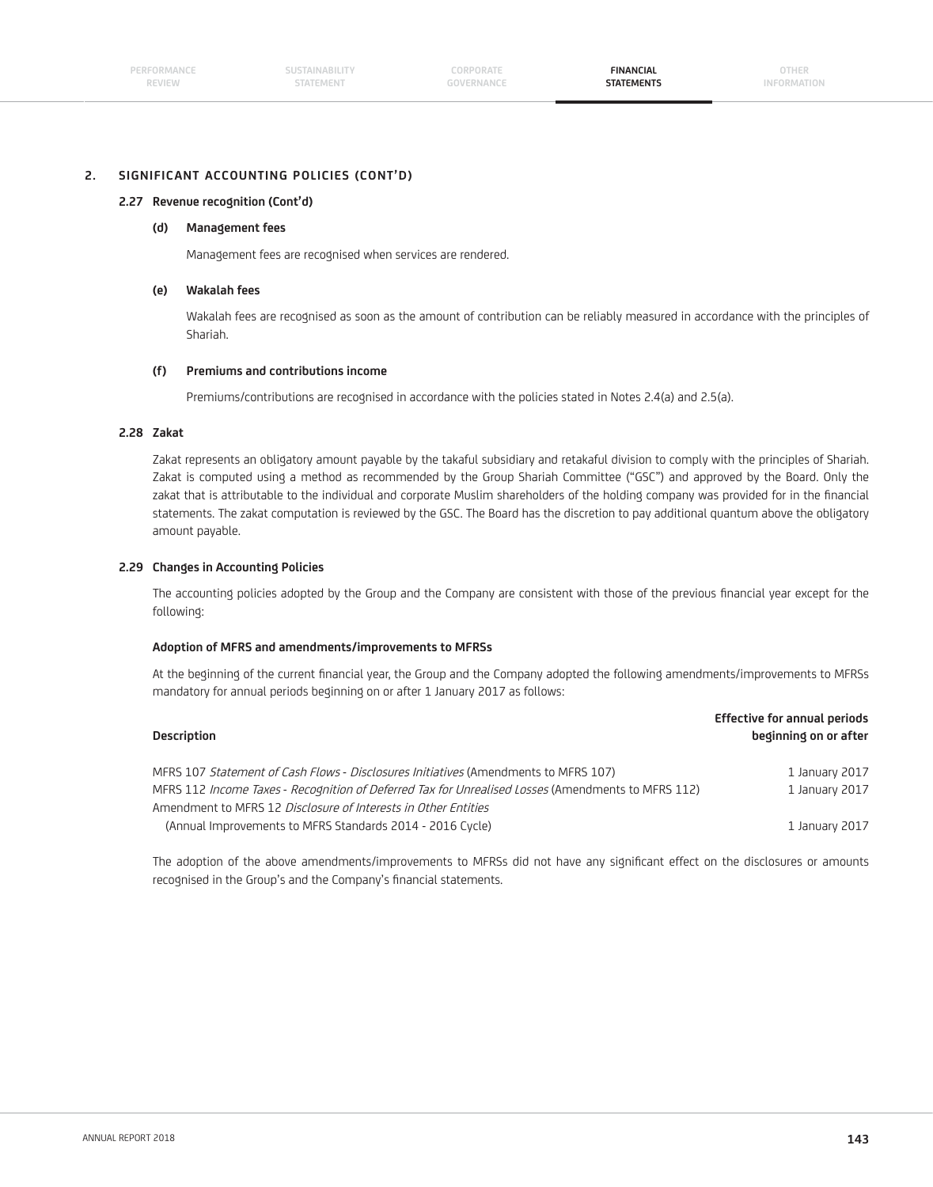## 2. SIGNIFICANT ACCOUNTING POLICIES (CONT'D)

### 2.27 Revenue recognition (Cont'd)

#### (d) Management fees

Management fees are recognised when services are rendered.

#### (e) Wakalah fees

Wakalah fees are recognised as soon as the amount of contribution can be reliably measured in accordance with the principles of Shariah.

#### (f) Premiums and contributions income

Premiums/contributions are recognised in accordance with the policies stated in Notes 2.4(a) and 2.5(a).

### 2.28 Zakat

Zakat represents an obligatory amount payable by the takaful subsidiary and retakaful division to comply with the principles of Shariah. Zakat is computed using a method as recommended by the Group Shariah Committee ("GSC") and approved by the Board. Only the zakat that is attributable to the individual and corporate Muslim shareholders of the holding company was provided for in the financial statements. The zakat computation is reviewed by the GSC. The Board has the discretion to pay additional quantum above the obligatory amount payable.

### 2.29 Changes in Accounting Policies

The accounting policies adopted by the Group and the Company are consistent with those of the previous financial year except for the following:

**Adoption of MFRS and amendments/improvements to MFRSs**

At the beginning of the current financial year, the Group and the Company adopted the following amendments/improvements to MFRSs mandatory for annual periods beginning on or after 1 January 2017 as follows:

| Description | Effective for annual periods beginning on or after |
|---|---|
| MFRS 107 *Statement of Cash Flows - Disclosures Initiatives* (Amendments to MFRS 107) | 1 January 2017 |
| MFRS 112 *Income Taxes - Recognition of Deferred Tax for Unrealised Losses* (Amendments to MFRS 112) | 1 January 2017 |
| Amendment to MFRS 12 *Disclosure of Interests in Other Entities* (Annual Improvements to MFRS Standards 2014 - 2016 Cycle) | 1 January 2017 |

The adoption of the above amendments/improvements to MFRSs did not have any significant effect on the disclosures or amounts recognised in the Group's and the Company's financial statements.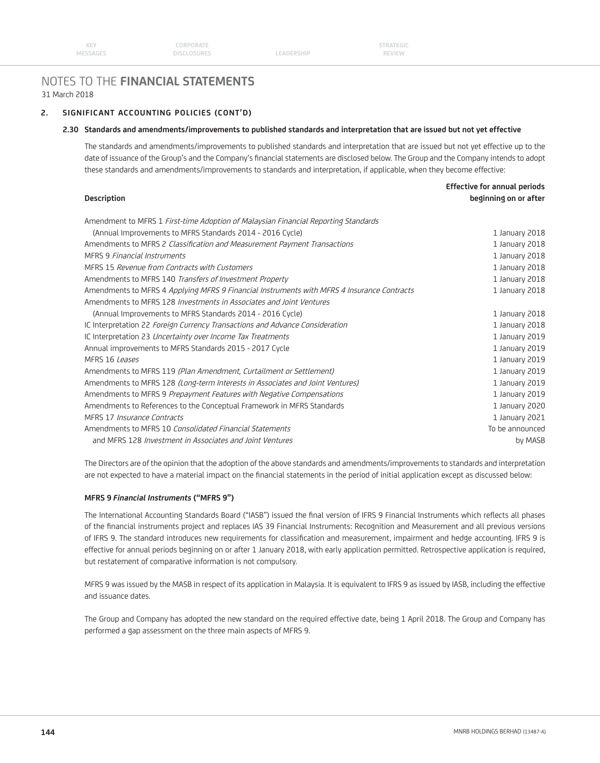# NOTES TO THE FINANCIAL STATEMENTS

31 March 2018

## 2. SIGNIFICANT ACCOUNTING POLICIES (CONT'D)

### 2.30 Standards and amendments/improvements to published standards and interpretation that are issued but not yet effective

The standards and amendments/improvements to published standards and interpretation that are issued but not yet effective up to the date of issuance of the Group's and the Company's financial statements are disclosed below. The Group and the Company intends to adopt these standards and amendments/improvements to standards and interpretation, if applicable, when they become effective:

| Description | Effective for annual periods beginning on or after |
|---|---|
| Amendment to MFRS 1 *First-time Adoption of Malaysian Financial Reporting Standards* (Annual Improvements to MFRS Standards 2014 - 2016 Cycle) | 1 January 2018 |
| Amendments to MFRS 2 *Classification and Measurement Payment Transactions* | 1 January 2018 |
| MFRS 9 *Financial Instruments* | 1 January 2018 |
| MFRS 15 *Revenue from Contracts with Customers* | 1 January 2018 |
| Amendments to MFRS 140 *Transfers of Investment Property* | 1 January 2018 |
| Amendments to MFRS 4 *Applying MFRS 9 Financial Instruments with MFRS 4 Insurance Contracts* | 1 January 2018 |
| Amendments to MFRS 128 *Investments in Associates and Joint Ventures* (Annual Improvements to MFRS Standards 2014 - 2016 Cycle) | 1 January 2018 |
| IC Interpretation 22 *Foreign Currency Transactions and Advance Consideration* | 1 January 2018 |
| IC Interpretation 23 *Uncertainty over Income Tax Treatments* | 1 January 2019 |
| Annual improvements to MFRS Standards 2015 - 2017 Cycle | 1 January 2019 |
| MFRS 16 *Leases* | 1 January 2019 |
| Amendments to MFRS 119 *(Plan Amendment, Curtailment or Settlement)* | 1 January 2019 |
| Amendments to MFRS 128 *(Long-term Interests in Associates and Joint Ventures)* | 1 January 2019 |
| Amendments to MFRS 9 *Prepayment Features with Negative Compensations* | 1 January 2019 |
| Amendments to References to the Conceptual Framework in MFRS Standards | 1 January 2020 |
| MFRS 17 *Insurance Contracts* | 1 January 2021 |
| Amendments to MFRS 10 *Consolidated Financial Statements* and MFRS 128 *Investment in Associates and Joint Ventures* | To be announced by MASB |

The Directors are of the opinion that the adoption of the above standards and amendments/improvements to standards and interpretation are not expected to have a material impact on the financial statements in the period of initial application except as discussed below:

**MFRS 9 *Financial Instruments* ("MFRS 9")**

The International Accounting Standards Board ("IASB") issued the final version of IFRS 9 Financial Instruments which reflects all phases of the financial instruments project and replaces IAS 39 Financial Instruments: Recognition and Measurement and all previous versions of IFRS 9. The standard introduces new requirements for classification and measurement, impairment and hedge accounting. IFRS 9 is effective for annual periods beginning on or after 1 January 2018, with early application permitted. Retrospective application is required, but restatement of comparative information is not compulsory.

MFRS 9 was issued by the MASB in respect of its application in Malaysia. It is equivalent to IFRS 9 as issued by IASB, including the effective and issuance dates.

The Group and Company has adopted the new standard on the required effective date, being 1 April 2018. The Group and Company has performed a gap assessment on the three main aspects of MFRS 9.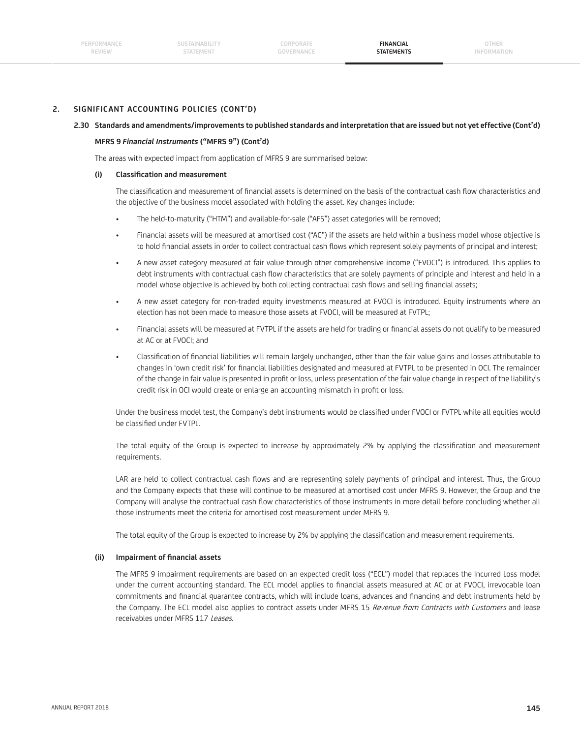## 2. SIGNIFICANT ACCOUNTING POLICIES (CONT'D)

### 2.30 Standards and amendments/improvements to published standards and interpretation that are issued but not yet effective (Cont'd)

**MFRS 9 *Financial Instruments* ("MFRS 9") (Cont'd)**

The areas with expected impact from application of MFRS 9 are summarised below:

**(i) Classification and measurement**

The classification and measurement of financial assets is determined on the basis of the contractual cash flow characteristics and the objective of the business model associated with holding the asset. Key changes include:

- The held-to-maturity ("HTM") and available-for-sale ("AFS") asset categories will be removed;
- Financial assets will be measured at amortised cost ("AC") if the assets are held within a business model whose objective is to hold financial assets in order to collect contractual cash flows which represent solely payments of principal and interest;
- A new asset category measured at fair value through other comprehensive income ("FVOCI") is introduced. This applies to debt instruments with contractual cash flow characteristics that are solely payments of principle and interest and held in a model whose objective is achieved by both collecting contractual cash flows and selling financial assets;
- A new asset category for non-traded equity investments measured at FVOCI is introduced. Equity instruments where an election has not been made to measure those assets at FVOCI, will be measured at FVTPL;
- Financial assets will be measured at FVTPL if the assets are held for trading or financial assets do not qualify to be measured at AC or at FVOCI; and
- Classification of financial liabilities will remain largely unchanged, other than the fair value gains and losses attributable to changes in 'own credit risk' for financial liabilities designated and measured at FVTPL to be presented in OCI. The remainder of the change in fair value is presented in profit or loss, unless presentation of the fair value change in respect of the liability's credit risk in OCI would create or enlarge an accounting mismatch in profit or loss.

Under the business model test, the Company's debt instruments would be classified under FVOCI or FVTPL while all equities would be classified under FVTPL.

The total equity of the Group is expected to increase by approximately 2% by applying the classification and measurement requirements.

LAR are held to collect contractual cash flows and are representing solely payments of principal and interest. Thus, the Group and the Company expects that these will continue to be measured at amortised cost under MFRS 9. However, the Group and the Company will analyse the contractual cash flow characteristics of those instruments in more detail before concluding whether all those instruments meet the criteria for amortised cost measurement under MFRS 9.

The total equity of the Group is expected to increase by 2% by applying the classification and measurement requirements.

**(ii) Impairment of financial assets**

The MFRS 9 impairment requirements are based on an expected credit loss ("ECL") model that replaces the Incurred Loss model under the current accounting standard. The ECL model applies to financial assets measured at AC or at FVOCI, irrevocable loan commitments and financial guarantee contracts, which will include loans, advances and financing and debt instruments held by the Company. The ECL model also applies to contract assets under MFRS 15 *Revenue from Contracts with Customers* and lease receivables under MFRS 117 *Leases*.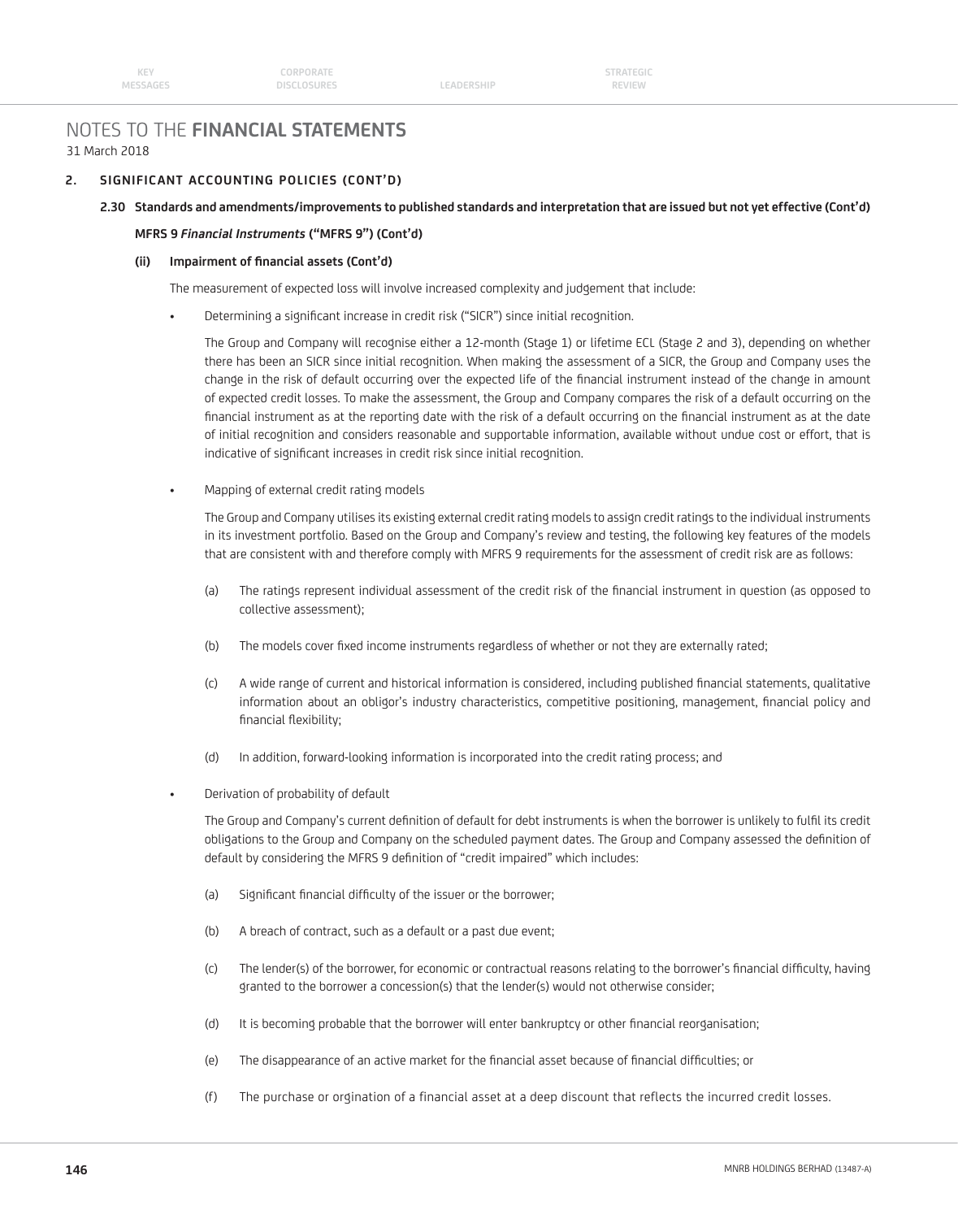# NOTES TO THE FINANCIAL STATEMENTS

31 March 2018

## 2. SIGNIFICANT ACCOUNTING POLICIES (CONT'D)

### 2.30 Standards and amendments/improvements to published standards and interpretation that are issued but not yet effective (Cont'd)

**MFRS 9 *Financial Instruments* ("MFRS 9") (Cont'd)**

**(ii) Impairment of financial assets (Cont'd)**

The measurement of expected loss will involve increased complexity and judgement that include:

- Determining a significant increase in credit risk ("SICR") since initial recognition.

  The Group and Company will recognise either a 12-month (Stage 1) or lifetime ECL (Stage 2 and 3), depending on whether there has been an SICR since initial recognition. When making the assessment of a SICR, the Group and Company uses the change in the risk of default occurring over the expected life of the financial instrument instead of the change in amount of expected credit losses. To make the assessment, the Group and Company compares the risk of a default occurring on the financial instrument as at the reporting date with the risk of a default occurring on the financial instrument as at the date of initial recognition and considers reasonable and supportable information, available without undue cost or effort, that is indicative of significant increases in credit risk since initial recognition.

- Mapping of external credit rating models

  The Group and Company utilises its existing external credit rating models to assign credit ratings to the individual instruments in its investment portfolio. Based on the Group and Company's review and testing, the following key features of the models that are consistent with and therefore comply with MFRS 9 requirements for the assessment of credit risk are as follows:

  (a) The ratings represent individual assessment of the credit risk of the financial instrument in question (as opposed to collective assessment);

  (b) The models cover fixed income instruments regardless of whether or not they are externally rated;

  (c) A wide range of current and historical information is considered, including published financial statements, qualitative information about an obligor's industry characteristics, competitive positioning, management, financial policy and financial flexibility;

  (d) In addition, forward-looking information is incorporated into the credit rating process; and

- Derivation of probability of default

  The Group and Company's current definition of default for debt instruments is when the borrower is unlikely to fulfil its credit obligations to the Group and Company on the scheduled payment dates. The Group and Company assessed the definition of default by considering the MFRS 9 definition of "credit impaired" which includes:

  (a) Significant financial difficulty of the issuer or the borrower;

  (b) A breach of contract, such as a default or a past due event;

  (c) The lender(s) of the borrower, for economic or contractual reasons relating to the borrower's financial difficulty, having granted to the borrower a concession(s) that the lender(s) would not otherwise consider;

  (d) It is becoming probable that the borrower will enter bankruptcy or other financial reorganisation;

  (e) The disappearance of an active market for the financial asset because of financial difficulties; or

  (f) The purchase or orgination of a financial asset at a deep discount that reflects the incurred credit losses.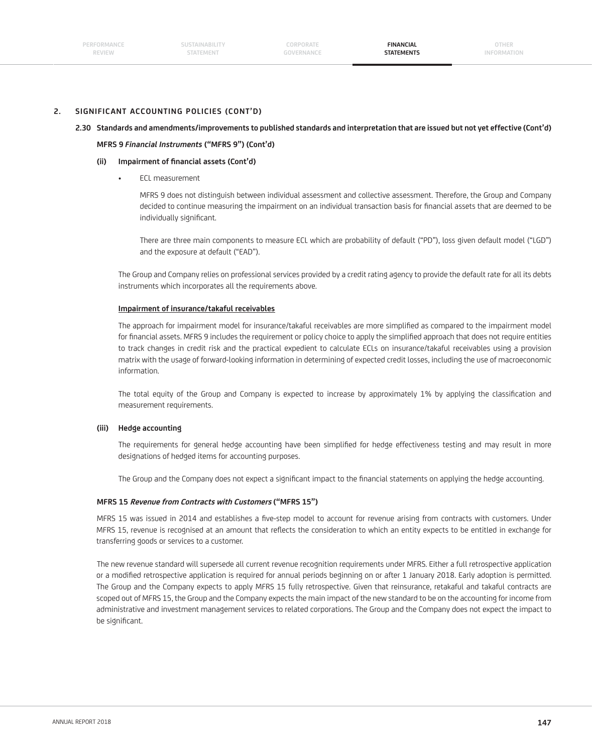## 2. SIGNIFICANT ACCOUNTING POLICIES (CONT'D)

### 2.30 Standards and amendments/improvements to published standards and interpretation that are issued but not yet effective (Cont'd)

**MFRS 9 *Financial Instruments* ("MFRS 9") (Cont'd)**

**(ii) Impairment of financial assets (Cont'd)**

- ECL measurement

  MFRS 9 does not distinguish between individual assessment and collective assessment. Therefore, the Group and Company decided to continue measuring the impairment on an individual transaction basis for financial assets that are deemed to be individually significant.

  There are three main components to measure ECL which are probability of default ("PD"), loss given default model ("LGD") and the exposure at default ("EAD").

The Group and Company relies on professional services provided by a credit rating agency to provide the default rate for all its debts instruments which incorporates all the requirements above.

**Impairment of insurance/takaful receivables**

The approach for impairment model for insurance/takaful receivables are more simplified as compared to the impairment model for financial assets. MFRS 9 includes the requirement or policy choice to apply the simplified approach that does not require entities to track changes in credit risk and the practical expedient to calculate ECLs on insurance/takaful receivables using a provision matrix with the usage of forward-looking information in determining of expected credit losses, including the use of macroeconomic information.

The total equity of the Group and Company is expected to increase by approximately 1% by applying the classification and measurement requirements.

**(iii) Hedge accounting**

The requirements for general hedge accounting have been simplified for hedge effectiveness testing and may result in more designations of hedged items for accounting purposes.

The Group and the Company does not expect a significant impact to the financial statements on applying the hedge accounting.

**MFRS 15 *Revenue from Contracts with Customers* ("MFRS 15")**

MFRS 15 was issued in 2014 and establishes a five-step model to account for revenue arising from contracts with customers. Under MFRS 15, revenue is recognised at an amount that reflects the consideration to which an entity expects to be entitled in exchange for transferring goods or services to a customer.

The new revenue standard will supersede all current revenue recognition requirements under MFRS. Either a full retrospective application or a modified retrospective application is required for annual periods beginning on or after 1 January 2018. Early adoption is permitted. The Group and the Company expects to apply MFRS 15 fully retrospective. Given that reinsurance, retakaful and takaful contracts are scoped out of MFRS 15, the Group and the Company expects the main impact of the new standard to be on the accounting for income from administrative and investment management services to related corporations. The Group and the Company does not expect the impact to be significant.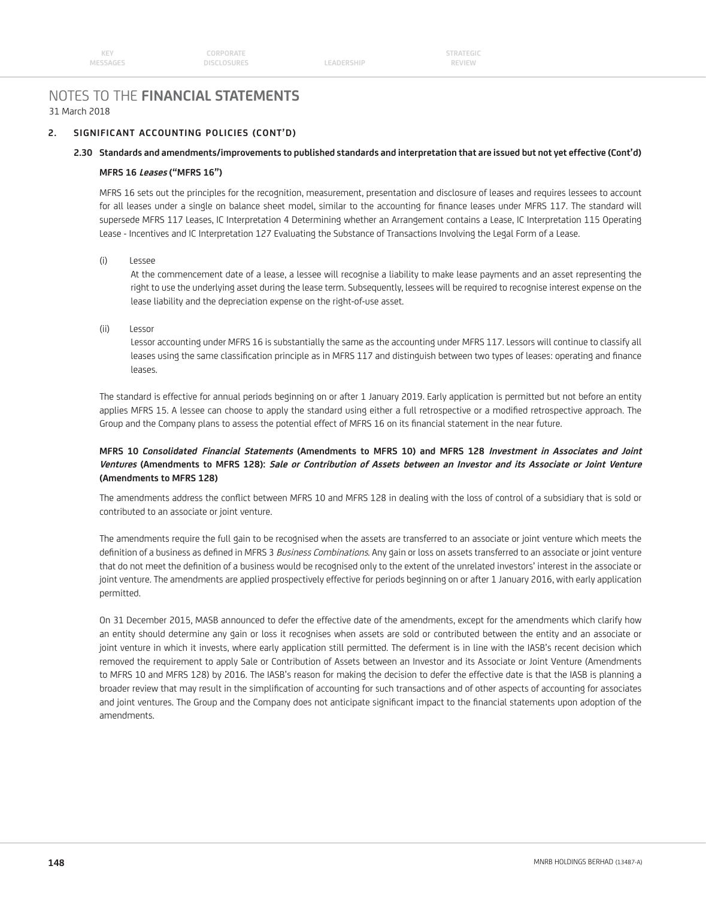# NOTES TO THE **FINANCIAL STATEMENTS**

31 March 2018

## 2. SIGNIFICANT ACCOUNTING POLICIES (CONT'D)

### 2.30 Standards and amendments/improvements to published standards and interpretation that are issued but not yet effective (Cont'd)

**MFRS 16 *Leases* ("MFRS 16")**

MFRS 16 sets out the principles for the recognition, measurement, presentation and disclosure of leases and requires lessees to account for all leases under a single on balance sheet model, similar to the accounting for finance leases under MFRS 117. The standard will supersede MFRS 117 Leases, IC Interpretation 4 Determining whether an Arrangement contains a Lease, IC Interpretation 115 Operating Lease - Incentives and IC Interpretation 127 Evaluating the Substance of Transactions Involving the Legal Form of a Lease.

(i) Lessee

At the commencement date of a lease, a lessee will recognise a liability to make lease payments and an asset representing the right to use the underlying asset during the lease term. Subsequently, lessees will be required to recognise interest expense on the lease liability and the depreciation expense on the right-of-use asset.

(ii) Lessor

Lessor accounting under MFRS 16 is substantially the same as the accounting under MFRS 117. Lessors will continue to classify all leases using the same classification principle as in MFRS 117 and distinguish between two types of leases: operating and finance leases.

The standard is effective for annual periods beginning on or after 1 January 2019. Early application is permitted but not before an entity applies MFRS 15. A lessee can choose to apply the standard using either a full retrospective or a modified retrospective approach. The Group and the Company plans to assess the potential effect of MFRS 16 on its financial statement in the near future.

**MFRS 10 *Consolidated Financial Statements* (Amendments to MFRS 10) and MFRS 128 *Investment in Associates and Joint Ventures* (Amendments to MFRS 128): *Sale or Contribution of Assets between an Investor and its Associate or Joint Venture* (Amendments to MFRS 128)**

The amendments address the conflict between MFRS 10 and MFRS 128 in dealing with the loss of control of a subsidiary that is sold or contributed to an associate or joint venture.

The amendments require the full gain to be recognised when the assets are transferred to an associate or joint venture which meets the definition of a business as defined in MFRS 3 *Business Combinations*. Any gain or loss on assets transferred to an associate or joint venture that do not meet the definition of a business would be recognised only to the extent of the unrelated investors' interest in the associate or joint venture. The amendments are applied prospectively effective for periods beginning on or after 1 January 2016, with early application permitted.

On 31 December 2015, MASB announced to defer the effective date of the amendments, except for the amendments which clarify how an entity should determine any gain or loss it recognises when assets are sold or contributed between the entity and an associate or joint venture in which it invests, where early application still permitted. The deferment is in line with the IASB's recent decision which removed the requirement to apply Sale or Contribution of Assets between an Investor and its Associate or Joint Venture (Amendments to MFRS 10 and MFRS 128) by 2016. The IASB's reason for making the decision to defer the effective date is that the IASB is planning a broader review that may result in the simplification of accounting for such transactions and of other aspects of accounting for associates and joint ventures. The Group and the Company does not anticipate significant impact to the financial statements upon adoption of the amendments.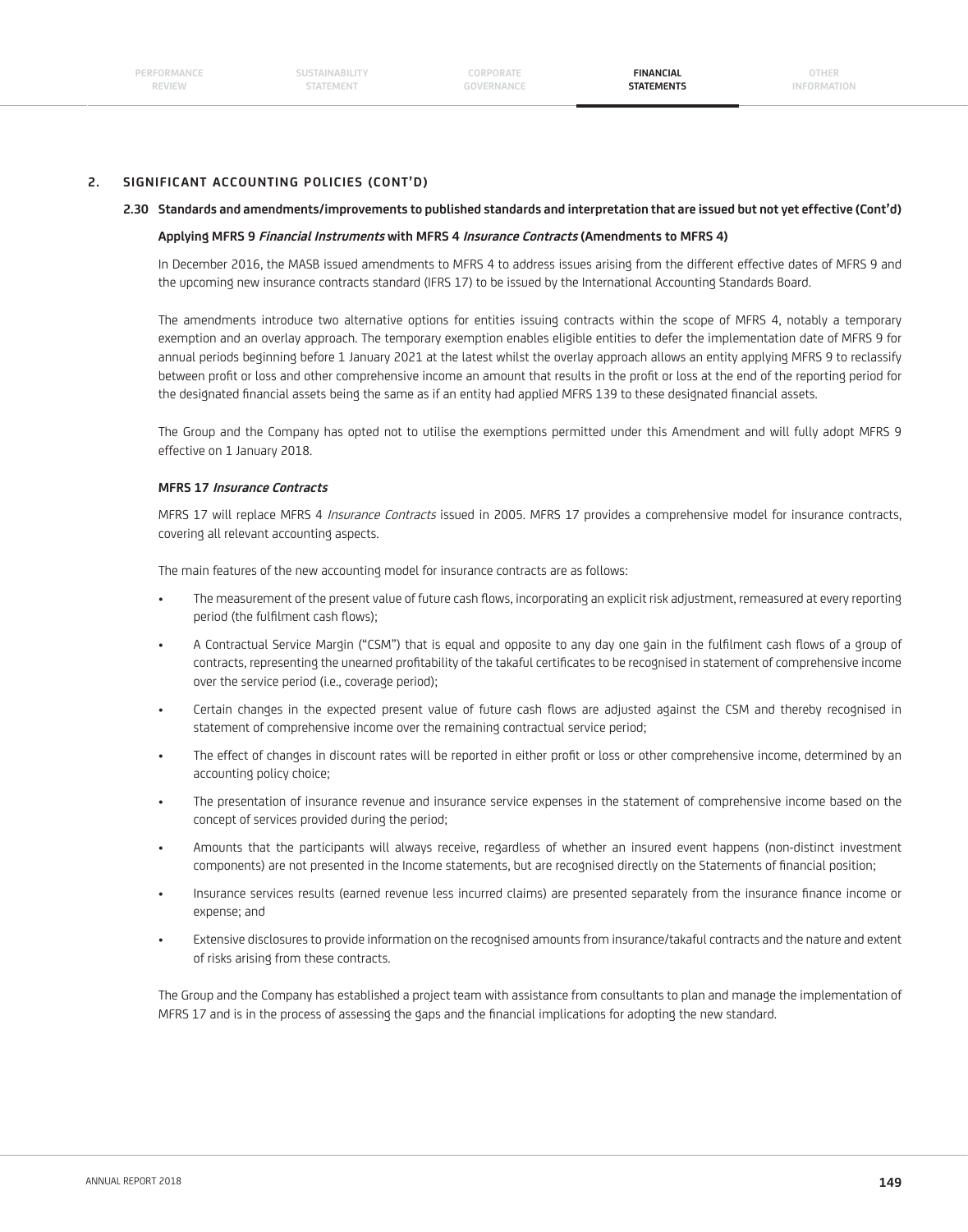## 2. SIGNIFICANT ACCOUNTING POLICIES (CONT'D)

### 2.30 Standards and amendments/improvements to published standards and interpretation that are issued but not yet effective (Cont'd)

**Applying MFRS 9 *Financial Instruments* with MFRS 4 *Insurance Contracts* (Amendments to MFRS 4)**

In December 2016, the MASB issued amendments to MFRS 4 to address issues arising from the different effective dates of MFRS 9 and the upcoming new insurance contracts standard (IFRS 17) to be issued by the International Accounting Standards Board.

The amendments introduce two alternative options for entities issuing contracts within the scope of MFRS 4, notably a temporary exemption and an overlay approach. The temporary exemption enables eligible entities to defer the implementation date of MFRS 9 for annual periods beginning before 1 January 2021 at the latest whilst the overlay approach allows an entity applying MFRS 9 to reclassify between profit or loss and other comprehensive income an amount that results in the profit or loss at the end of the reporting period for the designated financial assets being the same as if an entity had applied MFRS 139 to these designated financial assets.

The Group and the Company has opted not to utilise the exemptions permitted under this Amendment and will fully adopt MFRS 9 effective on 1 January 2018.

**MFRS 17 *Insurance Contracts***

MFRS 17 will replace MFRS 4 *Insurance Contracts* issued in 2005. MFRS 17 provides a comprehensive model for insurance contracts, covering all relevant accounting aspects.

The main features of the new accounting model for insurance contracts are as follows:

- The measurement of the present value of future cash flows, incorporating an explicit risk adjustment, remeasured at every reporting period (the fulfilment cash flows);
- A Contractual Service Margin ("CSM") that is equal and opposite to any day one gain in the fulfilment cash flows of a group of contracts, representing the unearned profitability of the takaful certificates to be recognised in statement of comprehensive income over the service period (i.e., coverage period);
- Certain changes in the expected present value of future cash flows are adjusted against the CSM and thereby recognised in statement of comprehensive income over the remaining contractual service period;
- The effect of changes in discount rates will be reported in either profit or loss or other comprehensive income, determined by an accounting policy choice;
- The presentation of insurance revenue and insurance service expenses in the statement of comprehensive income based on the concept of services provided during the period;
- Amounts that the participants will always receive, regardless of whether an insured event happens (non-distinct investment components) are not presented in the Income statements, but are recognised directly on the Statements of financial position;
- Insurance services results (earned revenue less incurred claims) are presented separately from the insurance finance income or expense; and
- Extensive disclosures to provide information on the recognised amounts from insurance/takaful contracts and the nature and extent of risks arising from these contracts.

The Group and the Company has established a project team with assistance from consultants to plan and manage the implementation of MFRS 17 and is in the process of assessing the gaps and the financial implications for adopting the new standard.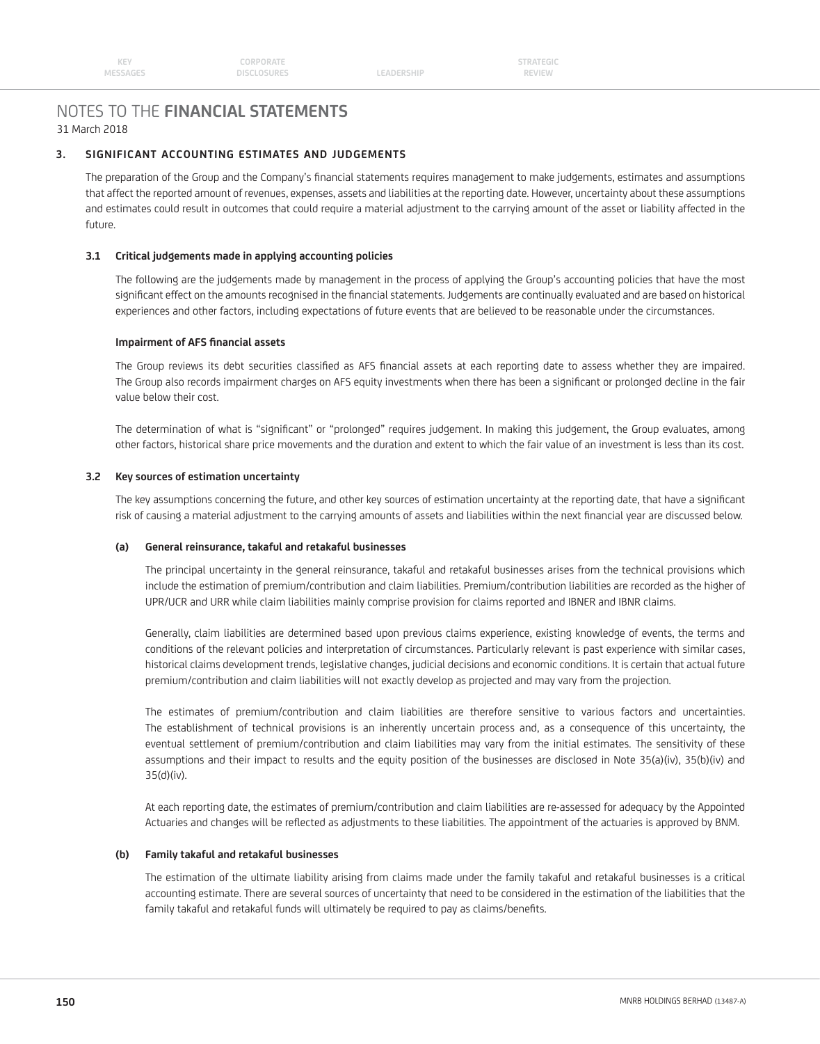# NOTES TO THE FINANCIAL STATEMENTS

31 March 2018

## 3. SIGNIFICANT ACCOUNTING ESTIMATES AND JUDGEMENTS

The preparation of the Group and the Company's financial statements requires management to make judgements, estimates and assumptions that affect the reported amount of revenues, expenses, assets and liabilities at the reporting date. However, uncertainty about these assumptions and estimates could result in outcomes that could require a material adjustment to the carrying amount of the asset or liability affected in the future.

### 3.1 Critical judgements made in applying accounting policies

The following are the judgements made by management in the process of applying the Group's accounting policies that have the most significant effect on the amounts recognised in the financial statements. Judgements are continually evaluated and are based on historical experiences and other factors, including expectations of future events that are believed to be reasonable under the circumstances.

**Impairment of AFS financial assets**

The Group reviews its debt securities classified as AFS financial assets at each reporting date to assess whether they are impaired. The Group also records impairment charges on AFS equity investments when there has been a significant or prolonged decline in the fair value below their cost.

The determination of what is "significant" or "prolonged" requires judgement. In making this judgement, the Group evaluates, among other factors, historical share price movements and the duration and extent to which the fair value of an investment is less than its cost.

### 3.2 Key sources of estimation uncertainty

The key assumptions concerning the future, and other key sources of estimation uncertainty at the reporting date, that have a significant risk of causing a material adjustment to the carrying amounts of assets and liabilities within the next financial year are discussed below.

#### (a) General reinsurance, takaful and retakaful businesses

The principal uncertainty in the general reinsurance, takaful and retakaful businesses arises from the technical provisions which include the estimation of premium/contribution and claim liabilities. Premium/contribution liabilities are recorded as the higher of UPR/UCR and URR while claim liabilities mainly comprise provision for claims reported and IBNER and IBNR claims.

Generally, claim liabilities are determined based upon previous claims experience, existing knowledge of events, the terms and conditions of the relevant policies and interpretation of circumstances. Particularly relevant is past experience with similar cases, historical claims development trends, legislative changes, judicial decisions and economic conditions. It is certain that actual future premium/contribution and claim liabilities will not exactly develop as projected and may vary from the projection.

The estimates of premium/contribution and claim liabilities are therefore sensitive to various factors and uncertainties. The establishment of technical provisions is an inherently uncertain process and, as a consequence of this uncertainty, the eventual settlement of premium/contribution and claim liabilities may vary from the initial estimates. The sensitivity of these assumptions and their impact to results and the equity position of the businesses are disclosed in Note 35(a)(iv), 35(b)(iv) and 35(d)(iv).

At each reporting date, the estimates of premium/contribution and claim liabilities are re-assessed for adequacy by the Appointed Actuaries and changes will be reflected as adjustments to these liabilities. The appointment of the actuaries is approved by BNM.

#### (b) Family takaful and retakaful businesses

The estimation of the ultimate liability arising from claims made under the family takaful and retakaful businesses is a critical accounting estimate. There are several sources of uncertainty that need to be considered in the estimation of the liabilities that the family takaful and retakaful funds will ultimately be required to pay as claims/benefits.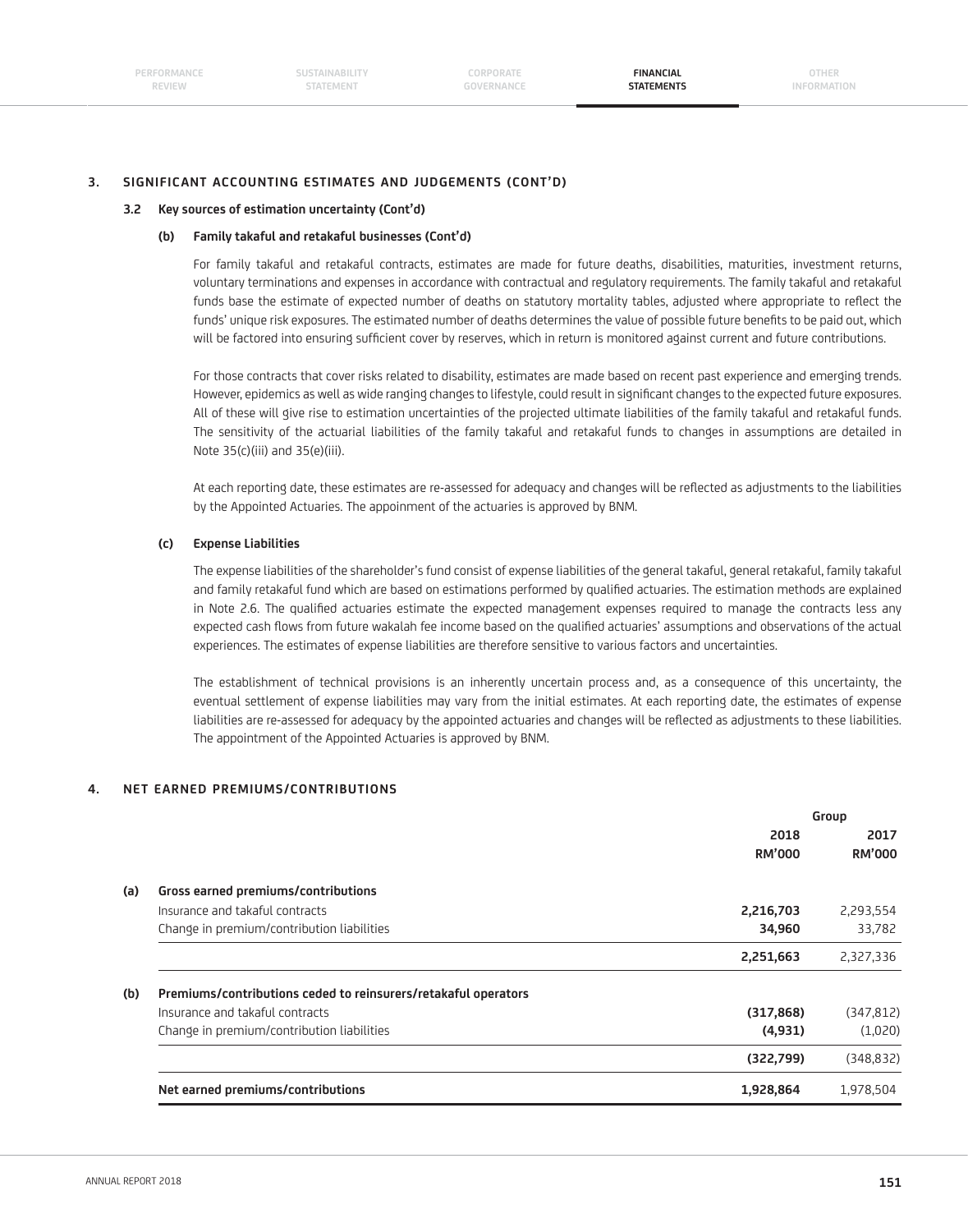## 3. SIGNIFICANT ACCOUNTING ESTIMATES AND JUDGEMENTS (CONT'D)

### 3.2 Key sources of estimation uncertainty (Cont'd)

#### (b) Family takaful and retakaful businesses (Cont'd)

For family takaful and retakaful contracts, estimates are made for future deaths, disabilities, maturities, investment returns, voluntary terminations and expenses in accordance with contractual and regulatory requirements. The family takaful and retakaful funds base the estimate of expected number of deaths on statutory mortality tables, adjusted where appropriate to reflect the funds' unique risk exposures. The estimated number of deaths determines the value of possible future benefits to be paid out, which will be factored into ensuring sufficient cover by reserves, which in return is monitored against current and future contributions.

For those contracts that cover risks related to disability, estimates are made based on recent past experience and emerging trends. However, epidemics as well as wide ranging changes to lifestyle, could result in significant changes to the expected future exposures. All of these will give rise to estimation uncertainties of the projected ultimate liabilities of the family takaful and retakaful funds. The sensitivity of the actuarial liabilities of the family takaful and retakaful funds to changes in assumptions are detailed in Note 35(c)(iii) and 35(e)(iii).

At each reporting date, these estimates are re-assessed for adequacy and changes will be reflected as adjustments to the liabilities by the Appointed Actuaries. The appoinment of the actuaries is approved by BNM.

#### (c) Expense Liabilities

The expense liabilities of the shareholder's fund consist of expense liabilities of the general takaful, general retakaful, family takaful and family retakaful fund which are based on estimations performed by qualified actuaries. The estimation methods are explained in Note 2.6. The qualified actuaries estimate the expected management expenses required to manage the contracts less any expected cash flows from future wakalah fee income based on the qualified actuaries' assumptions and observations of the actual experiences. The estimates of expense liabilities are therefore sensitive to various factors and uncertainties.

The establishment of technical provisions is an inherently uncertain process and, as a consequence of this uncertainty, the eventual settlement of expense liabilities may vary from the initial estimates. At each reporting date, the estimates of expense liabilities are re-assessed for adequacy by the appointed actuaries and changes will be reflected as adjustments to these liabilities. The appointment of the Appointed Actuaries is approved by BNM.

## 4. NET EARNED PREMIUMS/CONTRIBUTIONS

| | | Group | |
|---|---|---|---|
| | | **2018** | 2017 |
| | | **RM'000** | **RM'000** |
| **(a)** | **Gross earned premiums/contributions** | | |
| | Insurance and takaful contracts | **2,216,703** | 2,293,554 |
| | Change in premium/contribution liabilities | **34,960** | 33,782 |
| | | **2,251,663** | 2,327,336 |
| **(b)** | **Premiums/contributions ceded to reinsurers/retakaful operators** | | |
| | Insurance and takaful contracts | **(317,868)** | (347,812) |
| | Change in premium/contribution liabilities | **(4,931)** | (1,020) |
| | | **(322,799)** | (348,832) |
| | **Net earned premiums/contributions** | **1,928,864** | 1,978,504 |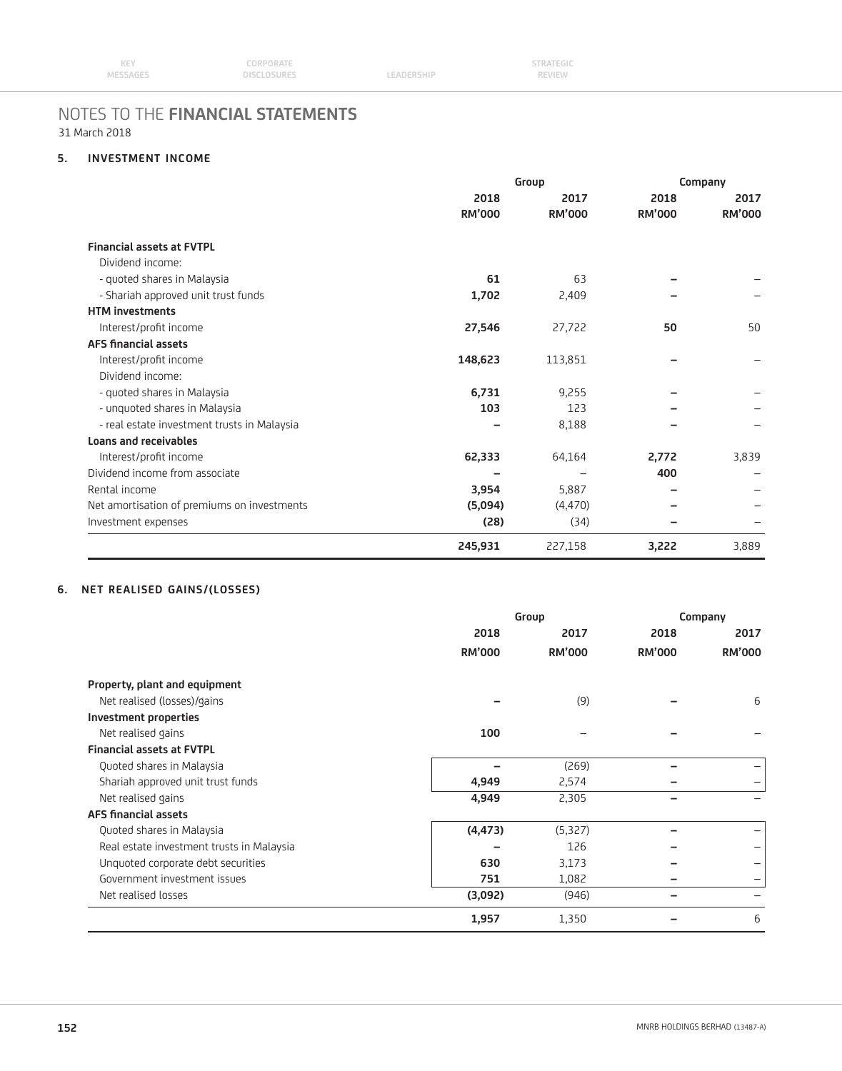# NOTES TO THE **FINANCIAL STATEMENTS**

31 March 2018

## 5. INVESTMENT INCOME

| | Group | | Company | |
|---|---|---|---|---|
| | 2018 RM'000 | 2017 RM'000 | 2018 RM'000 | 2017 RM'000 |
| **Financial assets at FVTPL** | | | | |
| Dividend income: | | | | |
| - quoted shares in Malaysia | **61** | 63 | **–** | – |
| - Shariah approved unit trust funds | **1,702** | 2,409 | **–** | – |
| **HTM investments** | | | | |
| Interest/profit income | **27,546** | 27,722 | **50** | 50 |
| **AFS financial assets** | | | | |
| Interest/profit income | **148,623** | 113,851 | **–** | – |
| Dividend income: | | | | |
| - quoted shares in Malaysia | **6,731** | 9,255 | **–** | – |
| - unquoted shares in Malaysia | **103** | 123 | **–** | – |
| - real estate investment trusts in Malaysia | **–** | 8,188 | **–** | – |
| **Loans and receivables** | | | | |
| Interest/profit income | **62,333** | 64,164 | **2,772** | 3,839 |
| Dividend income from associate | **–** | – | **400** | – |
| Rental income | **3,954** | 5,887 | **–** | – |
| Net amortisation of premiums on investments | **(5,094)** | (4,470) | **–** | – |
| Investment expenses | **(28)** | (34) | **–** | – |
| | **245,931** | 227,158 | **3,222** | 3,889 |

## 6. NET REALISED GAINS/(LOSSES)

| | Group | | Company | |
|---|---|---|---|---|
| | 2018 RM'000 | 2017 RM'000 | 2018 RM'000 | 2017 RM'000 |
| **Property, plant and equipment** | | | | |
| Net realised (losses)/gains | **–** | (9) | **–** | 6 |
| **Investment properties** | | | | |
| Net realised gains | **100** | – | **–** | – |
| **Financial assets at FVTPL** | | | | |
| Quoted shares in Malaysia | **–** | (269) | **–** | – |
| Shariah approved unit trust funds | **4,949** | 2,574 | **–** | – |
| Net realised gains | **4,949** | 2,305 | **–** | – |
| **AFS financial assets** | | | | |
| Quoted shares in Malaysia | **(4,473)** | (5,327) | **–** | – |
| Real estate investment trusts in Malaysia | **–** | 126 | **–** | – |
| Unquoted corporate debt securities | **630** | 3,173 | **–** | – |
| Government investment issues | **751** | 1,082 | **–** | – |
| Net realised losses | **(3,092)** | (946) | **–** | – |
| | **1,957** | 1,350 | **–** | 6 |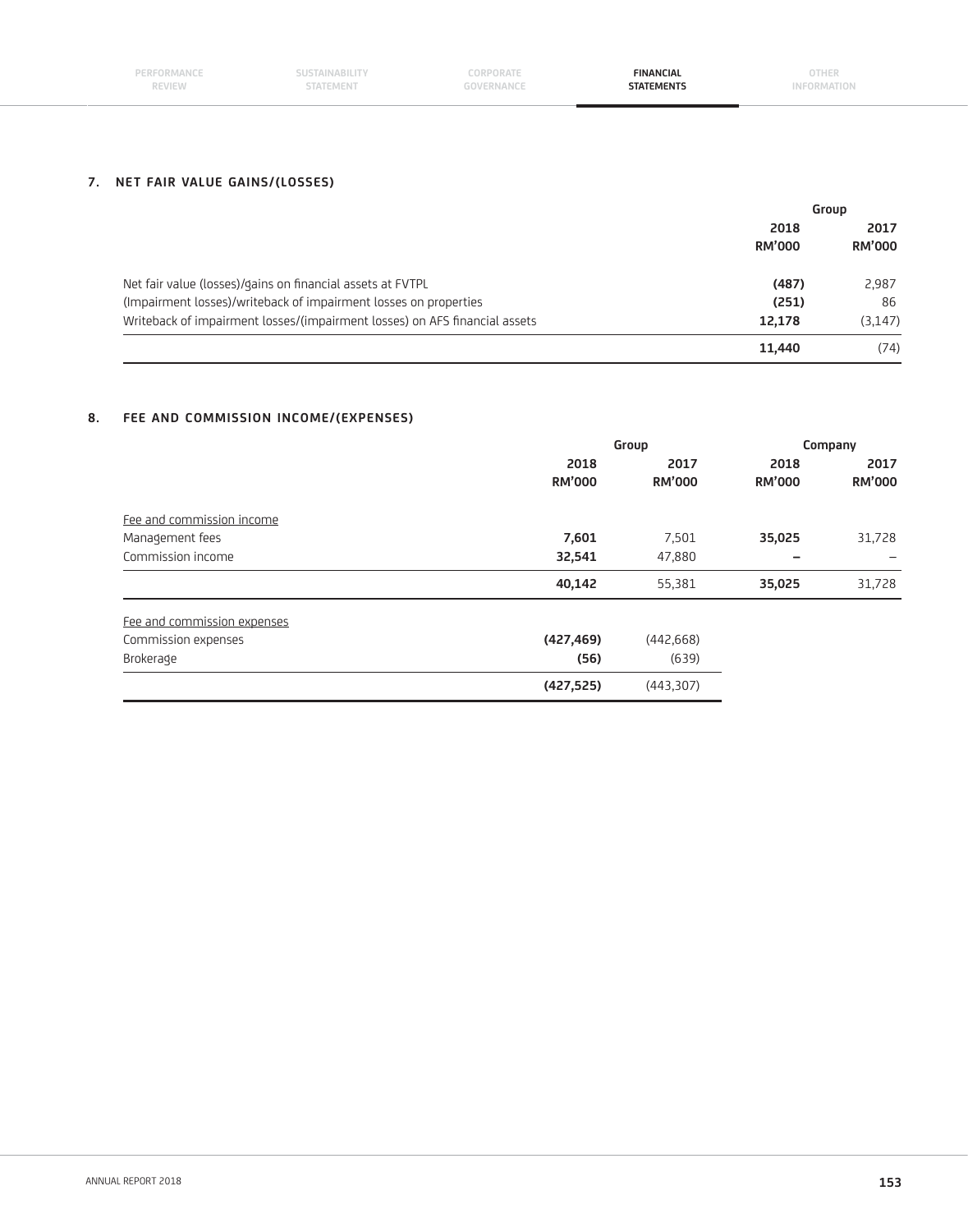## 7. NET FAIR VALUE GAINS/(LOSSES)

| | Group | |
|---|---|---|
| | 2018 RM'000 | 2017 RM'000 |
| Net fair value (losses)/gains on financial assets at FVTPL | **(487)** | 2,987 |
| (Impairment losses)/writeback of impairment losses on properties | **(251)** | 86 |
| Writeback of impairment losses/(impairment losses) on AFS financial assets | **12,178** | (3,147) |
| | **11,440** | (74) |

## 8. FEE AND COMMISSION INCOME/(EXPENSES)

| | Group | | Company | |
|---|---|---|---|---|
| | 2018 RM'000 | 2017 RM'000 | 2018 RM'000 | 2017 RM'000 |
| Fee and commission income | | | | |
| Management fees | **7,601** | 7,501 | **35,025** | 31,728 |
| Commission income | **32,541** | 47,880 | **–** | – |
| | **40,142** | 55,381 | **35,025** | 31,728 |
| Fee and commission expenses | | | | |
| Commission expenses | **(427,469)** | (442,668) | | |
| Brokerage | **(56)** | (639) | | |
| | **(427,525)** | (443,307) | | |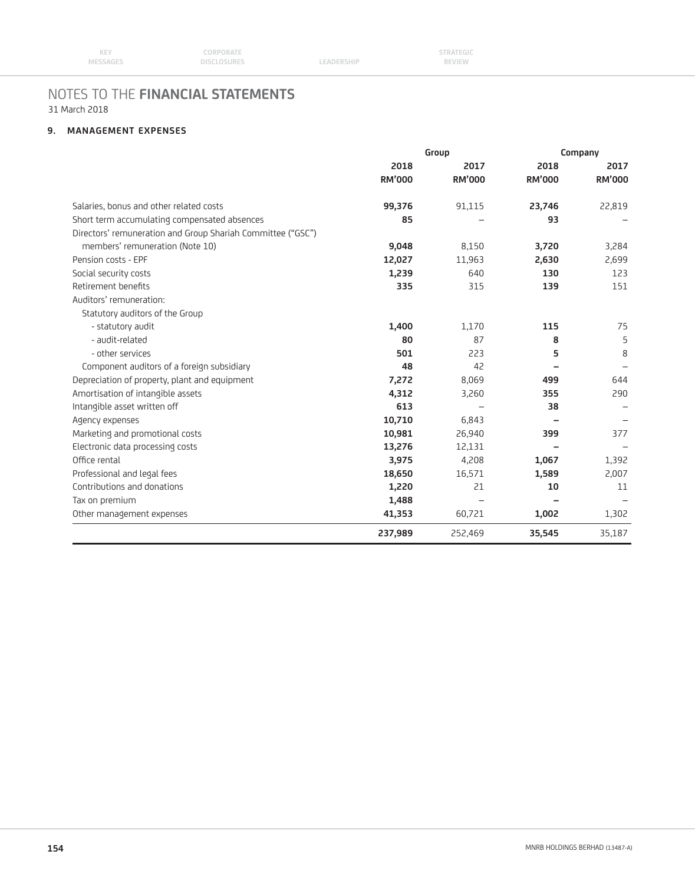# NOTES TO THE FINANCIAL STATEMENTS

31 March 2018

## 9. MANAGEMENT EXPENSES

| | Group | | Company | |
|---|---|---|---|---|
| | 2018 RM'000 | 2017 RM'000 | 2018 RM'000 | 2017 RM'000 |
| Salaries, bonus and other related costs | **99,376** | 91,115 | **23,746** | 22,819 |
| Short term accumulating compensated absences | **85** | – | **93** | – |
| Directors' remuneration and Group Shariah Committee ("GSC") members' remuneration (Note 10) | **9,048** | 8,150 | **3,720** | 3,284 |
| Pension costs - EPF | **12,027** | 11,963 | **2,630** | 2,699 |
| Social security costs | **1,239** | 640 | **130** | 123 |
| Retirement benefits | **335** | 315 | **139** | 151 |
| Auditors' remuneration: | | | | |
| Statutory auditors of the Group | | | | |
| - statutory audit | **1,400** | 1,170 | **115** | 75 |
| - audit-related | **80** | 87 | **8** | 5 |
| - other services | **501** | 223 | **5** | 8 |
| Component auditors of a foreign subsidiary | **48** | 42 | **–** | – |
| Depreciation of property, plant and equipment | **7,272** | 8,069 | **499** | 644 |
| Amortisation of intangible assets | **4,312** | 3,260 | **355** | 290 |
| Intangible asset written off | **613** | – | **38** | – |
| Agency expenses | **10,710** | 6,843 | **–** | – |
| Marketing and promotional costs | **10,981** | 26,940 | **399** | 377 |
| Electronic data processing costs | **13,276** | 12,131 | **–** | – |
| Office rental | **3,975** | 4,208 | **1,067** | 1,392 |
| Professional and legal fees | **18,650** | 16,571 | **1,589** | 2,007 |
| Contributions and donations | **1,220** | 21 | **10** | 11 |
| Tax on premium | **1,488** | – | **–** | – |
| Other management expenses | **41,353** | 60,721 | **1,002** | 1,302 |
| | **237,989** | 252,469 | **35,545** | 35,187 |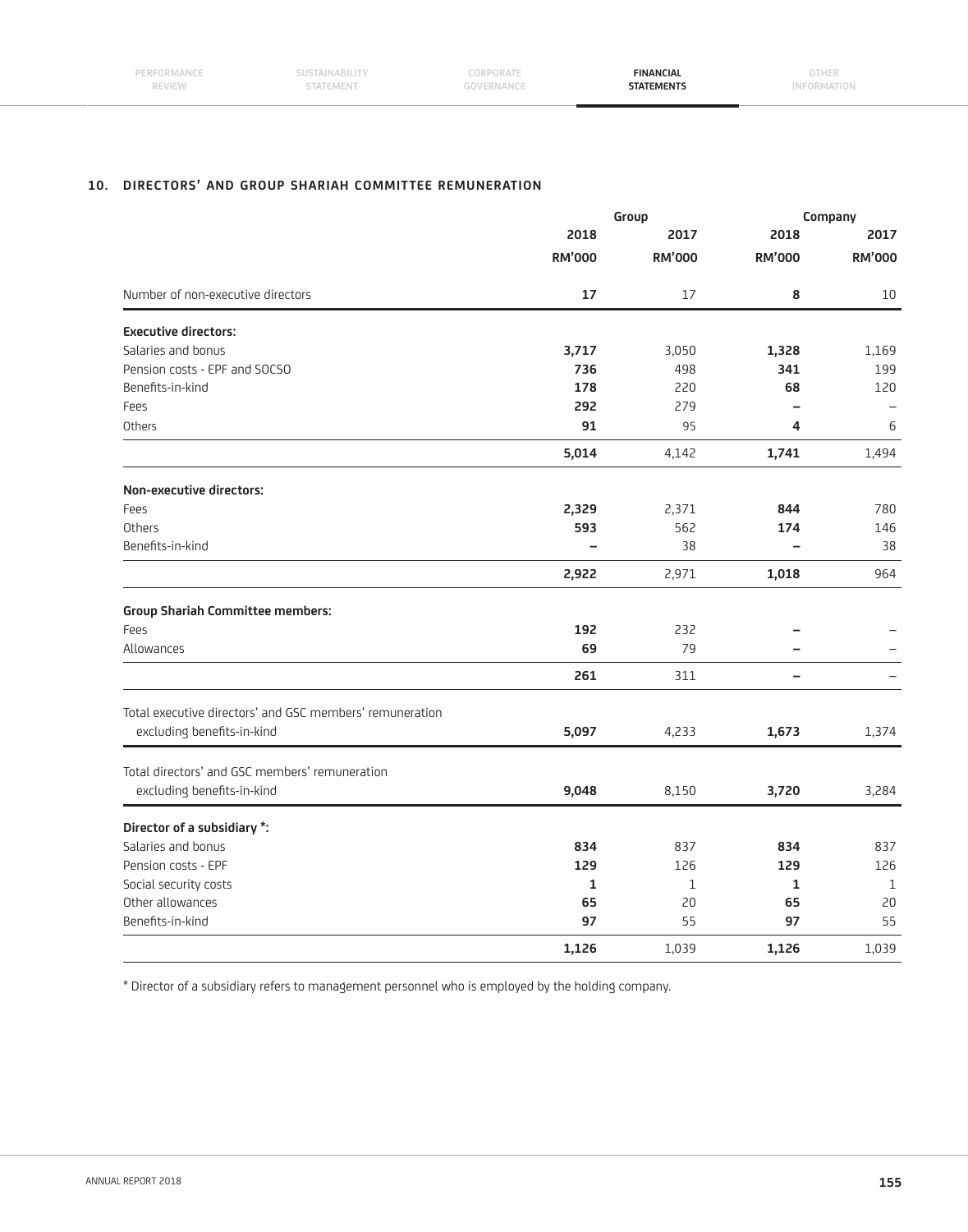## 10. DIRECTORS' AND GROUP SHARIAH COMMITTEE REMUNERATION

| | Group | | Company | |
|---|---|---|---|---|
| | 2018 | 2017 | 2018 | 2017 |
| | RM'000 | RM'000 | RM'000 | RM'000 |
| Number of non-executive directors | **17** | 17 | **8** | 10 |
| **Executive directors:** | | | | |
| Salaries and bonus | **3,717** | 3,050 | **1,328** | 1,169 |
| Pension costs - EPF and SOCSO | **736** | 498 | **341** | 199 |
| Benefits-in-kind | **178** | 220 | **68** | 120 |
| Fees | **292** | 279 | **–** | – |
| Others | **91** | 95 | **4** | 6 |
| | **5,014** | 4,142 | **1,741** | 1,494 |
| **Non-executive directors:** | | | | |
| Fees | **2,329** | 2,371 | **844** | 780 |
| Others | **593** | 562 | **174** | 146 |
| Benefits-in-kind | **–** | 38 | **–** | 38 |
| | **2,922** | 2,971 | **1,018** | 964 |
| **Group Shariah Committee members:** | | | | |
| Fees | **192** | 232 | **–** | – |
| Allowances | **69** | 79 | **–** | – |
| | **261** | 311 | **–** | – |
| Total executive directors' and GSC members' remuneration excluding benefits-in-kind | **5,097** | 4,233 | **1,673** | 1,374 |
| Total directors' and GSC members' remuneration excluding benefits-in-kind | **9,048** | 8,150 | **3,720** | 3,284 |
| **Director of a subsidiary *:** | | | | |
| Salaries and bonus | **834** | 837 | **834** | 837 |
| Pension costs - EPF | **129** | 126 | **129** | 126 |
| Social security costs | **1** | 1 | **1** | 1 |
| Other allowances | **65** | 20 | **65** | 20 |
| Benefits-in-kind | **97** | 55 | **97** | 55 |
| | **1,126** | 1,039 | **1,126** | 1,039 |

* Director of a subsidiary refers to management personnel who is employed by the holding company.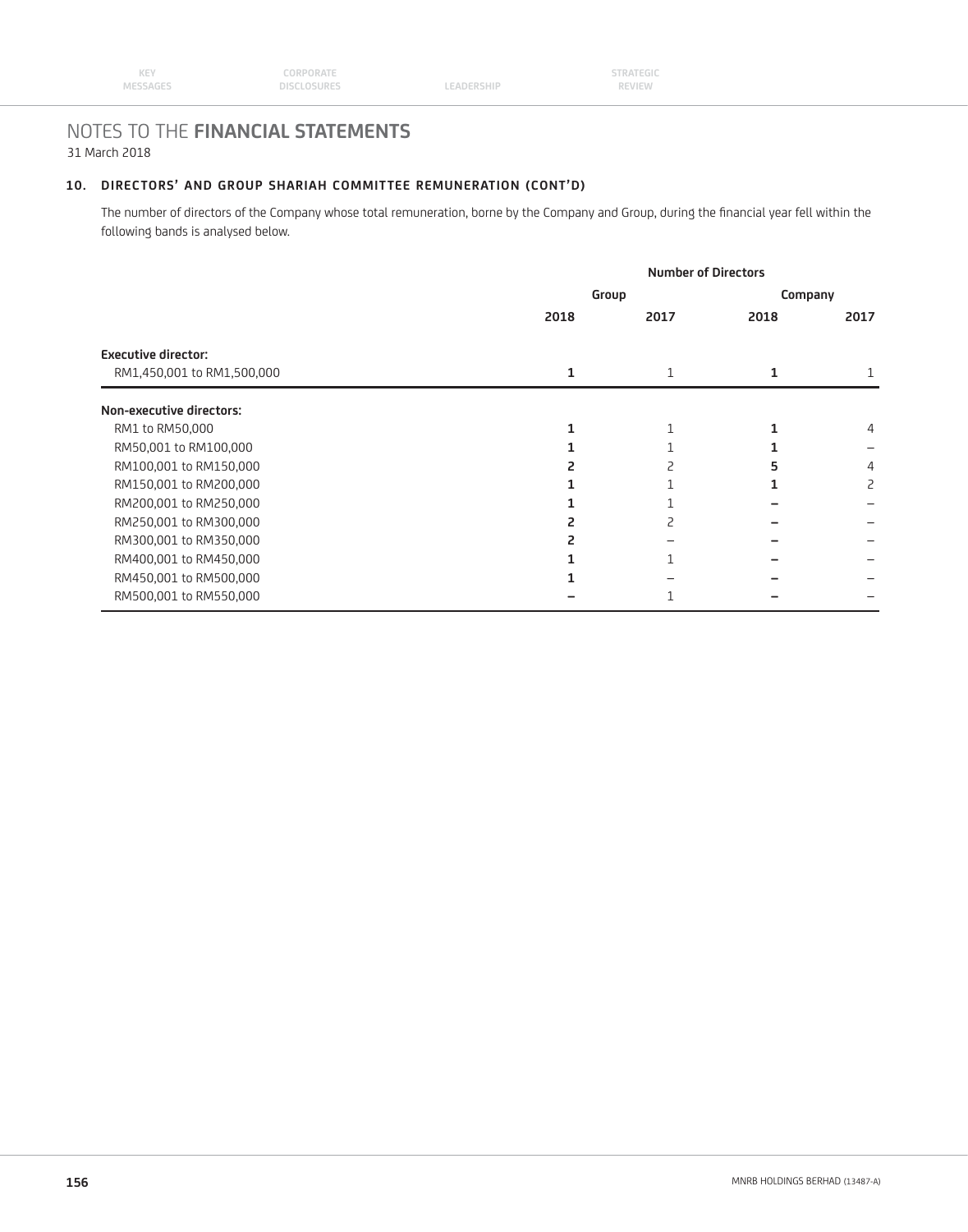# NOTES TO THE FINANCIAL STATEMENTS

31 March 2018

## 10. DIRECTORS' AND GROUP SHARIAH COMMITTEE REMUNERATION (CONT'D)

The number of directors of the Company whose total remuneration, borne by the Company and Group, during the financial year fell within the following bands is analysed below.

| | Number of Directors | | | |
|---|---|---|---|---|
| | Group | | Company | |
| | 2018 | 2017 | 2018 | 2017 |
| **Executive director:** | | | | |
| RM1,450,001 to RM1,500,000 | **1** | 1 | **1** | 1 |
| **Non-executive directors:** | | | | |
| RM1 to RM50,000 | **1** | 1 | **1** | 4 |
| RM50,001 to RM100,000 | **1** | 1 | **1** | – |
| RM100,001 to RM150,000 | **2** | 2 | **5** | 4 |
| RM150,001 to RM200,000 | **1** | 1 | **1** | 2 |
| RM200,001 to RM250,000 | **1** | 1 | **–** | – |
| RM250,001 to RM300,000 | **2** | 2 | **–** | – |
| RM300,001 to RM350,000 | **2** | – | **–** | – |
| RM400,001 to RM450,000 | **1** | 1 | **–** | – |
| RM450,001 to RM500,000 | **1** | – | **–** | – |
| RM500,001 to RM550,000 | **–** | 1 | **–** | – |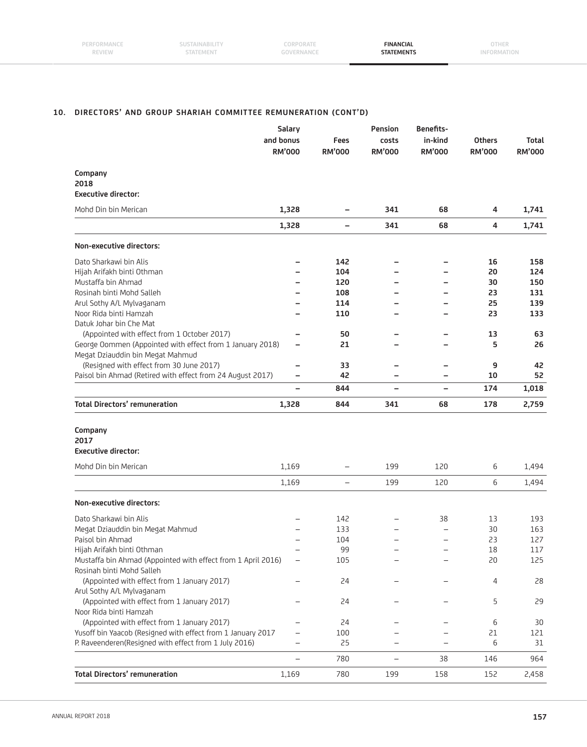## 10. DIRECTORS' AND GROUP SHARIAH COMMITTEE REMUNERATION (CONT'D)

| | Salary and bonus RM'000 | Fees RM'000 | Pension costs RM'000 | Benefits-in-kind RM'000 | Others RM'000 | Total RM'000 |
|---|---|---|---|---|---|---|
| **Company** | | | | | | |
| **2018** | | | | | | |
| **Executive director:** | | | | | | |
| Mohd Din bin Merican | **1,328** | **–** | **341** | **68** | **4** | **1,741** |
| | **1,328** | **–** | **341** | **68** | **4** | **1,741** |
| **Non-executive directors:** | | | | | | |
| Dato Sharkawi bin Alis | **–** | **142** | **–** | **–** | **16** | **158** |
| Hijah Arifakh binti Othman | **–** | **104** | **–** | **–** | **20** | **124** |
| Mustaffa bin Ahmad | **–** | **120** | **–** | **–** | **30** | **150** |
| Rosinah binti Mohd Salleh | **–** | **108** | **–** | **–** | **23** | **131** |
| Arul Sothy A/L Mylvaganam | **–** | **114** | **–** | **–** | **25** | **139** |
| Noor Rida binti Hamzah | **–** | **110** | **–** | **–** | **23** | **133** |
| Datuk Johar bin Che Mat (Appointed with effect from 1 October 2017) | **–** | **50** | **–** | **–** | **13** | **63** |
| George Oommen (Appointed with effect from 1 January 2018) | **–** | **21** | **–** | **–** | **5** | **26** |
| Megat Dziauddin bin Megat Mahmud (Resigned with effect from 30 June 2017) | **–** | **33** | **–** | **–** | **9** | **42** |
| Paisol bin Ahmad (Retired with effect from 24 August 2017) | **–** | **42** | **–** | **–** | **10** | **52** |
| | **–** | **844** | **–** | **–** | **174** | **1,018** |
| **Total Directors' remuneration** | **1,328** | **844** | **341** | **68** | **178** | **2,759** |
| **Company** | | | | | | |
| **2017** | | | | | | |
| **Executive director:** | | | | | | |
| Mohd Din bin Merican | 1,169 | – | 199 | 120 | 6 | 1,494 |
| | 1,169 | – | 199 | 120 | 6 | 1,494 |
| **Non-executive directors:** | | | | | | |
| Dato Sharkawi bin Alis | – | 142 | – | 38 | 13 | 193 |
| Megat Dziauddin bin Megat Mahmud | – | 133 | – | – | 30 | 163 |
| Paisol bin Ahmad | – | 104 | – | – | 23 | 127 |
| Hijah Arifakh binti Othman | – | 99 | – | – | 18 | 117 |
| Mustaffa bin Ahmad (Appointed with effect from 1 April 2016) | – | 105 | – | – | 20 | 125 |
| Rosinah binti Mohd Salleh (Appointed with effect from 1 January 2017) | – | 24 | – | – | 4 | 28 |
| Arul Sothy A/L Mylvaganam (Appointed with effect from 1 January 2017) | – | 24 | – | – | 5 | 29 |
| Noor Rida binti Hamzah (Appointed with effect from 1 January 2017) | – | 24 | – | – | 6 | 30 |
| Yusoff bin Yaacob (Resigned with effect from 1 January 2017 | – | 100 | – | – | 21 | 121 |
| P. Raveenderen(Resigned with effect from 1 July 2016) | – | 25 | – | – | 6 | 31 |
| | – | 780 | – | 38 | 146 | 964 |
| **Total Directors' remuneration** | 1,169 | 780 | 199 | 158 | 152 | 2,458 |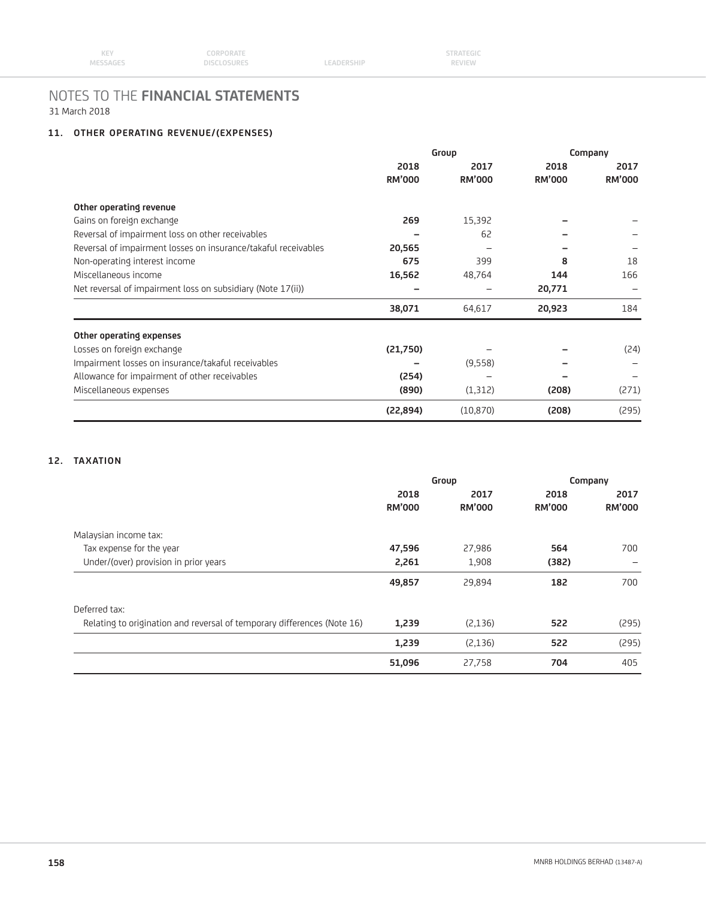# NOTES TO THE FINANCIAL STATEMENTS

31 March 2018

## 11. OTHER OPERATING REVENUE/(EXPENSES)

| | Group | | Company | |
|---|---|---|---|---|
| | 2018 RM'000 | 2017 RM'000 | 2018 RM'000 | 2017 RM'000 |
| **Other operating revenue** | | | | |
| Gains on foreign exchange | **269** | 15,392 | **–** | – |
| Reversal of impairment loss on other receivables | **–** | 62 | **–** | – |
| Reversal of impairment losses on insurance/takaful receivables | **20,565** | – | **–** | – |
| Non-operating interest income | **675** | 399 | **8** | 18 |
| Miscellaneous income | **16,562** | 48,764 | **144** | 166 |
| Net reversal of impairment loss on subsidiary (Note 17(ii)) | **–** | – | **20,771** | – |
| | **38,071** | 64,617 | **20,923** | 184 |
| **Other operating expenses** | | | | |
| Losses on foreign exchange | **(21,750)** | – | **–** | (24) |
| Impairment losses on insurance/takaful receivables | **–** | (9,558) | **–** | – |
| Allowance for impairment of other receivables | **(254)** | – | **–** | – |
| Miscellaneous expenses | **(890)** | (1,312) | **(208)** | (271) |
| | **(22,894)** | (10,870) | **(208)** | (295) |

## 12. TAXATION

| | Group | | Company | |
|---|---|---|---|---|
| | 2018 RM'000 | 2017 RM'000 | 2018 RM'000 | 2017 RM'000 |
| Malaysian income tax: | | | | |
| Tax expense for the year | **47,596** | 27,986 | **564** | 700 |
| Under/(over) provision in prior years | **2,261** | 1,908 | **(382)** | – |
| | **49,857** | 29,894 | **182** | 700 |
| Deferred tax: | | | | |
| Relating to origination and reversal of temporary differences (Note 16) | **1,239** | (2,136) | **522** | (295) |
| | **1,239** | (2,136) | **522** | (295) |
| | **51,096** | 27,758 | **704** | 405 |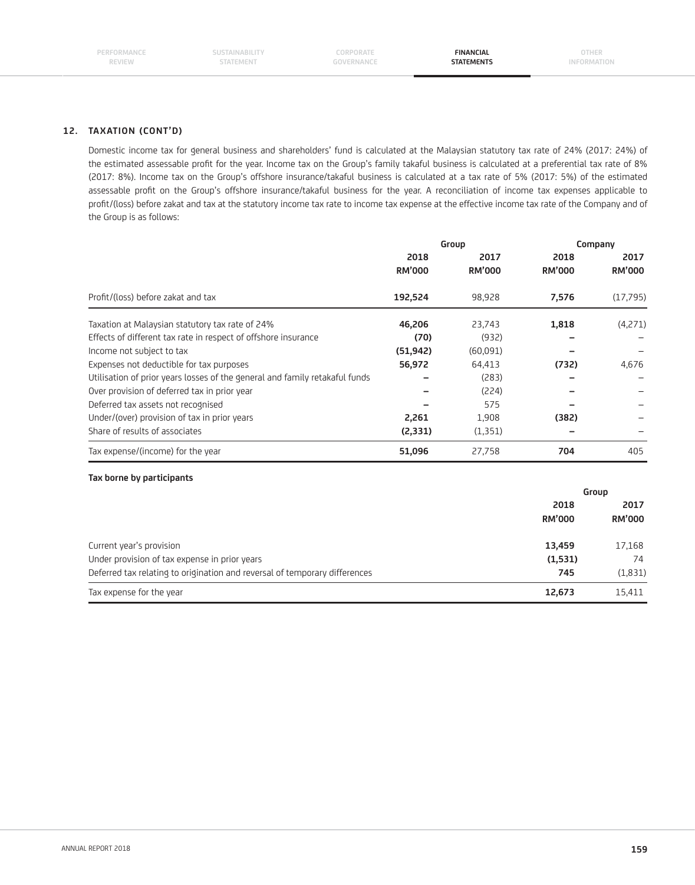## 12. TAXATION (CONT'D)

Domestic income tax for general business and shareholders' fund is calculated at the Malaysian statutory tax rate of 24% (2017: 24%) of the estimated assessable profit for the year. Income tax on the Group's family takaful business is calculated at a preferential tax rate of 8% (2017: 8%). Income tax on the Group's offshore insurance/takaful business is calculated at a tax rate of 5% (2017: 5%) of the estimated assessable profit on the Group's offshore insurance/takaful business for the year. A reconciliation of income tax expenses applicable to profit/(loss) before zakat and tax at the statutory income tax rate to income tax expense at the effective income tax rate of the Company and of the Group is as follows:

| | Group | | Company | |
|---|---|---|---|---|
| | 2018<br>RM'000 | 2017<br>RM'000 | 2018<br>RM'000 | 2017<br>RM'000 |
| Profit/(loss) before zakat and tax | **192,524** | 98,928 | **7,576** | (17,795) |
| Taxation at Malaysian statutory tax rate of 24% | **46,206** | 23,743 | **1,818** | (4,271) |
| Effects of different tax rate in respect of offshore insurance | **(70)** | (932) | **–** | – |
| Income not subject to tax | **(51,942)** | (60,091) | **–** | – |
| Expenses not deductible for tax purposes | **56,972** | 64,413 | **(732)** | 4,676 |
| Utilisation of prior years losses of the general and family retakaful funds | **–** | (283) | **–** | – |
| Over provision of deferred tax in prior year | **–** | (224) | **–** | – |
| Deferred tax assets not recognised | **–** | 575 | **–** | – |
| Under/(over) provision of tax in prior years | **2,261** | 1,908 | **(382)** | – |
| Share of results of associates | **(2,331)** | (1,351) | **–** | – |
| Tax expense/(income) for the year | **51,096** | 27,758 | **704** | 405 |

**Tax borne by participants**

| | Group | |
|---|---|---|
| | 2018<br>RM'000 | 2017<br>RM'000 |
| Current year's provision | **13,459** | 17,168 |
| Under provision of tax expense in prior years | **(1,531)** | 74 |
| Deferred tax relating to origination and reversal of temporary differences | **745** | (1,831) |
| Tax expense for the year | **12,673** | 15,411 |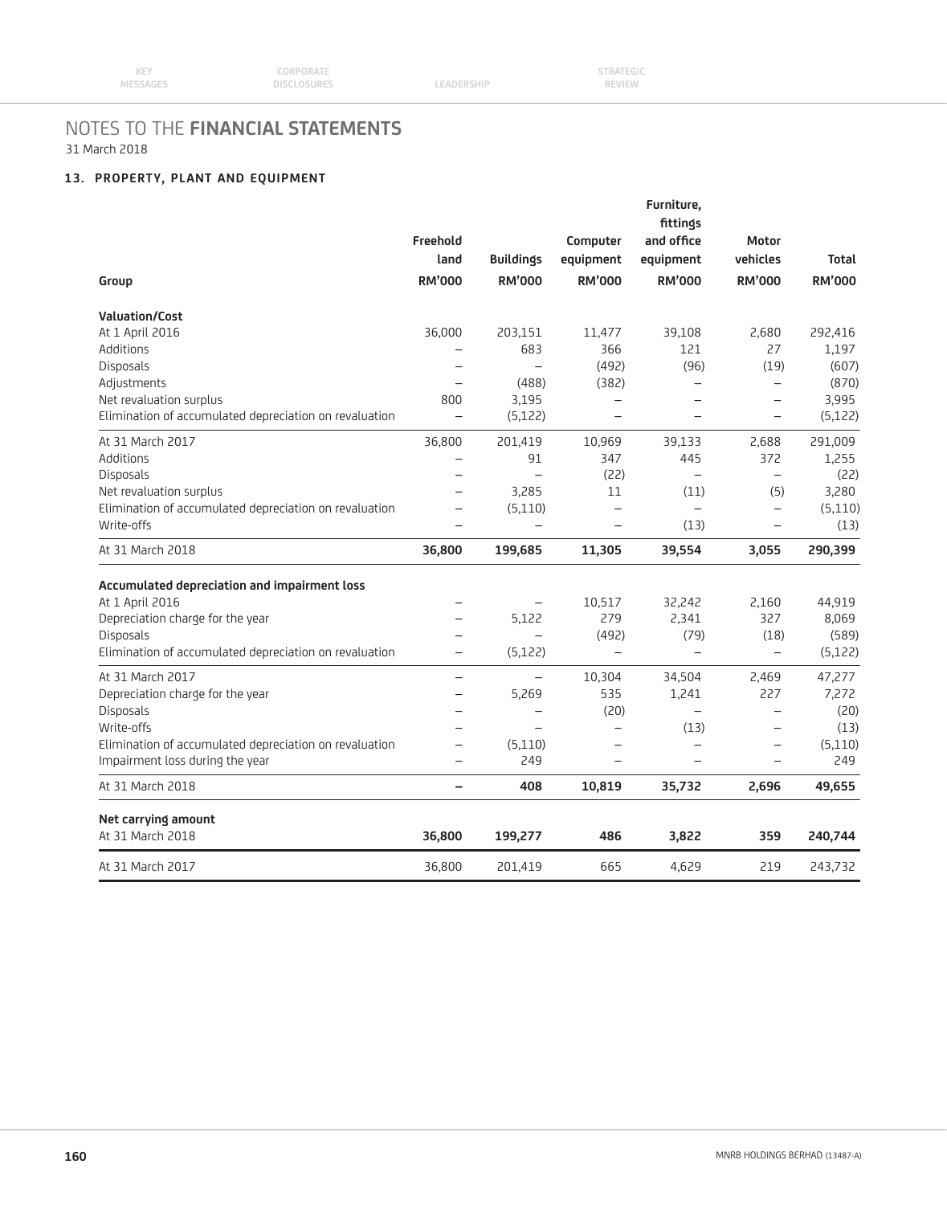# NOTES TO THE FINANCIAL STATEMENTS

31 March 2018

## 13. PROPERTY, PLANT AND EQUIPMENT

| Group | Freehold land RM'000 | Buildings RM'000 | Computer equipment RM'000 | Furniture, fittings and office equipment RM'000 | Motor vehicles RM'000 | Total RM'000 |
|---|---|---|---|---|---|---|
| **Valuation/Cost** | | | | | | |
| At 1 April 2016 | 36,000 | 203,151 | 11,477 | 39,108 | 2,680 | 292,416 |
| Additions | – | 683 | 366 | 121 | 27 | 1,197 |
| Disposals | – | – | (492) | (96) | (19) | (607) |
| Adjustments | – | (488) | (382) | – | – | (870) |
| Net revaluation surplus | 800 | 3,195 | – | – | – | 3,995 |
| Elimination of accumulated depreciation on revaluation | – | (5,122) | – | – | – | (5,122) |
| At 31 March 2017 | 36,800 | 201,419 | 10,969 | 39,133 | 2,688 | 291,009 |
| Additions | – | 91 | 347 | 445 | 372 | 1,255 |
| Disposals | – | – | (22) | – | – | (22) |
| Net revaluation surplus | – | 3,285 | 11 | (11) | (5) | 3,280 |
| Elimination of accumulated depreciation on revaluation | – | (5,110) | – | – | – | (5,110) |
| Write-offs | – | – | – | (13) | – | (13) |
| At 31 March 2018 | **36,800** | **199,685** | **11,305** | **39,554** | **3,055** | **290,399** |
| **Accumulated depreciation and impairment loss** | | | | | | |
| At 1 April 2016 | – | – | 10,517 | 32,242 | 2,160 | 44,919 |
| Depreciation charge for the year | – | 5,122 | 279 | 2,341 | 327 | 8,069 |
| Disposals | – | – | (492) | (79) | (18) | (589) |
| Elimination of accumulated depreciation on revaluation | – | (5,122) | – | – | – | (5,122) |
| At 31 March 2017 | – | – | 10,304 | 34,504 | 2,469 | 47,277 |
| Depreciation charge for the year | – | 5,269 | 535 | 1,241 | 227 | 7,272 |
| Disposals | – | – | (20) | – | – | (20) |
| Write-offs | – | – | – | (13) | – | (13) |
| Elimination of accumulated depreciation on revaluation | – | (5,110) | – | – | – | (5,110) |
| Impairment loss during the year | – | 249 | – | – | – | 249 |
| At 31 March 2018 | **–** | **408** | **10,819** | **35,732** | **2,696** | **49,655** |
| **Net carrying amount** | | | | | | |
| At 31 March 2018 | **36,800** | **199,277** | **486** | **3,822** | **359** | **240,744** |
| At 31 March 2017 | 36,800 | 201,419 | 665 | 4,629 | 219 | 243,732 |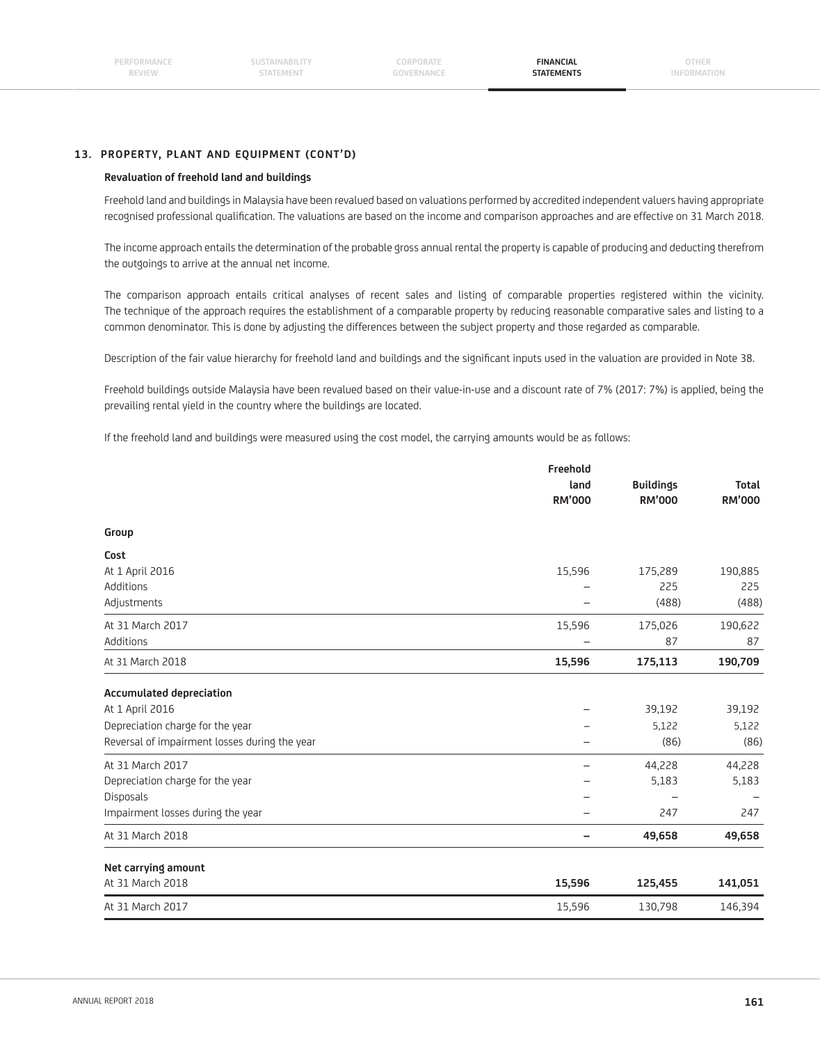## 13. PROPERTY, PLANT AND EQUIPMENT (CONT'D)

### Revaluation of freehold land and buildings

Freehold land and buildings in Malaysia have been revalued based on valuations performed by accredited independent valuers having appropriate recognised professional qualification. The valuations are based on the income and comparison approaches and are effective on 31 March 2018.

The income approach entails the determination of the probable gross annual rental the property is capable of producing and deducting therefrom the outgoings to arrive at the annual net income.

The comparison approach entails critical analyses of recent sales and listing of comparable properties registered within the vicinity. The technique of the approach requires the establishment of a comparable property by reducing reasonable comparative sales and listing to a common denominator. This is done by adjusting the differences between the subject property and those regarded as comparable.

Description of the fair value hierarchy for freehold land and buildings and the significant inputs used in the valuation are provided in Note 38.

Freehold buildings outside Malaysia have been revalued based on their value-in-use and a discount rate of 7% (2017: 7%) is applied, being the prevailing rental yield in the country where the buildings are located.

If the freehold land and buildings were measured using the cost model, the carrying amounts would be as follows:

| | Freehold land RM'000 | Buildings RM'000 | Total RM'000 |
|---|---|---|---|
| **Group** | | | |
| **Cost** | | | |
| At 1 April 2016 | 15,596 | 175,289 | 190,885 |
| Additions | – | 225 | 225 |
| Adjustments | – | (488) | (488) |
| At 31 March 2017 | 15,596 | 175,026 | 190,622 |
| Additions | – | 87 | 87 |
| At 31 March 2018 | **15,596** | **175,113** | **190,709** |
| **Accumulated depreciation** | | | |
| At 1 April 2016 | – | 39,192 | 39,192 |
| Depreciation charge for the year | – | 5,122 | 5,122 |
| Reversal of impairment losses during the year | – | (86) | (86) |
| At 31 March 2017 | – | 44,228 | 44,228 |
| Depreciation charge for the year | – | 5,183 | 5,183 |
| Disposals | – | – | – |
| Impairment losses during the year | – | 247 | 247 |
| At 31 March 2018 | **–** | **49,658** | **49,658** |
| **Net carrying amount** | | | |
| At 31 March 2018 | **15,596** | **125,455** | **141,051** |
| At 31 March 2017 | 15,596 | 130,798 | 146,394 |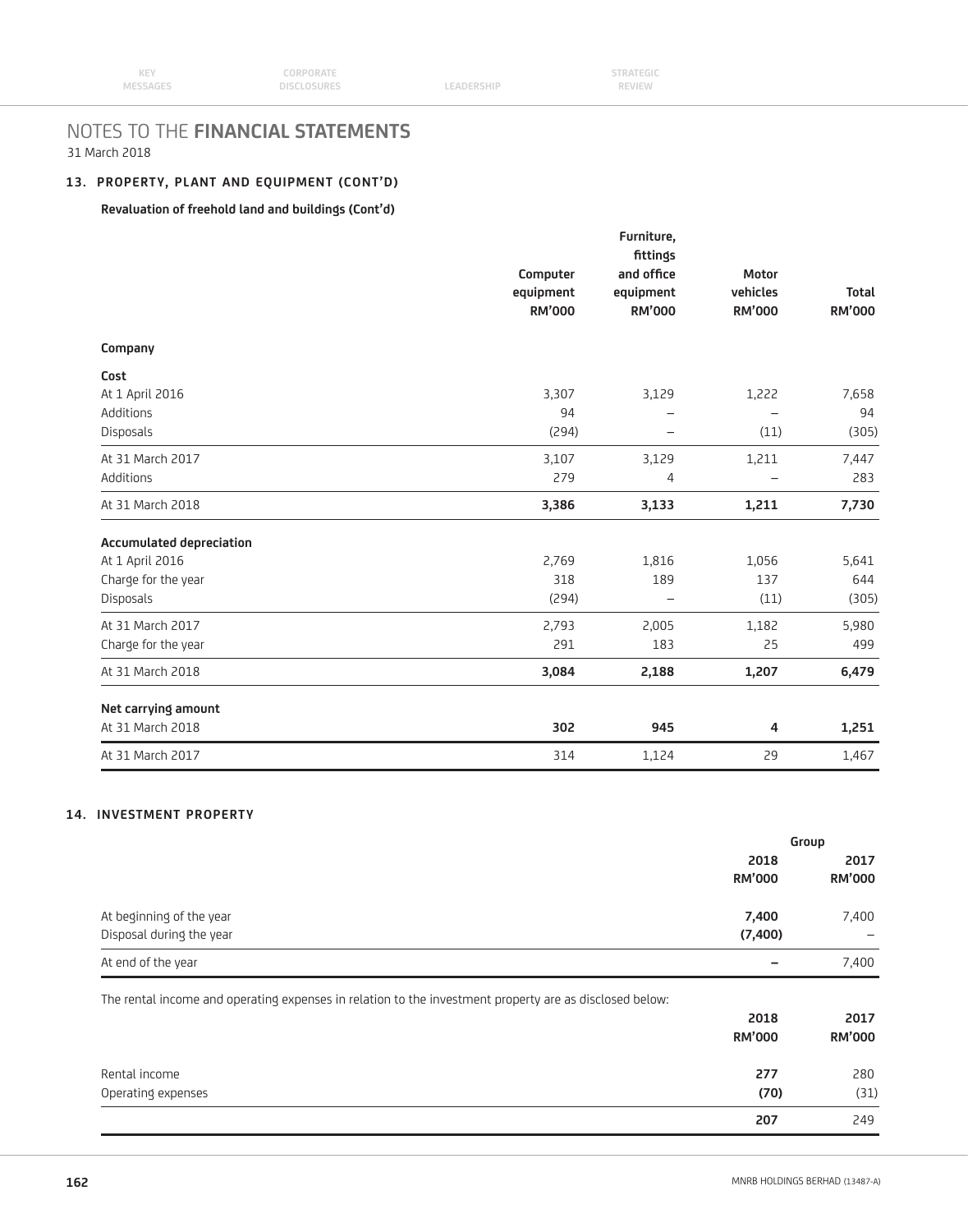# NOTES TO THE **FINANCIAL STATEMENTS**

31 March 2018

## 13. PROPERTY, PLANT AND EQUIPMENT (CONT'D)

### Revaluation of freehold land and buildings (Cont'd)

| | Computer equipment RM'000 | Furniture, fittings and office equipment RM'000 | Motor vehicles RM'000 | Total RM'000 |
|---|---|---|---|---|
| **Company** | | | | |
| **Cost** | | | | |
| At 1 April 2016 | 3,307 | 3,129 | 1,222 | 7,658 |
| Additions | 94 | – | – | 94 |
| Disposals | (294) | – | (11) | (305) |
| At 31 March 2017 | 3,107 | 3,129 | 1,211 | 7,447 |
| Additions | 279 | 4 | – | 283 |
| At 31 March 2018 | **3,386** | **3,133** | **1,211** | **7,730** |
| **Accumulated depreciation** | | | | |
| At 1 April 2016 | 2,769 | 1,816 | 1,056 | 5,641 |
| Charge for the year | 318 | 189 | 137 | 644 |
| Disposals | (294) | – | (11) | (305) |
| At 31 March 2017 | 2,793 | 2,005 | 1,182 | 5,980 |
| Charge for the year | 291 | 183 | 25 | 499 |
| At 31 March 2018 | **3,084** | **2,188** | **1,207** | **6,479** |
| **Net carrying amount** | | | | |
| At 31 March 2018 | **302** | **945** | **4** | **1,251** |
| At 31 March 2017 | 314 | 1,124 | 29 | 1,467 |

## 14. INVESTMENT PROPERTY

| | Group | |
|---|---|---|
| | **2018 RM'000** | **2017 RM'000** |
| At beginning of the year | **7,400** | 7,400 |
| Disposal during the year | **(7,400)** | – |
| At end of the year | **–** | 7,400 |

The rental income and operating expenses in relation to the investment property are as disclosed below:

| | **2018 RM'000** | **2017 RM'000** |
|---|---|---|
| Rental income | **277** | 280 |
| Operating expenses | **(70)** | (31) |
| | **207** | 249 |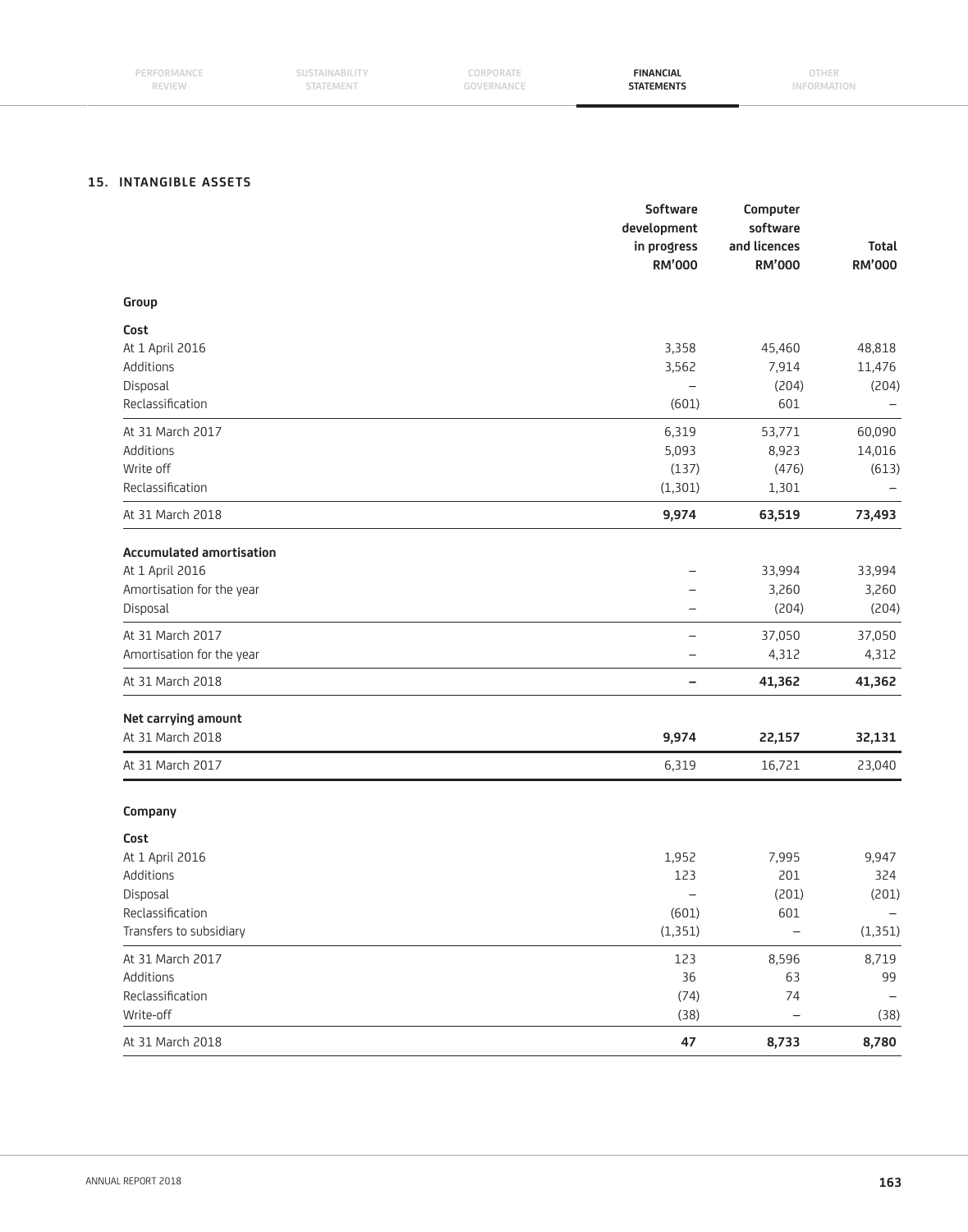## 15. INTANGIBLE ASSETS

| | Software development in progress RM'000 | Computer software and licences RM'000 | Total RM'000 |
|---|---|---|---|
| **Group** | | | |
| **Cost** | | | |
| At 1 April 2016 | 3,358 | 45,460 | 48,818 |
| Additions | 3,562 | 7,914 | 11,476 |
| Disposal | – | (204) | (204) |
| Reclassification | (601) | 601 | – |
| At 31 March 2017 | 6,319 | 53,771 | 60,090 |
| Additions | 5,093 | 8,923 | 14,016 |
| Write off | (137) | (476) | (613) |
| Reclassification | (1,301) | 1,301 | – |
| At 31 March 2018 | **9,974** | **63,519** | **73,493** |
| **Accumulated amortisation** | | | |
| At 1 April 2016 | – | 33,994 | 33,994 |
| Amortisation for the year | – | 3,260 | 3,260 |
| Disposal | – | (204) | (204) |
| At 31 March 2017 | – | 37,050 | 37,050 |
| Amortisation for the year | – | 4,312 | 4,312 |
| At 31 March 2018 | **–** | **41,362** | **41,362** |
| **Net carrying amount** | | | |
| At 31 March 2018 | **9,974** | **22,157** | **32,131** |
| At 31 March 2017 | 6,319 | 16,721 | 23,040 |
| **Company** | | | |
| **Cost** | | | |
| At 1 April 2016 | 1,952 | 7,995 | 9,947 |
| Additions | 123 | 201 | 324 |
| Disposal | – | (201) | (201) |
| Reclassification | (601) | 601 | – |
| Transfers to subsidiary | (1,351) | – | (1,351) |
| At 31 March 2017 | 123 | 8,596 | 8,719 |
| Additions | 36 | 63 | 99 |
| Reclassification | (74) | 74 | – |
| Write-off | (38) | – | (38) |
| At 31 March 2018 | **47** | **8,733** | **8,780** |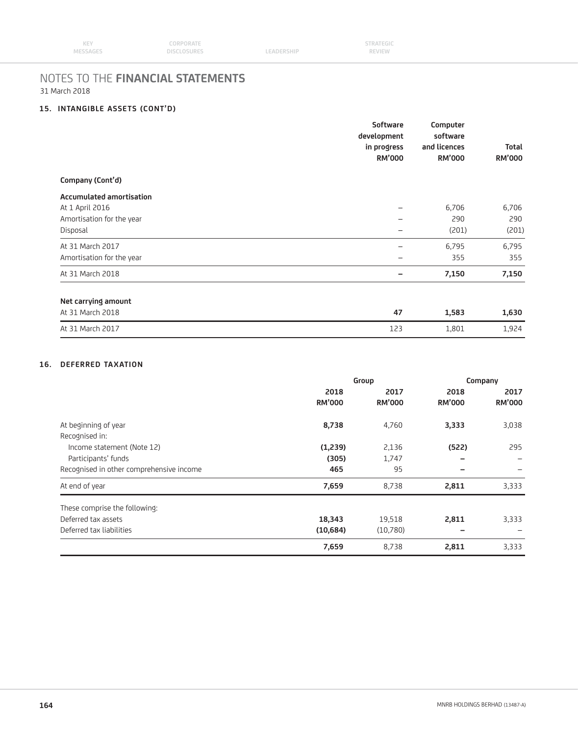# NOTES TO THE **FINANCIAL STATEMENTS**

31 March 2018

## 15. INTANGIBLE ASSETS (CONT'D)

| | Software development in progress RM'000 | Computer software and licences RM'000 | Total RM'000 |
|---|---|---|---|
| **Company (Cont'd)** | | | |
| **Accumulated amortisation** | | | |
| At 1 April 2016 | – | 6,706 | 6,706 |
| Amortisation for the year | – | 290 | 290 |
| Disposal | – | (201) | (201) |
| At 31 March 2017 | – | 6,795 | 6,795 |
| Amortisation for the year | – | 355 | 355 |
| At 31 March 2018 | **–** | **7,150** | **7,150** |
| **Net carrying amount** | | | |
| At 31 March 2018 | **47** | **1,583** | **1,630** |
| At 31 March 2017 | 123 | 1,801 | 1,924 |

## 16. DEFERRED TAXATION

| | Group | | Company | |
|---|---|---|---|---|
| | 2018 RM'000 | 2017 RM'000 | 2018 RM'000 | 2017 RM'000 |
| At beginning of year | **8,738** | 4,760 | **3,333** | 3,038 |
| Recognised in: | | | | |
| Income statement (Note 12) | **(1,239)** | 2,136 | **(522)** | 295 |
| Participants' funds | **(305)** | 1,747 | **–** | – |
| Recognised in other comprehensive income | **465** | 95 | **–** | – |
| At end of year | **7,659** | 8,738 | **2,811** | 3,333 |
| These comprise the following: | | | | |
| Deferred tax assets | **18,343** | 19,518 | **2,811** | 3,333 |
| Deferred tax liabilities | **(10,684)** | (10,780) | **–** | – |
| | **7,659** | 8,738 | **2,811** | 3,333 |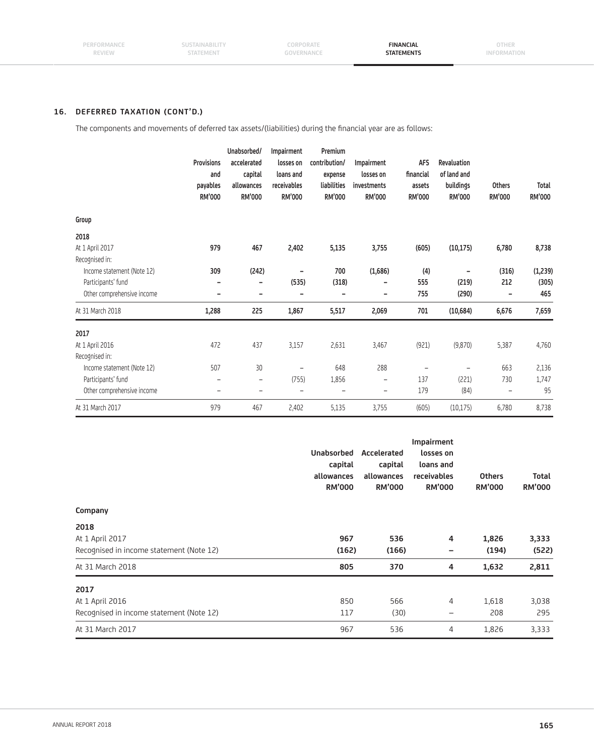## 16. DEFERRED TAXATION (CONT'D.)

The components and movements of deferred tax assets/(liabilities) during the financial year are as follows:

| | Provisions and payables RM'000 | Unabsorbed/ accelerated capital allowances RM'000 | Impairment losses on loans and receivables RM'000 | Premium contribution/ expense liabilities RM'000 | Impairment losses on investments RM'000 | AFS financial assets RM'000 | Revaluation of land and buildings RM'000 | Others RM'000 | Total RM'000 |
|---|---|---|---|---|---|---|---|---|---|
| **Group** | | | | | | | | | |
| **2018** | | | | | | | | | |
| At 1 April 2017 | **979** | **467** | **2,402** | **5,135** | **3,755** | **(605)** | **(10,175)** | **6,780** | **8,738** |
| Recognised in: | | | | | | | | | |
| Income statement (Note 12) | **309** | **(242)** | **–** | **700** | **(1,686)** | **(4)** | **–** | **(316)** | **(1,239)** |
| Participants' fund | **–** | **–** | **(535)** | **(318)** | **–** | **555** | **(219)** | **212** | **(305)** |
| Other comprehensive income | **–** | **–** | **–** | **–** | **–** | **755** | **(290)** | **–** | **465** |
| At 31 March 2018 | **1,288** | **225** | **1,867** | **5,517** | **2,069** | **701** | **(10,684)** | **6,676** | **7,659** |
| **2017** | | | | | | | | | |
| At 1 April 2016 | 472 | 437 | 3,157 | 2,631 | 3,467 | (921) | (9,870) | 5,387 | 4,760 |
| Recognised in: | | | | | | | | | |
| Income statement (Note 12) | 507 | 30 | – | 648 | 288 | – | – | 663 | 2,136 |
| Participants' fund | – | – | (755) | 1,856 | – | 137 | (221) | 730 | 1,747 |
| Other comprehensive income | – | – | – | – | – | 179 | (84) | – | 95 |
| At 31 March 2017 | 979 | 467 | 2,402 | 5,135 | 3,755 | (605) | (10,175) | 6,780 | 8,738 |

| | Unabsorbed capital allowances RM'000 | Accelerated capital allowances RM'000 | Impairment losses on loans and receivables RM'000 | Others RM'000 | Total RM'000 |
|---|---|---|---|---|---|
| **Company** | | | | | |
| **2018** | | | | | |
| At 1 April 2017 | **967** | **536** | **4** | **1,826** | **3,333** |
| Recognised in income statement (Note 12) | **(162)** | **(166)** | **–** | **(194)** | **(522)** |
| At 31 March 2018 | **805** | **370** | **4** | **1,632** | **2,811** |
| **2017** | | | | | |
| At 1 April 2016 | 850 | 566 | 4 | 1,618 | 3,038 |
| Recognised in income statement (Note 12) | 117 | (30) | – | 208 | 295 |
| At 31 March 2017 | 967 | 536 | 4 | 1,826 | 3,333 |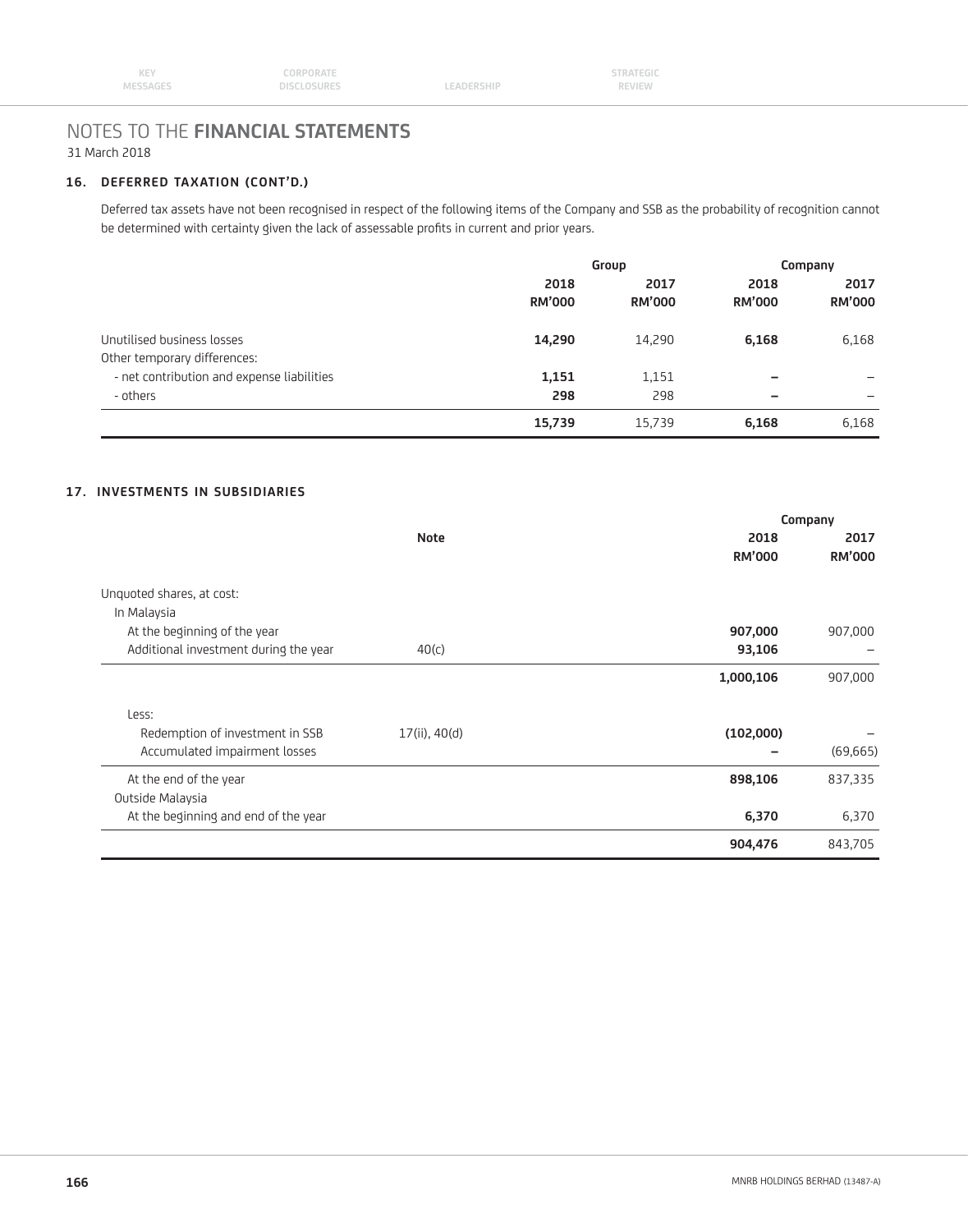# NOTES TO THE FINANCIAL STATEMENTS

31 March 2018

## 16. DEFERRED TAXATION (CONT'D.)

Deferred tax assets have not been recognised in respect of the following items of the Company and SSB as the probability of recognition cannot be determined with certainty given the lack of assessable profits in current and prior years.

| | Group | | Company | |
|---|---|---|---|---|
| | **2018 RM'000** | **2017 RM'000** | **2018 RM'000** | **2017 RM'000** |
| Unutilised business losses | **14,290** | 14,290 | **6,168** | 6,168 |
| Other temporary differences: | | | | |
| - net contribution and expense liabilities | **1,151** | 1,151 | **–** | – |
| - others | **298** | 298 | **–** | – |
| | **15,739** | 15,739 | **6,168** | 6,168 |

## 17. INVESTMENTS IN SUBSIDIARIES

| | Note | Company | |
|---|---|---|---|
| | | **2018 RM'000** | **2017 RM'000** |
| Unquoted shares, at cost: | | | |
| In Malaysia | | | |
| At the beginning of the year | | **907,000** | 907,000 |
| Additional investment during the year | 40(c) | **93,106** | – |
| | | **1,000,106** | 907,000 |
| Less: | | | |
| Redemption of investment in SSB | 17(ii), 40(d) | **(102,000)** | – |
| Accumulated impairment losses | | **–** | (69,665) |
| At the end of the year | | **898,106** | 837,335 |
| Outside Malaysia | | | |
| At the beginning and end of the year | | **6,370** | 6,370 |
| | | **904,476** | 843,705 |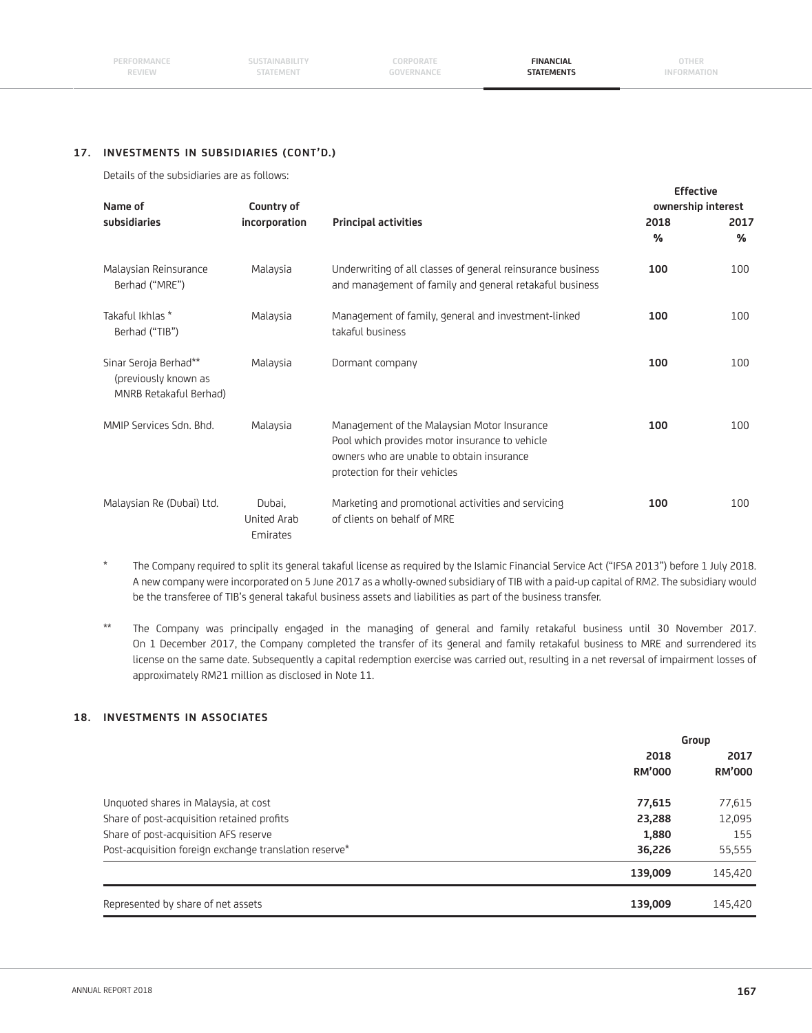## 17. INVESTMENTS IN SUBSIDIARIES (CONT'D.)

Details of the subsidiaries are as follows:

| Name of subsidiaries | Country of incorporation | Principal activities | Effective ownership interest 2018 % | 2017 % |
|---|---|---|---|---|
| Malaysian Reinsurance Berhad ("MRE") | Malaysia | Underwriting of all classes of general reinsurance business and management of family and general retakaful business | **100** | 100 |
| Takaful Ikhlas * Berhad ("TIB") | Malaysia | Management of family, general and investment-linked takaful business | **100** | 100 |
| Sinar Seroja Berhad** (previously known as MNRB Retakaful Berhad) | Malaysia | Dormant company | **100** | 100 |
| MMIP Services Sdn. Bhd. | Malaysia | Management of the Malaysian Motor Insurance Pool which provides motor insurance to vehicle owners who are unable to obtain insurance protection for their vehicles | **100** | 100 |
| Malaysian Re (Dubai) Ltd. | Dubai, United Arab Emirates | Marketing and promotional activities and servicing of clients on behalf of MRE | **100** | 100 |

\* The Company required to split its general takaful license as required by the Islamic Financial Service Act ("IFSA 2013") before 1 July 2018. A new company were incorporated on 5 June 2017 as a wholly-owned subsidiary of TIB with a paid-up capital of RM2. The subsidiary would be the transferee of TIB's general takaful business assets and liabilities as part of the business transfer.

** The Company was principally engaged in the managing of general and family retakaful business until 30 November 2017. On 1 December 2017, the Company completed the transfer of its general and family retakaful business to MRE and surrendered its license on the same date. Subsequently a capital redemption exercise was carried out, resulting in a net reversal of impairment losses of approximately RM21 million as disclosed in Note 11.

## 18. INVESTMENTS IN ASSOCIATES

| | Group 2018 RM'000 | 2017 RM'000 |
|---|---|---|
| Unquoted shares in Malaysia, at cost | **77,615** | 77,615 |
| Share of post-acquisition retained profits | **23,288** | 12,095 |
| Share of post-acquisition AFS reserve | **1,880** | 155 |
| Post-acquisition foreign exchange translation reserve* | **36,226** | 55,555 |
| | **139,009** | 145,420 |
| Represented by share of net assets | **139,009** | 145,420 |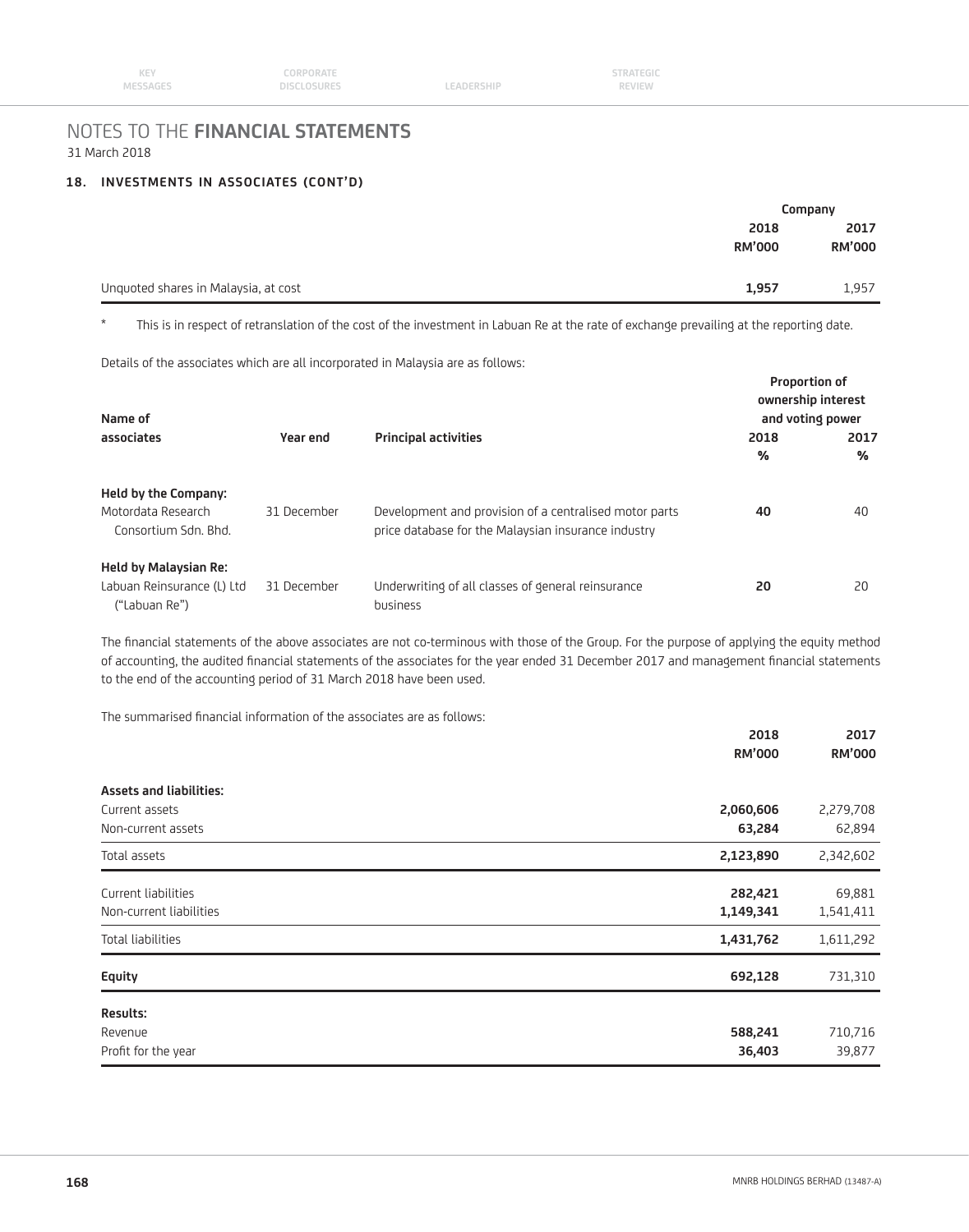# NOTES TO THE **FINANCIAL STATEMENTS**

31 March 2018

## 18. INVESTMENTS IN ASSOCIATES (CONT'D)

| | Company | |
|---|---|---|
| | **2018** | 2017 |
| | **RM'000** | RM'000 |
| Unquoted shares in Malaysia, at cost | **1,957** | 1,957 |

\* This is in respect of retranslation of the cost of the investment in Labuan Re at the rate of exchange prevailing at the reporting date.

Details of the associates which are all incorporated in Malaysia are as follows:

| Name of associates | Year end | Principal activities | Proportion of ownership interest and voting power | |
|---|---|---|---|---|
| | | | **2018** | 2017 |
| | | | **%** | % |
| **Held by the Company:** | | | | |
| Motordata Research Consortium Sdn. Bhd. | 31 December | Development and provision of a centralised motor parts price database for the Malaysian insurance industry | **40** | 40 |
| **Held by Malaysian Re:** | | | | |
| Labuan Reinsurance (L) Ltd ("Labuan Re") | 31 December | Underwriting of all classes of general reinsurance business | **20** | 20 |

The financial statements of the above associates are not co-terminous with those of the Group. For the purpose of applying the equity method of accounting, the audited financial statements of the associates for the year ended 31 December 2017 and management financial statements to the end of the accounting period of 31 March 2018 have been used.

The summarised financial information of the associates are as follows:

| | **2018** | 2017 |
|---|---|---|
| | **RM'000** | RM'000 |
| **Assets and liabilities:** | | |
| Current assets | **2,060,606** | 2,279,708 |
| Non-current assets | **63,284** | 62,894 |
| Total assets | **2,123,890** | 2,342,602 |
| Current liabilities | **282,421** | 69,881 |
| Non-current liabilities | **1,149,341** | 1,541,411 |
| Total liabilities | **1,431,762** | 1,611,292 |
| **Equity** | **692,128** | 731,310 |
| **Results:** | | |
| Revenue | **588,241** | 710,716 |
| Profit for the year | **36,403** | 39,877 |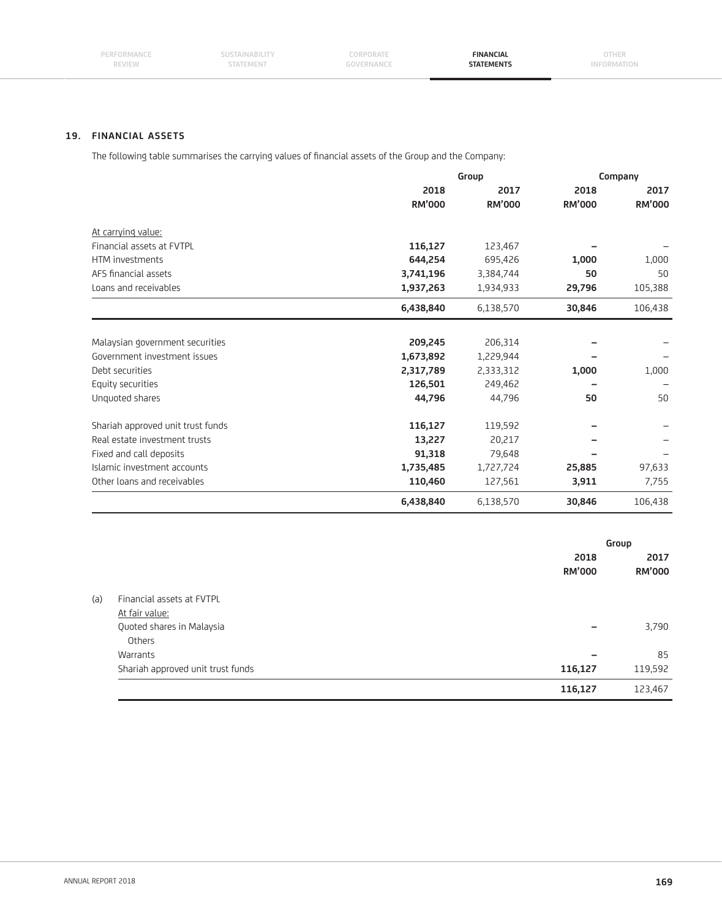## 19. FINANCIAL ASSETS

The following table summarises the carrying values of financial assets of the Group and the Company:

| | Group | | Company | |
|---|---|---|---|---|
| | 2018 RM'000 | 2017 RM'000 | 2018 RM'000 | 2017 RM'000 |
| At carrying value: | | | | |
| Financial assets at FVTPL | **116,127** | 123,467 | **–** | – |
| HTM investments | **644,254** | 695,426 | **1,000** | 1,000 |
| AFS financial assets | **3,741,196** | 3,384,744 | **50** | 50 |
| Loans and receivables | **1,937,263** | 1,934,933 | **29,796** | 105,388 |
| | **6,438,840** | 6,138,570 | **30,846** | 106,438 |
| Malaysian government securities | **209,245** | 206,314 | **–** | – |
| Government investment issues | **1,673,892** | 1,229,944 | **–** | – |
| Debt securities | **2,317,789** | 2,333,312 | **1,000** | 1,000 |
| Equity securities | **126,501** | 249,462 | **–** | – |
| Unquoted shares | **44,796** | 44,796 | **50** | 50 |
| Shariah approved unit trust funds | **116,127** | 119,592 | **–** | – |
| Real estate investment trusts | **13,227** | 20,217 | **–** | – |
| Fixed and call deposits | **91,318** | 79,648 | **–** | – |
| Islamic investment accounts | **1,735,485** | 1,727,724 | **25,885** | 97,633 |
| Other loans and receivables | **110,460** | 127,561 | **3,911** | 7,755 |
| | **6,438,840** | 6,138,570 | **30,846** | 106,438 |

| | Group | |
|---|---|---|
| | 2018 RM'000 | 2017 RM'000 |
| (a) Financial assets at FVTPL | | |
| At fair value: | | |
| Quoted shares in Malaysia | | |
| Others | **–** | 3,790 |
| Warrants | **–** | 85 |
| Shariah approved unit trust funds | **116,127** | 119,592 |
| | **116,127** | 123,467 |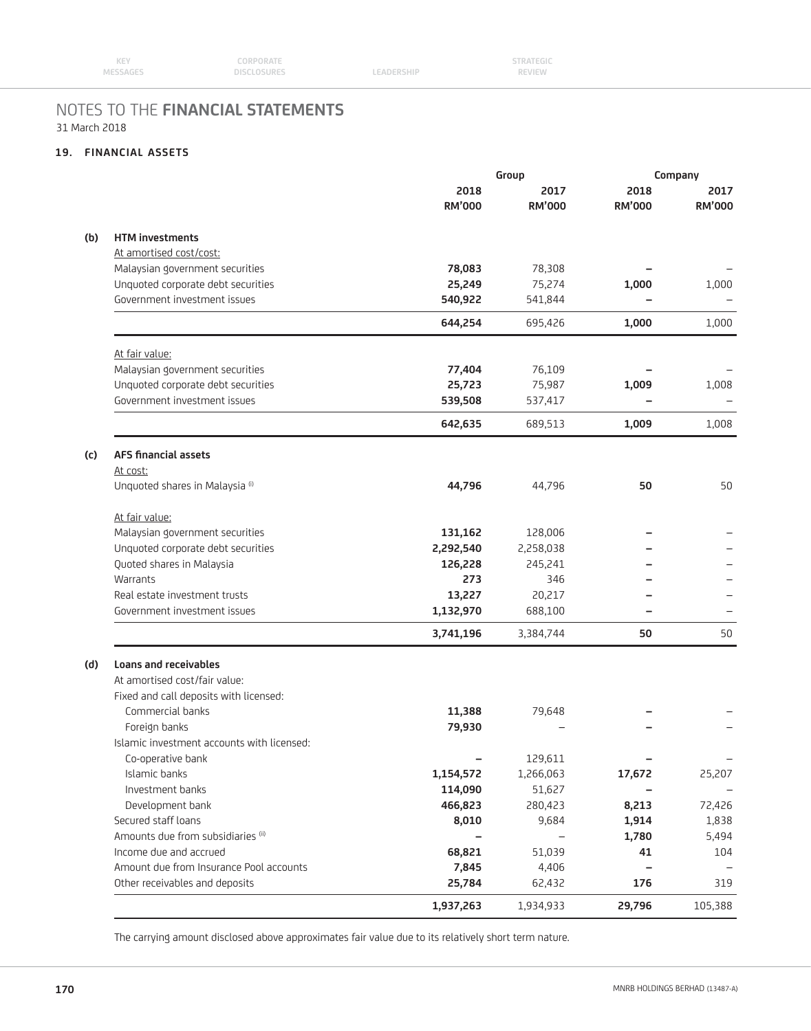# NOTES TO THE **FINANCIAL STATEMENTS**

31 March 2018

## 19. FINANCIAL ASSETS

| | | Group | | Company | |
|---|---|---|---|---|---|
| | | **2018 RM'000** | **2017 RM'000** | **2018 RM'000** | **2017 RM'000** |
| **(b)** | **HTM investments** | | | | |
| | At amortised cost/cost: | | | | |
| | Malaysian government securities | **78,083** | 78,308 | **–** | – |
| | Unquoted corporate debt securities | **25,249** | 75,274 | **1,000** | 1,000 |
| | Government investment issues | **540,922** | 541,844 | **–** | – |
| | | **644,254** | 695,426 | **1,000** | 1,000 |
| | At fair value: | | | | |
| | Malaysian government securities | **77,404** | 76,109 | **–** | – |
| | Unquoted corporate debt securities | **25,723** | 75,987 | **1,009** | 1,008 |
| | Government investment issues | **539,508** | 537,417 | **–** | – |
| | | **642,635** | 689,513 | **1,009** | 1,008 |
| **(c)** | **AFS financial assets** | | | | |
| | At cost: | | | | |
| | Unquoted shares in Malaysia [i] | **44,796** | 44,796 | **50** | 50 |
| | At fair value: | | | | |
| | Malaysian government securities | **131,162** | 128,006 | **–** | – |
| | Unquoted corporate debt securities | **2,292,540** | 2,258,038 | **–** | – |
| | Quoted shares in Malaysia | **126,228** | 245,241 | **–** | – |
| | Warrants | **273** | 346 | **–** | – |
| | Real estate investment trusts | **13,227** | 20,217 | **–** | – |
| | Government investment issues | **1,132,970** | 688,100 | **–** | – |
| | | **3,741,196** | 3,384,744 | **50** | 50 |
| **(d)** | **Loans and receivables** | | | | |
| | At amortised cost/fair value: | | | | |
| | Fixed and call deposits with licensed: | | | | |
| | Commercial banks | **11,388** | 79,648 | **–** | – |
| | Foreign banks | **79,930** | – | **–** | – |
| | Islamic investment accounts with licensed: | | | | |
| | Co-operative bank | **–** | 129,611 | **–** | – |
| | Islamic banks | **1,154,572** | 1,266,063 | **17,672** | 25,207 |
| | Investment banks | **114,090** | 51,627 | **–** | – |
| | Development bank | **466,823** | 280,423 | **8,213** | 72,426 |
| | Secured staff loans | **8,010** | 9,684 | **1,914** | 1,838 |
| | Amounts due from subsidiaries [ii] | **–** | – | **1,780** | 5,494 |
| | Income due and accrued | **68,821** | 51,039 | **41** | 104 |
| | Amount due from Insurance Pool accounts | **7,845** | 4,406 | **–** | – |
| | Other receivables and deposits | **25,784** | 62,432 | **176** | 319 |
| | | **1,937,263** | 1,934,933 | **29,796** | 105,388 |

The carrying amount disclosed above approximates fair value due to its relatively short term nature.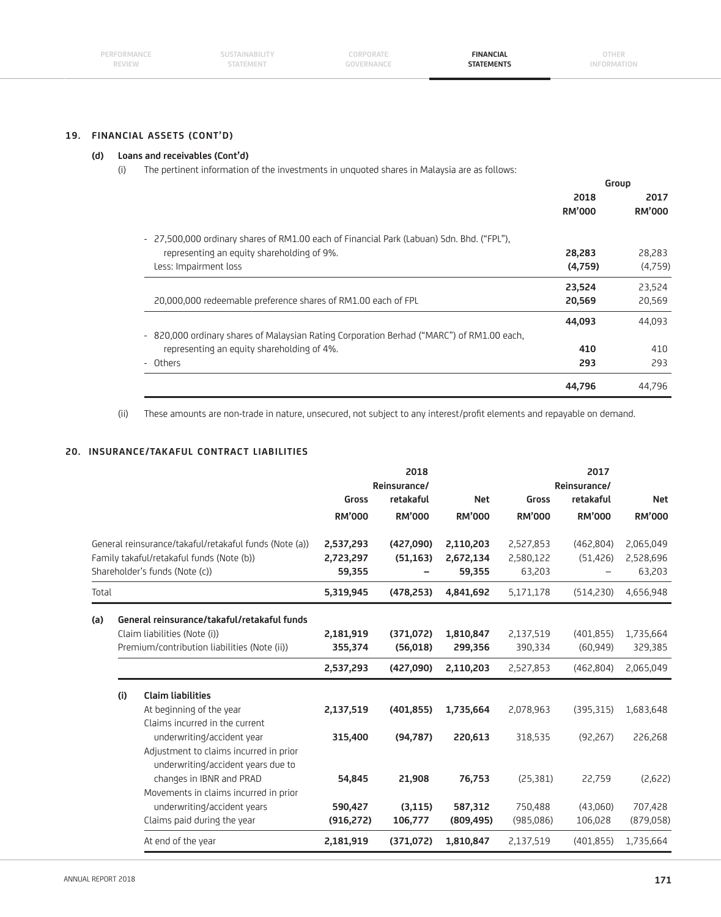## 19. FINANCIAL ASSETS (CONT'D)

### (d) Loans and receivables (Cont'd)

(i) The pertinent information of the investments in unquoted shares in Malaysia are as follows:

| | Group | |
|---|---|---|
| | **2018** | **2017** |
| | **RM'000** | **RM'000** |
| - 27,500,000 ordinary shares of RM1.00 each of Financial Park (Labuan) Sdn. Bhd. ("FPL"), representing an equity shareholding of 9%. | **28,283** | 28,283 |
| Less: Impairment loss | **(4,759)** | (4,759) |
| | **23,524** | 23,524 |
| 20,000,000 redeemable preference shares of RM1.00 each of FPL | **20,569** | 20,569 |
| | **44,093** | 44,093 |
| - 820,000 ordinary shares of Malaysian Rating Corporation Berhad ("MARC") of RM1.00 each, representing an equity shareholding of 4%. | **410** | 410 |
| - Others | **293** | 293 |
| | **44,796** | 44,796 |

(ii) These amounts are non-trade in nature, unsecured, not subject to any interest/profit elements and repayable on demand.

## 20. INSURANCE/TAKAFUL CONTRACT LIABILITIES

| | 2018 | | | 2017 | | |
|---|---|---|---|---|---|---|
| | **Gross** | **Reinsurance/ retakaful** | **Net** | **Gross** | **Reinsurance/ retakaful** | **Net** |
| | **RM'000** | **RM'000** | **RM'000** | **RM'000** | **RM'000** | **RM'000** |
| General reinsurance/takaful/retakaful funds (Note (a)) | **2,537,293** | **(427,090)** | **2,110,203** | 2,527,853 | (462,804) | 2,065,049 |
| Family takaful/retakaful funds (Note (b)) | **2,723,297** | **(51,163)** | **2,672,134** | 2,580,122 | (51,426) | 2,528,696 |
| Shareholder's funds (Note (c)) | **59,355** | **–** | **59,355** | 63,203 | – | 63,203 |
| Total | **5,319,945** | **(478,253)** | **4,841,692** | 5,171,178 | (514,230) | 4,656,948 |

### (a) General reinsurance/takaful/retakaful funds

| | Gross | Reinsurance/ retakaful | Net | Gross | Reinsurance/ retakaful | Net |
|---|---|---|---|---|---|---|
| Claim liabilities (Note (i)) | **2,181,919** | **(371,072)** | **1,810,847** | 2,137,519 | (401,855) | 1,735,664 |
| Premium/contribution liabilities (Note (ii)) | **355,374** | **(56,018)** | **299,356** | 390,334 | (60,949) | 329,385 |
| | **2,537,293** | **(427,090)** | **2,110,203** | 2,527,853 | (462,804) | 2,065,049 |

#### (i) Claim liabilities

| | Gross | Reinsurance/ retakaful | Net | Gross | Reinsurance/ retakaful | Net |
|---|---|---|---|---|---|---|
| At beginning of the year | **2,137,519** | **(401,855)** | **1,735,664** | 2,078,963 | (395,315) | 1,683,648 |
| Claims incurred in the current underwriting/accident year | **315,400** | **(94,787)** | **220,613** | 318,535 | (92,267) | 226,268 |
| Adjustment to claims incurred in prior underwriting/accident years due to changes in IBNR and PRAD | **54,845** | **21,908** | **76,753** | (25,381) | 22,759 | (2,622) |
| Movements in claims incurred in prior underwriting/accident years | **590,427** | **(3,115)** | **587,312** | 750,488 | (43,060) | 707,428 |
| Claims paid during the year | **(916,272)** | **106,777** | **(809,495)** | (985,086) | 106,028 | (879,058) |
| At end of the year | **2,181,919** | **(371,072)** | **1,810,847** | 2,137,519 | (401,855) | 1,735,664 |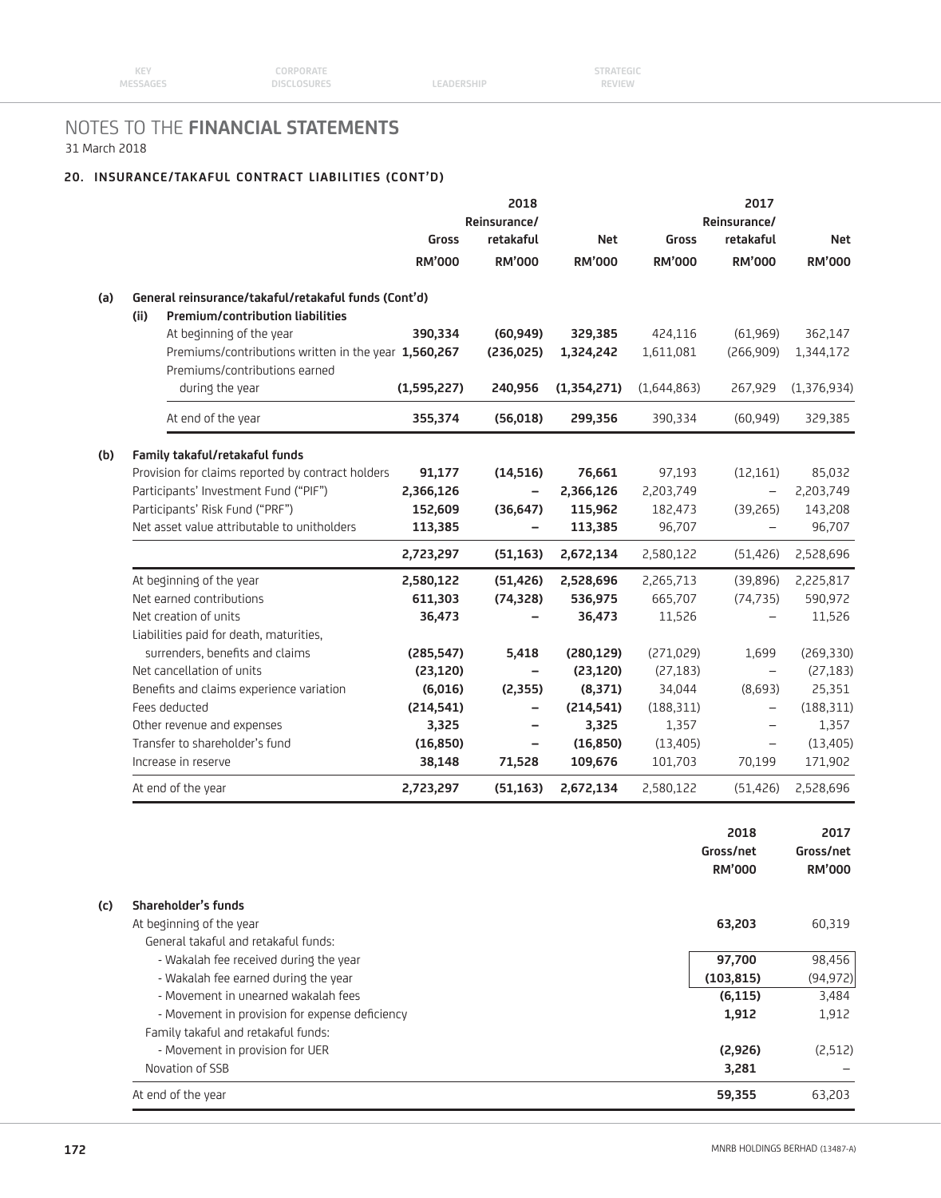# NOTES TO THE FINANCIAL STATEMENTS

31 March 2018

## 20. INSURANCE/TAKAFUL CONTRACT LIABILITIES (CONT'D)

| | | 2018 | | | 2017 | |
|---|---|---|---|---|---|---|
| | Gross | Reinsurance/ retakaful | Net | Gross | Reinsurance/ retakaful | Net |
| | RM'000 | RM'000 | RM'000 | RM'000 | RM'000 | RM'000 |
| **(a) General reinsurance/takaful/retakaful funds (Cont'd)** | | | | | | |
| **(ii) Premium/contribution liabilities** | | | | | | |
| At beginning of the year | **390,334** | **(60,949)** | **329,385** | 424,116 | (61,969) | 362,147 |
| Premiums/contributions written in the year | **1,560,267** | **(236,025)** | **1,324,242** | 1,611,081 | (266,909) | 1,344,172 |
| Premiums/contributions earned during the year | **(1,595,227)** | **240,956** | **(1,354,271)** | (1,644,863) | 267,929 | (1,376,934) |
| At end of the year | **355,374** | **(56,018)** | **299,356** | 390,334 | (60,949) | 329,385 |
| **(b) Family takaful/retakaful funds** | | | | | | |
| Provision for claims reported by contract holders | **91,177** | **(14,516)** | **76,661** | 97,193 | (12,161) | 85,032 |
| Participants' Investment Fund ("PIF") | **2,366,126** | **–** | **2,366,126** | 2,203,749 | – | 2,203,749 |
| Participants' Risk Fund ("PRF") | **152,609** | **(36,647)** | **115,962** | 182,473 | (39,265) | 143,208 |
| Net asset value attributable to unitholders | **113,385** | **–** | **113,385** | 96,707 | – | 96,707 |
| | **2,723,297** | **(51,163)** | **2,672,134** | 2,580,122 | (51,426) | 2,528,696 |
| At beginning of the year | **2,580,122** | **(51,426)** | **2,528,696** | 2,265,713 | (39,896) | 2,225,817 |
| Net earned contributions | **611,303** | **(74,328)** | **536,975** | 665,707 | (74,735) | 590,972 |
| Net creation of units | **36,473** | **–** | **36,473** | 11,526 | – | 11,526 |
| Liabilities paid for death, maturities, surrenders, benefits and claims | **(285,547)** | **5,418** | **(280,129)** | (271,029) | 1,699 | (269,330) |
| Net cancellation of units | **(23,120)** | **–** | **(23,120)** | (27,183) | – | (27,183) |
| Benefits and claims experience variation | **(6,016)** | **(2,355)** | **(8,371)** | 34,044 | (8,693) | 25,351 |
| Fees deducted | **(214,541)** | **–** | **(214,541)** | (188,311) | – | (188,311) |
| Other revenue and expenses | **3,325** | **–** | **3,325** | 1,357 | – | 1,357 |
| Transfer to shareholder's fund | **(16,850)** | **–** | **(16,850)** | (13,405) | – | (13,405) |
| Increase in reserve | **38,148** | **71,528** | **109,676** | 101,703 | 70,199 | 171,902 |
| At end of the year | **2,723,297** | **(51,163)** | **2,672,134** | 2,580,122 | (51,426) | 2,528,696 |

| | 2018 Gross/net RM'000 | 2017 Gross/net RM'000 |
|---|---|---|
| **(c) Shareholder's funds** | | |
| At beginning of the year | **63,203** | 60,319 |
| General takaful and retakaful funds: | | |
| - Wakalah fee received during the year | **97,700** | 98,456 |
| - Wakalah fee earned during the year | **(103,815)** | (94,972) |
| - Movement in unearned wakalah fees | **(6,115)** | 3,484 |
| - Movement in provision for expense deficiency | **1,912** | 1,912 |
| Family takaful and retakaful funds: | | |
| - Movement in provision for UER | **(2,926)** | (2,512) |
| Novation of SSB | **3,281** | – |
| At end of the year | **59,355** | 63,203 |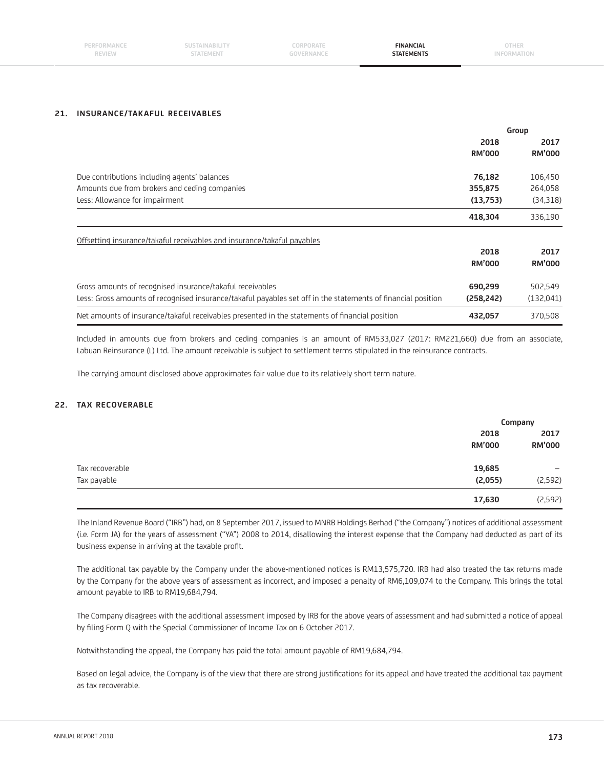## 21. INSURANCE/TAKAFUL RECEIVABLES

| | Group | |
|---|---|---|
| | **2018** | **2017** |
| | **RM'000** | **RM'000** |
| Due contributions including agents' balances | **76,182** | 106,450 |
| Amounts due from brokers and ceding companies | **355,875** | 264,058 |
| Less: Allowance for impairment | **(13,753)** | (34,318) |
| | **418,304** | 336,190 |

Offsetting insurance/takaful receivables and insurance/takaful payables

| | 2018 | 2017 |
|---|---|---|
| | **RM'000** | **RM'000** |
| Gross amounts of recognised insurance/takaful receivables | **690,299** | 502,549 |
| Less: Gross amounts of recognised insurance/takaful payables set off in the statements of financial position | **(258,242)** | (132,041) |
| Net amounts of insurance/takaful receivables presented in the statements of financial position | **432,057** | 370,508 |

Included in amounts due from brokers and ceding companies is an amount of RM533,027 (2017: RM221,660) due from an associate, Labuan Reinsurance (L) Ltd. The amount receivable is subject to settlement terms stipulated in the reinsurance contracts.

The carrying amount disclosed above approximates fair value due to its relatively short term nature.

## 22. TAX RECOVERABLE

| | Company | |
|---|---|---|
| | **2018** | **2017** |
| | **RM'000** | **RM'000** |
| Tax recoverable | **19,685** | – |
| Tax payable | **(2,055)** | (2,592) |
| | **17,630** | (2,592) |

The Inland Revenue Board ("IRB") had, on 8 September 2017, issued to MNRB Holdings Berhad ("the Company") notices of additional assessment (i.e. Form JA) for the years of assessment ("YA") 2008 to 2014, disallowing the interest expense that the Company had deducted as part of its business expense in arriving at the taxable profit.

The additional tax payable by the Company under the above-mentioned notices is RM13,575,720. IRB had also treated the tax returns made by the Company for the above years of assessment as incorrect, and imposed a penalty of RM6,109,074 to the Company. This brings the total amount payable to IRB to RM19,684,794.

The Company disagrees with the additional assessment imposed by IRB for the above years of assessment and had submitted a notice of appeal by filing Form Q with the Special Commissioner of Income Tax on 6 October 2017.

Notwithstanding the appeal, the Company has paid the total amount payable of RM19,684,794.

Based on legal advice, the Company is of the view that there are strong justifications for its appeal and have treated the additional tax payment as tax recoverable.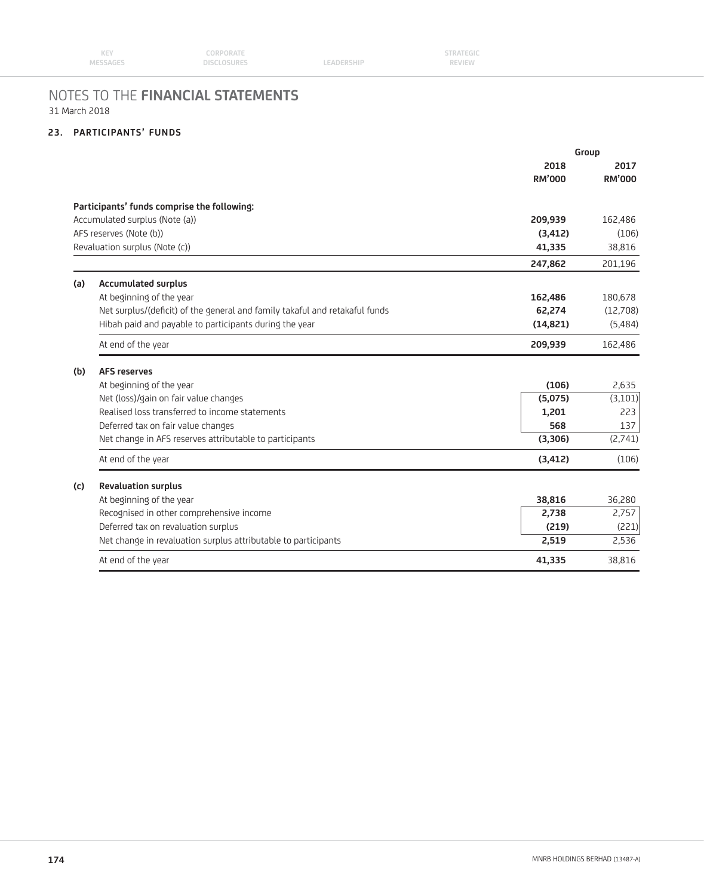# NOTES TO THE **FINANCIAL STATEMENTS**

31 March 2018

## 23. PARTICIPANTS' FUNDS

| | | Group | |
|---|---|---|---|
| | | **2018** | **2017** |
| | | **RM'000** | **RM'000** |
| | **Participants' funds comprise the following:** | | |
| | Accumulated surplus (Note (a)) | **209,939** | 162,486 |
| | AFS reserves (Note (b)) | **(3,412)** | (106) |
| | Revaluation surplus (Note (c)) | **41,335** | 38,816 |
| | | **247,862** | 201,196 |
| **(a)** | **Accumulated surplus** | | |
| | At beginning of the year | **162,486** | 180,678 |
| | Net surplus/(deficit) of the general and family takaful and retakaful funds | **62,274** | (12,708) |
| | Hibah paid and payable to participants during the year | **(14,821)** | (5,484) |
| | At end of the year | **209,939** | 162,486 |
| **(b)** | **AFS reserves** | | |
| | At beginning of the year | **(106)** | 2,635 |
| | Net (loss)/gain on fair value changes | **(5,075)** | (3,101) |
| | Realised loss transferred to income statements | **1,201** | 223 |
| | Deferred tax on fair value changes | **568** | 137 |
| | Net change in AFS reserves attributable to participants | **(3,306)** | (2,741) |
| | At end of the year | **(3,412)** | (106) |
| **(c)** | **Revaluation surplus** | | |
| | At beginning of the year | **38,816** | 36,280 |
| | Recognised in other comprehensive income | **2,738** | 2,757 |
| | Deferred tax on revaluation surplus | **(219)** | (221) |
| | Net change in revaluation surplus attributable to participants | **2,519** | 2,536 |
| | At end of the year | **41,335** | 38,816 |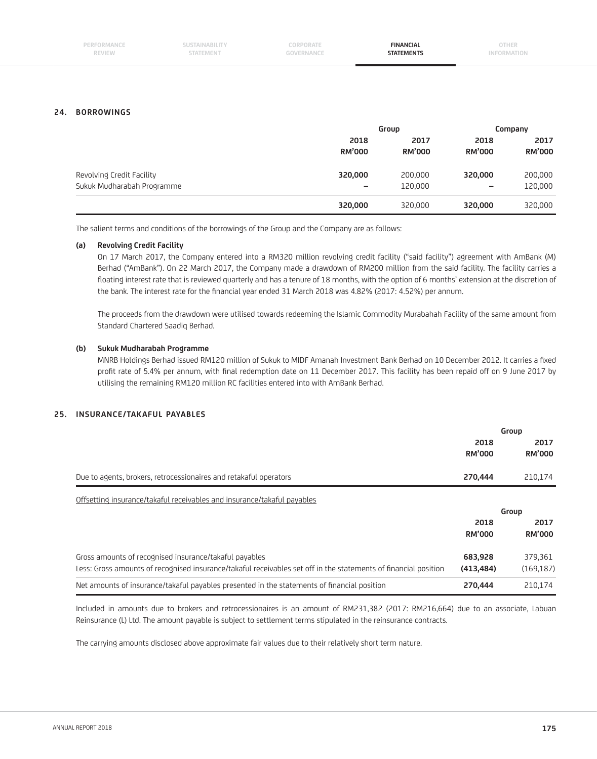## 24. BORROWINGS

| | Group | | Company | |
|---|---|---|---|---|
| | **2018** | 2017 | **2018** | 2017 |
| | **RM'000** | RM'000 | **RM'000** | RM'000 |
| Revolving Credit Facility | **320,000** | 200,000 | **320,000** | 200,000 |
| Sukuk Mudharabah Programme | **–** | 120,000 | **–** | 120,000 |
| | **320,000** | 320,000 | **320,000** | 320,000 |

The salient terms and conditions of the borrowings of the Group and the Company are as follows:

**(a) Revolving Credit Facility**

On 17 March 2017, the Company entered into a RM320 million revolving credit facility ("said facility") agreement with AmBank (M) Berhad ("AmBank"). On 22 March 2017, the Company made a drawdown of RM200 million from the said facility. The facility carries a floating interest rate that is reviewed quarterly and has a tenure of 18 months, with the option of 6 months' extension at the discretion of the bank. The interest rate for the financial year ended 31 March 2018 was 4.82% (2017: 4.52%) per annum.

The proceeds from the drawdown were utilised towards redeeming the Islamic Commodity Murabahah Facility of the same amount from Standard Chartered Saadiq Berhad.

**(b) Sukuk Mudharabah Programme**

MNRB Holdings Berhad issued RM120 million of Sukuk to MIDF Amanah Investment Bank Berhad on 10 December 2012. It carries a fixed profit rate of 5.4% per annum, with final redemption date on 11 December 2017. This facility has been repaid off on 9 June 2017 by utilising the remaining RM120 million RC facilities entered into with AmBank Berhad.

## 25. INSURANCE/TAKAFUL PAYABLES

| | Group | |
|---|---|---|
| | **2018** | 2017 |
| | **RM'000** | RM'000 |
| Due to agents, brokers, retrocessionaires and retakaful operators | **270,444** | 210,174 |

Offsetting insurance/takaful receivables and insurance/takaful payables

| | Group | |
|---|---|---|
| | **2018** | 2017 |
| | **RM'000** | RM'000 |
| Gross amounts of recognised insurance/takaful payables | **683,928** | 379,361 |
| Less: Gross amounts of recognised insurance/takaful receivables set off in the statements of financial position | **(413,484)** | (169,187) |
| Net amounts of insurance/takaful payables presented in the statements of financial position | **270,444** | 210,174 |

Included in amounts due to brokers and retrocessionaires is an amount of RM231,382 (2017: RM216,664) due to an associate, Labuan Reinsurance (L) Ltd. The amount payable is subject to settlement terms stipulated in the reinsurance contracts.

The carrying amounts disclosed above approximate fair values due to their relatively short term nature.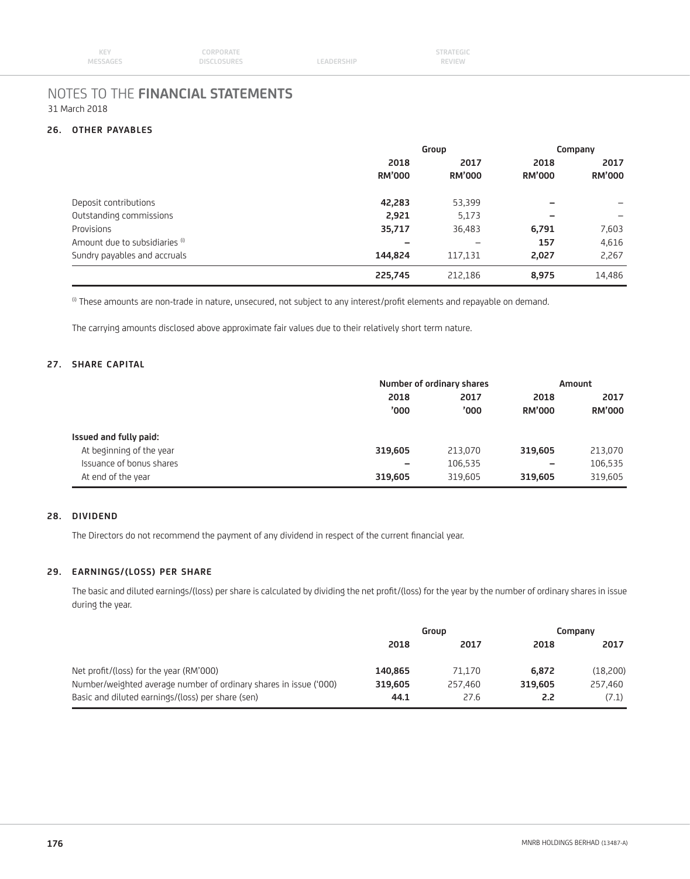# NOTES TO THE FINANCIAL STATEMENTS

31 March 2018

## 26. OTHER PAYABLES

| | Group | | Company | |
|---|---|---|---|---|
| | 2018 RM'000 | 2017 RM'000 | 2018 RM'000 | 2017 RM'000 |
| Deposit contributions | **42,283** | 53,399 | **–** | – |
| Outstanding commissions | **2,921** | 5,173 | **–** | – |
| Provisions | **35,717** | 36,483 | **6,791** | 7,603 |
| Amount due to subsidiaries [(i)] | **–** | – | **157** | 4,616 |
| Sundry payables and accruals | **144,824** | 117,131 | **2,027** | 2,267 |
| | **225,745** | 212,186 | **8,975** | 14,486 |

[(i)] These amounts are non-trade in nature, unsecured, not subject to any interest/profit elements and repayable on demand.

The carrying amounts disclosed above approximate fair values due to their relatively short term nature.

## 27. SHARE CAPITAL

| | Number of ordinary shares | | Amount | |
|---|---|---|---|---|
| | 2018 '000 | 2017 '000 | 2018 RM'000 | 2017 RM'000 |
| **Issued and fully paid:** | | | | |
| At beginning of the year | **319,605** | 213,070 | **319,605** | 213,070 |
| Issuance of bonus shares | **–** | 106,535 | **–** | 106,535 |
| At end of the year | **319,605** | 319,605 | **319,605** | 319,605 |

## 28. DIVIDEND

The Directors do not recommend the payment of any dividend in respect of the current financial year.

## 29. EARNINGS/(LOSS) PER SHARE

The basic and diluted earnings/(loss) per share is calculated by dividing the net profit/(loss) for the year by the number of ordinary shares in issue during the year.

| | Group | | Company | |
|---|---|---|---|---|
| | 2018 | 2017 | 2018 | 2017 |
| Net profit/(loss) for the year (RM'000) | **140,865** | 71,170 | **6,872** | (18,200) |
| Number/weighted average number of ordinary shares in issue ('000) | **319,605** | 257,460 | **319,605** | 257,460 |
| Basic and diluted earnings/(loss) per share (sen) | **44.1** | 27.6 | **2.2** | (7.1) |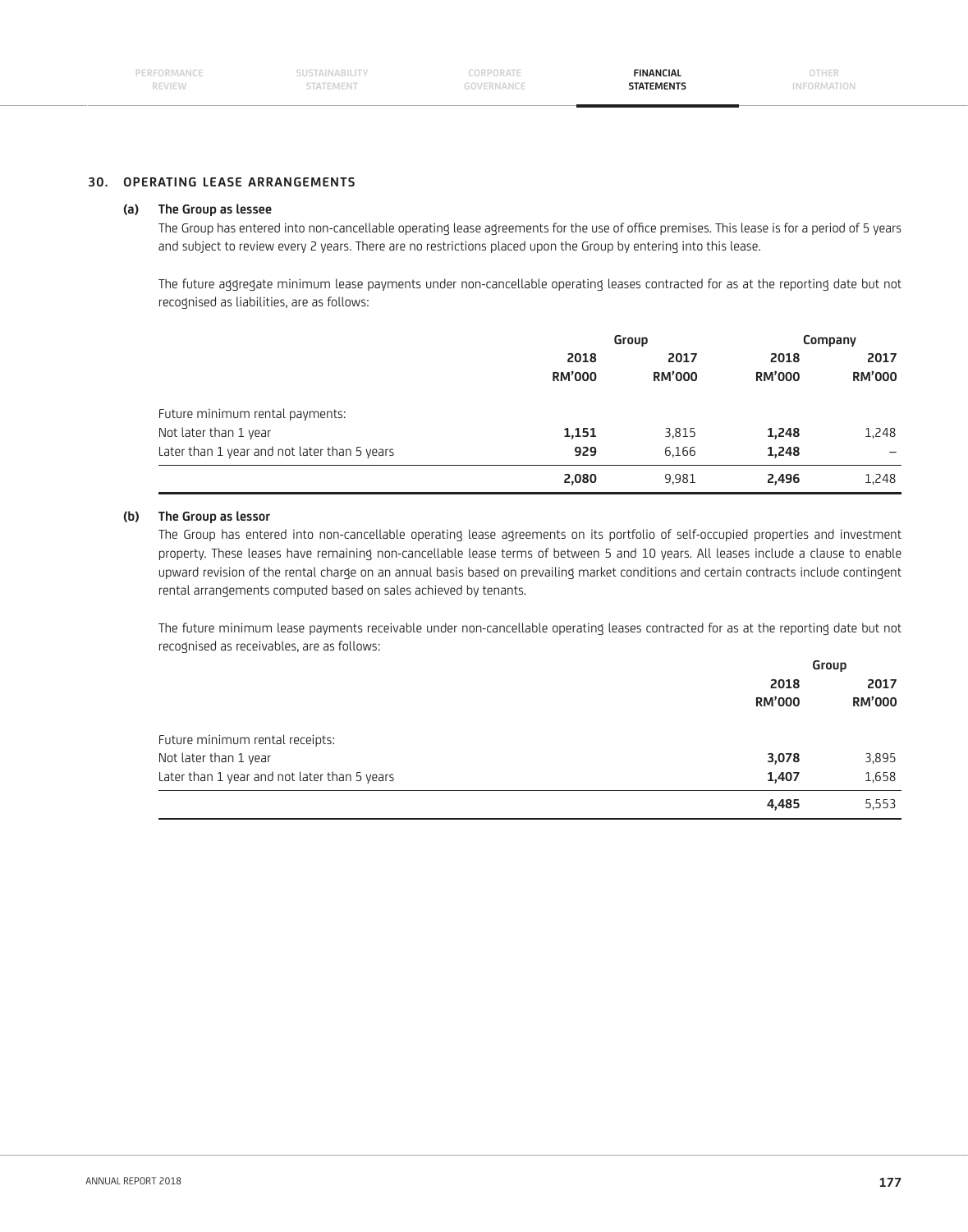## 30. OPERATING LEASE ARRANGEMENTS

### (a) The Group as lessee

The Group has entered into non-cancellable operating lease agreements for the use of office premises. This lease is for a period of 5 years and subject to review every 2 years. There are no restrictions placed upon the Group by entering into this lease.

The future aggregate minimum lease payments under non-cancellable operating leases contracted for as at the reporting date but not recognised as liabilities, are as follows:

| | Group | | Company | |
|---|---|---|---|---|
| | **2018** | **2017** | **2018** | **2017** |
| | **RM'000** | **RM'000** | **RM'000** | **RM'000** |
| Future minimum rental payments: | | | | |
| Not later than 1 year | **1,151** | 3,815 | **1,248** | 1,248 |
| Later than 1 year and not later than 5 years | **929** | 6,166 | **1,248** | – |
| | **2,080** | 9,981 | **2,496** | 1,248 |

### (b) The Group as lessor

The Group has entered into non-cancellable operating lease agreements on its portfolio of self-occupied properties and investment property. These leases have remaining non-cancellable lease terms of between 5 and 10 years. All leases include a clause to enable upward revision of the rental charge on an annual basis based on prevailing market conditions and certain contracts include contingent rental arrangements computed based on sales achieved by tenants.

The future minimum lease payments receivable under non-cancellable operating leases contracted for as at the reporting date but not recognised as receivables, are as follows:

| | Group | |
|---|---|---|
| | **2018** | **2017** |
| | **RM'000** | **RM'000** |
| Future minimum rental receipts: | | |
| Not later than 1 year | **3,078** | 3,895 |
| Later than 1 year and not later than 5 years | **1,407** | 1,658 |
| | **4,485** | 5,553 |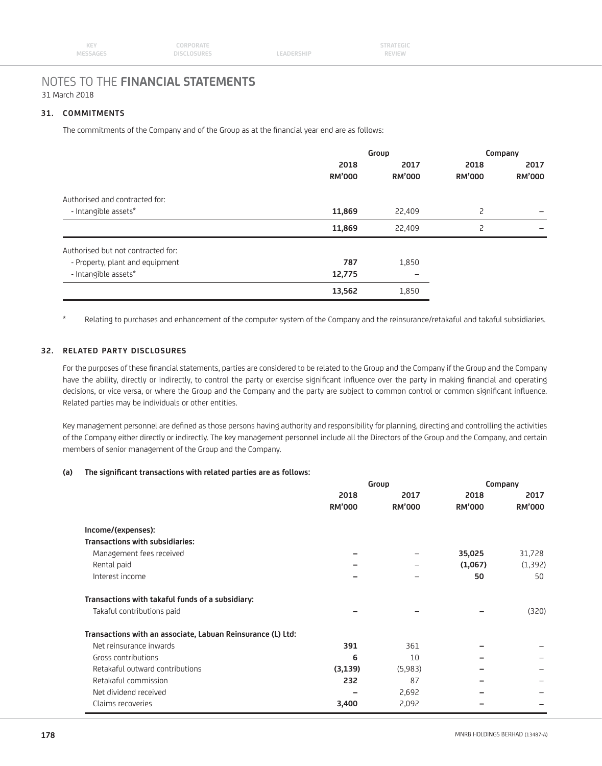# NOTES TO THE **FINANCIAL STATEMENTS**

31 March 2018

## 31. COMMITMENTS

The commitments of the Company and of the Group as at the financial year end are as follows:

| | Group | | Company | |
|---|---|---|---|---|
| | **2018 RM'000** | **2017 RM'000** | **2018 RM'000** | **2017 RM'000** |
| Authorised and contracted for: | | | | |
| - Intangible assets* | **11,869** | 22,409 | 2 | – |
| | **11,869** | 22,409 | 2 | – |
| Authorised but not contracted for: | | | | |
| - Property, plant and equipment | **787** | 1,850 | | |
| - Intangible assets* | **12,775** | – | | |
| | **13,562** | 1,850 | | |

\* Relating to purchases and enhancement of the computer system of the Company and the reinsurance/retakaful and takaful subsidiaries.

## 32. RELATED PARTY DISCLOSURES

For the purposes of these financial statements, parties are considered to be related to the Group and the Company if the Group and the Company have the ability, directly or indirectly, to control the party or exercise significant influence over the party in making financial and operating decisions, or vice versa, or where the Group and the Company and the party are subject to common control or common significant influence. Related parties may be individuals or other entities.

Key management personnel are defined as those persons having authority and responsibility for planning, directing and controlling the activities of the Company either directly or indirectly. The key management personnel include all the Directors of the Group and the Company, and certain members of senior management of the Group and the Company.

### (a) The significant transactions with related parties are as follows:

| | Group | | Company | |
|---|---|---|---|---|
| | **2018 RM'000** | **2017 RM'000** | **2018 RM'000** | **2017 RM'000** |
| **Income/(expenses):** | | | | |
| **Transactions with subsidiaries:** | | | | |
| Management fees received | **–** | – | **35,025** | 31,728 |
| Rental paid | **–** | – | **(1,067)** | (1,392) |
| Interest income | **–** | – | **50** | 50 |
| **Transactions with takaful funds of a subsidiary:** | | | | |
| Takaful contributions paid | **–** | – | **–** | (320) |
| **Transactions with an associate, Labuan Reinsurance (L) Ltd:** | | | | |
| Net reinsurance inwards | **391** | 361 | **–** | – |
| Gross contributions | **6** | 10 | **–** | – |
| Retakaful outward contributions | **(3,139)** | (5,983) | **–** | – |
| Retakaful commission | **232** | 87 | **–** | – |
| Net dividend received | **–** | 2,692 | **–** | – |
| Claims recoveries | **3,400** | 2,092 | **–** | – |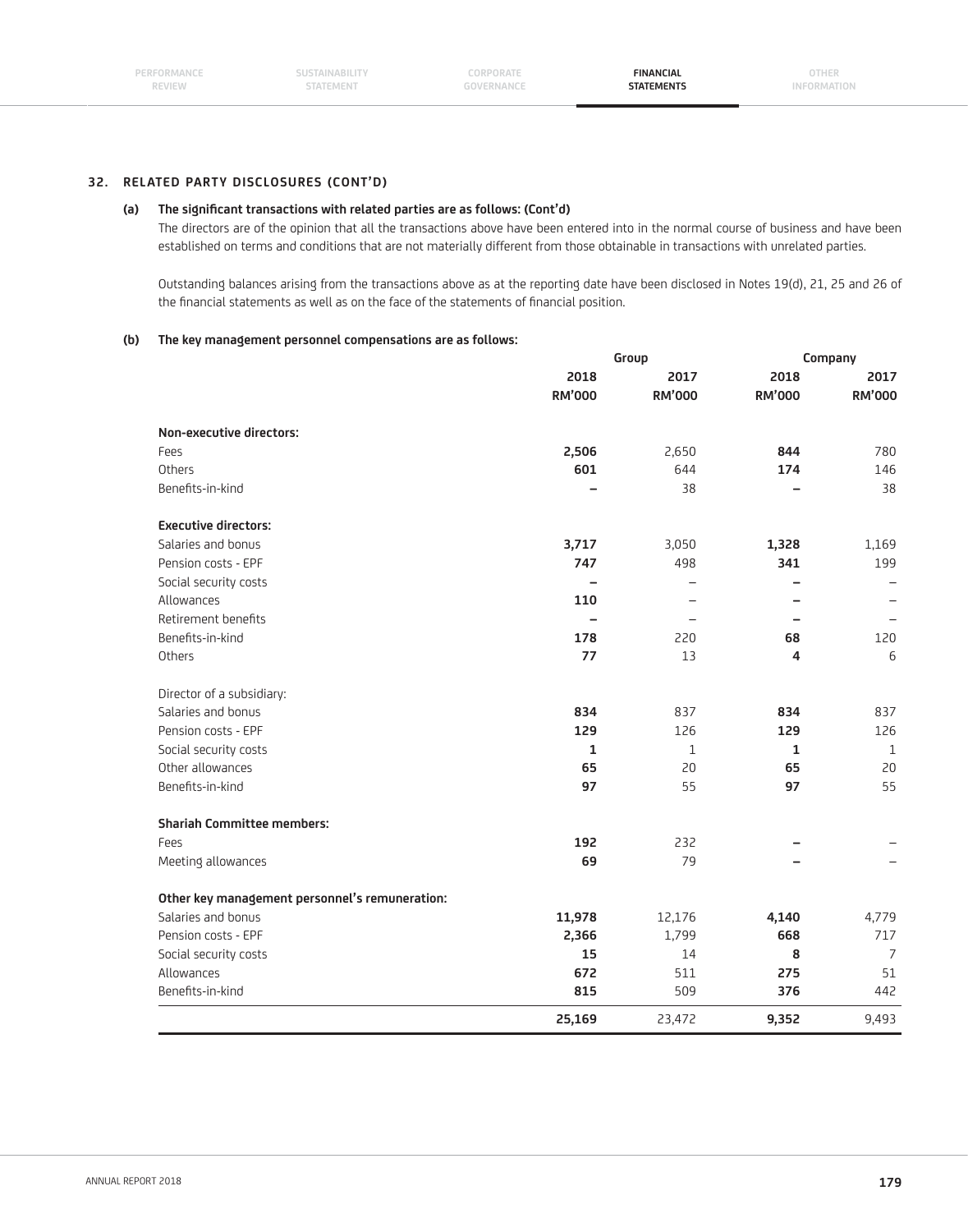## 32. RELATED PARTY DISCLOSURES (CONT'D)

### (a) The significant transactions with related parties are as follows: (Cont'd)

The directors are of the opinion that all the transactions above have been entered into in the normal course of business and have been established on terms and conditions that are not materially different from those obtainable in transactions with unrelated parties.

Outstanding balances arising from the transactions above as at the reporting date have been disclosed in Notes 19(d), 21, 25 and 26 of the financial statements as well as on the face of the statements of financial position.

### (b) The key management personnel compensations are as follows:

| | Group | | Company | |
|---|---|---|---|---|
| | 2018 RM'000 | 2017 RM'000 | 2018 RM'000 | 2017 RM'000 |
| **Non-executive directors:** | | | | |
| Fees | **2,506** | 2,650 | **844** | 780 |
| Others | **601** | 644 | **174** | 146 |
| Benefits-in-kind | **–** | 38 | **–** | 38 |
| **Executive directors:** | | | | |
| Salaries and bonus | **3,717** | 3,050 | **1,328** | 1,169 |
| Pension costs - EPF | **747** | 498 | **341** | 199 |
| Social security costs | **–** | – | **–** | – |
| Allowances | **110** | – | **–** | – |
| Retirement benefits | **–** | – | **–** | – |
| Benefits-in-kind | **178** | 220 | **68** | 120 |
| Others | **77** | 13 | **4** | 6 |
| Director of a subsidiary: | | | | |
| Salaries and bonus | **834** | 837 | **834** | 837 |
| Pension costs - EPF | **129** | 126 | **129** | 126 |
| Social security costs | **1** | 1 | **1** | 1 |
| Other allowances | **65** | 20 | **65** | 20 |
| Benefits-in-kind | **97** | 55 | **97** | 55 |
| **Shariah Committee members:** | | | | |
| Fees | **192** | 232 | **–** | – |
| Meeting allowances | **69** | 79 | **–** | – |
| **Other key management personnel's remuneration:** | | | | |
| Salaries and bonus | **11,978** | 12,176 | **4,140** | 4,779 |
| Pension costs - EPF | **2,366** | 1,799 | **668** | 717 |
| Social security costs | **15** | 14 | **8** | 7 |
| Allowances | **672** | 511 | **275** | 51 |
| Benefits-in-kind | **815** | 509 | **376** | 442 |
| | **25,169** | 23,472 | **9,352** | 9,493 |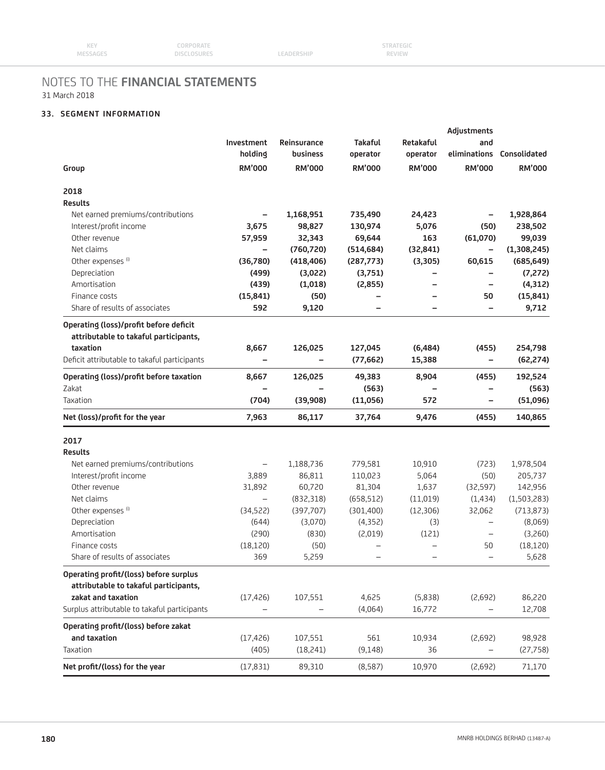# NOTES TO THE **FINANCIAL STATEMENTS**

31 March 2018

## 33. SEGMENT INFORMATION

| Group | Investment holding RM'000 | Reinsurance business RM'000 | Takaful operator RM'000 | Retakaful operator RM'000 | Adjustments and eliminations RM'000 | Consolidated RM'000 |
|---|---|---|---|---|---|---|
| **2018** | | | | | | |
| **Results** | | | | | | |
| Net earned premiums/contributions | **–** | **1,168,951** | **735,490** | **24,423** | **–** | **1,928,864** |
| Interest/profit income | **3,675** | **98,827** | **130,974** | **5,076** | **(50)** | **238,502** |
| Other revenue | **57,959** | **32,343** | **69,644** | **163** | **(61,070)** | **99,039** |
| Net claims | **–** | **(760,720)** | **(514,684)** | **(32,841)** | **–** | **(1,308,245)** |
| Other expenses [i] | **(36,780)** | **(418,406)** | **(287,773)** | **(3,305)** | **60,615** | **(685,649)** |
| Depreciation | **(499)** | **(3,022)** | **(3,751)** | **–** | **–** | **(7,272)** |
| Amortisation | **(439)** | **(1,018)** | **(2,855)** | **–** | **–** | **(4,312)** |
| Finance costs | **(15,841)** | **(50)** | **–** | **–** | **50** | **(15,841)** |
| Share of results of associates | **592** | **9,120** | **–** | **–** | **–** | **9,712** |
| **Operating (loss)/profit before deficit attributable to takaful participants, taxation** | **8,667** | **126,025** | **127,045** | **(6,484)** | **(455)** | **254,798** |
| Deficit attributable to takaful participants | **–** | **–** | **(77,662)** | **15,388** | **–** | **(62,274)** |
| **Operating (loss)/profit before taxation** | **8,667** | **126,025** | **49,383** | **8,904** | **(455)** | **192,524** |
| Zakat | **–** | **–** | **(563)** | **–** | **–** | **(563)** |
| Taxation | **(704)** | **(39,908)** | **(11,056)** | **572** | **–** | **(51,096)** |
| **Net (loss)/profit for the year** | **7,963** | **86,117** | **37,764** | **9,476** | **(455)** | **140,865** |
| **2017** | | | | | | |
| **Results** | | | | | | |
| Net earned premiums/contributions | – | 1,188,736 | 779,581 | 10,910 | (723) | 1,978,504 |
| Interest/profit income | 3,889 | 86,811 | 110,023 | 5,064 | (50) | 205,737 |
| Other revenue | 31,892 | 60,720 | 81,304 | 1,637 | (32,597) | 142,956 |
| Net claims | – | (832,318) | (658,512) | (11,019) | (1,434) | (1,503,283) |
| Other expenses [i] | (34,522) | (397,707) | (301,400) | (12,306) | 32,062 | (713,873) |
| Depreciation | (644) | (3,070) | (4,352) | (3) | – | (8,069) |
| Amortisation | (290) | (830) | (2,019) | (121) | – | (3,260) |
| Finance costs | (18,120) | (50) | – | – | 50 | (18,120) |
| Share of results of associates | 369 | 5,259 | – | – | – | 5,628 |
| **Operating profit/(loss) before surplus attributable to takaful participants, zakat and taxation** | (17,426) | 107,551 | 4,625 | (5,838) | (2,692) | 86,220 |
| Surplus attributable to takaful participants | – | – | (4,064) | 16,772 | – | 12,708 |
| **Operating profit/(loss) before zakat and taxation** | (17,426) | 107,551 | 561 | 10,934 | (2,692) | 98,928 |
| Taxation | (405) | (18,241) | (9,148) | 36 | – | (27,758) |
| **Net profit/(loss) for the year** | (17,831) | 89,310 | (8,587) | 10,970 | (2,692) | 71,170 |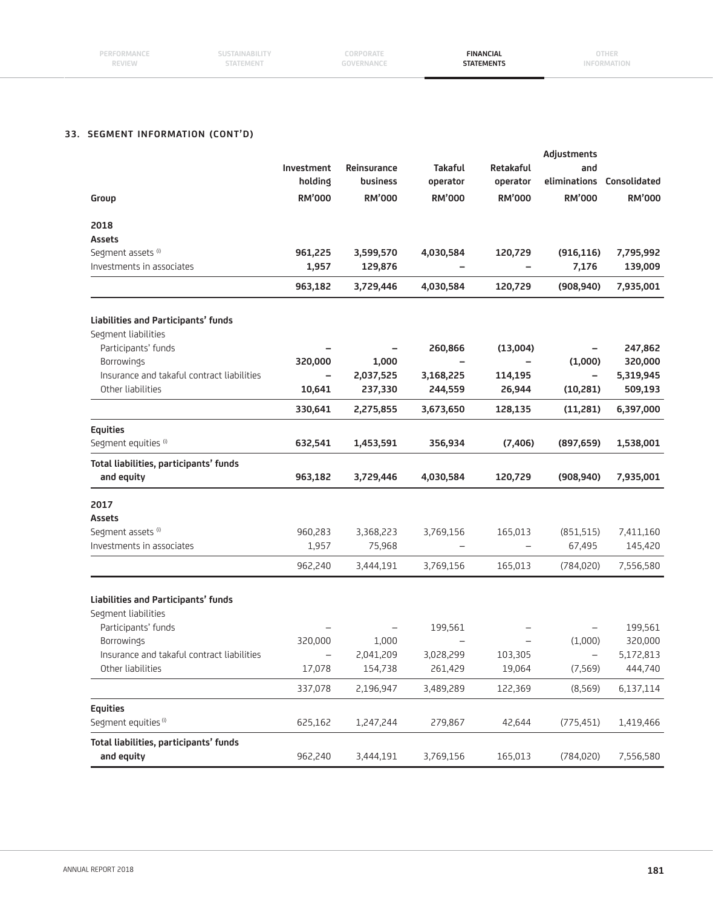## 33. SEGMENT INFORMATION (CONT'D)

| Group | Investment holding RM'000 | Reinsurance business RM'000 | Takaful operator RM'000 | Retakaful operator RM'000 | Adjustments and eliminations RM'000 | Consolidated RM'000 |
|---|---|---|---|---|---|---|
| **2018** | | | | | | |
| **Assets** | | | | | | |
| Segment assets [i] | **961,225** | **3,599,570** | **4,030,584** | **120,729** | **(916,116)** | **7,795,992** |
| Investments in associates | **1,957** | **129,876** | **–** | **–** | **7,176** | **139,009** |
| | **963,182** | **3,729,446** | **4,030,584** | **120,729** | **(908,940)** | **7,935,001** |
| **Liabilities and Participants' funds** | | | | | | |
| Segment liabilities | | | | | | |
| Participants' funds | **–** | **–** | **260,866** | **(13,004)** | **–** | **247,862** |
| Borrowings | **320,000** | **1,000** | **–** | **–** | **(1,000)** | **320,000** |
| Insurance and takaful contract liabilities | **–** | **2,037,525** | **3,168,225** | **114,195** | **–** | **5,319,945** |
| Other liabilities | **10,641** | **237,330** | **244,559** | **26,944** | **(10,281)** | **509,193** |
| | **330,641** | **2,275,855** | **3,673,650** | **128,135** | **(11,281)** | **6,397,000** |
| **Equities** | | | | | | |
| Segment equities [i] | **632,541** | **1,453,591** | **356,934** | **(7,406)** | **(897,659)** | **1,538,001** |
| **Total liabilities, participants' funds and equity** | **963,182** | **3,729,446** | **4,030,584** | **120,729** | **(908,940)** | **7,935,001** |
| **2017** | | | | | | |
| **Assets** | | | | | | |
| Segment assets [i] | 960,283 | 3,368,223 | 3,769,156 | 165,013 | (851,515) | 7,411,160 |
| Investments in associates | 1,957 | 75,968 | – | – | 67,495 | 145,420 |
| | 962,240 | 3,444,191 | 3,769,156 | 165,013 | (784,020) | 7,556,580 |
| **Liabilities and Participants' funds** | | | | | | |
| Segment liabilities | | | | | | |
| Participants' funds | – | – | 199,561 | – | – | 199,561 |
| Borrowings | 320,000 | 1,000 | – | – | (1,000) | 320,000 |
| Insurance and takaful contract liabilities | – | 2,041,209 | 3,028,299 | 103,305 | – | 5,172,813 |
| Other liabilities | 17,078 | 154,738 | 261,429 | 19,064 | (7,569) | 444,740 |
| | 337,078 | 2,196,947 | 3,489,289 | 122,369 | (8,569) | 6,137,114 |
| **Equities** | | | | | | |
| Segment equities [i] | 625,162 | 1,247,244 | 279,867 | 42,644 | (775,451) | 1,419,466 |
| **Total liabilities, participants' funds and equity** | 962,240 | 3,444,191 | 3,769,156 | 165,013 | (784,020) | 7,556,580 |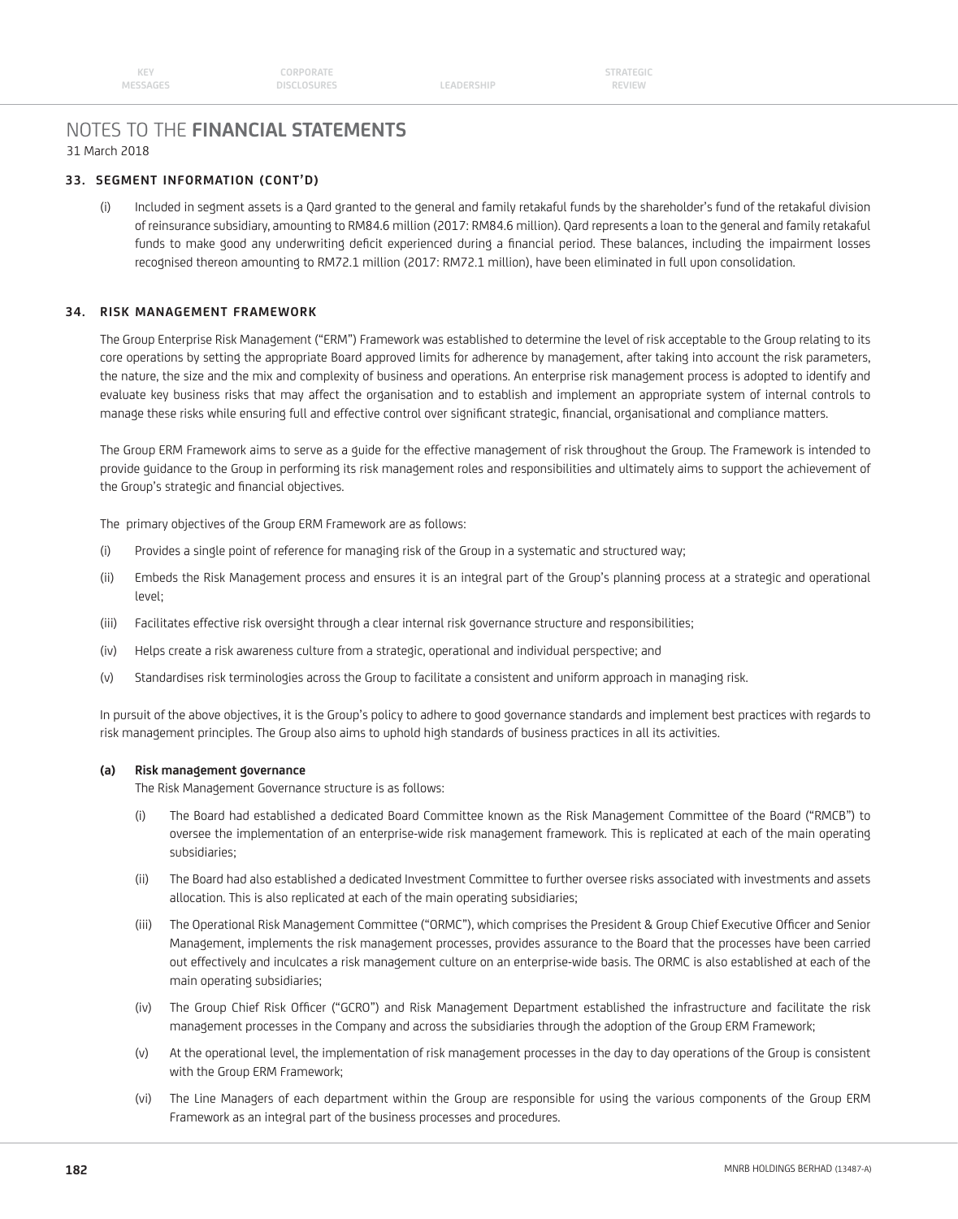# NOTES TO THE FINANCIAL STATEMENTS

31 March 2018

### 33. SEGMENT INFORMATION (CONT'D)

(i) Included in segment assets is a Qard granted to the general and family retakaful funds by the shareholder's fund of the retakaful division of reinsurance subsidiary, amounting to RM84.6 million (2017: RM84.6 million). Qard represents a loan to the general and family retakaful funds to make good any underwriting deficit experienced during a financial period. These balances, including the impairment losses recognised thereon amounting to RM72.1 million (2017: RM72.1 million), have been eliminated in full upon consolidation.

### 34. RISK MANAGEMENT FRAMEWORK

The Group Enterprise Risk Management ("ERM") Framework was established to determine the level of risk acceptable to the Group relating to its core operations by setting the appropriate Board approved limits for adherence by management, after taking into account the risk parameters, the nature, the size and the mix and complexity of business and operations. An enterprise risk management process is adopted to identify and evaluate key business risks that may affect the organisation and to establish and implement an appropriate system of internal controls to manage these risks while ensuring full and effective control over significant strategic, financial, organisational and compliance matters.

The Group ERM Framework aims to serve as a guide for the effective management of risk throughout the Group. The Framework is intended to provide guidance to the Group in performing its risk management roles and responsibilities and ultimately aims to support the achievement of the Group's strategic and financial objectives.

The primary objectives of the Group ERM Framework are as follows:

(i) Provides a single point of reference for managing risk of the Group in a systematic and structured way;

(ii) Embeds the Risk Management process and ensures it is an integral part of the Group's planning process at a strategic and operational level;

(iii) Facilitates effective risk oversight through a clear internal risk governance structure and responsibilities;

(iv) Helps create a risk awareness culture from a strategic, operational and individual perspective; and

(v) Standardises risk terminologies across the Group to facilitate a consistent and uniform approach in managing risk.

In pursuit of the above objectives, it is the Group's policy to adhere to good governance standards and implement best practices with regards to risk management principles. The Group also aims to uphold high standards of business practices in all its activities.

**(a) Risk management governance**

The Risk Management Governance structure is as follows:

(i) The Board had established a dedicated Board Committee known as the Risk Management Committee of the Board ("RMCB") to oversee the implementation of an enterprise-wide risk management framework. This is replicated at each of the main operating subsidiaries;

(ii) The Board had also established a dedicated Investment Committee to further oversee risks associated with investments and assets allocation. This is also replicated at each of the main operating subsidiaries;

(iii) The Operational Risk Management Committee ("ORMC"), which comprises the President & Group Chief Executive Officer and Senior Management, implements the risk management processes, provides assurance to the Board that the processes have been carried out effectively and inculcates a risk management culture on an enterprise-wide basis. The ORMC is also established at each of the main operating subsidiaries;

(iv) The Group Chief Risk Officer ("GCRO") and Risk Management Department established the infrastructure and facilitate the risk management processes in the Company and across the subsidiaries through the adoption of the Group ERM Framework;

(v) At the operational level, the implementation of risk management processes in the day to day operations of the Group is consistent with the Group ERM Framework;

(vi) The Line Managers of each department within the Group are responsible for using the various components of the Group ERM Framework as an integral part of the business processes and procedures.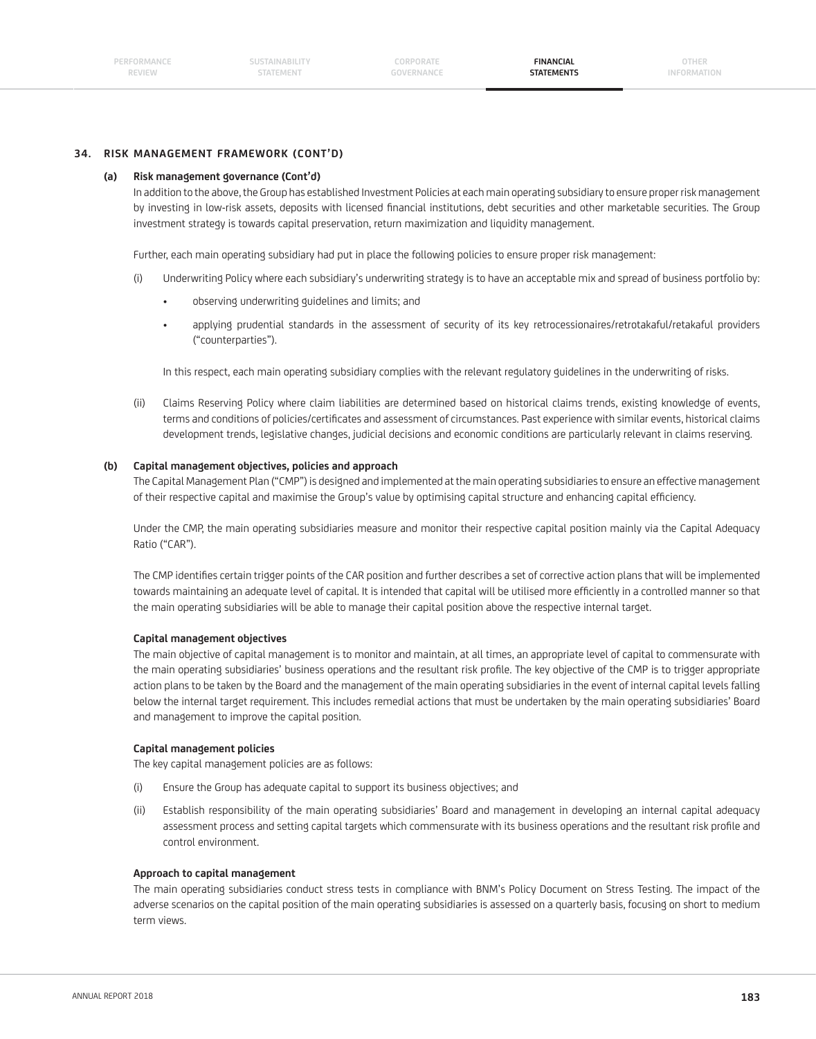## 34. RISK MANAGEMENT FRAMEWORK (CONT'D)

### (a) Risk management governance (Cont'd)

In addition to the above, the Group has established Investment Policies at each main operating subsidiary to ensure proper risk management by investing in low-risk assets, deposits with licensed financial institutions, debt securities and other marketable securities. The Group investment strategy is towards capital preservation, return maximization and liquidity management.

Further, each main operating subsidiary had put in place the following policies to ensure proper risk management:

(i) Underwriting Policy where each subsidiary's underwriting strategy is to have an acceptable mix and spread of business portfolio by:

- observing underwriting guidelines and limits; and
- applying prudential standards in the assessment of security of its key retrocessionaires/retrotakaful/retakaful providers ("counterparties").

In this respect, each main operating subsidiary complies with the relevant regulatory guidelines in the underwriting of risks.

(ii) Claims Reserving Policy where claim liabilities are determined based on historical claims trends, existing knowledge of events, terms and conditions of policies/certificates and assessment of circumstances. Past experience with similar events, historical claims development trends, legislative changes, judicial decisions and economic conditions are particularly relevant in claims reserving.

### (b) Capital management objectives, policies and approach

The Capital Management Plan ("CMP") is designed and implemented at the main operating subsidiaries to ensure an effective management of their respective capital and maximise the Group's value by optimising capital structure and enhancing capital efficiency.

Under the CMP, the main operating subsidiaries measure and monitor their respective capital position mainly via the Capital Adequacy Ratio ("CAR").

The CMP identifies certain trigger points of the CAR position and further describes a set of corrective action plans that will be implemented towards maintaining an adequate level of capital. It is intended that capital will be utilised more efficiently in a controlled manner so that the main operating subsidiaries will be able to manage their capital position above the respective internal target.

**Capital management objectives**

The main objective of capital management is to monitor and maintain, at all times, an appropriate level of capital to commensurate with the main operating subsidiaries' business operations and the resultant risk profile. The key objective of the CMP is to trigger appropriate action plans to be taken by the Board and the management of the main operating subsidiaries in the event of internal capital levels falling below the internal target requirement. This includes remedial actions that must be undertaken by the main operating subsidiaries' Board and management to improve the capital position.

**Capital management policies**

The key capital management policies are as follows:

(i) Ensure the Group has adequate capital to support its business objectives; and

(ii) Establish responsibility of the main operating subsidiaries' Board and management in developing an internal capital adequacy assessment process and setting capital targets which commensurate with its business operations and the resultant risk profile and control environment.

**Approach to capital management**

The main operating subsidiaries conduct stress tests in compliance with BNM's Policy Document on Stress Testing. The impact of the adverse scenarios on the capital position of the main operating subsidiaries is assessed on a quarterly basis, focusing on short to medium term views.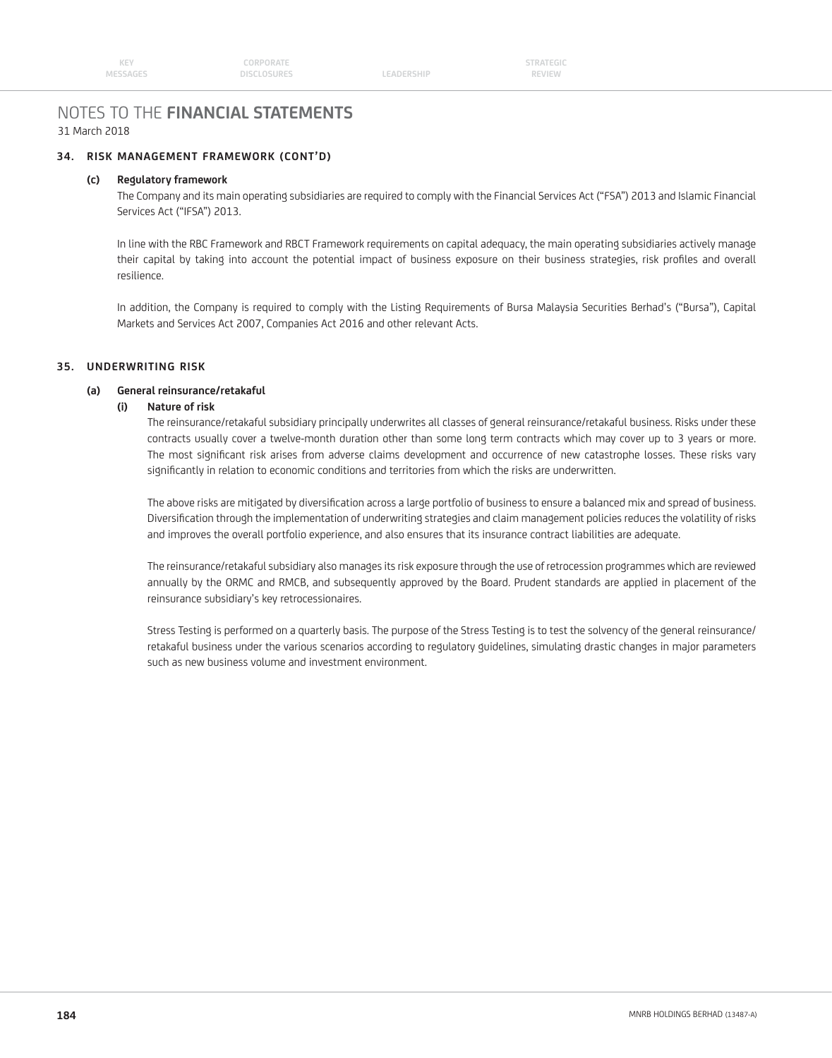# NOTES TO THE **FINANCIAL STATEMENTS**

31 March 2018

## 34. RISK MANAGEMENT FRAMEWORK (CONT'D)

### (c) Regulatory framework

The Company and its main operating subsidiaries are required to comply with the Financial Services Act ("FSA") 2013 and Islamic Financial Services Act ("IFSA") 2013.

In line with the RBC Framework and RBCT Framework requirements on capital adequacy, the main operating subsidiaries actively manage their capital by taking into account the potential impact of business exposure on their business strategies, risk profiles and overall resilience.

In addition, the Company is required to comply with the Listing Requirements of Bursa Malaysia Securities Berhad's ("Bursa"), Capital Markets and Services Act 2007, Companies Act 2016 and other relevant Acts.

## 35. UNDERWRITING RISK

### (a) General reinsurance/retakaful

#### (i) Nature of risk

The reinsurance/retakaful subsidiary principally underwrites all classes of general reinsurance/retakaful business. Risks under these contracts usually cover a twelve-month duration other than some long term contracts which may cover up to 3 years or more. The most significant risk arises from adverse claims development and occurrence of new catastrophe losses. These risks vary significantly in relation to economic conditions and territories from which the risks are underwritten.

The above risks are mitigated by diversification across a large portfolio of business to ensure a balanced mix and spread of business. Diversification through the implementation of underwriting strategies and claim management policies reduces the volatility of risks and improves the overall portfolio experience, and also ensures that its insurance contract liabilities are adequate.

The reinsurance/retakaful subsidiary also manages its risk exposure through the use of retrocession programmes which are reviewed annually by the ORMC and RMCB, and subsequently approved by the Board. Prudent standards are applied in placement of the reinsurance subsidiary's key retrocessionaires.

Stress Testing is performed on a quarterly basis. The purpose of the Stress Testing is to test the solvency of the general reinsurance/retakaful business under the various scenarios according to regulatory guidelines, simulating drastic changes in major parameters such as new business volume and investment environment.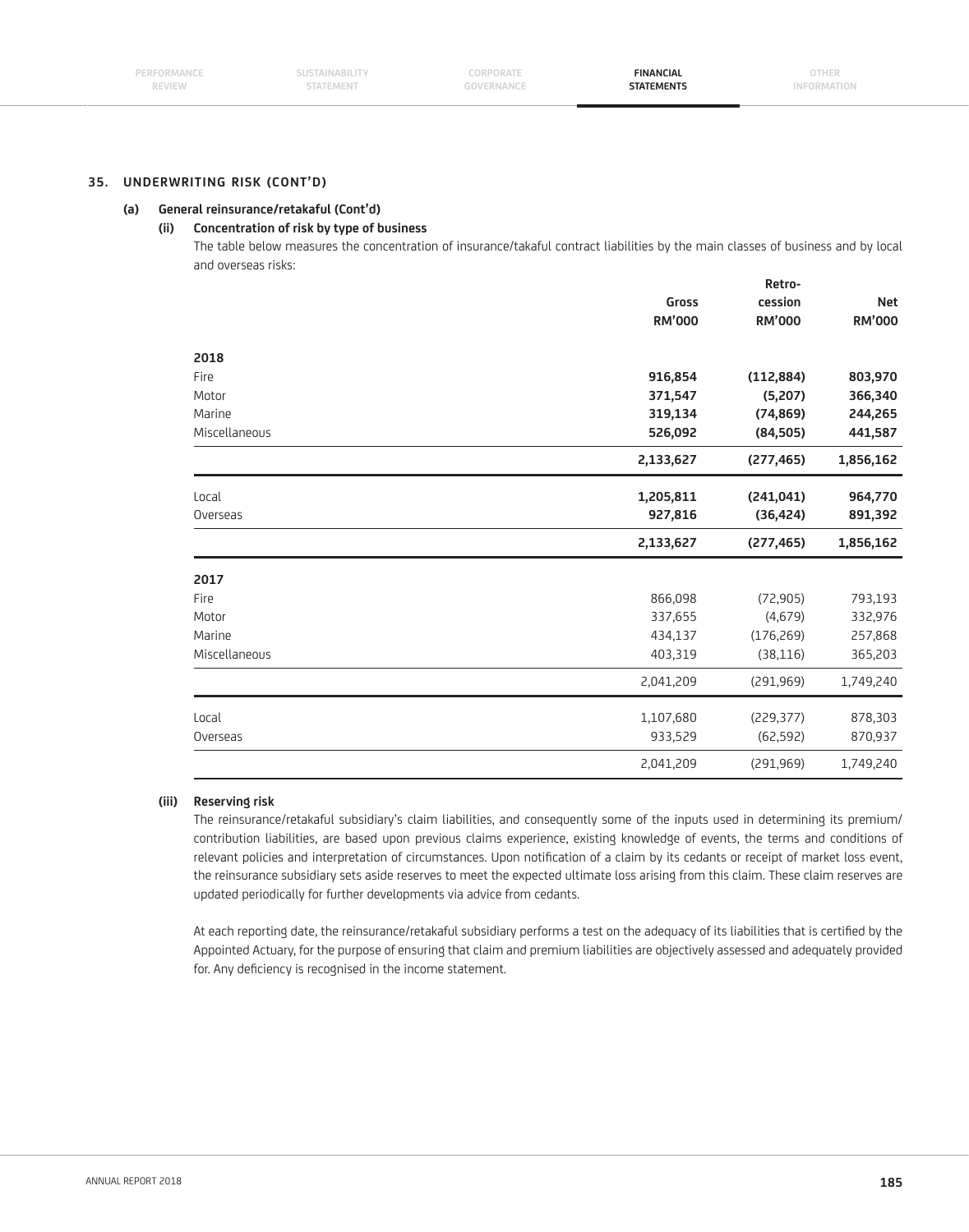## 35. UNDERWRITING RISK (CONT'D)

### (a) General reinsurance/retakaful (Cont'd)

#### (ii) Concentration of risk by type of business

The table below measures the concentration of insurance/takaful contract liabilities by the main classes of business and by local and overseas risks:

| | Gross RM'000 | Retro-cession RM'000 | Net RM'000 |
|---|---|---|---|
| **2018** | | | |
| Fire | **916,854** | **(112,884)** | **803,970** |
| Motor | **371,547** | **(5,207)** | **366,340** |
| Marine | **319,134** | **(74,869)** | **244,265** |
| Miscellaneous | **526,092** | **(84,505)** | **441,587** |
| | **2,133,627** | **(277,465)** | **1,856,162** |
| Local | **1,205,811** | **(241,041)** | **964,770** |
| Overseas | **927,816** | **(36,424)** | **891,392** |
| | **2,133,627** | **(277,465)** | **1,856,162** |
| **2017** | | | |
| Fire | 866,098 | (72,905) | 793,193 |
| Motor | 337,655 | (4,679) | 332,976 |
| Marine | 434,137 | (176,269) | 257,868 |
| Miscellaneous | 403,319 | (38,116) | 365,203 |
| | 2,041,209 | (291,969) | 1,749,240 |
| Local | 1,107,680 | (229,377) | 878,303 |
| Overseas | 933,529 | (62,592) | 870,937 |
| | 2,041,209 | (291,969) | 1,749,240 |

#### (iii) Reserving risk

The reinsurance/retakaful subsidiary's claim liabilities, and consequently some of the inputs used in determining its premium/contribution liabilities, are based upon previous claims experience, existing knowledge of events, the terms and conditions of relevant policies and interpretation of circumstances. Upon notification of a claim by its cedants or receipt of market loss event, the reinsurance subsidiary sets aside reserves to meet the expected ultimate loss arising from this claim. These claim reserves are updated periodically for further developments via advice from cedants.

At each reporting date, the reinsurance/retakaful subsidiary performs a test on the adequacy of its liabilities that is certified by the Appointed Actuary, for the purpose of ensuring that claim and premium liabilities are objectively assessed and adequately provided for. Any deficiency is recognised in the income statement.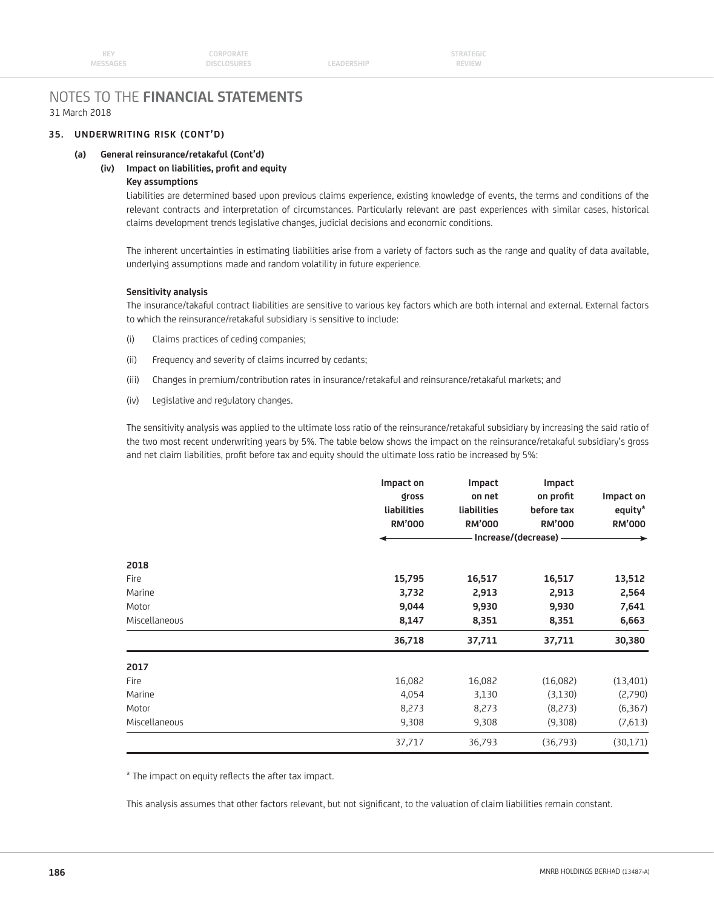# NOTES TO THE **FINANCIAL STATEMENTS**

31 March 2018

## 35. UNDERWRITING RISK (CONT'D)

### (a) General reinsurance/retakaful (Cont'd)

#### (iv) Impact on liabilities, profit and equity

**Key assumptions**

Liabilities are determined based upon previous claims experience, existing knowledge of events, the terms and conditions of the relevant contracts and interpretation of circumstances. Particularly relevant are past experiences with similar cases, historical claims development trends legislative changes, judicial decisions and economic conditions.

The inherent uncertainties in estimating liabilities arise from a variety of factors such as the range and quality of data available, underlying assumptions made and random volatility in future experience.

**Sensitivity analysis**

The insurance/takaful contract liabilities are sensitive to various key factors which are both internal and external. External factors to which the reinsurance/retakaful subsidiary is sensitive to include:

(i) Claims practices of ceding companies;

(ii) Frequency and severity of claims incurred by cedants;

(iii) Changes in premium/contribution rates in insurance/retakaful and reinsurance/retakaful markets; and

(iv) Legislative and regulatory changes.

The sensitivity analysis was applied to the ultimate loss ratio of the reinsurance/retakaful subsidiary by increasing the said ratio of the two most recent underwriting years by 5%. The table below shows the impact on the reinsurance/retakaful subsidiary's gross and net claim liabilities, profit before tax and equity should the ultimate loss ratio be increased by 5%:

| | Impact on gross liabilities RM'000 | Impact on net liabilities RM'000 | Impact on profit before tax RM'000 | Impact on equity* RM'000 |
|---|---|---|---|---|
| | Increase/(decrease) | | | |
| **2018** | | | | |
| Fire | **15,795** | **16,517** | **16,517** | **13,512** |
| Marine | **3,732** | **2,913** | **2,913** | **2,564** |
| Motor | **9,044** | **9,930** | **9,930** | **7,641** |
| Miscellaneous | **8,147** | **8,351** | **8,351** | **6,663** |
| | **36,718** | **37,711** | **37,711** | **30,380** |
| **2017** | | | | |
| Fire | 16,082 | 16,082 | (16,082) | (13,401) |
| Marine | 4,054 | 3,130 | (3,130) | (2,790) |
| Motor | 8,273 | 8,273 | (8,273) | (6,367) |
| Miscellaneous | 9,308 | 9,308 | (9,308) | (7,613) |
| | 37,717 | 36,793 | (36,793) | (30,171) |

\* The impact on equity reflects the after tax impact.

This analysis assumes that other factors relevant, but not significant, to the valuation of claim liabilities remain constant.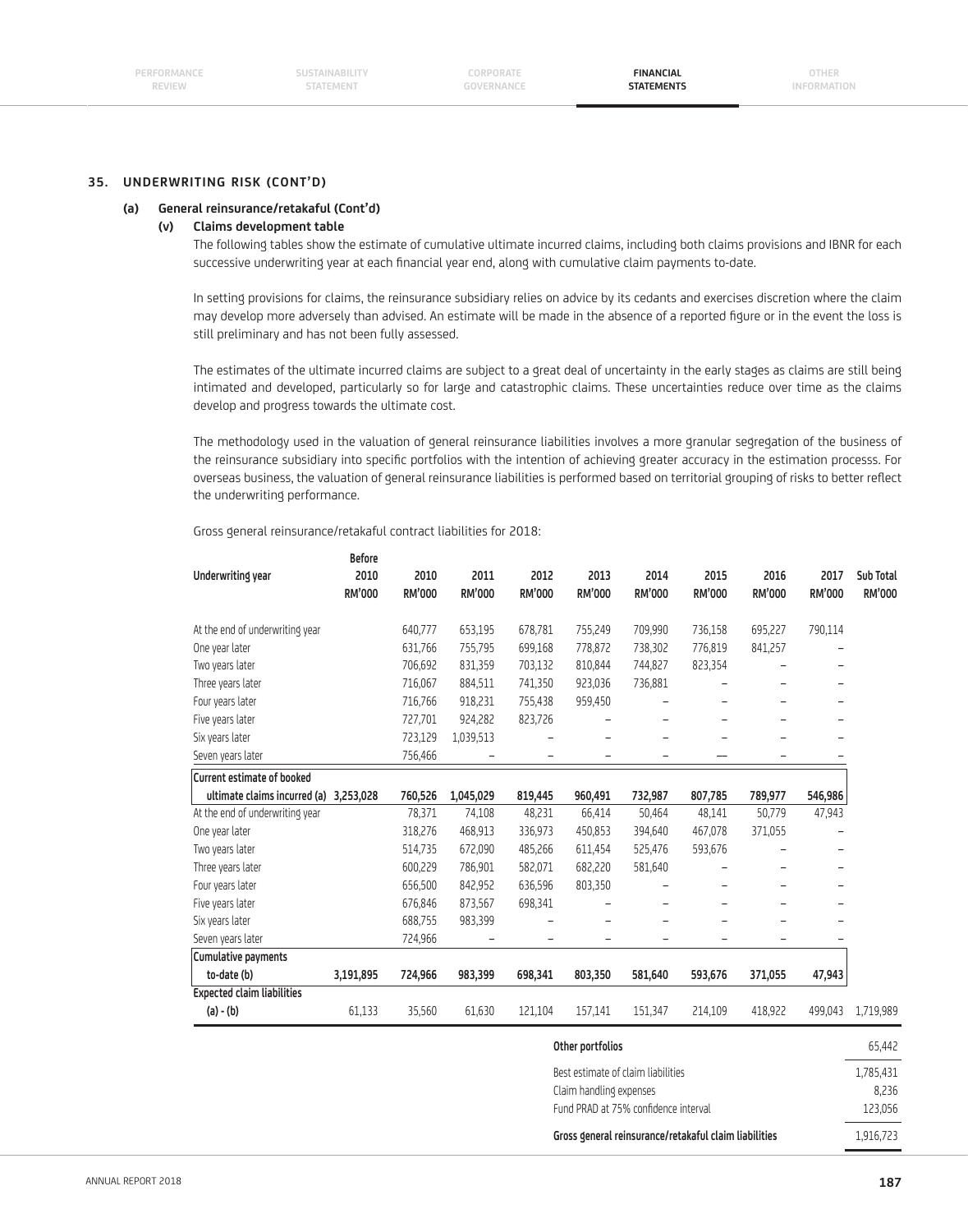## 35. UNDERWRITING RISK (CONT'D)

### (a) General reinsurance/retakaful (Cont'd)

#### (v) Claims development table

The following tables show the estimate of cumulative ultimate incurred claims, including both claims provisions and IBNR for each successive underwriting year at each financial year end, along with cumulative claim payments to-date.

In setting provisions for claims, the reinsurance subsidiary relies on advice by its cedants and exercises discretion where the claim may develop more adversely than advised. An estimate will be made in the absence of a reported figure or in the event the loss is still preliminary and has not been fully assessed.

The estimates of the ultimate incurred claims are subject to a great deal of uncertainty in the early stages as claims are still being intimated and developed, particularly so for large and catastrophic claims. These uncertainties reduce over time as the claims develop and progress towards the ultimate cost.

The methodology used in the valuation of general reinsurance liabilities involves a more granular segregation of the business of the reinsurance subsidiary into specific portfolios with the intention of achieving greater accuracy in the estimation processs. For overseas business, the valuation of general reinsurance liabilities is performed based on territorial grouping of risks to better reflect the underwriting performance.

Gross general reinsurance/retakaful contract liabilities for 2018:

| Underwriting year | Before 2010 RM'000 | 2010 RM'000 | 2011 RM'000 | 2012 RM'000 | 2013 RM'000 | 2014 RM'000 | 2015 RM'000 | 2016 RM'000 | 2017 RM'000 | Sub Total RM'000 |
|---|---|---|---|---|---|---|---|---|---|---|
| At the end of underwriting year | | 640,777 | 653,195 | 678,781 | 755,249 | 709,990 | 736,158 | 695,227 | 790,114 | |
| One year later | | 631,766 | 755,795 | 699,168 | 778,872 | 738,302 | 776,819 | 841,257 | – | |
| Two years later | | 706,692 | 831,359 | 703,132 | 810,844 | 744,827 | 823,354 | – | – | |
| Three years later | | 716,067 | 884,511 | 741,350 | 923,036 | 736,881 | – | – | – | |
| Four years later | | 716,766 | 918,231 | 755,438 | 959,450 | – | – | – | – | |
| Five years later | | 727,701 | 924,282 | 823,726 | – | – | – | – | – | |
| Six years later | | 723,129 | 1,039,513 | – | – | – | – | – | – | |
| Seven years later | | 756,466 | – | – | – | – | – | – | – | |
| **Current estimate of booked ultimate claims incurred (a)** | **3,253,028** | **760,526** | **1,045,029** | **819,445** | **960,491** | **732,987** | **807,785** | **789,977** | **546,986** | |
| At the end of underwriting year | | 78,371 | 74,108 | 48,231 | 66,414 | 50,464 | 48,141 | 50,779 | 47,943 | |
| One year later | | 318,276 | 468,913 | 336,973 | 450,853 | 394,640 | 467,078 | 371,055 | – | |
| Two years later | | 514,735 | 672,090 | 485,266 | 611,454 | 525,476 | 593,676 | – | – | |
| Three years later | | 600,229 | 786,901 | 582,071 | 682,220 | 581,640 | – | – | – | |
| Four years later | | 656,500 | 842,952 | 636,596 | 803,350 | – | – | – | – | |
| Five years later | | 676,846 | 873,567 | 698,341 | – | – | – | – | – | |
| Six years later | | 688,755 | 983,399 | – | – | – | – | – | – | |
| Seven years later | | 724,966 | – | – | – | – | – | – | – | |
| **Cumulative payments to-date (b)** | **3,191,895** | **724,966** | **983,399** | **698,341** | **803,350** | **581,640** | **593,676** | **371,055** | **47,943** | |
| **Expected claim liabilities (a) - (b)** | 61,133 | 35,560 | 61,630 | 121,104 | 157,141 | 151,347 | 214,109 | 418,922 | 499,043 | 1,719,989 |

| | |
|---|---|
| **Other portfolios** | 65,442 |
| Best estimate of claim liabilities | 1,785,431 |
| Claim handling expenses | 8,236 |
| Fund PRAD at 75% confidence interval | 123,056 |
| **Gross general reinsurance/retakaful claim liabilities** | 1,916,723 |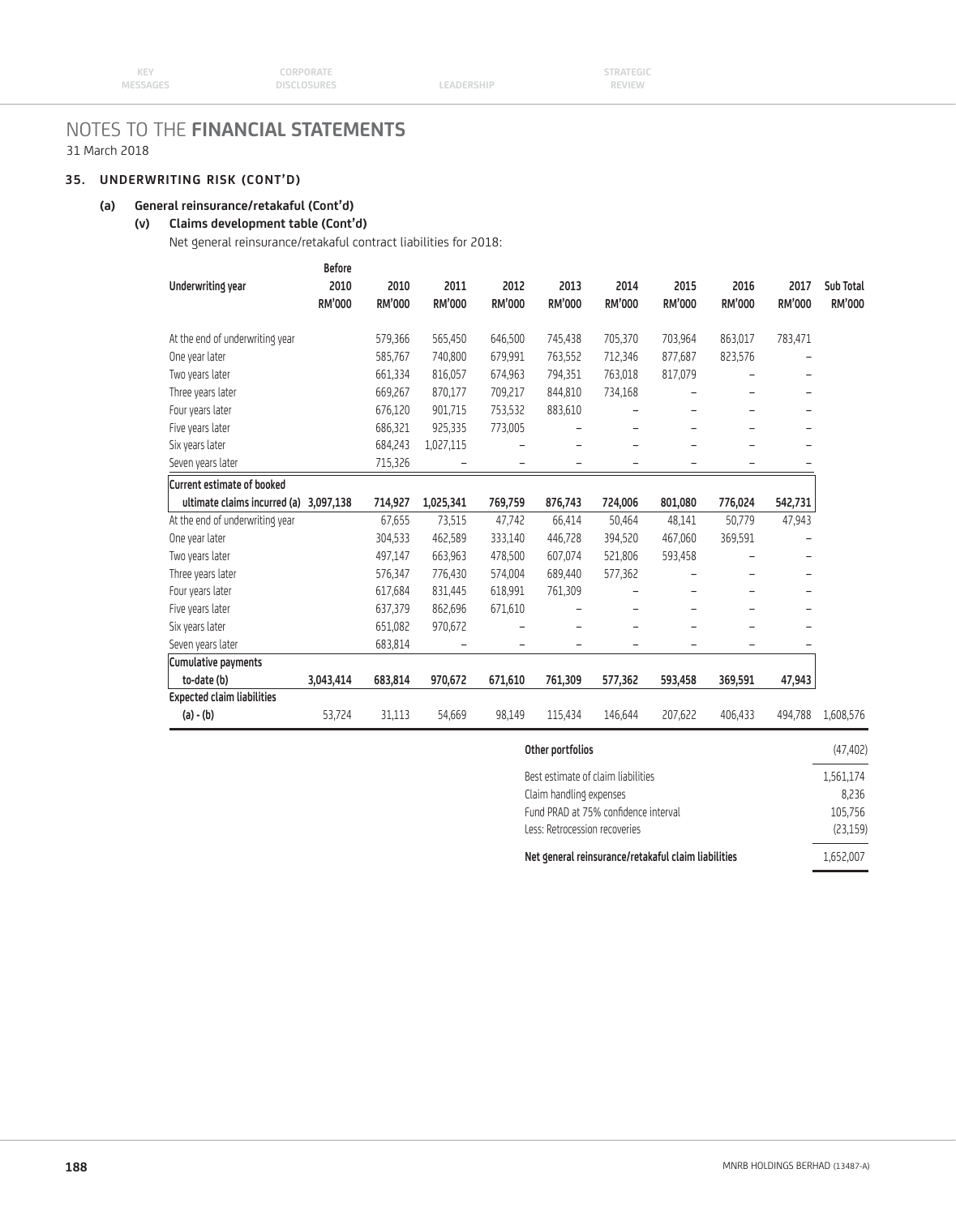# NOTES TO THE FINANCIAL STATEMENTS

31 March 2018

## 35. UNDERWRITING RISK (CONT'D)

### (a) General reinsurance/retakaful (Cont'd)

#### (v) Claims development table (Cont'd)

Net general reinsurance/retakaful contract liabilities for 2018:

| Underwriting year | Before 2010 RM'000 | 2010 RM'000 | 2011 RM'000 | 2012 RM'000 | 2013 RM'000 | 2014 RM'000 | 2015 RM'000 | 2016 RM'000 | 2017 RM'000 | Sub Total RM'000 |
|---|---|---|---|---|---|---|---|---|---|---|
| At the end of underwriting year | | 579,366 | 565,450 | 646,500 | 745,438 | 705,370 | 703,964 | 863,017 | 783,471 | |
| One year later | | 585,767 | 740,800 | 679,991 | 763,552 | 712,346 | 877,687 | 823,576 | – | |
| Two years later | | 661,334 | 816,057 | 674,963 | 794,351 | 763,018 | 817,079 | – | – | |
| Three years later | | 669,267 | 870,177 | 709,217 | 844,810 | 734,168 | – | – | – | |
| Four years later | | 676,120 | 901,715 | 753,532 | 883,610 | – | – | – | – | |
| Five years later | | 686,321 | 925,335 | 773,005 | – | – | – | – | – | |
| Six years later | | 684,243 | 1,027,115 | – | – | – | – | – | – | |
| Seven years later | | 715,326 | – | – | – | – | – | – | – | |
| **Current estimate of booked ultimate claims incurred (a)** | **3,097,138** | **714,927** | **1,025,341** | **769,759** | **876,743** | **724,006** | **801,080** | **776,024** | **542,731** | |
| At the end of underwriting year | | 67,655 | 73,515 | 47,742 | 66,414 | 50,464 | 48,141 | 50,779 | 47,943 | |
| One year later | | 304,533 | 462,589 | 333,140 | 446,728 | 394,520 | 467,060 | 369,591 | – | |
| Two years later | | 497,147 | 663,963 | 478,500 | 607,074 | 521,806 | 593,458 | – | – | |
| Three years later | | 576,347 | 776,430 | 574,004 | 689,440 | 577,362 | – | – | – | |
| Four years later | | 617,684 | 831,445 | 618,991 | 761,309 | – | – | – | – | |
| Five years later | | 637,379 | 862,696 | 671,610 | – | – | – | – | – | |
| Six years later | | 651,082 | 970,672 | – | – | – | – | – | – | |
| Seven years later | | 683,814 | – | – | – | – | – | – | – | |
| **Cumulative payments to-date (b)** | **3,043,414** | **683,814** | **970,672** | **671,610** | **761,309** | **577,362** | **593,458** | **369,591** | **47,943** | |
| **Expected claim liabilities (a) - (b)** | 53,724 | 31,113 | 54,669 | 98,149 | 115,434 | 146,644 | 207,622 | 406,433 | 494,788 | 1,608,576 |

| | RM'000 |
|---|---|
| **Other portfolios** | (47,402) |
| Best estimate of claim liabilities | 1,561,174 |
| Claim handling expenses | 8,236 |
| Fund PRAD at 75% confidence interval | 105,756 |
| Less: Retrocession recoveries | (23,159) |
| **Net general reinsurance/retakaful claim liabilities** | 1,652,007 |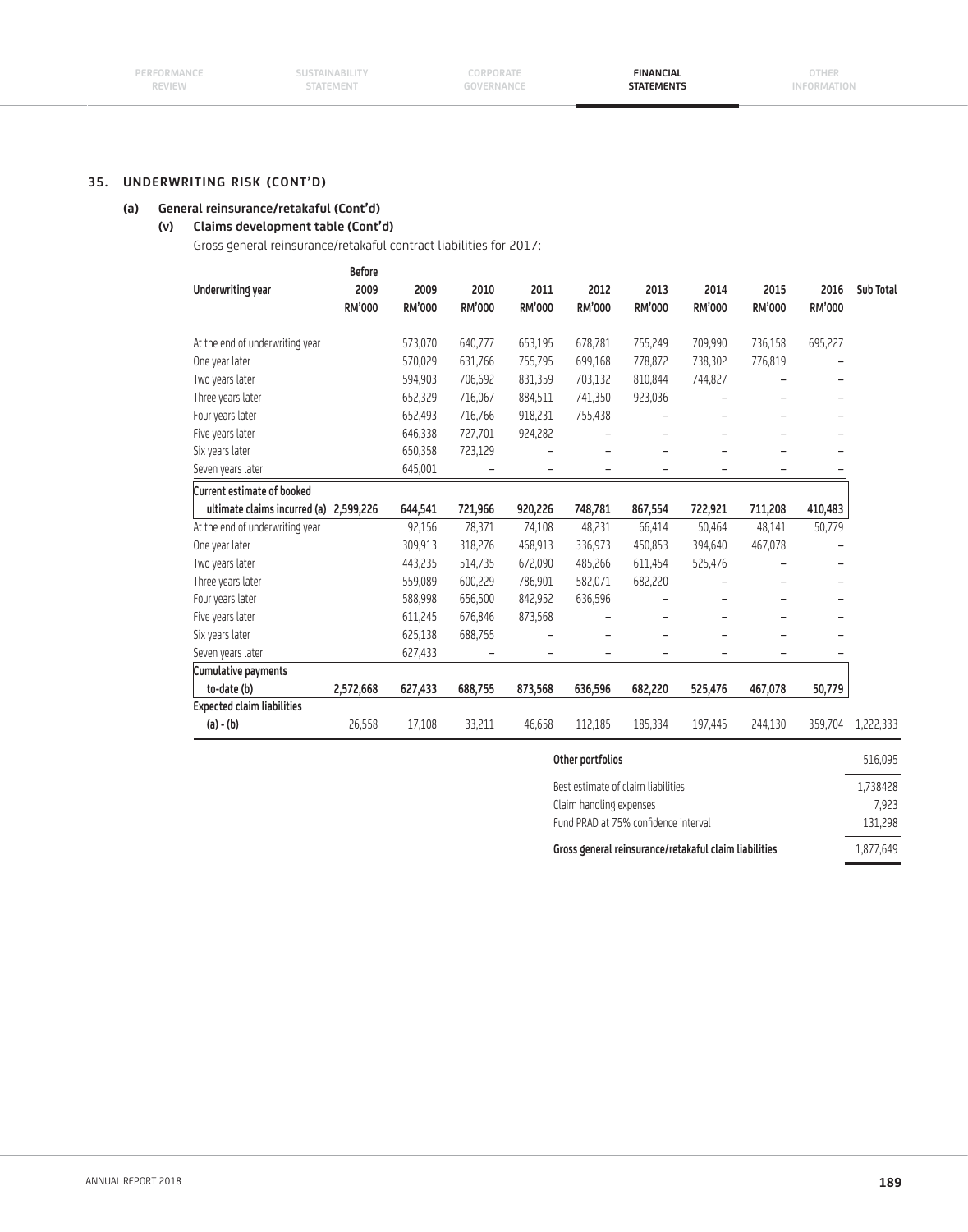## 35. UNDERWRITING RISK (CONT'D)

### (a) General reinsurance/retakaful (Cont'd)

#### (v) Claims development table (Cont'd)

Gross general reinsurance/retakaful contract liabilities for 2017:

| Underwriting year | Before 2009 RM'000 | 2009 RM'000 | 2010 RM'000 | 2011 RM'000 | 2012 RM'000 | 2013 RM'000 | 2014 RM'000 | 2015 RM'000 | 2016 RM'000 | Sub Total |
|---|---|---|---|---|---|---|---|---|---|---|
| At the end of underwriting year | | 573,070 | 640,777 | 653,195 | 678,781 | 755,249 | 709,990 | 736,158 | 695,227 | |
| One year later | | 570,029 | 631,766 | 755,795 | 699,168 | 778,872 | 738,302 | 776,819 | – | |
| Two years later | | 594,903 | 706,692 | 831,359 | 703,132 | 810,844 | 744,827 | – | – | |
| Three years later | | 652,329 | 716,067 | 884,511 | 741,350 | 923,036 | – | – | – | |
| Four years later | | 652,493 | 716,766 | 918,231 | 755,438 | – | – | – | – | |
| Five years later | | 646,338 | 727,701 | 924,282 | – | – | – | – | – | |
| Six years later | | 650,358 | 723,129 | – | – | – | – | – | – | |
| Seven years later | | 645,001 | – | – | – | – | – | – | – | |
| **Current estimate of booked ultimate claims incurred (a)** | **2,599,226** | **644,541** | **721,966** | **920,226** | **748,781** | **867,554** | **722,921** | **711,208** | **410,483** | |
| At the end of underwriting year | | 92,156 | 78,371 | 74,108 | 48,231 | 66,414 | 50,464 | 48,141 | 50,779 | |
| One year later | | 309,913 | 318,276 | 468,913 | 336,973 | 450,853 | 394,640 | 467,078 | – | |
| Two years later | | 443,235 | 514,735 | 672,090 | 485,266 | 611,454 | 525,476 | – | – | |
| Three years later | | 559,089 | 600,229 | 786,901 | 582,071 | 682,220 | – | – | – | |
| Four years later | | 588,998 | 656,500 | 842,952 | 636,596 | – | – | – | – | |
| Five years later | | 611,245 | 676,846 | 873,568 | – | – | – | – | – | |
| Six years later | | 625,138 | 688,755 | – | – | – | – | – | – | |
| Seven years later | | 627,433 | – | – | – | – | – | – | – | |
| **Cumulative payments to-date (b)** | **2,572,668** | **627,433** | **688,755** | **873,568** | **636,596** | **682,220** | **525,476** | **467,078** | **50,779** | |
| **Expected claim liabilities (a) - (b)** | 26,558 | 17,108 | 33,211 | 46,658 | 112,185 | 185,334 | 197,445 | 244,130 | 359,704 | 1,222,333 |

| | |
|---|---|
| **Other portfolios** | 516,095 |
| Best estimate of claim liabilities | 1,738428 |
| Claim handling expenses | 7,923 |
| Fund PRAD at 75% confidence interval | 131,298 |
| **Gross general reinsurance/retakaful claim liabilities** | 1,877,649 |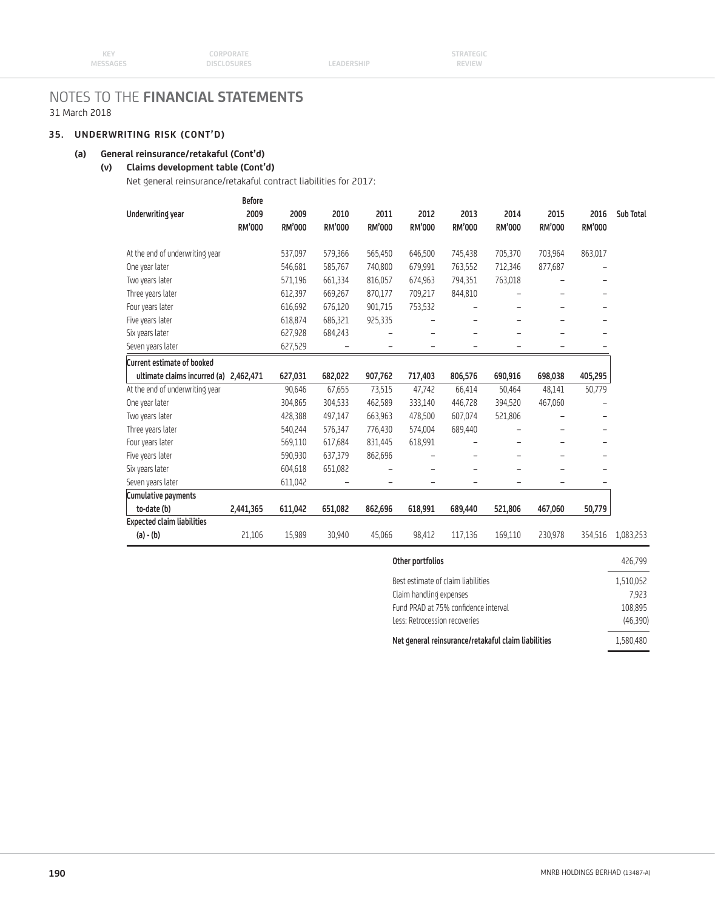# NOTES TO THE FINANCIAL STATEMENTS

31 March 2018

## 35. UNDERWRITING RISK (CONT'D)

### (a) General reinsurance/retakaful (Cont'd)

#### (v) Claims development table (Cont'd)

Net general reinsurance/retakaful contract liabilities for 2017:

| Underwriting year | Before 2009 RM'000 | 2009 RM'000 | 2010 RM'000 | 2011 RM'000 | 2012 RM'000 | 2013 RM'000 | 2014 RM'000 | 2015 RM'000 | 2016 RM'000 | Sub Total |
|---|---|---|---|---|---|---|---|---|---|---|
| At the end of underwriting year | | 537,097 | 579,366 | 565,450 | 646,500 | 745,438 | 705,370 | 703,964 | 863,017 | |
| One year later | | 546,681 | 585,767 | 740,800 | 679,991 | 763,552 | 712,346 | 877,687 | – | |
| Two years later | | 571,196 | 661,334 | 816,057 | 674,963 | 794,351 | 763,018 | – | – | |
| Three years later | | 612,397 | 669,267 | 870,177 | 709,217 | 844,810 | – | – | – | |
| Four years later | | 616,692 | 676,120 | 901,715 | 753,532 | – | – | – | – | |
| Five years later | | 618,874 | 686,321 | 925,335 | – | – | – | – | – | |
| Six years later | | 627,928 | 684,243 | – | – | – | – | – | – | |
| Seven years later | | 627,529 | – | – | – | – | – | – | – | |
| **Current estimate of booked ultimate claims incurred (a)** | **2,462,471** | **627,031** | **682,022** | **907,762** | **717,403** | **806,576** | **690,916** | **698,038** | **405,295** | |
| At the end of underwriting year | | 90,646 | 67,655 | 73,515 | 47,742 | 66,414 | 50,464 | 48,141 | 50,779 | |
| One year later | | 304,865 | 304,533 | 462,589 | 333,140 | 446,728 | 394,520 | 467,060 | – | |
| Two years later | | 428,388 | 497,147 | 663,963 | 478,500 | 607,074 | 521,806 | – | – | |
| Three years later | | 540,244 | 576,347 | 776,430 | 574,004 | 689,440 | – | – | – | |
| Four years later | | 569,110 | 617,684 | 831,445 | 618,991 | – | – | – | – | |
| Five years later | | 590,930 | 637,379 | 862,696 | – | – | – | – | – | |
| Six years later | | 604,618 | 651,082 | – | – | – | – | – | – | |
| Seven years later | | 611,042 | – | – | – | – | – | – | – | |
| **Cumulative payments to-date (b)** | **2,441,365** | **611,042** | **651,082** | **862,696** | **618,991** | **689,440** | **521,806** | **467,060** | **50,779** | |
| **Expected claim liabilities (a) - (b)** | 21,106 | 15,989 | 30,940 | 45,066 | 98,412 | 117,136 | 169,110 | 230,978 | 354,516 | 1,083,253 |

| | |
|---|---|
| **Other portfolios** | 426,799 |
| Best estimate of claim liabilities | 1,510,052 |
| Claim handling expenses | 7,923 |
| Fund PRAD at 75% confidence interval | 108,895 |
| Less: Retrocession recoveries | (46,390) |
| **Net general reinsurance/retakaful claim liabilities** | 1,580,480 |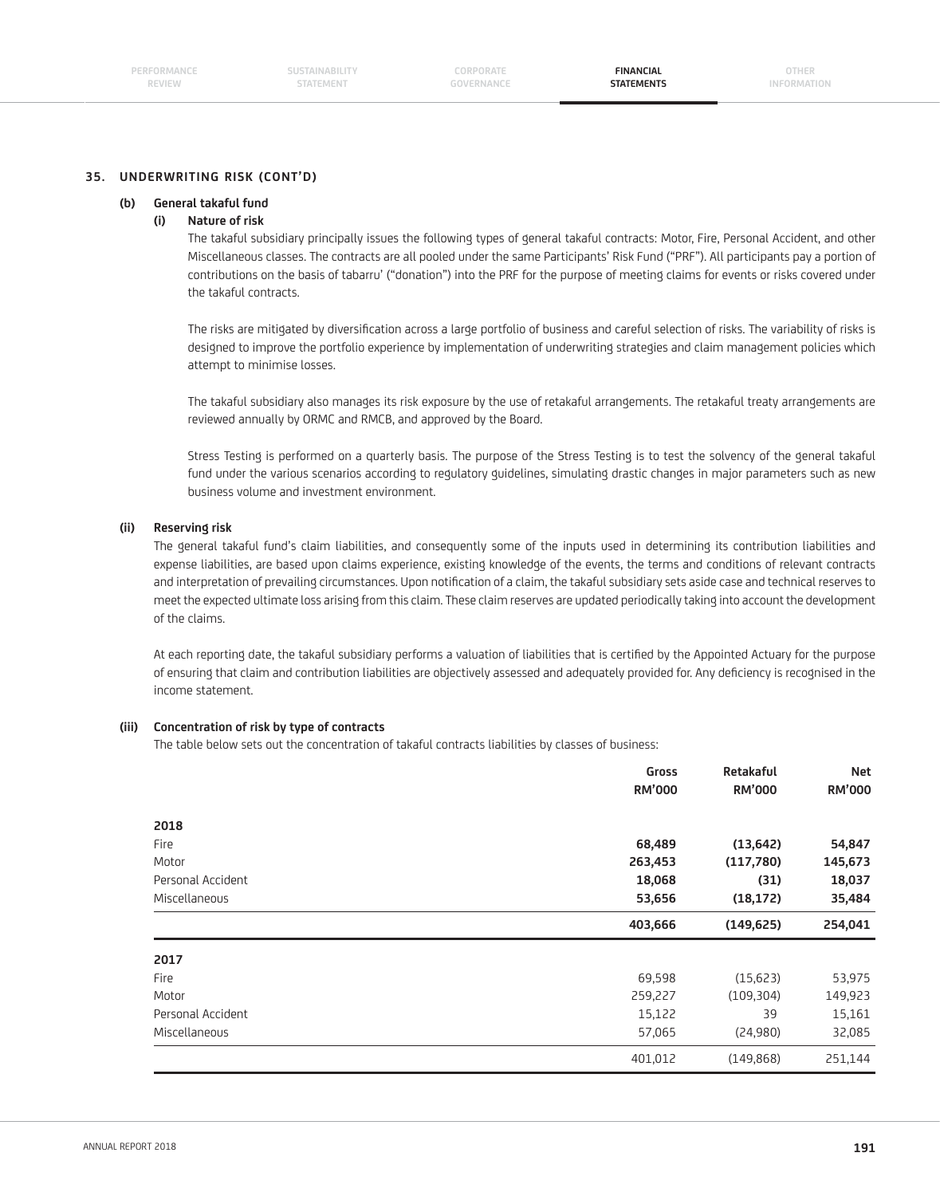## 35. UNDERWRITING RISK (CONT'D)

### (b) General takaful fund

#### (i) Nature of risk

The takaful subsidiary principally issues the following types of general takaful contracts: Motor, Fire, Personal Accident, and other Miscellaneous classes. The contracts are all pooled under the same Participants' Risk Fund ("PRF"). All participants pay a portion of contributions on the basis of tabarru' ("donation") into the PRF for the purpose of meeting claims for events or risks covered under the takaful contracts.

The risks are mitigated by diversification across a large portfolio of business and careful selection of risks. The variability of risks is designed to improve the portfolio experience by implementation of underwriting strategies and claim management policies which attempt to minimise losses.

The takaful subsidiary also manages its risk exposure by the use of retakaful arrangements. The retakaful treaty arrangements are reviewed annually by ORMC and RMCB, and approved by the Board.

Stress Testing is performed on a quarterly basis. The purpose of the Stress Testing is to test the solvency of the general takaful fund under the various scenarios according to regulatory guidelines, simulating drastic changes in major parameters such as new business volume and investment environment.

#### (ii) Reserving risk

The general takaful fund's claim liabilities, and consequently some of the inputs used in determining its contribution liabilities and expense liabilities, are based upon claims experience, existing knowledge of the events, the terms and conditions of relevant contracts and interpretation of prevailing circumstances. Upon notification of a claim, the takaful subsidiary sets aside case and technical reserves to meet the expected ultimate loss arising from this claim. These claim reserves are updated periodically taking into account the development of the claims.

At each reporting date, the takaful subsidiary performs a valuation of liabilities that is certified by the Appointed Actuary for the purpose of ensuring that claim and contribution liabilities are objectively assessed and adequately provided for. Any deficiency is recognised in the income statement.

#### (iii) Concentration of risk by type of contracts

The table below sets out the concentration of takaful contracts liabilities by classes of business:

| | Gross RM'000 | Retakaful RM'000 | Net RM'000 |
|---|---|---|---|
| **2018** | | | |
| Fire | **68,489** | **(13,642)** | **54,847** |
| Motor | **263,453** | **(117,780)** | **145,673** |
| Personal Accident | **18,068** | **(31)** | **18,037** |
| Miscellaneous | **53,656** | **(18,172)** | **35,484** |
| | **403,666** | **(149,625)** | **254,041** |
| **2017** | | | |
| Fire | 69,598 | (15,623) | 53,975 |
| Motor | 259,227 | (109,304) | 149,923 |
| Personal Accident | 15,122 | 39 | 15,161 |
| Miscellaneous | 57,065 | (24,980) | 32,085 |
| | 401,012 | (149,868) | 251,144 |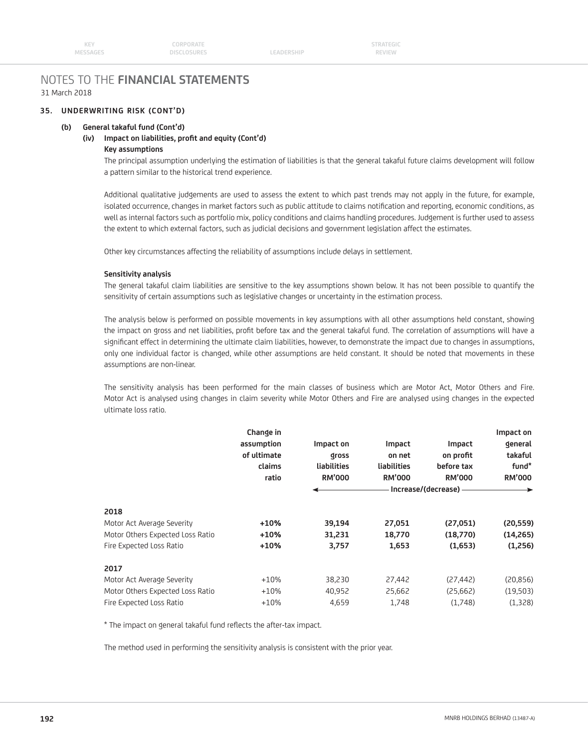# NOTES TO THE **FINANCIAL STATEMENTS**

31 March 2018

### 35. UNDERWRITING RISK (CONT'D)

**(b) General takaful fund (Cont'd)**

**(iv) Impact on liabilities, profit and equity (Cont'd)**

**Key assumptions**

The principal assumption underlying the estimation of liabilities is that the general takaful future claims development will follow a pattern similar to the historical trend experience.

Additional qualitative judgements are used to assess the extent to which past trends may not apply in the future, for example, isolated occurrence, changes in market factors such as public attitude to claims notification and reporting, economic conditions, as well as internal factors such as portfolio mix, policy conditions and claims handling procedures. Judgement is further used to assess the extent to which external factors, such as judicial decisions and government legislation affect the estimates.

Other key circumstances affecting the reliability of assumptions include delays in settlement.

**Sensitivity analysis**

The general takaful claim liabilities are sensitive to the key assumptions shown below. It has not been possible to quantify the sensitivity of certain assumptions such as legislative changes or uncertainty in the estimation process.

The analysis below is performed on possible movements in key assumptions with all other assumptions held constant, showing the impact on gross and net liabilities, profit before tax and the general takaful fund. The correlation of assumptions will have a significant effect in determining the ultimate claim liabilities, however, to demonstrate the impact due to changes in assumptions, only one individual factor is changed, while other assumptions are held constant. It should be noted that movements in these assumptions are non-linear.

The sensitivity analysis has been performed for the main classes of business which are Motor Act, Motor Others and Fire. Motor Act is analysed using changes in claim severity while Motor Others and Fire are analysed using changes in the expected ultimate loss ratio.

| | Change in assumption of ultimate claims ratio | Impact on gross liabilities RM'000 | Impact on net liabilities RM'000 | Impact on profit before tax RM'000 | Impact on general takaful fund* RM'000 |
|---|---|---|---|---|---|
| | | Increase/(decrease) | | | |
| **2018** | | | | | |
| Motor Act Average Severity | **+10%** | **39,194** | **27,051** | **(27,051)** | **(20,559)** |
| Motor Others Expected Loss Ratio | **+10%** | **31,231** | **18,770** | **(18,770)** | **(14,265)** |
| Fire Expected Loss Ratio | **+10%** | **3,757** | **1,653** | **(1,653)** | **(1,256)** |
| **2017** | | | | | |
| Motor Act Average Severity | +10% | 38,230 | 27,442 | (27,442) | (20,856) |
| Motor Others Expected Loss Ratio | +10% | 40,952 | 25,662 | (25,662) | (19,503) |
| Fire Expected Loss Ratio | +10% | 4,659 | 1,748 | (1,748) | (1,328) |

* The impact on general takaful fund reflects the after-tax impact.

The method used in performing the sensitivity analysis is consistent with the prior year.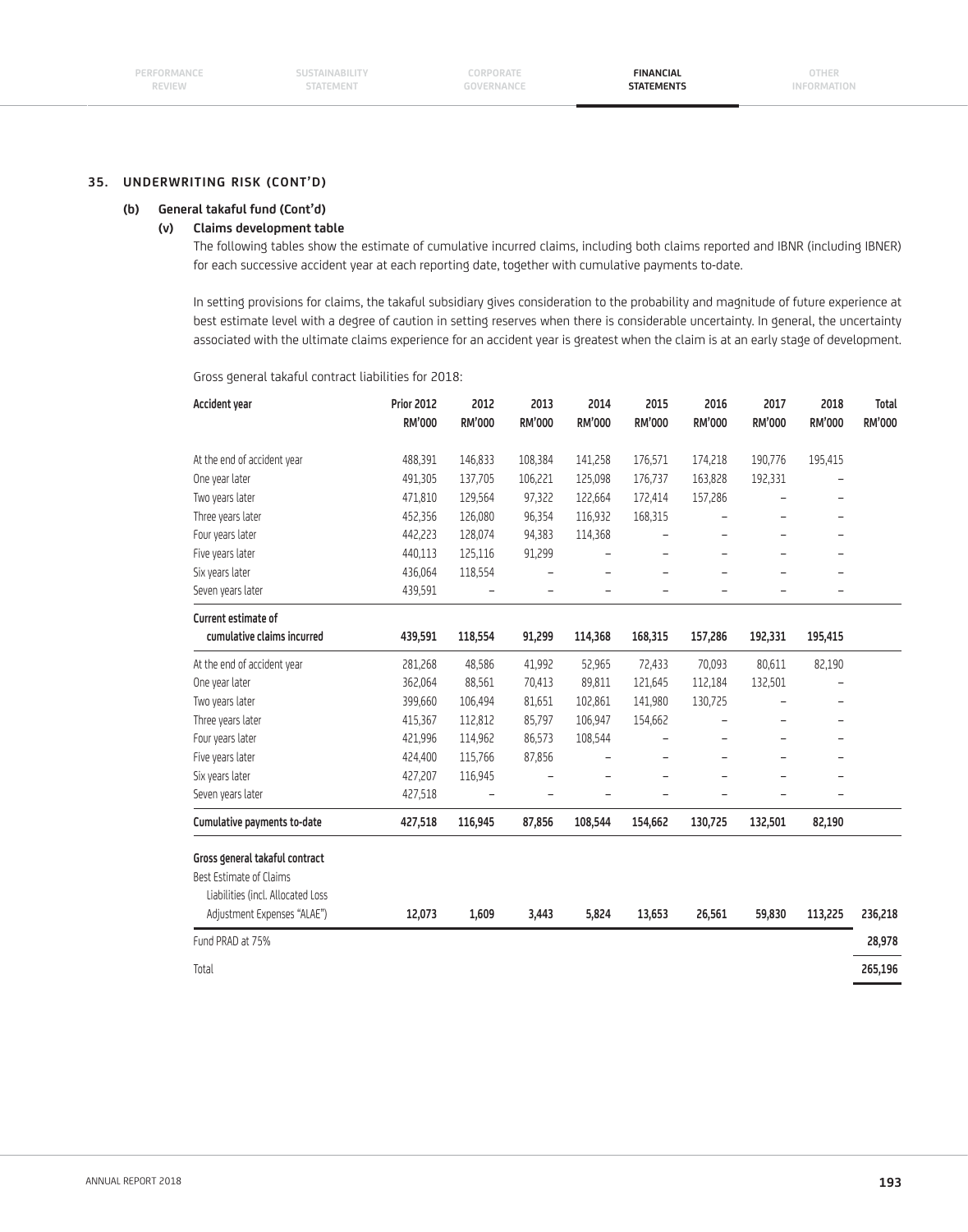## 35. UNDERWRITING RISK (CONT'D)

### (b) General takaful fund (Cont'd)

#### (v) Claims development table

The following tables show the estimate of cumulative incurred claims, including both claims reported and IBNR (including IBNER) for each successive accident year at each reporting date, together with cumulative payments to-date.

In setting provisions for claims, the takaful subsidiary gives consideration to the probability and magnitude of future experience at best estimate level with a degree of caution in setting reserves when there is considerable uncertainty. In general, the uncertainty associated with the ultimate claims experience for an accident year is greatest when the claim is at an early stage of development.

Gross general takaful contract liabilities for 2018:

| Accident year | Prior 2012 RM'000 | 2012 RM'000 | 2013 RM'000 | 2014 RM'000 | 2015 RM'000 | 2016 RM'000 | 2017 RM'000 | 2018 RM'000 | Total RM'000 |
|---|---|---|---|---|---|---|---|---|---|
| At the end of accident year | 488,391 | 146,833 | 108,384 | 141,258 | 176,571 | 174,218 | 190,776 | 195,415 | |
| One year later | 491,305 | 137,705 | 106,221 | 125,098 | 176,737 | 163,828 | 192,331 | – | |
| Two years later | 471,810 | 129,564 | 97,322 | 122,664 | 172,414 | 157,286 | – | – | |
| Three years later | 452,356 | 126,080 | 96,354 | 116,932 | 168,315 | – | – | – | |
| Four years later | 442,223 | 128,074 | 94,383 | 114,368 | – | – | – | – | |
| Five years later | 440,113 | 125,116 | 91,299 | – | – | – | – | – | |
| Six years later | 436,064 | 118,554 | – | – | – | – | – | – | |
| Seven years later | 439,591 | – | – | – | – | – | – | – | |
| **Current estimate of cumulative claims incurred** | **439,591** | **118,554** | **91,299** | **114,368** | **168,315** | **157,286** | **192,331** | **195,415** | |
| At the end of accident year | 281,268 | 48,586 | 41,992 | 52,965 | 72,433 | 70,093 | 80,611 | 82,190 | |
| One year later | 362,064 | 88,561 | 70,413 | 89,811 | 121,645 | 112,184 | 132,501 | – | |
| Two years later | 399,660 | 106,494 | 81,651 | 102,861 | 141,980 | 130,725 | – | – | |
| Three years later | 415,367 | 112,812 | 85,797 | 106,947 | 154,662 | – | – | – | |
| Four years later | 421,996 | 114,962 | 86,573 | 108,544 | – | – | – | – | |
| Five years later | 424,400 | 115,766 | 87,856 | – | – | – | – | – | |
| Six years later | 427,207 | 116,945 | – | – | – | – | – | – | |
| Seven years later | 427,518 | – | – | – | – | – | – | – | |
| **Cumulative payments to-date** | **427,518** | **116,945** | **87,856** | **108,544** | **154,662** | **130,725** | **132,501** | **82,190** | |
| **Gross general takaful contract** Best Estimate of Claims Liabilities (incl. Allocated Loss Adjustment Expenses "ALAE") | **12,073** | **1,609** | **3,443** | **5,824** | **13,653** | **26,561** | **59,830** | **113,225** | **236,218** |
| Fund PRAD at 75% | | | | | | | | | **28,978** |
| Total | | | | | | | | | **265,196** |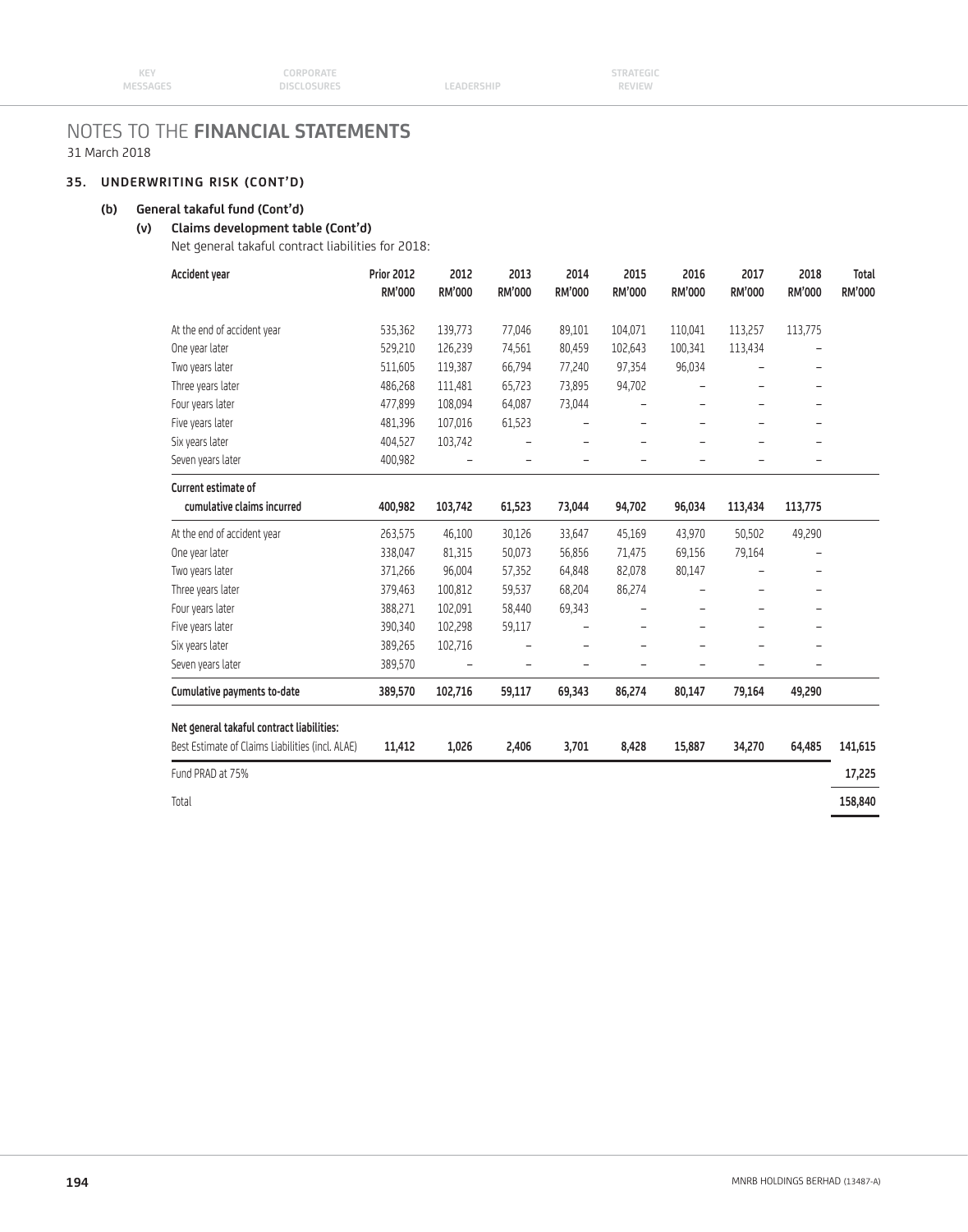# NOTES TO THE **FINANCIAL STATEMENTS**

31 March 2018

## 35. UNDERWRITING RISK (CONT'D)

### (b) General takaful fund (Cont'd)

#### (v) Claims development table (Cont'd)

Net general takaful contract liabilities for 2018:

| Accident year | Prior 2012 RM'000 | 2012 RM'000 | 2013 RM'000 | 2014 RM'000 | 2015 RM'000 | 2016 RM'000 | 2017 RM'000 | 2018 RM'000 | Total RM'000 |
|---|---|---|---|---|---|---|---|---|---|
| At the end of accident year | 535,362 | 139,773 | 77,046 | 89,101 | 104,071 | 110,041 | 113,257 | 113,775 | |
| One year later | 529,210 | 126,239 | 74,561 | 80,459 | 102,643 | 100,341 | 113,434 | – | |
| Two years later | 511,605 | 119,387 | 66,794 | 77,240 | 97,354 | 96,034 | – | – | |
| Three years later | 486,268 | 111,481 | 65,723 | 73,895 | 94,702 | – | – | – | |
| Four years later | 477,899 | 108,094 | 64,087 | 73,044 | – | – | – | – | |
| Five years later | 481,396 | 107,016 | 61,523 | – | – | – | – | – | |
| Six years later | 404,527 | 103,742 | – | – | – | – | – | – | |
| Seven years later | 400,982 | – | – | – | – | – | – | – | |
| **Current estimate of cumulative claims incurred** | **400,982** | **103,742** | **61,523** | **73,044** | **94,702** | **96,034** | **113,434** | **113,775** | |
| At the end of accident year | 263,575 | 46,100 | 30,126 | 33,647 | 45,169 | 43,970 | 50,502 | 49,290 | |
| One year later | 338,047 | 81,315 | 50,073 | 56,856 | 71,475 | 69,156 | 79,164 | – | |
| Two years later | 371,266 | 96,004 | 57,352 | 64,848 | 82,078 | 80,147 | – | – | |
| Three years later | 379,463 | 100,812 | 59,537 | 68,204 | 86,274 | – | – | – | |
| Four years later | 388,271 | 102,091 | 58,440 | 69,343 | – | – | – | – | |
| Five years later | 390,340 | 102,298 | 59,117 | – | – | – | – | – | |
| Six years later | 389,265 | 102,716 | – | – | – | – | – | – | |
| Seven years later | 389,570 | – | – | – | – | – | – | – | |
| **Cumulative payments to-date** | **389,570** | **102,716** | **59,117** | **69,343** | **86,274** | **80,147** | **79,164** | **49,290** | |
| **Net general takaful contract liabilities:** | | | | | | | | | |
| Best Estimate of Claims Liabilities (incl. ALAE) | **11,412** | **1,026** | **2,406** | **3,701** | **8,428** | **15,887** | **34,270** | **64,485** | **141,615** |
| Fund PRAD at 75% | | | | | | | | | **17,225** |
| Total | | | | | | | | | **158,840** |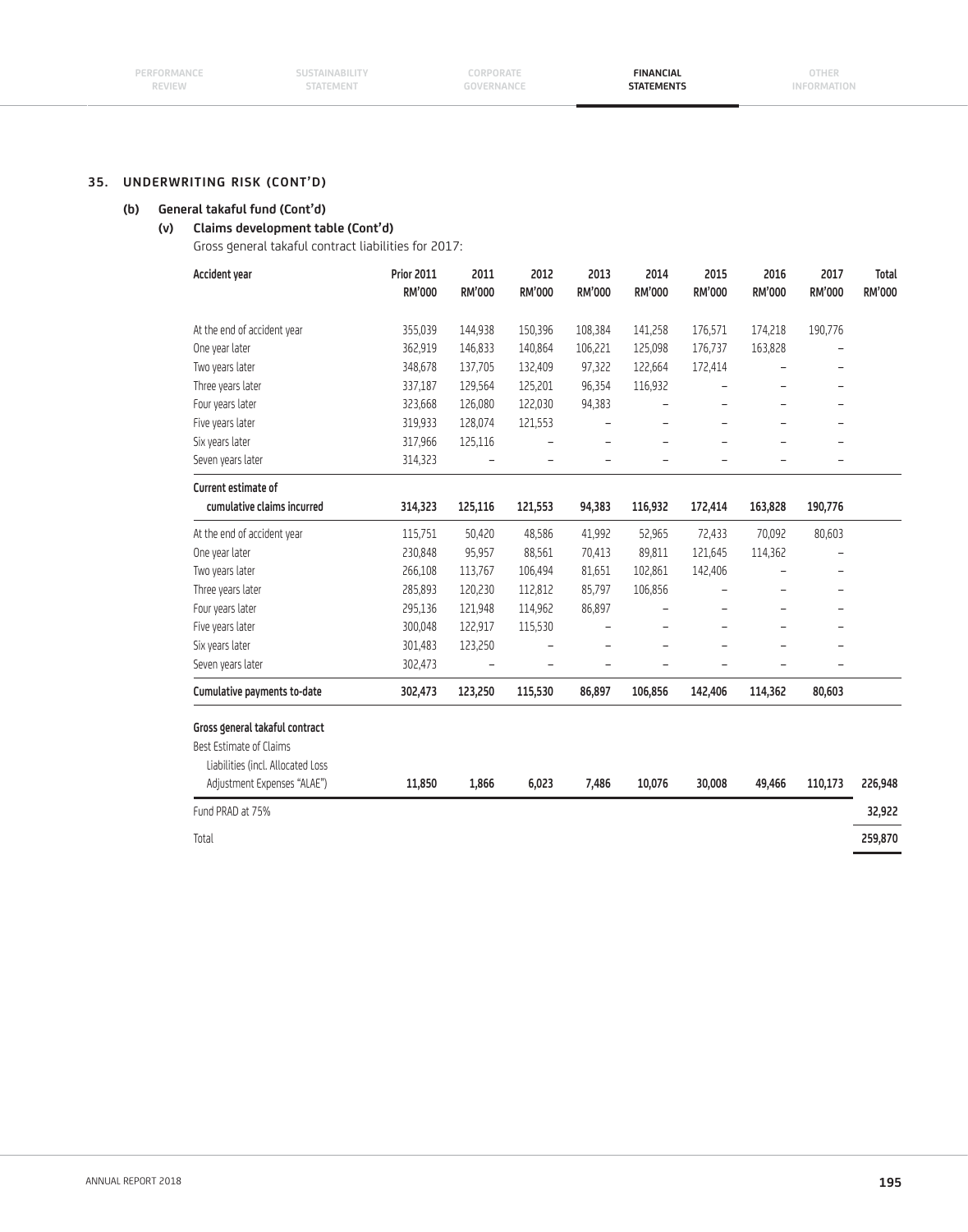## 35. UNDERWRITING RISK (CONT'D)

### (b) General takaful fund (Cont'd)

#### (v) Claims development table (Cont'd)

Gross general takaful contract liabilities for 2017:

| Accident year | Prior 2011 RM'000 | 2011 RM'000 | 2012 RM'000 | 2013 RM'000 | 2014 RM'000 | 2015 RM'000 | 2016 RM'000 | 2017 RM'000 | Total RM'000 |
|---|---|---|---|---|---|---|---|---|---|
| At the end of accident year | 355,039 | 144,938 | 150,396 | 108,384 | 141,258 | 176,571 | 174,218 | 190,776 | |
| One year later | 362,919 | 146,833 | 140,864 | 106,221 | 125,098 | 176,737 | 163,828 | – | |
| Two years later | 348,678 | 137,705 | 132,409 | 97,322 | 122,664 | 172,414 | – | – | |
| Three years later | 337,187 | 129,564 | 125,201 | 96,354 | 116,932 | – | – | – | |
| Four years later | 323,668 | 126,080 | 122,030 | 94,383 | – | – | – | – | |
| Five years later | 319,933 | 128,074 | 121,553 | – | – | – | – | – | |
| Six years later | 317,966 | 125,116 | – | – | – | – | – | – | |
| Seven years later | 314,323 | – | – | – | – | – | – | – | |
| **Current estimate of cumulative claims incurred** | **314,323** | **125,116** | **121,553** | **94,383** | **116,932** | **172,414** | **163,828** | **190,776** | |
| At the end of accident year | 115,751 | 50,420 | 48,586 | 41,992 | 52,965 | 72,433 | 70,092 | 80,603 | |
| One year later | 230,848 | 95,957 | 88,561 | 70,413 | 89,811 | 121,645 | 114,362 | – | |
| Two years later | 266,108 | 113,767 | 106,494 | 81,651 | 102,861 | 142,406 | – | – | |
| Three years later | 285,893 | 120,230 | 112,812 | 85,797 | 106,856 | – | – | – | |
| Four years later | 295,136 | 121,948 | 114,962 | 86,897 | – | – | – | – | |
| Five years later | 300,048 | 122,917 | 115,530 | – | – | – | – | – | |
| Six years later | 301,483 | 123,250 | – | – | – | – | – | – | |
| Seven years later | 302,473 | – | – | – | – | – | – | – | |
| **Cumulative payments to-date** | **302,473** | **123,250** | **115,530** | **86,897** | **106,856** | **142,406** | **114,362** | **80,603** | |
| **Gross general takaful contract** Best Estimate of Claims Liabilities (incl. Allocated Loss Adjustment Expenses "ALAE") | **11,850** | **1,866** | **6,023** | **7,486** | **10,076** | **30,008** | **49,466** | **110,173** | **226,948** |
| Fund PRAD at 75% | | | | | | | | | **32,922** |
| Total | | | | | | | | | **259,870** |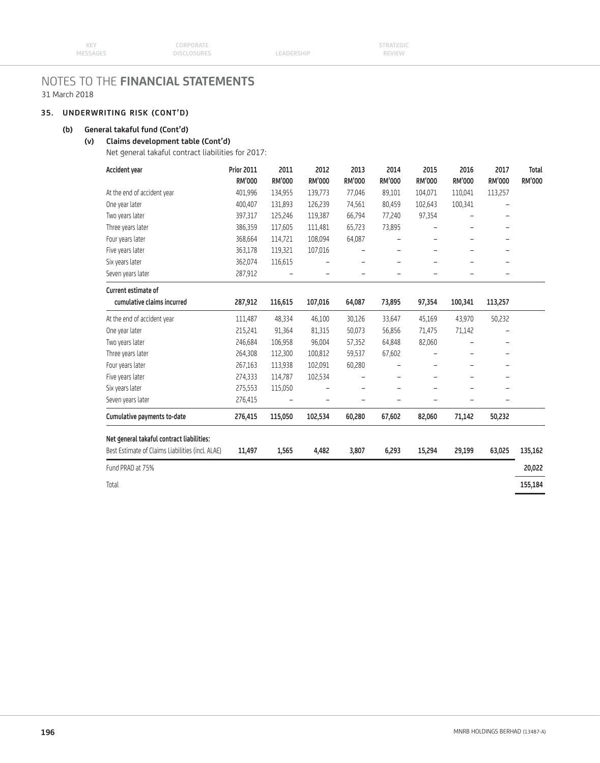# NOTES TO THE **FINANCIAL STATEMENTS**

31 March 2018

## 35. UNDERWRITING RISK (CONT'D)

### (b) General takaful fund (Cont'd)

#### (v) Claims development table (Cont'd)

Net general takaful contract liabilities for 2017:

| Accident year | Prior 2011 RM'000 | 2011 RM'000 | 2012 RM'000 | 2013 RM'000 | 2014 RM'000 | 2015 RM'000 | 2016 RM'000 | 2017 RM'000 | Total RM'000 |
|---|---|---|---|---|---|---|---|---|---|
| At the end of accident year | 401,996 | 134,955 | 139,773 | 77,046 | 89,101 | 104,071 | 110,041 | 113,257 | |
| One year later | 400,407 | 131,893 | 126,239 | 74,561 | 80,459 | 102,643 | 100,341 | – | |
| Two years later | 397,317 | 125,246 | 119,387 | 66,794 | 77,240 | 97,354 | – | – | |
| Three years later | 386,359 | 117,605 | 111,481 | 65,723 | 73,895 | – | – | – | |
| Four years later | 368,664 | 114,721 | 108,094 | 64,087 | – | – | – | – | |
| Five years later | 363,178 | 119,321 | 107,016 | – | – | – | – | – | |
| Six years later | 362,074 | 116,615 | – | – | – | – | – | – | |
| Seven years later | 287,912 | – | – | – | – | – | – | – | |
| **Current estimate of cumulative claims incurred** | **287,912** | **116,615** | **107,016** | **64,087** | **73,895** | **97,354** | **100,341** | **113,257** | |
| At the end of accident year | 111,487 | 48,334 | 46,100 | 30,126 | 33,647 | 45,169 | 43,970 | 50,232 | |
| One year later | 215,241 | 91,364 | 81,315 | 50,073 | 56,856 | 71,475 | 71,142 | – | |
| Two years later | 246,684 | 106,958 | 96,004 | 57,352 | 64,848 | 82,060 | – | – | |
| Three years later | 264,308 | 112,300 | 100,812 | 59,537 | 67,602 | – | – | – | |
| Four years later | 267,163 | 113,938 | 102,091 | 60,280 | – | – | – | – | |
| Five years later | 274,333 | 114,787 | 102,534 | – | – | – | – | – | |
| Six years later | 275,553 | 115,050 | – | – | – | – | – | – | |
| Seven years later | 276,415 | – | – | – | – | – | – | – | |
| **Cumulative payments to-date** | **276,415** | **115,050** | **102,534** | **60,280** | **67,602** | **82,060** | **71,142** | **50,232** | |
| **Net general takaful contract liabilities:** | | | | | | | | | |
| Best Estimate of Claims Liabilities (incl. ALAE) | **11,497** | **1,565** | **4,482** | **3,807** | **6,293** | **15,294** | **29,199** | **63,025** | **135,162** |
| Fund PRAD at 75% | | | | | | | | | **20,022** |
| Total | | | | | | | | | **155,184** |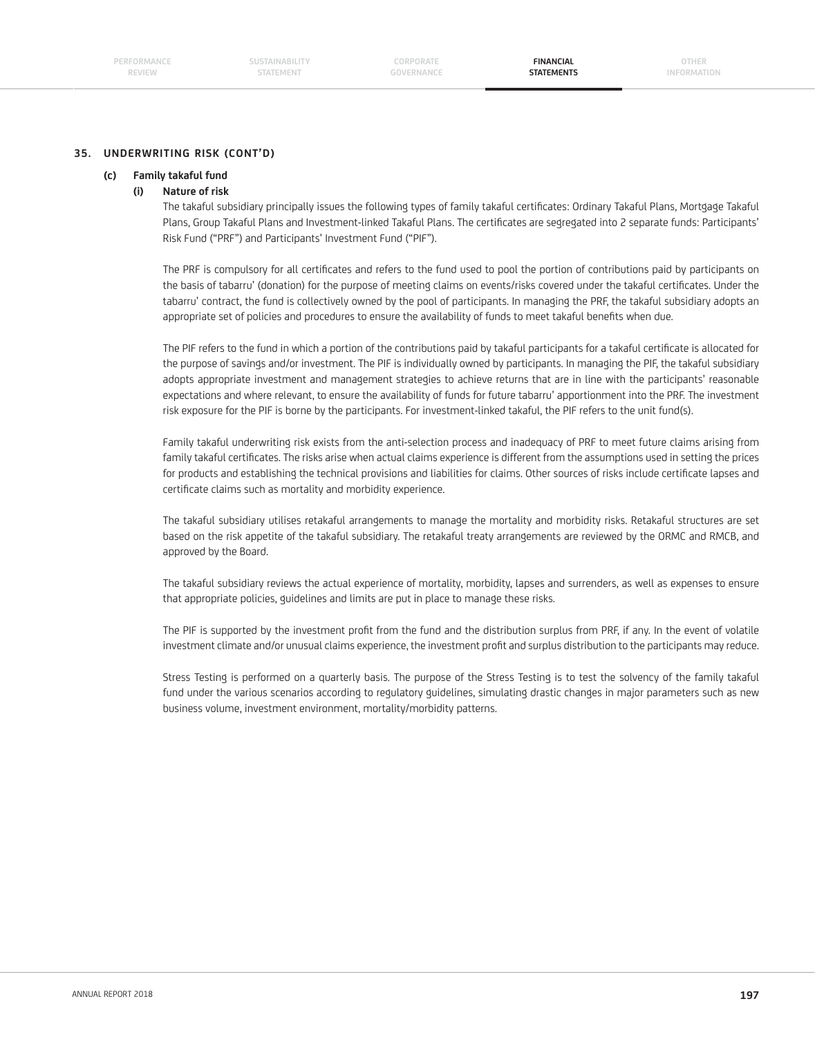## 35. UNDERWRITING RISK (CONT'D)

### (c) Family takaful fund

#### (i) Nature of risk

The takaful subsidiary principally issues the following types of family takaful certificates: Ordinary Takaful Plans, Mortgage Takaful Plans, Group Takaful Plans and Investment-linked Takaful Plans. The certificates are segregated into 2 separate funds: Participants' Risk Fund ("PRF") and Participants' Investment Fund ("PIF").

The PRF is compulsory for all certificates and refers to the fund used to pool the portion of contributions paid by participants on the basis of tabarru' (donation) for the purpose of meeting claims on events/risks covered under the takaful certificates. Under the tabarru' contract, the fund is collectively owned by the pool of participants. In managing the PRF, the takaful subsidiary adopts an appropriate set of policies and procedures to ensure the availability of funds to meet takaful benefits when due.

The PIF refers to the fund in which a portion of the contributions paid by takaful participants for a takaful certificate is allocated for the purpose of savings and/or investment. The PIF is individually owned by participants. In managing the PIF, the takaful subsidiary adopts appropriate investment and management strategies to achieve returns that are in line with the participants' reasonable expectations and where relevant, to ensure the availability of funds for future tabarru' apportionment into the PRF. The investment risk exposure for the PIF is borne by the participants. For investment-linked takaful, the PIF refers to the unit fund(s).

Family takaful underwriting risk exists from the anti-selection process and inadequacy of PRF to meet future claims arising from family takaful certificates. The risks arise when actual claims experience is different from the assumptions used in setting the prices for products and establishing the technical provisions and liabilities for claims. Other sources of risks include certificate lapses and certificate claims such as mortality and morbidity experience.

The takaful subsidiary utilises retakaful arrangements to manage the mortality and morbidity risks. Retakaful structures are set based on the risk appetite of the takaful subsidiary. The retakaful treaty arrangements are reviewed by the ORMC and RMCB, and approved by the Board.

The takaful subsidiary reviews the actual experience of mortality, morbidity, lapses and surrenders, as well as expenses to ensure that appropriate policies, guidelines and limits are put in place to manage these risks.

The PIF is supported by the investment profit from the fund and the distribution surplus from PRF, if any. In the event of volatile investment climate and/or unusual claims experience, the investment profit and surplus distribution to the participants may reduce.

Stress Testing is performed on a quarterly basis. The purpose of the Stress Testing is to test the solvency of the family takaful fund under the various scenarios according to regulatory guidelines, simulating drastic changes in major parameters such as new business volume, investment environment, mortality/morbidity patterns.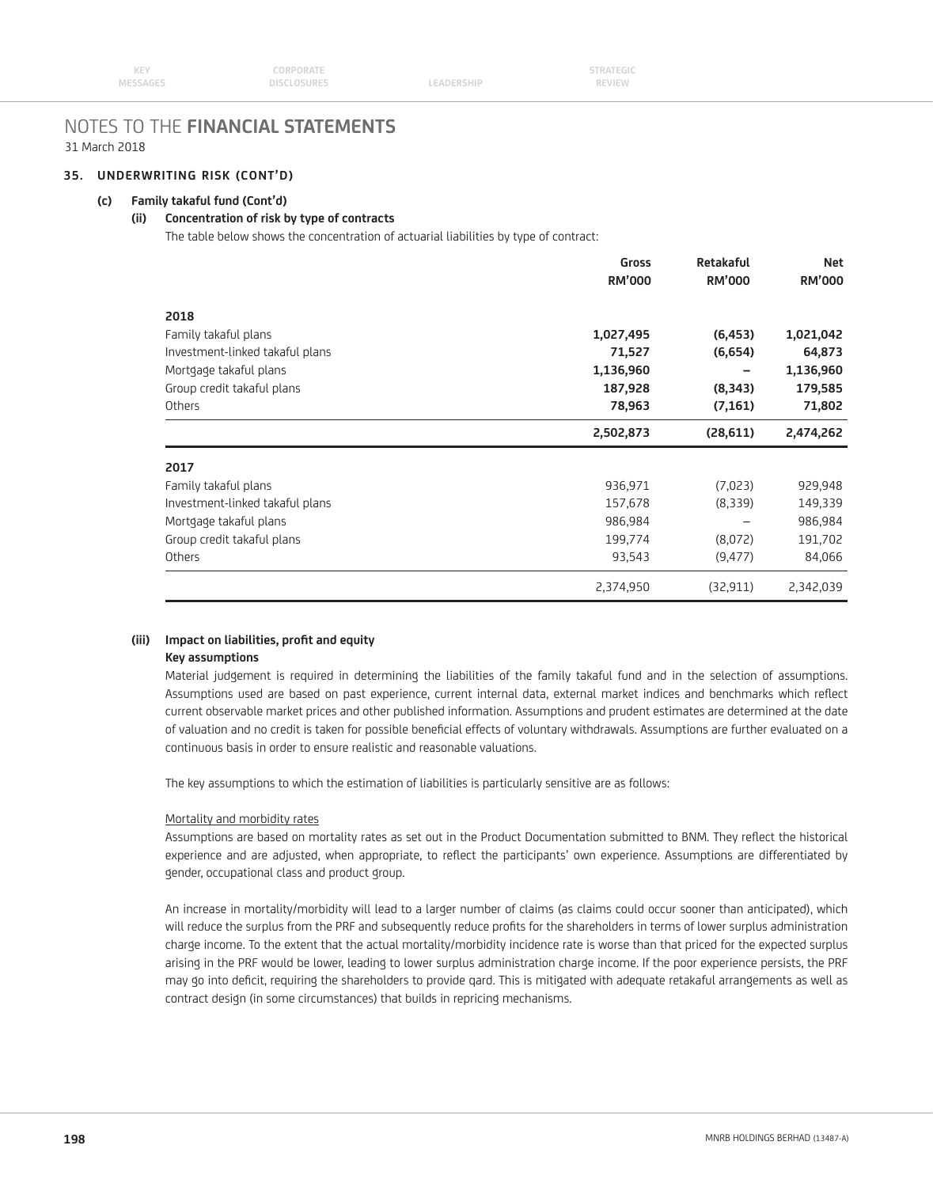# NOTES TO THE **FINANCIAL STATEMENTS**

31 March 2018

## 35. UNDERWRITING RISK (CONT'D)

### (c) Family takaful fund (Cont'd)

#### (ii) Concentration of risk by type of contracts

The table below shows the concentration of actuarial liabilities by type of contract:

| | Gross RM'000 | Retakaful RM'000 | Net RM'000 |
|---|---|---|---|
| **2018** | | | |
| Family takaful plans | **1,027,495** | **(6,453)** | **1,021,042** |
| Investment-linked takaful plans | **71,527** | **(6,654)** | **64,873** |
| Mortgage takaful plans | **1,136,960** | **–** | **1,136,960** |
| Group credit takaful plans | **187,928** | **(8,343)** | **179,585** |
| Others | **78,963** | **(7,161)** | **71,802** |
| | **2,502,873** | **(28,611)** | **2,474,262** |
| **2017** | | | |
| Family takaful plans | 936,971 | (7,023) | 929,948 |
| Investment-linked takaful plans | 157,678 | (8,339) | 149,339 |
| Mortgage takaful plans | 986,984 | – | 986,984 |
| Group credit takaful plans | 199,774 | (8,072) | 191,702 |
| Others | 93,543 | (9,477) | 84,066 |
| | 2,374,950 | (32,911) | 2,342,039 |

#### (iii) Impact on liabilities, profit and equity

**Key assumptions**

Material judgement is required in determining the liabilities of the family takaful fund and in the selection of assumptions. Assumptions used are based on past experience, current internal data, external market indices and benchmarks which reflect current observable market prices and other published information. Assumptions and prudent estimates are determined at the date of valuation and no credit is taken for possible beneficial effects of voluntary withdrawals. Assumptions are further evaluated on a continuous basis in order to ensure realistic and reasonable valuations.

The key assumptions to which the estimation of liabilities is particularly sensitive are as follows:

Mortality and morbidity rates

Assumptions are based on mortality rates as set out in the Product Documentation submitted to BNM. They reflect the historical experience and are adjusted, when appropriate, to reflect the participants' own experience. Assumptions are differentiated by gender, occupational class and product group.

An increase in mortality/morbidity will lead to a larger number of claims (as claims could occur sooner than anticipated), which will reduce the surplus from the PRF and subsequently reduce profits for the shareholders in terms of lower surplus administration charge income. To the extent that the actual mortality/morbidity incidence rate is worse than that priced for the expected surplus arising in the PRF would be lower, leading to lower surplus administration charge income. If the poor experience persists, the PRF may go into deficit, requiring the shareholders to provide qard. This is mitigated with adequate retakaful arrangements as well as contract design (in some circumstances) that builds in repricing mechanisms.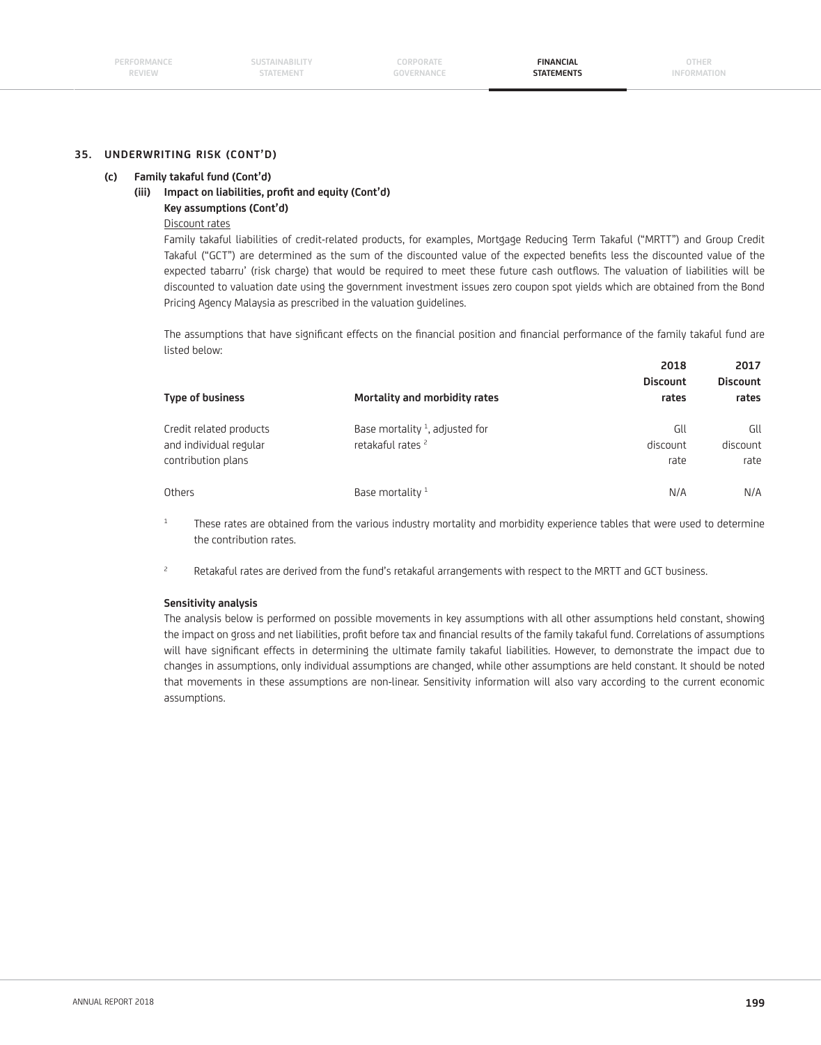## 35. UNDERWRITING RISK (CONT'D)

### (c) Family takaful fund (Cont'd)

#### (iii) Impact on liabilities, profit and equity (Cont'd)

**Key assumptions (Cont'd)**

Discount rates

Family takaful liabilities of credit-related products, for examples, Mortgage Reducing Term Takaful ("MRTT") and Group Credit Takaful ("GCT") are determined as the sum of the discounted value of the expected benefits less the discounted value of the expected tabarru' (risk charge) that would be required to meet these future cash outflows. The valuation of liabilities will be discounted to valuation date using the government investment issues zero coupon spot yields which are obtained from the Bond Pricing Agency Malaysia as prescribed in the valuation guidelines.

The assumptions that have significant effects on the financial position and financial performance of the family takaful fund are listed below:

| Type of business | Mortality and morbidity rates | 2018 Discount rates | 2017 Discount rates |
|---|---|---|---|
| Credit related products and individual regular contribution plans | Base mortality [1], adjusted for retakaful rates [2] | GII discount rate | GII discount rate |
| Others | Base mortality [1] | N/A | N/A |

[1] These rates are obtained from the various industry mortality and morbidity experience tables that were used to determine the contribution rates.

[2] Retakaful rates are derived from the fund's retakaful arrangements with respect to the MRTT and GCT business.

**Sensitivity analysis**

The analysis below is performed on possible movements in key assumptions with all other assumptions held constant, showing the impact on gross and net liabilities, profit before tax and financial results of the family takaful fund. Correlations of assumptions will have significant effects in determining the ultimate family takaful liabilities. However, to demonstrate the impact due to changes in assumptions, only individual assumptions are changed, while other assumptions are held constant. It should be noted that movements in these assumptions are non-linear. Sensitivity information will also vary according to the current economic assumptions.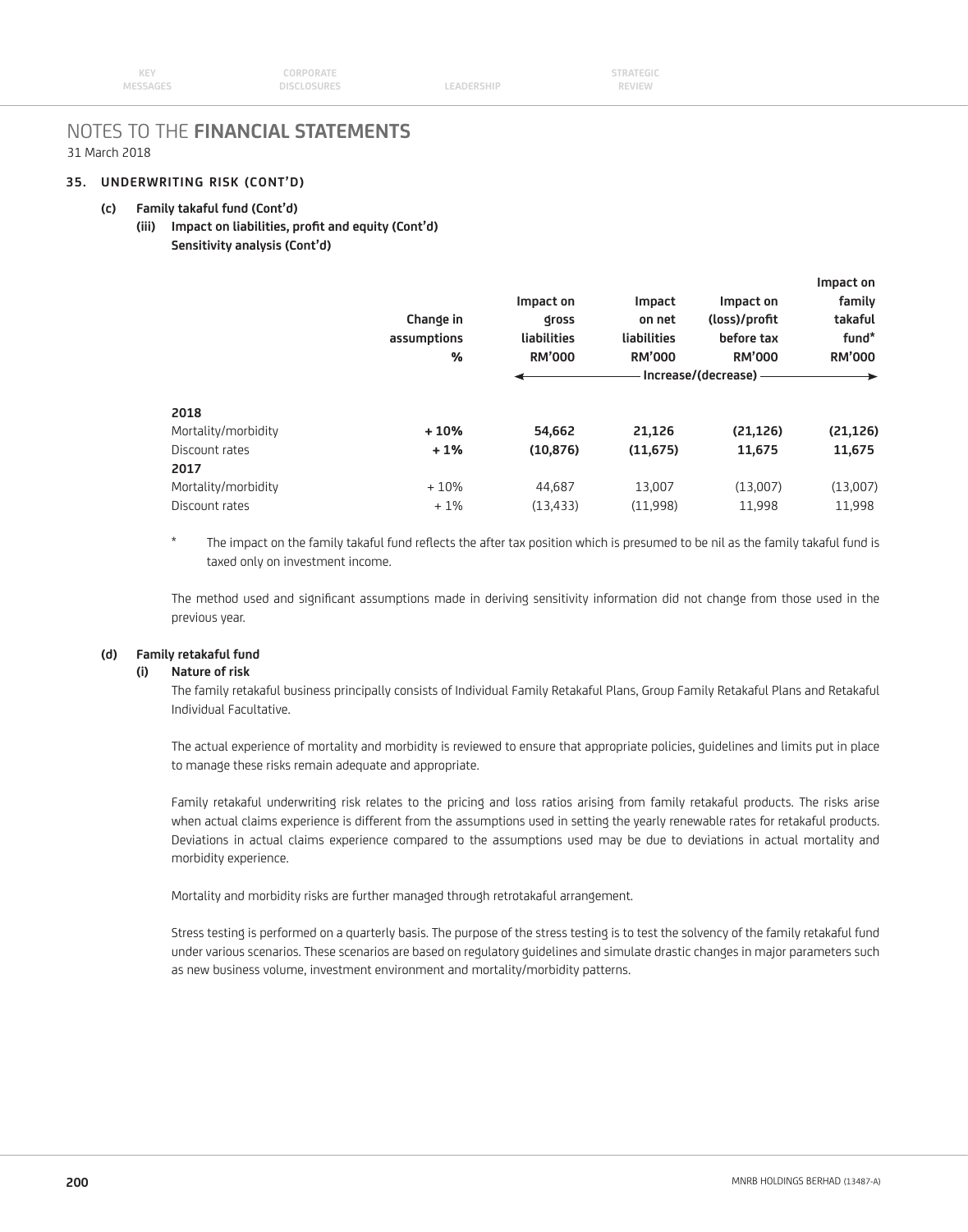# NOTES TO THE FINANCIAL STATEMENTS

31 March 2018

## 35. UNDERWRITING RISK (CONT'D)

### (c) Family takaful fund (Cont'd)

#### (iii) Impact on liabilities, profit and equity (Cont'd)

**Sensitivity analysis (Cont'd)**

| | Change in assumptions % | Impact on gross liabilities RM'000 | Impact on net liabilities RM'000 | Impact on (loss)/profit before tax RM'000 | Impact on family takaful fund* RM'000 |
|---|---|---|---|---|---|
| | | Increase/(decrease) | | | |
| **2018** | | | | | |
| Mortality/morbidity | **+ 10%** | **54,662** | **21,126** | **(21,126)** | **(21,126)** |
| Discount rates | **+ 1%** | **(10,876)** | **(11,675)** | **11,675** | **11,675** |
| **2017** | | | | | |
| Mortality/morbidity | + 10% | 44,687 | 13,007 | (13,007) | (13,007) |
| Discount rates | + 1% | (13,433) | (11,998) | 11,998 | 11,998 |

\* The impact on the family takaful fund reflects the after tax position which is presumed to be nil as the family takaful fund is taxed only on investment income.

The method used and significant assumptions made in deriving sensitivity information did not change from those used in the previous year.

### (d) Family retakaful fund

#### (i) Nature of risk

The family retakaful business principally consists of Individual Family Retakaful Plans, Group Family Retakaful Plans and Retakaful Individual Facultative.

The actual experience of mortality and morbidity is reviewed to ensure that appropriate policies, guidelines and limits put in place to manage these risks remain adequate and appropriate.

Family retakaful underwriting risk relates to the pricing and loss ratios arising from family retakaful products. The risks arise when actual claims experience is different from the assumptions used in setting the yearly renewable rates for retakaful products. Deviations in actual claims experience compared to the assumptions used may be due to deviations in actual mortality and morbidity experience.

Mortality and morbidity risks are further managed through retrotakaful arrangement.

Stress testing is performed on a quarterly basis. The purpose of the stress testing is to test the solvency of the family retakaful fund under various scenarios. These scenarios are based on regulatory guidelines and simulate drastic changes in major parameters such as new business volume, investment environment and mortality/morbidity patterns.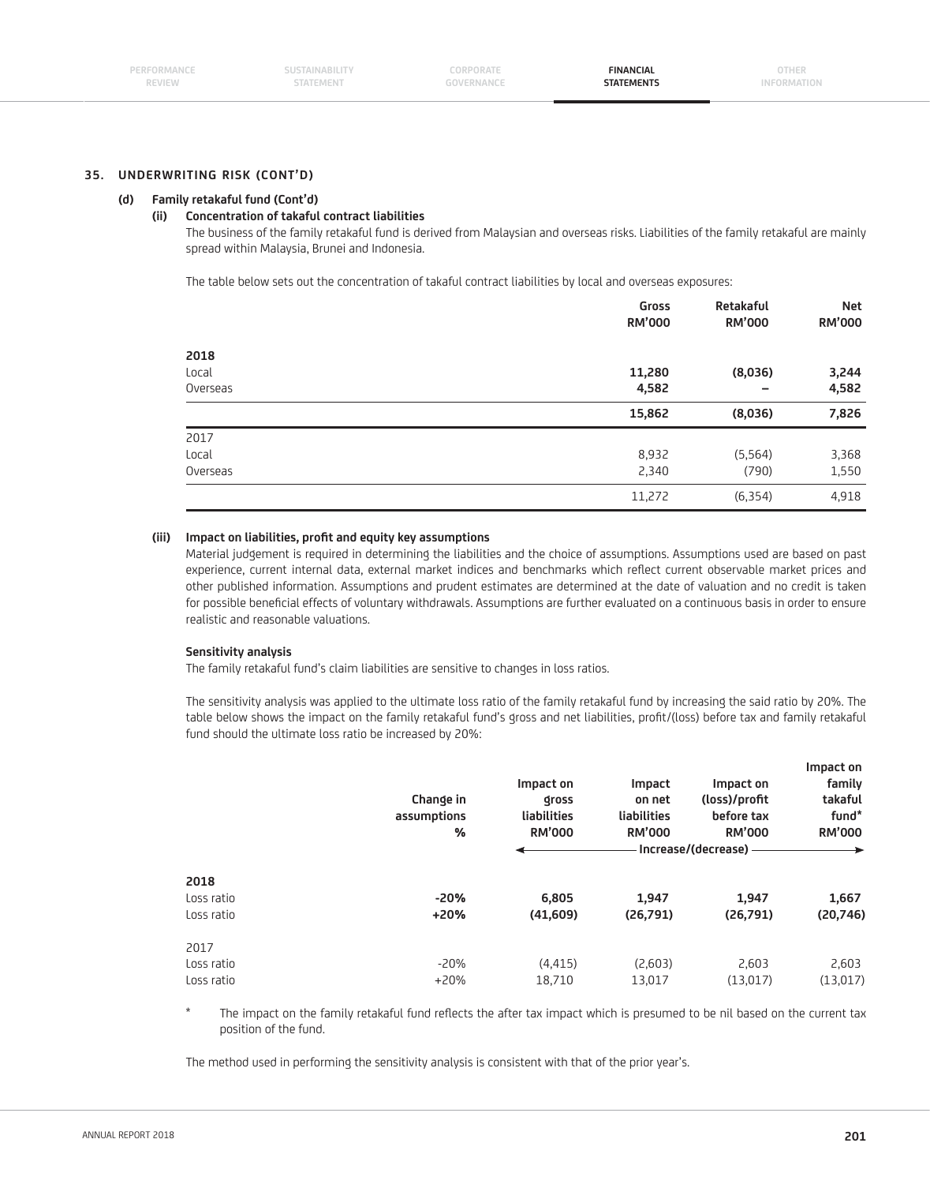## 35. UNDERWRITING RISK (CONT'D)

### (d) Family retakaful fund (Cont'd)

#### (ii) Concentration of takaful contract liabilities

The business of the family retakaful fund is derived from Malaysian and overseas risks. Liabilities of the family retakaful are mainly spread within Malaysia, Brunei and Indonesia.

The table below sets out the concentration of takaful contract liabilities by local and overseas exposures:

| | Gross RM'000 | Retakaful RM'000 | Net RM'000 |
|---|---|---|---|
| **2018** | | | |
| Local | **11,280** | **(8,036)** | **3,244** |
| Overseas | **4,582** | **–** | **4,582** |
| | **15,862** | **(8,036)** | **7,826** |
| 2017 | | | |
| Local | 8,932 | (5,564) | 3,368 |
| Overseas | 2,340 | (790) | 1,550 |
| | 11,272 | (6,354) | 4,918 |

#### (iii) Impact on liabilities, profit and equity key assumptions

Material judgement is required in determining the liabilities and the choice of assumptions. Assumptions used are based on past experience, current internal data, external market indices and benchmarks which reflect current observable market prices and other published information. Assumptions and prudent estimates are determined at the date of valuation and no credit is taken for possible beneficial effects of voluntary withdrawals. Assumptions are further evaluated on a continuous basis in order to ensure realistic and reasonable valuations.

**Sensitivity analysis**

The family retakaful fund's claim liabilities are sensitive to changes in loss ratios.

The sensitivity analysis was applied to the ultimate loss ratio of the family retakaful fund by increasing the said ratio by 20%. The table below shows the impact on the family retakaful fund's gross and net liabilities, profit/(loss) before tax and family retakaful fund should the ultimate loss ratio be increased by 20%:

| | Change in assumptions % | Impact on gross liabilities RM'000 | Impact on net liabilities RM'000 | Impact on (loss)/profit before tax RM'000 | Impact on family takaful fund* RM'000 |
|---|---|---|---|---|---|
| | | Increase/(decrease) | | | |
| **2018** | | | | | |
| Loss ratio | **-20%** | **6,805** | **1,947** | **1,947** | **1,667** |
| Loss ratio | **+20%** | **(41,609)** | **(26,791)** | **(26,791)** | **(20,746)** |
| 2017 | | | | | |
| Loss ratio | -20% | (4,415) | (2,603) | 2,603 | 2,603 |
| Loss ratio | +20% | 18,710 | 13,017 | (13,017) | (13,017) |

\* The impact on the family retakaful fund reflects the after tax impact which is presumed to be nil based on the current tax position of the fund.

The method used in performing the sensitivity analysis is consistent with that of the prior year's.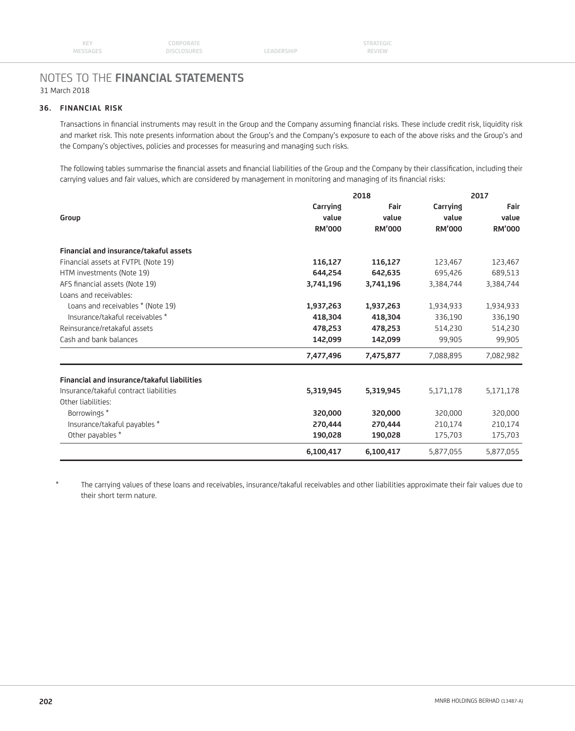# NOTES TO THE FINANCIAL STATEMENTS

31 March 2018

## 36. FINANCIAL RISK

Transactions in financial instruments may result in the Group and the Company assuming financial risks. These include credit risk, liquidity risk and market risk. This note presents information about the Group's and the Company's exposure to each of the above risks and the Group's and the Company's objectives, policies and processes for measuring and managing such risks.

The following tables summarise the financial assets and financial liabilities of the Group and the Company by their classification, including their carrying values and fair values, which are considered by management in monitoring and managing of its financial risks:

| | 2018 | | 2017 | |
|---|---|---|---|---|
| **Group** | **Carrying value RM'000** | **Fair value RM'000** | **Carrying value RM'000** | **Fair value RM'000** |
| **Financial and insurance/takaful assets** | | | | |
| Financial assets at FVTPL (Note 19) | **116,127** | **116,127** | 123,467 | 123,467 |
| HTM investments (Note 19) | **644,254** | **642,635** | 695,426 | 689,513 |
| AFS financial assets (Note 19) | **3,741,196** | **3,741,196** | 3,384,744 | 3,384,744 |
| Loans and receivables: | | | | |
| Loans and receivables * (Note 19) | **1,937,263** | **1,937,263** | 1,934,933 | 1,934,933 |
| Insurance/takaful receivables * | **418,304** | **418,304** | 336,190 | 336,190 |
| Reinsurance/retakaful assets | **478,253** | **478,253** | 514,230 | 514,230 |
| Cash and bank balances | **142,099** | **142,099** | 99,905 | 99,905 |
| | **7,477,496** | **7,475,877** | 7,088,895 | 7,082,982 |
| **Financial and insurance/takaful liabilities** | | | | |
| Insurance/takaful contract liabilities | **5,319,945** | **5,319,945** | 5,171,178 | 5,171,178 |
| Other liabilities: | | | | |
| Borrowings * | **320,000** | **320,000** | 320,000 | 320,000 |
| Insurance/takaful payables * | **270,444** | **270,444** | 210,174 | 210,174 |
| Other payables * | **190,028** | **190,028** | 175,703 | 175,703 |
| | **6,100,417** | **6,100,417** | 5,877,055 | 5,877,055 |

\* The carrying values of these loans and receivables, insurance/takaful receivables and other liabilities approximate their fair values due to their short term nature.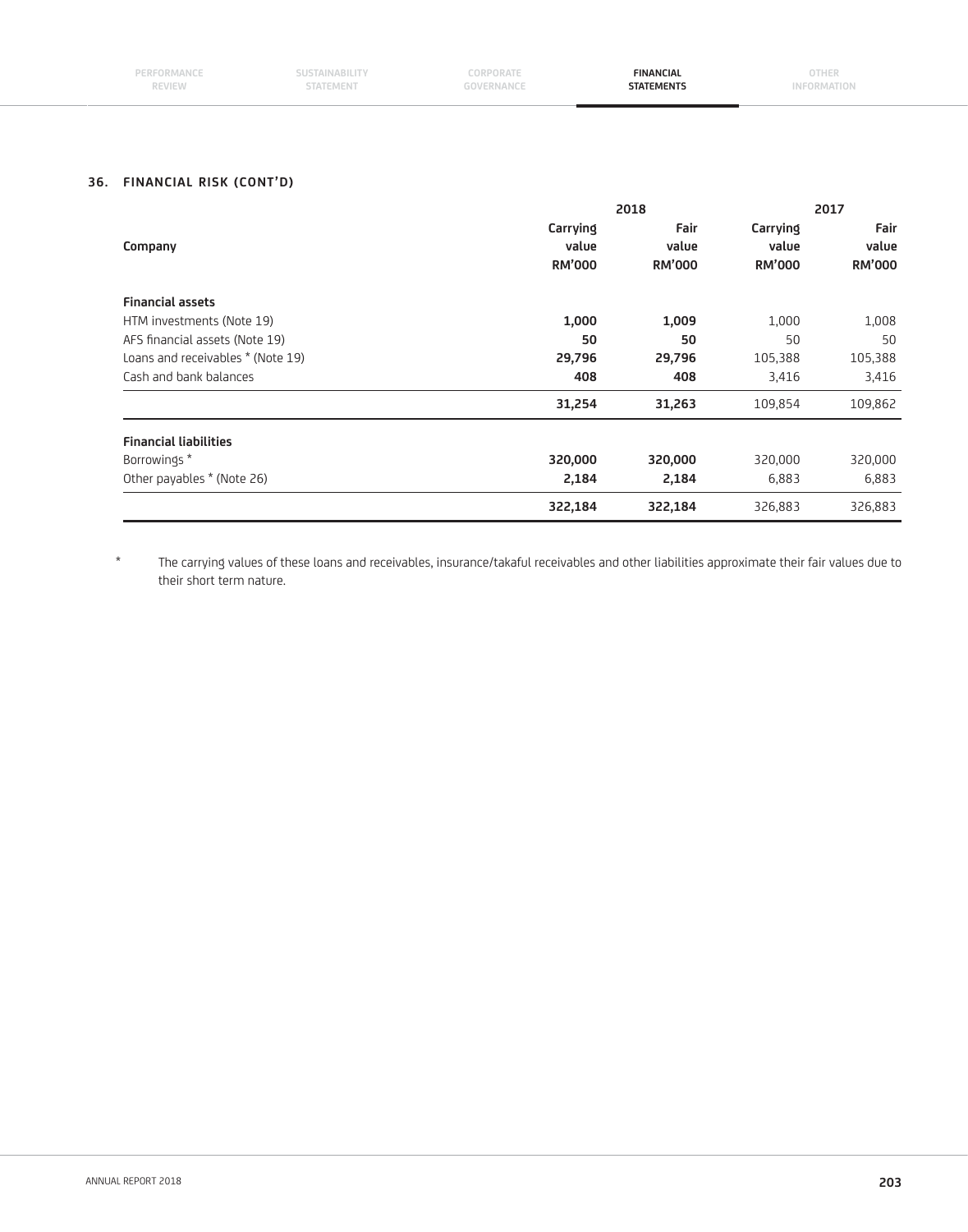## 36. FINANCIAL RISK (CONT'D)

| Company | 2018 | | 2017 | |
|---|---|---|---|---|
| | **Carrying value RM'000** | **Fair value RM'000** | **Carrying value RM'000** | **Fair value RM'000** |
| **Financial assets** | | | | |
| HTM investments (Note 19) | **1,000** | **1,009** | 1,000 | 1,008 |
| AFS financial assets (Note 19) | **50** | **50** | 50 | 50 |
| Loans and receivables * (Note 19) | **29,796** | **29,796** | 105,388 | 105,388 |
| Cash and bank balances | **408** | **408** | 3,416 | 3,416 |
| | **31,254** | **31,263** | 109,854 | 109,862 |
| **Financial liabilities** | | | | |
| Borrowings * | **320,000** | **320,000** | 320,000 | 320,000 |
| Other payables * (Note 26) | **2,184** | **2,184** | 6,883 | 6,883 |
| | **322,184** | **322,184** | 326,883 | 326,883 |

\* The carrying values of these loans and receivables, insurance/takaful receivables and other liabilities approximate their fair values due to their short term nature.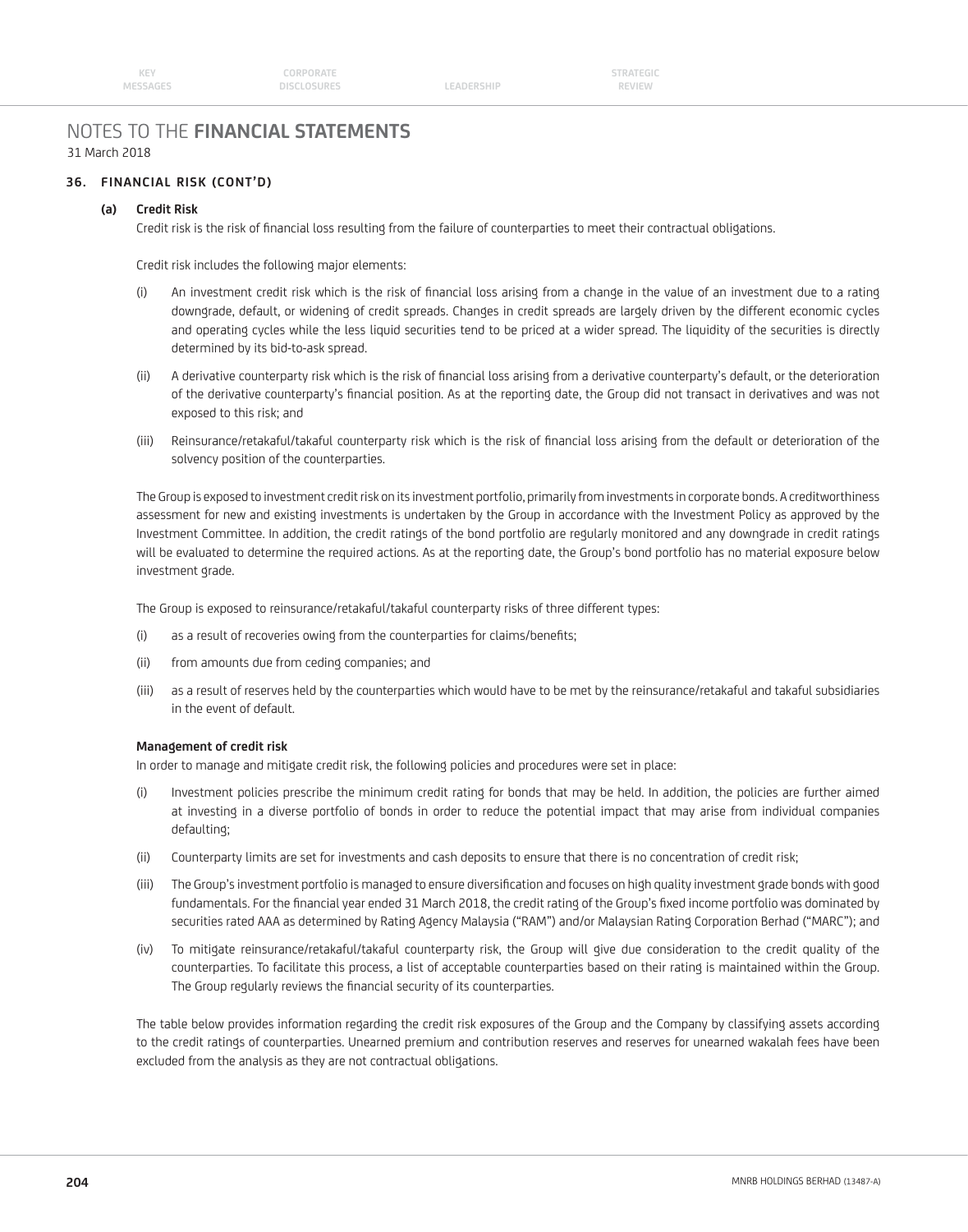# NOTES TO THE **FINANCIAL STATEMENTS**

31 March 2018

## 36. FINANCIAL RISK (CONT'D)

### (a) Credit Risk

Credit risk is the risk of financial loss resulting from the failure of counterparties to meet their contractual obligations.

Credit risk includes the following major elements:

(i) An investment credit risk which is the risk of financial loss arising from a change in the value of an investment due to a rating downgrade, default, or widening of credit spreads. Changes in credit spreads are largely driven by the different economic cycles and operating cycles while the less liquid securities tend to be priced at a wider spread. The liquidity of the securities is directly determined by its bid-to-ask spread.

(ii) A derivative counterparty risk which is the risk of financial loss arising from a derivative counterparty's default, or the deterioration of the derivative counterparty's financial position. As at the reporting date, the Group did not transact in derivatives and was not exposed to this risk; and

(iii) Reinsurance/retakaful/takaful counterparty risk which is the risk of financial loss arising from the default or deterioration of the solvency position of the counterparties.

The Group is exposed to investment credit risk on its investment portfolio, primarily from investments in corporate bonds. A creditworthiness assessment for new and existing investments is undertaken by the Group in accordance with the Investment Policy as approved by the Investment Committee. In addition, the credit ratings of the bond portfolio are regularly monitored and any downgrade in credit ratings will be evaluated to determine the required actions. As at the reporting date, the Group's bond portfolio has no material exposure below investment grade.

The Group is exposed to reinsurance/retakaful/takaful counterparty risks of three different types:

(i) as a result of recoveries owing from the counterparties for claims/benefits;

(ii) from amounts due from ceding companies; and

(iii) as a result of reserves held by the counterparties which would have to be met by the reinsurance/retakaful and takaful subsidiaries in the event of default.

**Management of credit risk**

In order to manage and mitigate credit risk, the following policies and procedures were set in place:

(i) Investment policies prescribe the minimum credit rating for bonds that may be held. In addition, the policies are further aimed at investing in a diverse portfolio of bonds in order to reduce the potential impact that may arise from individual companies defaulting;

(ii) Counterparty limits are set for investments and cash deposits to ensure that there is no concentration of credit risk;

(iii) The Group's investment portfolio is managed to ensure diversification and focuses on high quality investment grade bonds with good fundamentals. For the financial year ended 31 March 2018, the credit rating of the Group's fixed income portfolio was dominated by securities rated AAA as determined by Rating Agency Malaysia ("RAM") and/or Malaysian Rating Corporation Berhad ("MARC"); and

(iv) To mitigate reinsurance/retakaful/takaful counterparty risk, the Group will give due consideration to the credit quality of the counterparties. To facilitate this process, a list of acceptable counterparties based on their rating is maintained within the Group. The Group regularly reviews the financial security of its counterparties.

The table below provides information regarding the credit risk exposures of the Group and the Company by classifying assets according to the credit ratings of counterparties. Unearned premium and contribution reserves and reserves for unearned wakalah fees have been excluded from the analysis as they are not contractual obligations.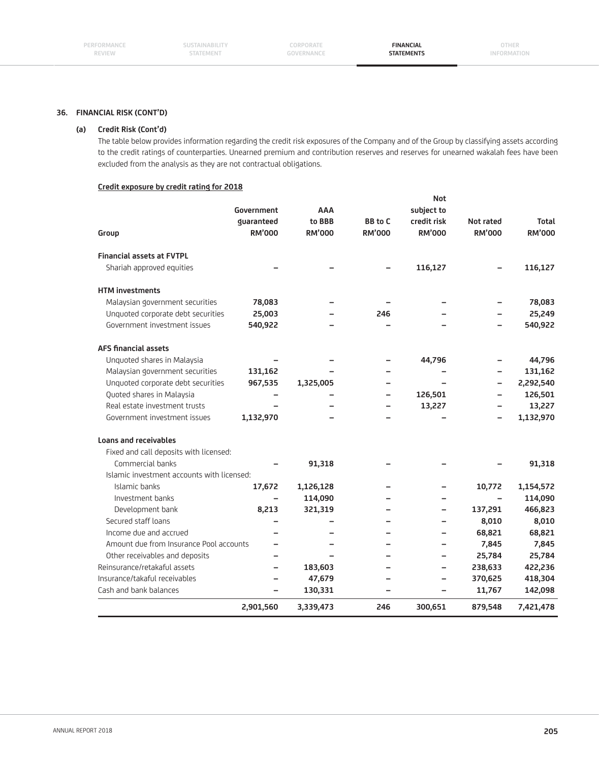## 36. FINANCIAL RISK (CONT'D)

### (a) Credit Risk (Cont'd)

The table below provides information regarding the credit risk exposures of the Company and of the Group by classifying assets according to the credit ratings of counterparties. Unearned premium and contribution reserves and reserves for unearned wakalah fees have been excluded from the analysis as they are not contractual obligations.

**Credit exposure by credit rating for 2018**

| Group | Government guaranteed RM'000 | AAA to BBB RM'000 | BB to C RM'000 | Not subject to credit risk RM'000 | Not rated RM'000 | Total RM'000 |
|---|---|---|---|---|---|---|
| **Financial assets at FVTPL** | | | | | | |
| Shariah approved equities | – | – | – | 116,127 | – | **116,127** |
| **HTM investments** | | | | | | |
| Malaysian government securities | 78,083 | – | – | – | – | **78,083** |
| Unquoted corporate debt securities | 25,003 | – | 246 | – | – | **25,249** |
| Government investment issues | 540,922 | – | – | – | – | **540,922** |
| **AFS financial assets** | | | | | | |
| Unquoted shares in Malaysia | – | – | – | 44,796 | – | **44,796** |
| Malaysian government securities | 131,162 | – | – | – | – | **131,162** |
| Unquoted corporate debt securities | 967,535 | 1,325,005 | – | – | – | **2,292,540** |
| Quoted shares in Malaysia | – | – | – | 126,501 | – | **126,501** |
| Real estate investment trusts | – | – | – | 13,227 | – | **13,227** |
| Government investment issues | 1,132,970 | – | – | – | – | **1,132,970** |
| **Loans and receivables** | | | | | | |
| Fixed and call deposits with licensed: | | | | | | |
| Commercial banks | – | 91,318 | – | – | – | **91,318** |
| Islamic investment accounts with licensed: | | | | | | |
| Islamic banks | 17,672 | 1,126,128 | – | – | 10,772 | **1,154,572** |
| Investment banks | – | 114,090 | – | – | – | **114,090** |
| Development bank | 8,213 | 321,319 | – | – | 137,291 | **466,823** |
| Secured staff loans | – | – | – | – | 8,010 | **8,010** |
| Income due and accrued | – | – | – | – | 68,821 | **68,821** |
| Amount due from Insurance Pool accounts | – | – | – | – | 7,845 | **7,845** |
| Other receivables and deposits | – | – | – | – | 25,784 | **25,784** |
| Reinsurance/retakaful assets | – | 183,603 | – | – | 238,633 | **422,236** |
| Insurance/takaful receivables | – | 47,679 | – | – | 370,625 | **418,304** |
| Cash and bank balances | – | 130,331 | – | – | 11,767 | **142,098** |
| | **2,901,560** | **3,339,473** | **246** | **300,651** | **879,548** | **7,421,478** |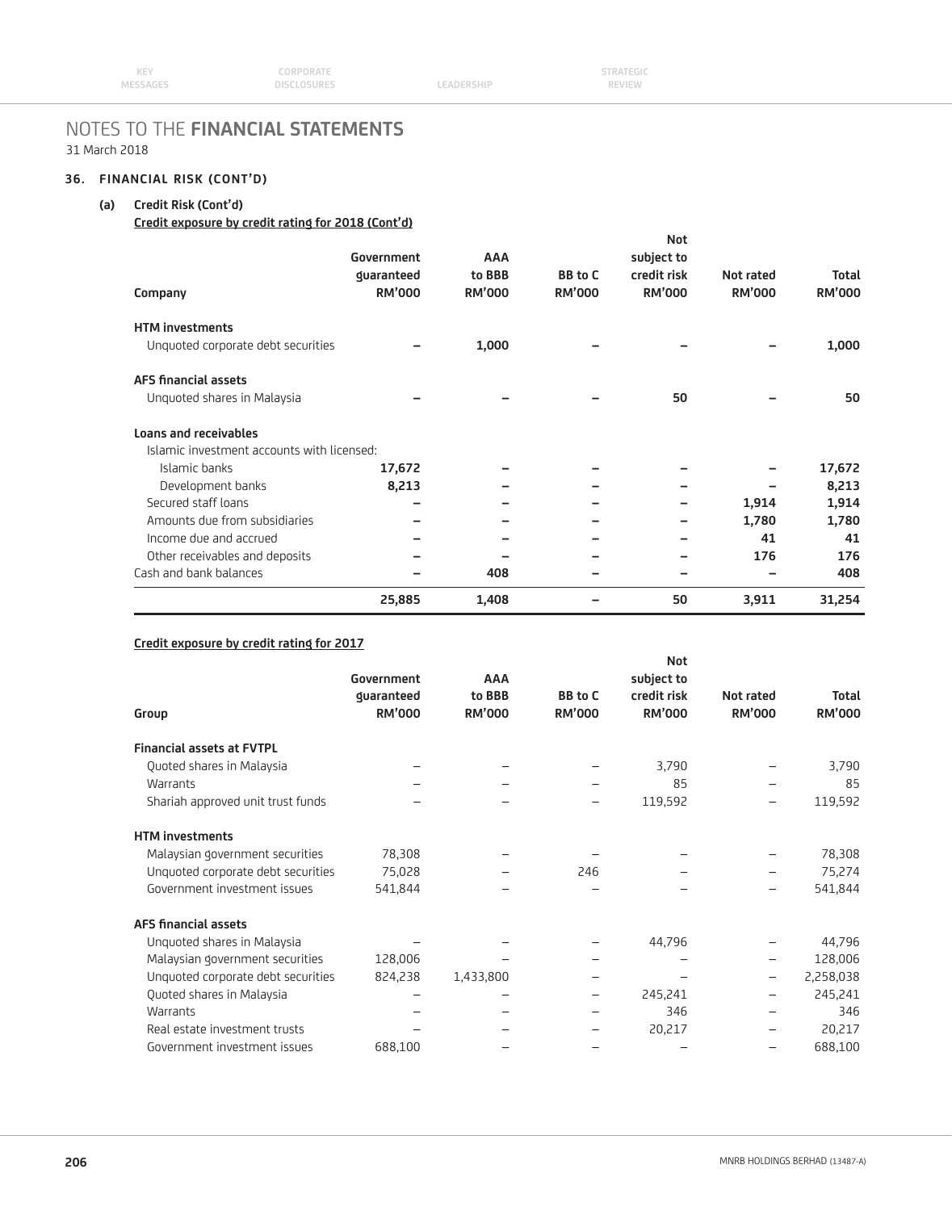# NOTES TO THE FINANCIAL STATEMENTS

31 March 2018

## 36. FINANCIAL RISK (CONT'D)

### (a) Credit Risk (Cont'd)

**Credit exposure by credit rating for 2018 (Cont'd)**

| Company | Government guaranteed RM'000 | AAA to BBB RM'000 | BB to C RM'000 | Not subject to credit risk RM'000 | Not rated RM'000 | Total RM'000 |
|---|---|---|---|---|---|---|
| **HTM investments** | | | | | | |
| Unquoted corporate debt securities | – | 1,000 | – | – | – | 1,000 |
| **AFS financial assets** | | | | | | |
| Unquoted shares in Malaysia | – | – | – | 50 | – | 50 |
| **Loans and receivables** | | | | | | |
| Islamic investment accounts with licensed: | | | | | | |
| Islamic banks | 17,672 | – | – | – | – | 17,672 |
| Development banks | 8,213 | – | – | – | – | 8,213 |
| Secured staff loans | – | – | – | – | 1,914 | 1,914 |
| Amounts due from subsidiaries | – | – | – | – | 1,780 | 1,780 |
| Income due and accrued | – | – | – | – | 41 | 41 |
| Other receivables and deposits | – | – | – | – | 176 | 176 |
| Cash and bank balances | – | 408 | – | – | – | 408 |
| | **25,885** | **1,408** | **–** | **50** | **3,911** | **31,254** |

**Credit exposure by credit rating for 2017**

| Group | Government guaranteed RM'000 | AAA to BBB RM'000 | BB to C RM'000 | Not subject to credit risk RM'000 | Not rated RM'000 | Total RM'000 |
|---|---|---|---|---|---|---|
| **Financial assets at FVTPL** | | | | | | |
| Quoted shares in Malaysia | – | – | – | 3,790 | – | 3,790 |
| Warrants | – | – | – | 85 | – | 85 |
| Shariah approved unit trust funds | – | – | – | 119,592 | – | 119,592 |
| **HTM investments** | | | | | | |
| Malaysian government securities | 78,308 | – | – | – | – | 78,308 |
| Unquoted corporate debt securities | 75,028 | – | 246 | – | – | 75,274 |
| Government investment issues | 541,844 | – | – | – | – | 541,844 |
| **AFS financial assets** | | | | | | |
| Unquoted shares in Malaysia | – | – | – | 44,796 | – | 44,796 |
| Malaysian government securities | 128,006 | – | – | – | – | 128,006 |
| Unquoted corporate debt securities | 824,238 | 1,433,800 | – | – | – | 2,258,038 |
| Quoted shares in Malaysia | – | – | – | 245,241 | – | 245,241 |
| Warrants | – | – | – | 346 | – | 346 |
| Real estate investment trusts | – | – | – | 20,217 | – | 20,217 |
| Government investment issues | 688,100 | – | – | – | – | 688,100 |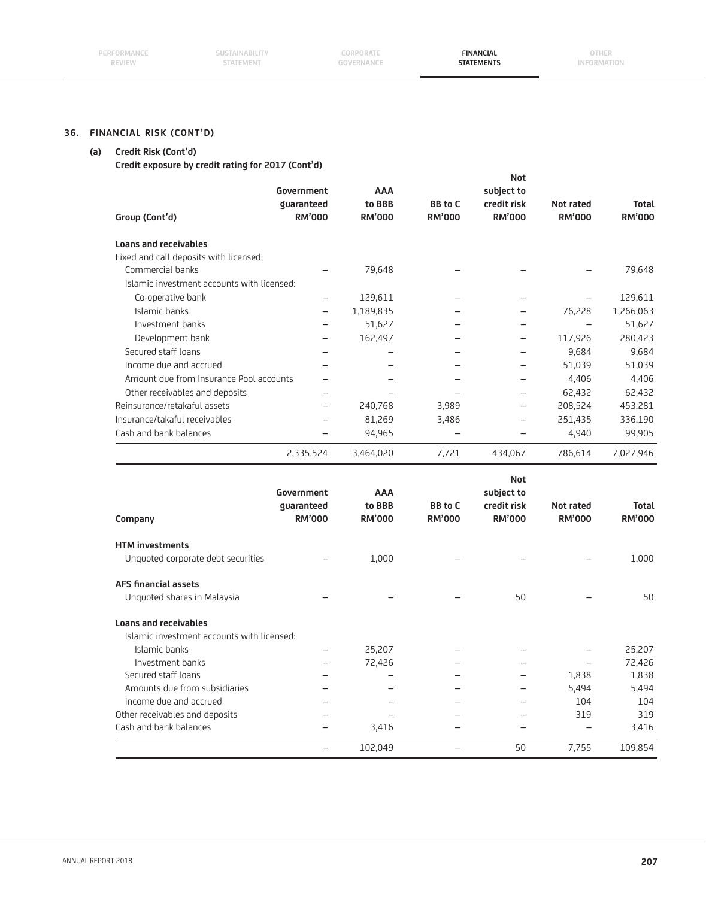## 36. FINANCIAL RISK (CONT'D)

### (a) Credit Risk (Cont'd)

**Credit exposure by credit rating for 2017 (Cont'd)**

| Group (Cont'd) | Government guaranteed RM'000 | AAA to BBB RM'000 | BB to C RM'000 | Not subject to credit risk RM'000 | Not rated RM'000 | Total RM'000 |
|---|---|---|---|---|---|---|
| **Loans and receivables** | | | | | | |
| Fixed and call deposits with licensed: | | | | | | |
| Commercial banks | – | 79,648 | – | – | – | 79,648 |
| Islamic investment accounts with licensed: | | | | | | |
| Co-operative bank | – | 129,611 | – | – | – | 129,611 |
| Islamic banks | – | 1,189,835 | – | – | 76,228 | 1,266,063 |
| Investment banks | – | 51,627 | – | – | – | 51,627 |
| Development bank | – | 162,497 | – | – | 117,926 | 280,423 |
| Secured staff loans | – | – | – | – | 9,684 | 9,684 |
| Income due and accrued | – | – | – | – | 51,039 | 51,039 |
| Amount due from Insurance Pool accounts | – | – | – | – | 4,406 | 4,406 |
| Other receivables and deposits | – | – | – | – | 62,432 | 62,432 |
| Reinsurance/retakaful assets | – | 240,768 | 3,989 | – | 208,524 | 453,281 |
| Insurance/takaful receivables | – | 81,269 | 3,486 | – | 251,435 | 336,190 |
| Cash and bank balances | – | 94,965 | – | – | 4,940 | 99,905 |
| | 2,335,524 | 3,464,020 | 7,721 | 434,067 | 786,614 | 7,027,946 |

| Company | Government guaranteed RM'000 | AAA to BBB RM'000 | BB to C RM'000 | Not subject to credit risk RM'000 | Not rated RM'000 | Total RM'000 |
|---|---|---|---|---|---|---|
| **HTM investments** | | | | | | |
| Unquoted corporate debt securities | – | 1,000 | – | – | – | 1,000 |
| **AFS financial assets** | | | | | | |
| Unquoted shares in Malaysia | – | – | – | 50 | – | 50 |
| **Loans and receivables** | | | | | | |
| Islamic investment accounts with licensed: | | | | | | |
| Islamic banks | – | 25,207 | – | – | – | 25,207 |
| Investment banks | – | 72,426 | – | – | – | 72,426 |
| Secured staff loans | – | – | – | – | 1,838 | 1,838 |
| Amounts due from subsidiaries | – | – | – | – | 5,494 | 5,494 |
| Income due and accrued | – | – | – | – | 104 | 104 |
| Other receivables and deposits | – | – | – | – | 319 | 319 |
| Cash and bank balances | – | 3,416 | – | – | – | 3,416 |
| | – | 102,049 | – | 50 | 7,755 | 109,854 |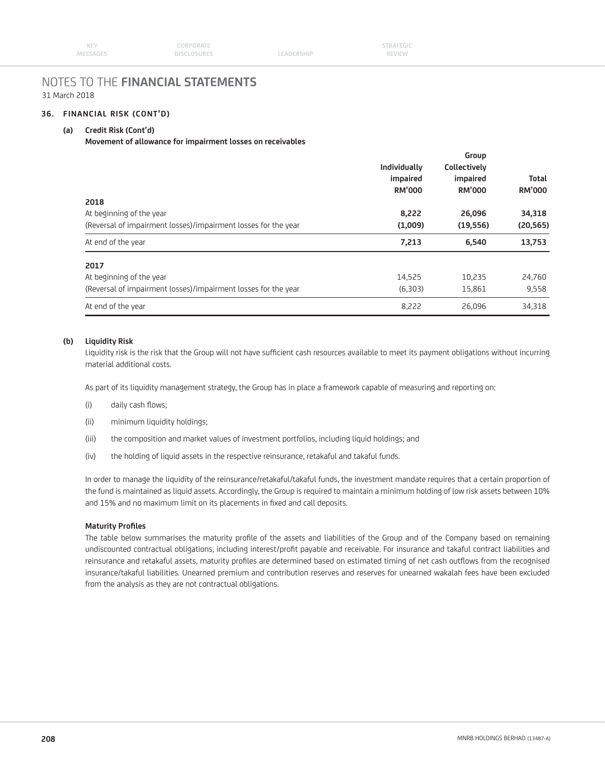# NOTES TO THE FINANCIAL STATEMENTS

31 March 2018

## 36. FINANCIAL RISK (CONT'D)

### (a) Credit Risk (Cont'd)

**Movement of allowance for impairment losses on receivables**

| | Group | | |
|---|---|---|---|
| | **Individually impaired RM'000** | **Collectively impaired RM'000** | **Total RM'000** |
| **2018** | | | |
| At beginning of the year | **8,222** | **26,096** | **34,318** |
| (Reversal of impairment losses)/impairment losses for the year | **(1,009)** | **(19,556)** | **(20,565)** |
| At end of the year | **7,213** | **6,540** | **13,753** |
| **2017** | | | |
| At beginning of the year | 14,525 | 10,235 | 24,760 |
| (Reversal of impairment losses)/impairment losses for the year | (6,303) | 15,861 | 9,558 |
| At end of the year | 8,222 | 26,096 | 34,318 |

### (b) Liquidity Risk

Liquidity risk is the risk that the Group will not have sufficient cash resources available to meet its payment obligations without incurring material additional costs.

As part of its liquidity management strategy, the Group has in place a framework capable of measuring and reporting on:

(i) daily cash flows;

(ii) minimum liquidity holdings;

(iii) the composition and market values of investment portfolios, including liquid holdings; and

(iv) the holding of liquid assets in the respective reinsurance, retakaful and takaful funds.

In order to manage the liquidity of the reinsurance/retakaful/takaful funds, the investment mandate requires that a certain proportion of the fund is maintained as liquid assets. Accordingly, the Group is required to maintain a minimum holding of low risk assets between 10% and 15% and no maximum limit on its placements in fixed and call deposits.

**Maturity Profiles**

The table below summarises the maturity profile of the assets and liabilities of the Group and of the Company based on remaining undiscounted contractual obligations, including interest/profit payable and receivable. For insurance and takaful contract liabilities and reinsurance and retakaful assets, maturity profiles are determined based on estimated timing of net cash outflows from the recognised insurance/takaful liabilities. Unearned premium and contribution reserves and reserves for unearned wakalah fees have been excluded from the analysis as they are not contractual obligations.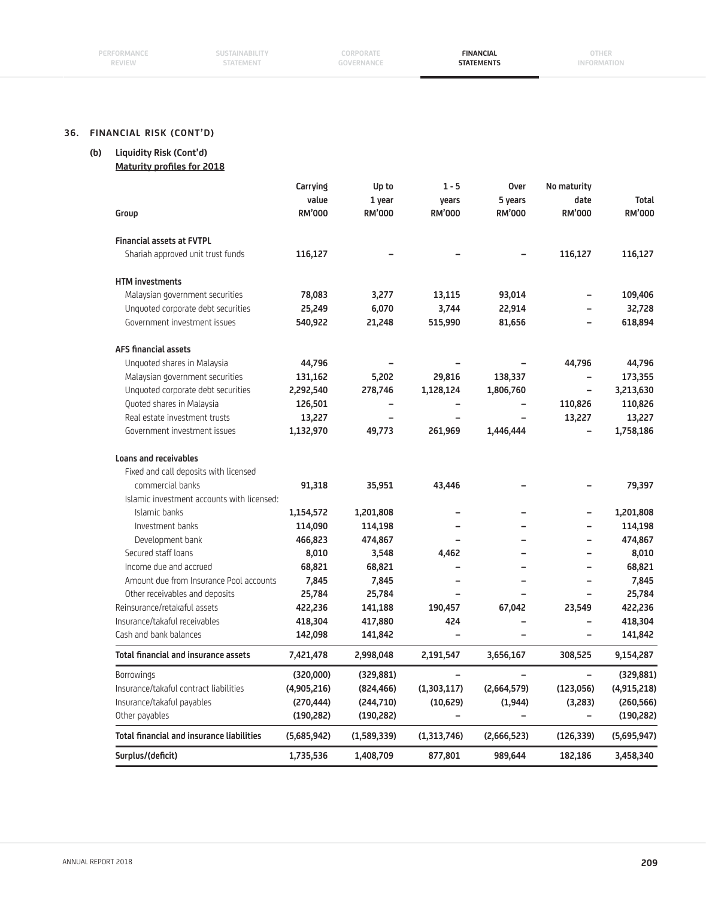## 36. FINANCIAL RISK (CONT'D)

### (b) Liquidity Risk (Cont'd)

**Maturity profiles for 2018**

| Group | Carrying value RM'000 | Up to 1 year RM'000 | 1 - 5 years RM'000 | Over 5 years RM'000 | No maturity date RM'000 | Total RM'000 |
|---|---|---|---|---|---|---|
| **Financial assets at FVTPL** | | | | | | |
| Shariah approved unit trust funds | 116,127 | – | – | – | 116,127 | 116,127 |
| **HTM investments** | | | | | | |
| Malaysian government securities | 78,083 | 3,277 | 13,115 | 93,014 | – | 109,406 |
| Unquoted corporate debt securities | 25,249 | 6,070 | 3,744 | 22,914 | – | 32,728 |
| Government investment issues | 540,922 | 21,248 | 515,990 | 81,656 | – | 618,894 |
| **AFS financial assets** | | | | | | |
| Unquoted shares in Malaysia | 44,796 | – | – | – | 44,796 | 44,796 |
| Malaysian government securities | 131,162 | 5,202 | 29,816 | 138,337 | – | 173,355 |
| Unquoted corporate debt securities | 2,292,540 | 278,746 | 1,128,124 | 1,806,760 | – | 3,213,630 |
| Quoted shares in Malaysia | 126,501 | – | – | – | 110,826 | 110,826 |
| Real estate investment trusts | 13,227 | – | – | – | 13,227 | 13,227 |
| Government investment issues | 1,132,970 | 49,773 | 261,969 | 1,446,444 | – | 1,758,186 |
| **Loans and receivables** | | | | | | |
| Fixed and call deposits with licensed commercial banks | 91,318 | 35,951 | 43,446 | – | – | 79,397 |
| Islamic investment accounts with licensed: | | | | | | |
| Islamic banks | 1,154,572 | 1,201,808 | – | – | – | 1,201,808 |
| Investment banks | 114,090 | 114,198 | – | – | – | 114,198 |
| Development bank | 466,823 | 474,867 | – | – | – | 474,867 |
| Secured staff loans | 8,010 | 3,548 | 4,462 | – | – | 8,010 |
| Income due and accrued | 68,821 | 68,821 | – | – | – | 68,821 |
| Amount due from Insurance Pool accounts | 7,845 | 7,845 | – | – | – | 7,845 |
| Other receivables and deposits | 25,784 | 25,784 | – | – | – | 25,784 |
| Reinsurance/retakaful assets | 422,236 | 141,188 | 190,457 | 67,042 | 23,549 | 422,236 |
| Insurance/takaful receivables | 418,304 | 417,880 | 424 | – | – | 418,304 |
| Cash and bank balances | 142,098 | 141,842 | – | – | – | 141,842 |
| **Total financial and insurance assets** | **7,421,478** | **2,998,048** | **2,191,547** | **3,656,167** | **308,525** | **9,154,287** |
| Borrowings | (320,000) | (329,881) | – | – | – | (329,881) |
| Insurance/takaful contract liabilities | (4,905,216) | (824,466) | (1,303,117) | (2,664,579) | (123,056) | (4,915,218) |
| Insurance/takaful payables | (270,444) | (244,710) | (10,629) | (1,944) | (3,283) | (260,566) |
| Other payables | (190,282) | (190,282) | – | – | – | (190,282) |
| **Total financial and insurance liabilities** | **(5,685,942)** | **(1,589,339)** | **(1,313,746)** | **(2,666,523)** | **(126,339)** | **(5,695,947)** |
| **Surplus/(deficit)** | **1,735,536** | **1,408,709** | **877,801** | **989,644** | **182,186** | **3,458,340** |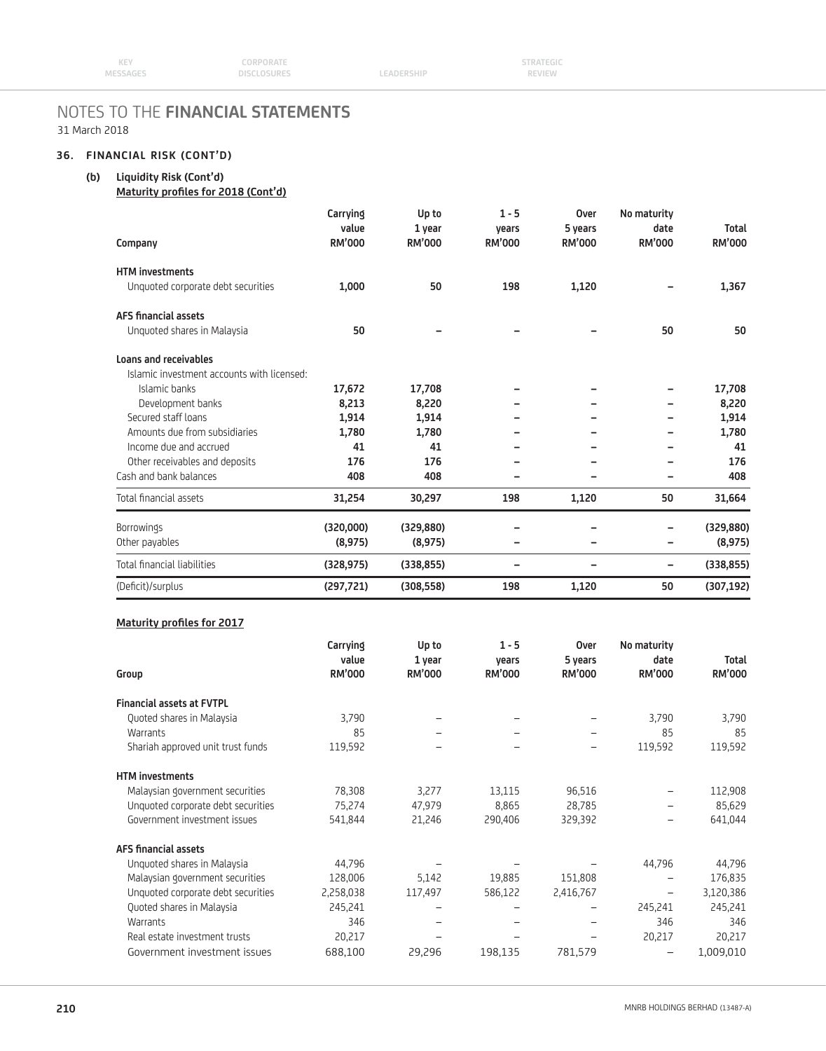# NOTES TO THE FINANCIAL STATEMENTS

31 March 2018

## 36. FINANCIAL RISK (CONT'D)

### (b) Liquidity Risk (Cont'd)

**Maturity profiles for 2018 (Cont'd)**

| Company | Carrying value RM'000 | Up to 1 year RM'000 | 1 - 5 years RM'000 | Over 5 years RM'000 | No maturity date RM'000 | Total RM'000 |
|---|---|---|---|---|---|---|
| **HTM investments** | | | | | | |
| Unquoted corporate debt securities | **1,000** | **50** | **198** | **1,120** | **–** | **1,367** |
| **AFS financial assets** | | | | | | |
| Unquoted shares in Malaysia | **50** | **–** | **–** | **–** | **50** | **50** |
| **Loans and receivables** | | | | | | |
| Islamic investment accounts with licensed: | | | | | | |
| Islamic banks | **17,672** | **17,708** | **–** | **–** | **–** | **17,708** |
| Development banks | **8,213** | **8,220** | **–** | **–** | **–** | **8,220** |
| Secured staff loans | **1,914** | **1,914** | **–** | **–** | **–** | **1,914** |
| Amounts due from subsidiaries | **1,780** | **1,780** | **–** | **–** | **–** | **1,780** |
| Income due and accrued | **41** | **41** | **–** | **–** | **–** | **41** |
| Other receivables and deposits | **176** | **176** | **–** | **–** | **–** | **176** |
| Cash and bank balances | **408** | **408** | **–** | **–** | **–** | **408** |
| Total financial assets | **31,254** | **30,297** | **198** | **1,120** | **50** | **31,664** |
| Borrowings | **(320,000)** | **(329,880)** | **–** | **–** | **–** | **(329,880)** |
| Other payables | **(8,975)** | **(8,975)** | **–** | **–** | **–** | **(8,975)** |
| Total financial liabilities | **(328,975)** | **(338,855)** | **–** | **–** | **–** | **(338,855)** |
| (Deficit)/surplus | **(297,721)** | **(308,558)** | **198** | **1,120** | **50** | **(307,192)** |

**Maturity profiles for 2017**

| Group | Carrying value RM'000 | Up to 1 year RM'000 | 1 - 5 years RM'000 | Over 5 years RM'000 | No maturity date RM'000 | Total RM'000 |
|---|---|---|---|---|---|---|
| **Financial assets at FVTPL** | | | | | | |
| Quoted shares in Malaysia | 3,790 | – | – | – | 3,790 | 3,790 |
| Warrants | 85 | – | – | – | 85 | 85 |
| Shariah approved unit trust funds | 119,592 | – | – | – | 119,592 | 119,592 |
| **HTM investments** | | | | | | |
| Malaysian government securities | 78,308 | 3,277 | 13,115 | 96,516 | – | 112,908 |
| Unquoted corporate debt securities | 75,274 | 47,979 | 8,865 | 28,785 | – | 85,629 |
| Government investment issues | 541,844 | 21,246 | 290,406 | 329,392 | – | 641,044 |
| **AFS financial assets** | | | | | | |
| Unquoted shares in Malaysia | 44,796 | – | – | – | 44,796 | 44,796 |
| Malaysian government securities | 128,006 | 5,142 | 19,885 | 151,808 | – | 176,835 |
| Unquoted corporate debt securities | 2,258,038 | 117,497 | 586,122 | 2,416,767 | – | 3,120,386 |
| Quoted shares in Malaysia | 245,241 | – | – | – | 245,241 | 245,241 |
| Warrants | 346 | – | – | – | 346 | 346 |
| Real estate investment trusts | 20,217 | – | – | – | 20,217 | 20,217 |
| Government investment issues | 688,100 | 29,296 | 198,135 | 781,579 | – | 1,009,010 |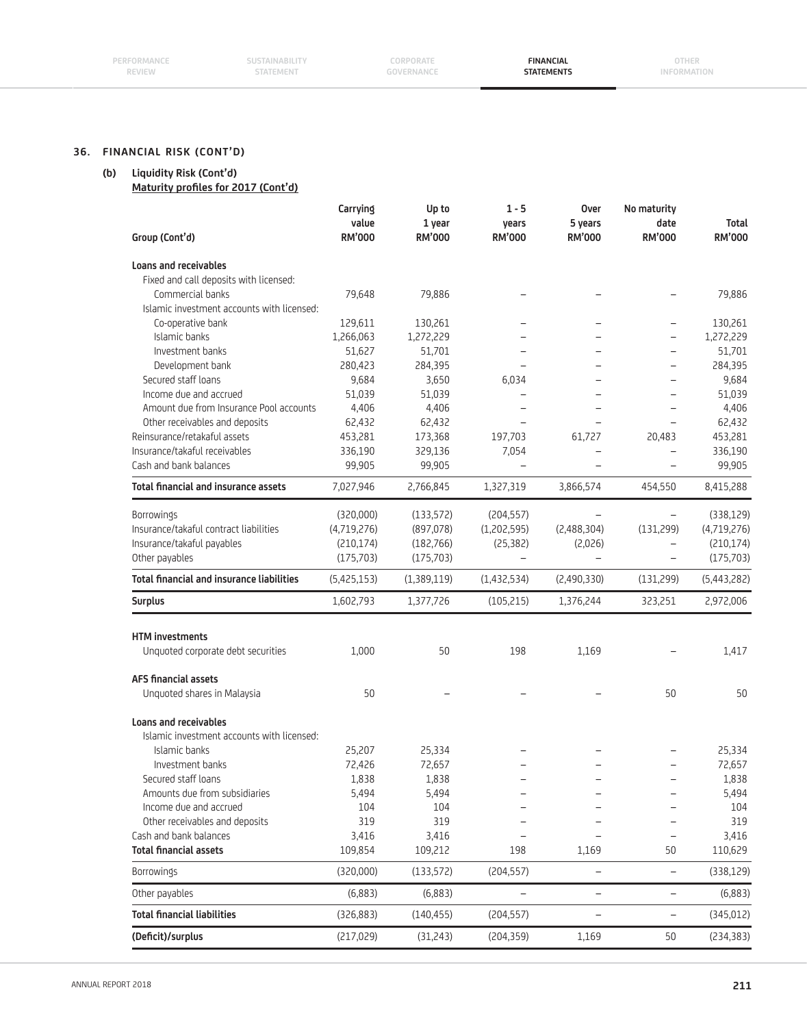## 36. FINANCIAL RISK (CONT'D)

### (b) Liquidity Risk (Cont'd)

**Maturity profiles for 2017 (Cont'd)**

| Group (Cont'd) | Carrying value RM'000 | Up to 1 year RM'000 | 1 - 5 years RM'000 | Over 5 years RM'000 | No maturity date RM'000 | Total RM'000 |
|---|---|---|---|---|---|---|
| **Loans and receivables** | | | | | | |
| Fixed and call deposits with licensed: | | | | | | |
| Commercial banks | 79,648 | 79,886 | – | – | – | 79,886 |
| Islamic investment accounts with licensed: | | | | | | |
| Co-operative bank | 129,611 | 130,261 | – | – | – | 130,261 |
| Islamic banks | 1,266,063 | 1,272,229 | – | – | – | 1,272,229 |
| Investment banks | 51,627 | 51,701 | – | – | – | 51,701 |
| Development bank | 280,423 | 284,395 | – | – | – | 284,395 |
| Secured staff loans | 9,684 | 3,650 | 6,034 | – | – | 9,684 |
| Income due and accrued | 51,039 | 51,039 | – | – | – | 51,039 |
| Amount due from Insurance Pool accounts | 4,406 | 4,406 | – | – | – | 4,406 |
| Other receivables and deposits | 62,432 | 62,432 | – | – | – | 62,432 |
| Reinsurance/retakaful assets | 453,281 | 173,368 | 197,703 | 61,727 | 20,483 | 453,281 |
| Insurance/takaful receivables | 336,190 | 329,136 | 7,054 | – | – | 336,190 |
| Cash and bank balances | 99,905 | 99,905 | – | – | – | 99,905 |
| **Total financial and insurance assets** | 7,027,946 | 2,766,845 | 1,327,319 | 3,866,574 | 454,550 | 8,415,288 |
| Borrowings | (320,000) | (133,572) | (204,557) | – | – | (338,129) |
| Insurance/takaful contract liabilities | (4,719,276) | (897,078) | (1,202,595) | (2,488,304) | (131,299) | (4,719,276) |
| Insurance/takaful payables | (210,174) | (182,766) | (25,382) | (2,026) | – | (210,174) |
| Other payables | (175,703) | (175,703) | – | – | – | (175,703) |
| **Total financial and insurance liabilities** | (5,425,153) | (1,389,119) | (1,432,534) | (2,490,330) | (131,299) | (5,443,282) |
| **Surplus** | 1,602,793 | 1,377,726 | (105,215) | 1,376,244 | 323,251 | 2,972,006 |
| **HTM investments** | | | | | | |
| Unquoted corporate debt securities | 1,000 | 50 | 198 | 1,169 | – | 1,417 |
| **AFS financial assets** | | | | | | |
| Unquoted shares in Malaysia | 50 | – | – | – | 50 | 50 |
| **Loans and receivables** | | | | | | |
| Islamic investment accounts with licensed: | | | | | | |
| Islamic banks | 25,207 | 25,334 | – | – | – | 25,334 |
| Investment banks | 72,426 | 72,657 | – | – | – | 72,657 |
| Secured staff loans | 1,838 | 1,838 | – | – | – | 1,838 |
| Amounts due from subsidiaries | 5,494 | 5,494 | – | – | – | 5,494 |
| Income due and accrued | 104 | 104 | – | – | – | 104 |
| Other receivables and deposits | 319 | 319 | – | – | – | 319 |
| Cash and bank balances | 3,416 | 3,416 | – | – | – | 3,416 |
| **Total financial assets** | 109,854 | 109,212 | 198 | 1,169 | 50 | 110,629 |
| Borrowings | (320,000) | (133,572) | (204,557) | – | – | (338,129) |
| Other payables | (6,883) | (6,883) | – | – | – | (6,883) |
| **Total financial liabilities** | (326,883) | (140,455) | (204,557) | – | – | (345,012) |
| **(Deficit)/surplus** | (217,029) | (31,243) | (204,359) | 1,169 | 50 | (234,383) |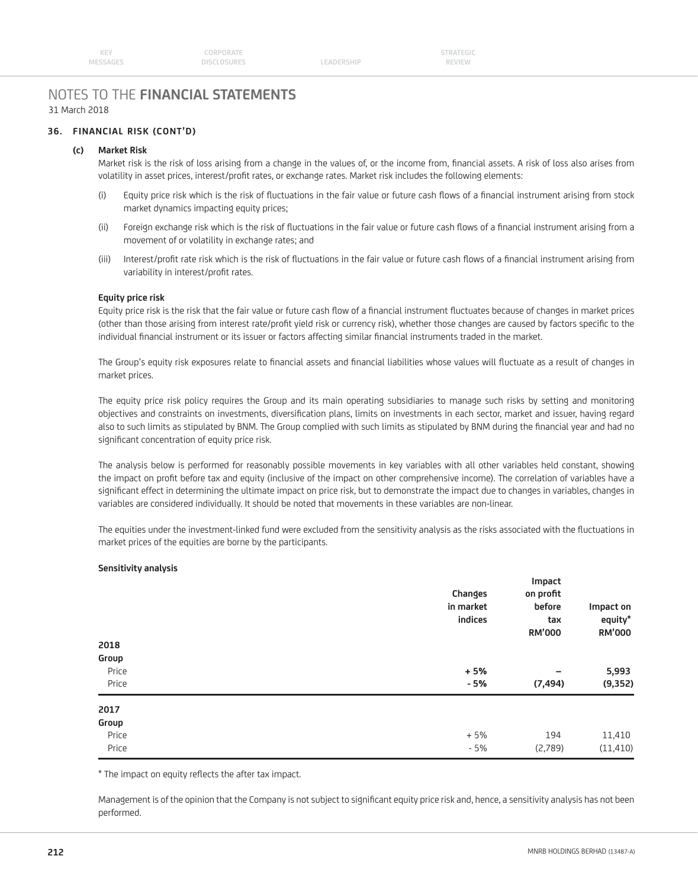# NOTES TO THE **FINANCIAL STATEMENTS**

31 March 2018

### 36. FINANCIAL RISK (CONT'D)

#### (c) Market Risk

Market risk is the risk of loss arising from a change in the values of, or the income from, financial assets. A risk of loss also arises from volatility in asset prices, interest/profit rates, or exchange rates. Market risk includes the following elements:

(i) Equity price risk which is the risk of fluctuations in the fair value or future cash flows of a financial instrument arising from stock market dynamics impacting equity prices;

(ii) Foreign exchange risk which is the risk of fluctuations in the fair value or future cash flows of a financial instrument arising from a movement of or volatility in exchange rates; and

(iii) Interest/profit rate risk which is the risk of fluctuations in the fair value or future cash flows of a financial instrument arising from variability in interest/profit rates.

**Equity price risk**

Equity price risk is the risk that the fair value or future cash flow of a financial instrument fluctuates because of changes in market prices (other than those arising from interest rate/profit yield risk or currency risk), whether those changes are caused by factors specific to the individual financial instrument or its issuer or factors affecting similar financial instruments traded in the market.

The Group's equity risk exposures relate to financial assets and financial liabilities whose values will fluctuate as a result of changes in market prices.

The equity price risk policy requires the Group and its main operating subsidiaries to manage such risks by setting and monitoring objectives and constraints on investments, diversification plans, limits on investments in each sector, market and issuer, having regard also to such limits as stipulated by BNM. The Group complied with such limits as stipulated by BNM during the financial year and had no significant concentration of equity price risk.

The analysis below is performed for reasonably possible movements in key variables with all other variables held constant, showing the impact on profit before tax and equity (inclusive of the impact on other comprehensive income). The correlation of variables have a significant effect in determining the ultimate impact on price risk, but to demonstrate the impact due to changes in variables, changes in variables are considered individually. It should be noted that movements in these variables are non-linear.

The equities under the investment-linked fund were excluded from the sensitivity analysis as the risks associated with the fluctuations in market prices of the equities are borne by the participants.

**Sensitivity analysis**

| | Changes in market indices | Impact on profit before tax RM'000 | Impact on equity* RM'000 |
|---|---|---|---|
| **2018** | | | |
| **Group** | | | |
| Price | **+ 5%** | **–** | **5,993** |
| Price | **- 5%** | **(7,494)** | **(9,352)** |
| **2017** | | | |
| **Group** | | | |
| Price | + 5% | 194 | 11,410 |
| Price | - 5% | (2,789) | (11,410) |

* The impact on equity reflects the after tax impact.

Management is of the opinion that the Company is not subject to significant equity price risk and, hence, a sensitivity analysis has not been performed.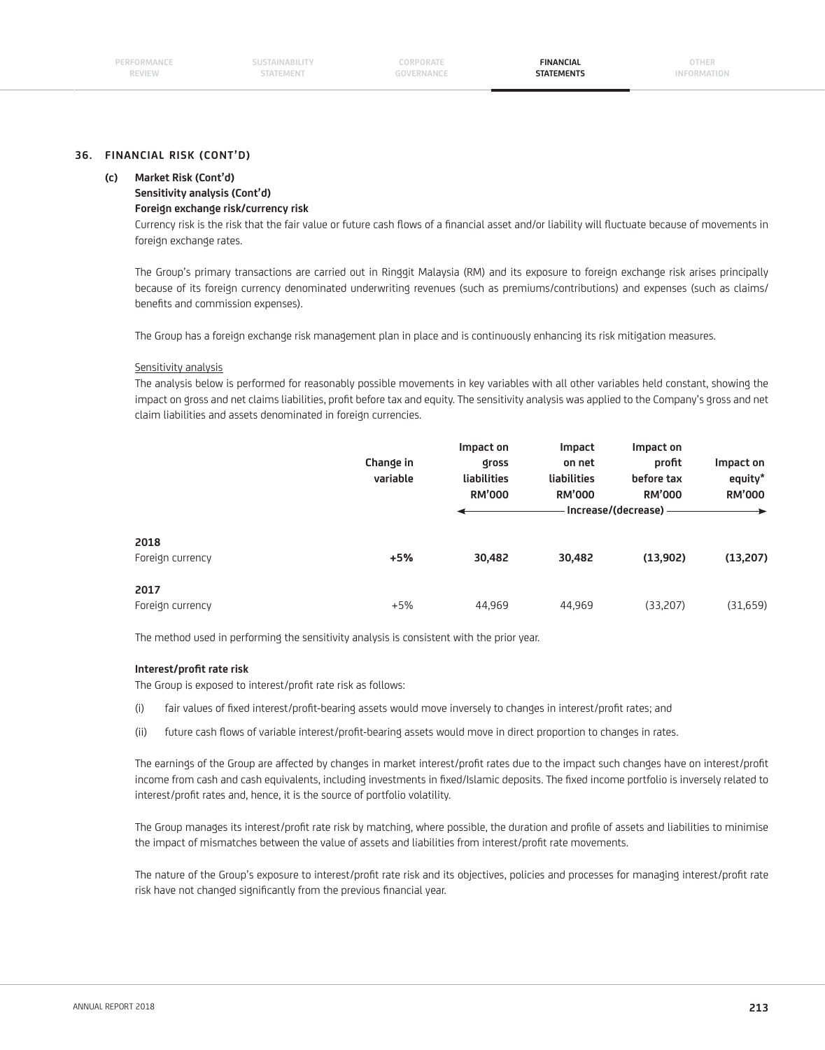## 36. FINANCIAL RISK (CONT'D)

### (c) Market Risk (Cont'd)

**Sensitivity analysis (Cont'd)**

**Foreign exchange risk/currency risk**

Currency risk is the risk that the fair value or future cash flows of a financial asset and/or liability will fluctuate because of movements in foreign exchange rates.

The Group's primary transactions are carried out in Ringgit Malaysia (RM) and its exposure to foreign exchange risk arises principally because of its foreign currency denominated underwriting revenues (such as premiums/contributions) and expenses (such as claims/benefits and commission expenses).

The Group has a foreign exchange risk management plan in place and is continuously enhancing its risk mitigation measures.

Sensitivity analysis

The analysis below is performed for reasonably possible movements in key variables with all other variables held constant, showing the impact on gross and net claims liabilities, profit before tax and equity. The sensitivity analysis was applied to the Company's gross and net claim liabilities and assets denominated in foreign currencies.

| | Change in variable | Impact on gross liabilities RM'000 | Impact on net liabilities RM'000 | Impact on profit before tax RM'000 | Impact on equity* RM'000 |
|---|---|---|---|---|---|
| | | Increase/(decrease) | | | |
| **2018** | | | | | |
| Foreign currency | **+5%** | **30,482** | **30,482** | **(13,902)** | **(13,207)** |
| **2017** | | | | | |
| Foreign currency | +5% | 44,969 | 44,969 | (33,207) | (31,659) |

The method used in performing the sensitivity analysis is consistent with the prior year.

**Interest/profit rate risk**

The Group is exposed to interest/profit rate risk as follows:

(i) fair values of fixed interest/profit-bearing assets would move inversely to changes in interest/profit rates; and

(ii) future cash flows of variable interest/profit-bearing assets would move in direct proportion to changes in rates.

The earnings of the Group are affected by changes in market interest/profit rates due to the impact such changes have on interest/profit income from cash and cash equivalents, including investments in fixed/Islamic deposits. The fixed income portfolio is inversely related to interest/profit rates and, hence, it is the source of portfolio volatility.

The Group manages its interest/profit rate risk by matching, where possible, the duration and profile of assets and liabilities to minimise the impact of mismatches between the value of assets and liabilities from interest/profit rate movements.

The nature of the Group's exposure to interest/profit rate risk and its objectives, policies and processes for managing interest/profit rate risk have not changed significantly from the previous financial year.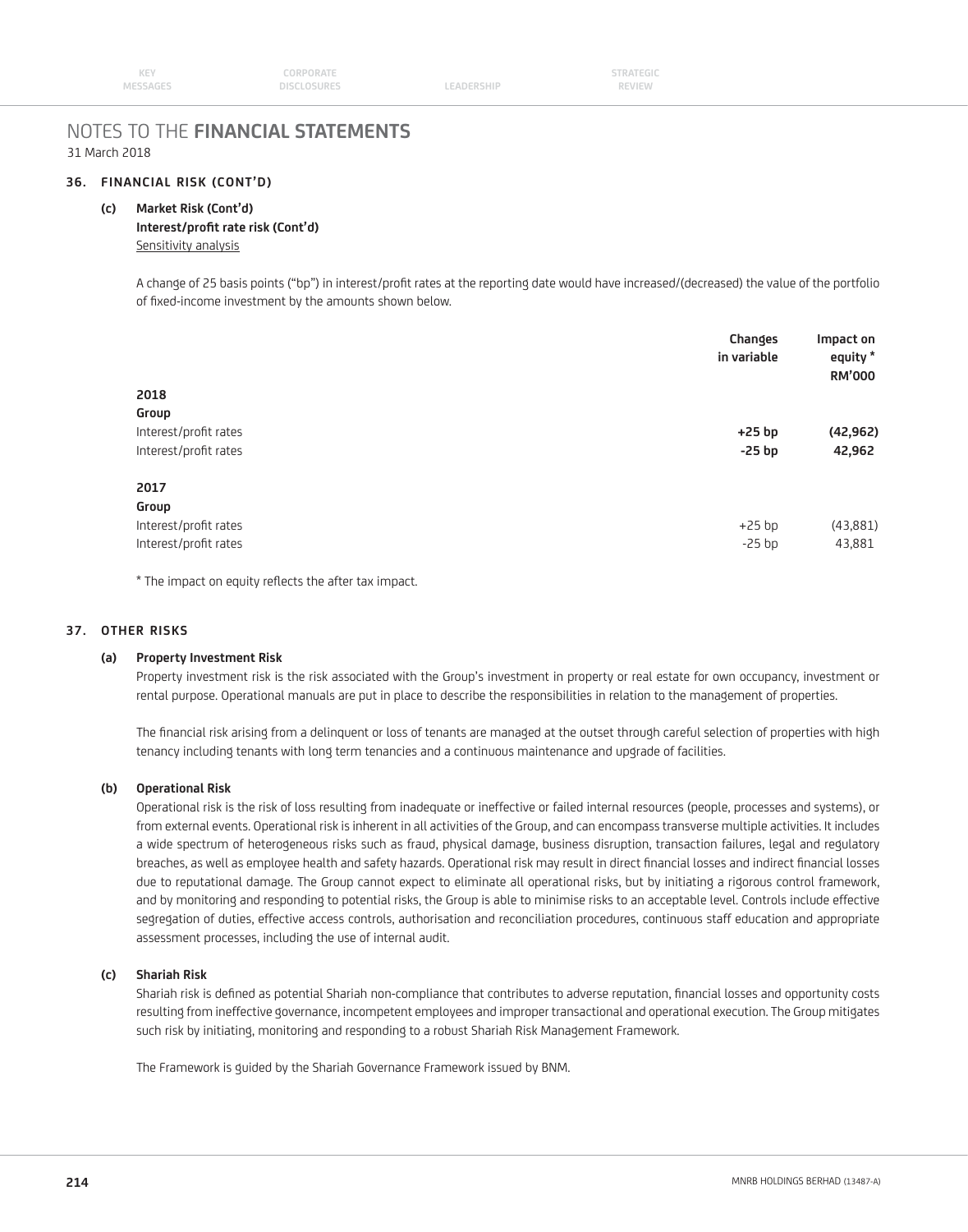# NOTES TO THE **FINANCIAL STATEMENTS**

31 March 2018

## 36. FINANCIAL RISK (CONT'D)

### (c) Market Risk (Cont'd)

**Interest/profit rate risk (Cont'd)**

Sensitivity analysis

A change of 25 basis points ("bp") in interest/profit rates at the reporting date would have increased/(decreased) the value of the portfolio of fixed-income investment by the amounts shown below.

| | Changes in variable | Impact on equity * RM'000 |
|---|---|---|
| **2018** | | |
| **Group** | | |
| Interest/profit rates | **+25 bp** | **(42,962)** |
| Interest/profit rates | **-25 bp** | **42,962** |
| **2017** | | |
| **Group** | | |
| Interest/profit rates | +25 bp | (43,881) |
| Interest/profit rates | -25 bp | 43,881 |

* The impact on equity reflects the after tax impact.

## 37. OTHER RISKS

### (a) Property Investment Risk

Property investment risk is the risk associated with the Group's investment in property or real estate for own occupancy, investment or rental purpose. Operational manuals are put in place to describe the responsibilities in relation to the management of properties.

The financial risk arising from a delinquent or loss of tenants are managed at the outset through careful selection of properties with high tenancy including tenants with long term tenancies and a continuous maintenance and upgrade of facilities.

### (b) Operational Risk

Operational risk is the risk of loss resulting from inadequate or ineffective or failed internal resources (people, processes and systems), or from external events. Operational risk is inherent in all activities of the Group, and can encompass transverse multiple activities. It includes a wide spectrum of heterogeneous risks such as fraud, physical damage, business disruption, transaction failures, legal and regulatory breaches, as well as employee health and safety hazards. Operational risk may result in direct financial losses and indirect financial losses due to reputational damage. The Group cannot expect to eliminate all operational risks, but by initiating a rigorous control framework, and by monitoring and responding to potential risks, the Group is able to minimise risks to an acceptable level. Controls include effective segregation of duties, effective access controls, authorisation and reconciliation procedures, continuous staff education and appropriate assessment processes, including the use of internal audit.

### (c) Shariah Risk

Shariah risk is defined as potential Shariah non-compliance that contributes to adverse reputation, financial losses and opportunity costs resulting from ineffective governance, incompetent employees and improper transactional and operational execution. The Group mitigates such risk by initiating, monitoring and responding to a robust Shariah Risk Management Framework.

The Framework is guided by the Shariah Governance Framework issued by BNM.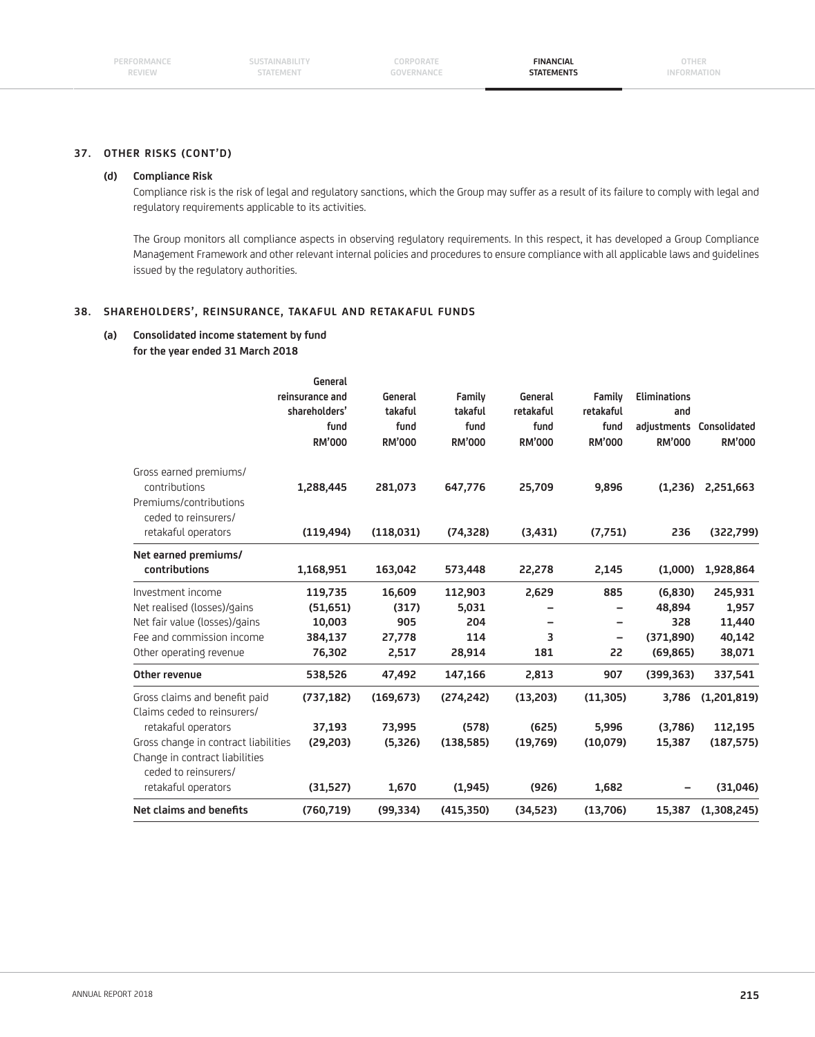## 37. OTHER RISKS (CONT'D)

### (d) Compliance Risk

Compliance risk is the risk of legal and regulatory sanctions, which the Group may suffer as a result of its failure to comply with legal and regulatory requirements applicable to its activities.

The Group monitors all compliance aspects in observing regulatory requirements. In this respect, it has developed a Group Compliance Management Framework and other relevant internal policies and procedures to ensure compliance with all applicable laws and guidelines issued by the regulatory authorities.

## 38. SHAREHOLDERS', REINSURANCE, TAKAFUL AND RETAKAFUL FUNDS

### (a) Consolidated income statement by fund for the year ended 31 March 2018

| | General reinsurance and shareholders' fund RM'000 | General takaful fund RM'000 | Family takaful fund RM'000 | General retakaful fund RM'000 | Family retakaful fund RM'000 | Eliminations and adjustments RM'000 | Consolidated RM'000 |
|---|---|---|---|---|---|---|---|
| Gross earned premiums/ contributions | **1,288,445** | **281,073** | **647,776** | **25,709** | **9,896** | **(1,236)** | **2,251,663** |
| Premiums/contributions ceded to reinsurers/ retakaful operators | **(119,494)** | **(118,031)** | **(74,328)** | **(3,431)** | **(7,751)** | **236** | **(322,799)** |
| **Net earned premiums/ contributions** | **1,168,951** | **163,042** | **573,448** | **22,278** | **2,145** | **(1,000)** | **1,928,864** |
| Investment income | **119,735** | **16,609** | **112,903** | **2,629** | **885** | **(6,830)** | **245,931** |
| Net realised (losses)/gains | **(51,651)** | **(317)** | **5,031** | **–** | **–** | **48,894** | **1,957** |
| Net fair value (losses)/gains | **10,003** | **905** | **204** | **–** | **–** | **328** | **11,440** |
| Fee and commission income | **384,137** | **27,778** | **114** | **3** | **–** | **(371,890)** | **40,142** |
| Other operating revenue | **76,302** | **2,517** | **28,914** | **181** | **22** | **(69,865)** | **38,071** |
| **Other revenue** | **538,526** | **47,492** | **147,166** | **2,813** | **907** | **(399,363)** | **337,541** |
| Gross claims and benefit paid | **(737,182)** | **(169,673)** | **(274,242)** | **(13,203)** | **(11,305)** | **3,786** | **(1,201,819)** |
| Claims ceded to reinsurers/ retakaful operators | **37,193** | **73,995** | **(578)** | **(625)** | **5,996** | **(3,786)** | **112,195** |
| Gross change in contract liabilities | **(29,203)** | **(5,326)** | **(138,585)** | **(19,769)** | **(10,079)** | **15,387** | **(187,575)** |
| Change in contract liabilities ceded to reinsurers/ retakaful operators | **(31,527)** | **1,670** | **(1,945)** | **(926)** | **1,682** | **–** | **(31,046)** |
| **Net claims and benefits** | **(760,719)** | **(99,334)** | **(415,350)** | **(34,523)** | **(13,706)** | **15,387** | **(1,308,245)** |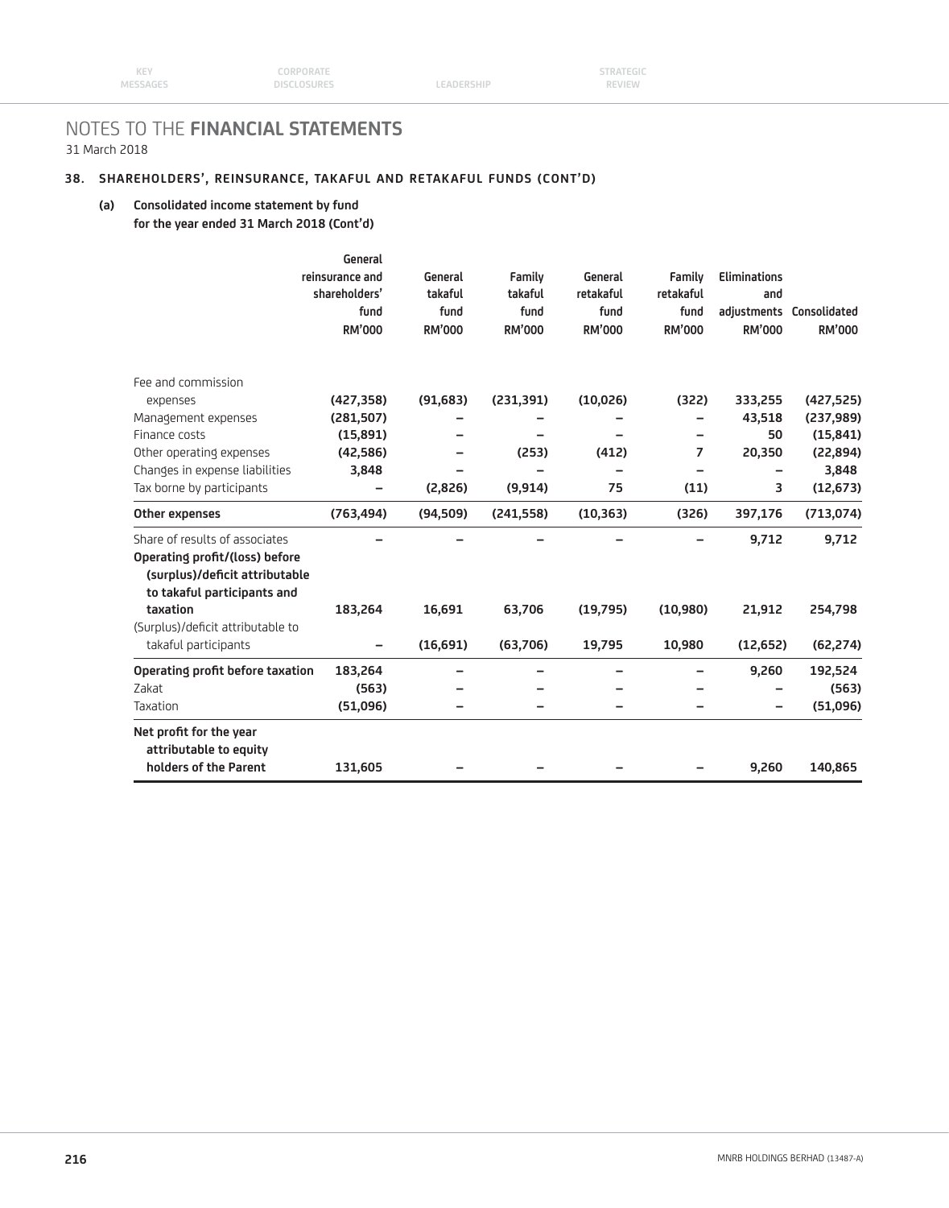# NOTES TO THE **FINANCIAL STATEMENTS**

31 March 2018

## 38. SHAREHOLDERS', REINSURANCE, TAKAFUL AND RETAKAFUL FUNDS (CONT'D)

### (a) Consolidated income statement by fund for the year ended 31 March 2018 (Cont'd)

| | General reinsurance and shareholders' fund RM'000 | General takaful fund RM'000 | Family takaful fund RM'000 | General retakaful fund RM'000 | Family retakaful fund RM'000 | Eliminations and adjustments RM'000 | Consolidated RM'000 |
|---|---|---|---|---|---|---|---|
| Fee and commission expenses | **(427,358)** | **(91,683)** | **(231,391)** | **(10,026)** | **(322)** | **333,255** | **(427,525)** |
| Management expenses | **(281,507)** | **–** | **–** | **–** | **–** | **43,518** | **(237,989)** |
| Finance costs | **(15,891)** | **–** | **–** | **–** | **–** | **50** | **(15,841)** |
| Other operating expenses | **(42,586)** | **–** | **(253)** | **(412)** | **7** | **20,350** | **(22,894)** |
| Changes in expense liabilities | **3,848** | **–** | **–** | **–** | **–** | **–** | **3,848** |
| Tax borne by participants | **–** | **(2,826)** | **(9,914)** | **75** | **(11)** | **3** | **(12,673)** |
| **Other expenses** | **(763,494)** | **(94,509)** | **(241,558)** | **(10,363)** | **(326)** | **397,176** | **(713,074)** |
| Share of results of associates | **–** | **–** | **–** | **–** | **–** | **9,712** | **9,712** |
| **Operating profit/(loss) before (surplus)/deficit attributable to takaful participants and taxation** | **183,264** | **16,691** | **63,706** | **(19,795)** | **(10,980)** | **21,912** | **254,798** |
| (Surplus)/deficit attributable to takaful participants | **–** | **(16,691)** | **(63,706)** | **19,795** | **10,980** | **(12,652)** | **(62,274)** |
| **Operating profit before taxation** | **183,264** | **–** | **–** | **–** | **–** | **9,260** | **192,524** |
| Zakat | **(563)** | **–** | **–** | **–** | **–** | **–** | **(563)** |
| Taxation | **(51,096)** | **–** | **–** | **–** | **–** | **–** | **(51,096)** |
| **Net profit for the year attributable to equity holders of the Parent** | **131,605** | **–** | **–** | **–** | **–** | **9,260** | **140,865** |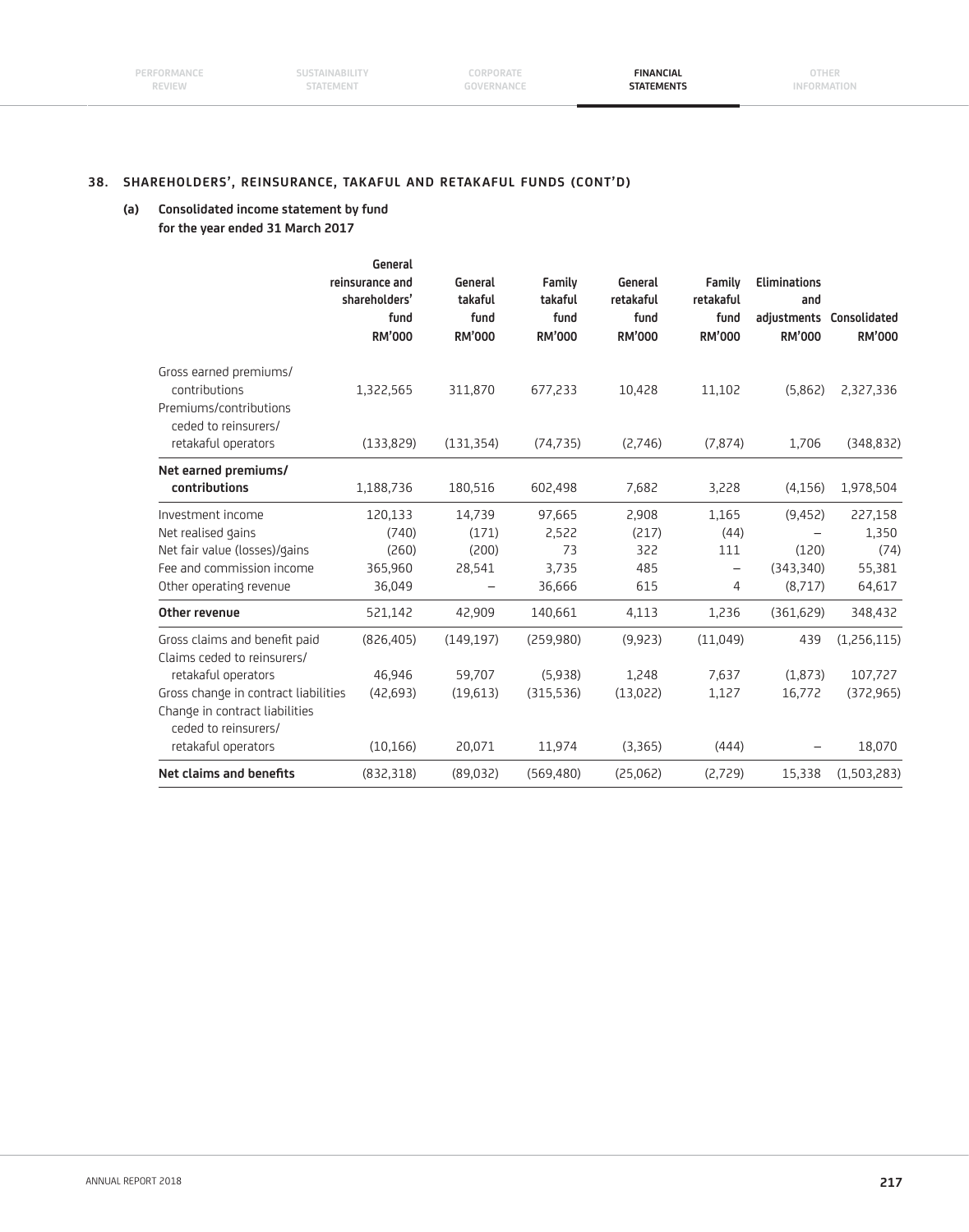## 38. SHAREHOLDERS', REINSURANCE, TAKAFUL AND RETAKAFUL FUNDS (CONT'D)

### (a) Consolidated income statement by fund for the year ended 31 March 2017

| | General reinsurance and shareholders' fund RM'000 | General takaful fund RM'000 | Family takaful fund RM'000 | General retakaful fund RM'000 | Family retakaful fund RM'000 | Eliminations and adjustments RM'000 | Consolidated RM'000 |
|---|---|---|---|---|---|---|---|
| Gross earned premiums/ contributions | 1,322,565 | 311,870 | 677,233 | 10,428 | 11,102 | (5,862) | 2,327,336 |
| Premiums/contributions ceded to reinsurers/ retakaful operators | (133,829) | (131,354) | (74,735) | (2,746) | (7,874) | 1,706 | (348,832) |
| **Net earned premiums/ contributions** | 1,188,736 | 180,516 | 602,498 | 7,682 | 3,228 | (4,156) | 1,978,504 |
| Investment income | 120,133 | 14,739 | 97,665 | 2,908 | 1,165 | (9,452) | 227,158 |
| Net realised gains | (740) | (171) | 2,522 | (217) | (44) | – | 1,350 |
| Net fair value (losses)/gains | (260) | (200) | 73 | 322 | 111 | (120) | (74) |
| Fee and commission income | 365,960 | 28,541 | 3,735 | 485 | – | (343,340) | 55,381 |
| Other operating revenue | 36,049 | – | 36,666 | 615 | 4 | (8,717) | 64,617 |
| **Other revenue** | 521,142 | 42,909 | 140,661 | 4,113 | 1,236 | (361,629) | 348,432 |
| Gross claims and benefit paid | (826,405) | (149,197) | (259,980) | (9,923) | (11,049) | 439 | (1,256,115) |
| Claims ceded to reinsurers/ retakaful operators | 46,946 | 59,707 | (5,938) | 1,248 | 7,637 | (1,873) | 107,727 |
| Gross change in contract liabilities | (42,693) | (19,613) | (315,536) | (13,022) | 1,127 | 16,772 | (372,965) |
| Change in contract liabilities ceded to reinsurers/ retakaful operators | (10,166) | 20,071 | 11,974 | (3,365) | (444) | – | 18,070 |
| **Net claims and benefits** | (832,318) | (89,032) | (569,480) | (25,062) | (2,729) | 15,338 | (1,503,283) |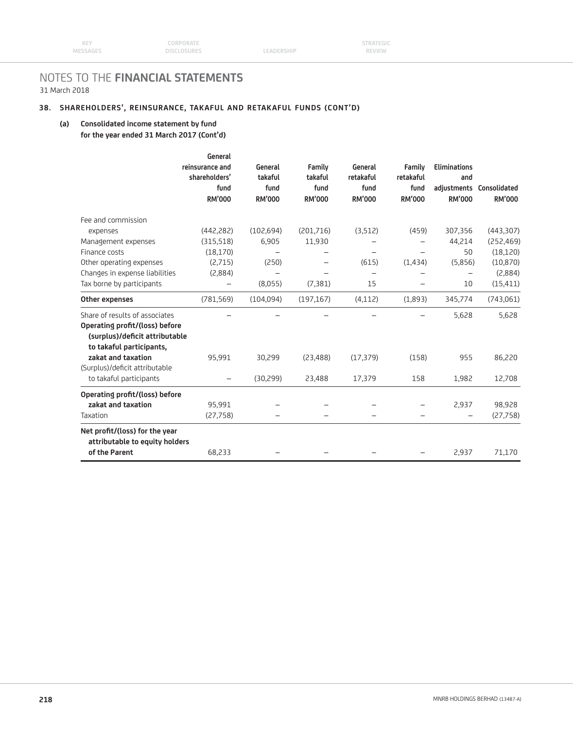# NOTES TO THE FINANCIAL STATEMENTS

31 March 2018

## 38. SHAREHOLDERS', REINSURANCE, TAKAFUL AND RETAKAFUL FUNDS (CONT'D)

### (a) Consolidated income statement by fund for the year ended 31 March 2017 (Cont'd)

| | General reinsurance and shareholders' fund RM'000 | General takaful fund RM'000 | Family takaful fund RM'000 | General retakaful fund RM'000 | Family retakaful fund RM'000 | Eliminations and adjustments RM'000 | Consolidated RM'000 |
|---|---|---|---|---|---|---|---|
| Fee and commission expenses | (442,282) | (102,694) | (201,716) | (3,512) | (459) | 307,356 | (443,307) |
| Management expenses | (315,518) | 6,905 | 11,930 | – | – | 44,214 | (252,469) |
| Finance costs | (18,170) | – | – | – | – | 50 | (18,120) |
| Other operating expenses | (2,715) | (250) | – | (615) | (1,434) | (5,856) | (10,870) |
| Changes in expense liabilities | (2,884) | – | – | – | – | – | (2,884) |
| Tax borne by participants | – | (8,055) | (7,381) | 15 | – | 10 | (15,411) |
| **Other expenses** | (781,569) | (104,094) | (197,167) | (4,112) | (1,893) | 345,774 | (743,061) |
| Share of results of associates | – | – | – | – | – | 5,628 | 5,628 |
| **Operating profit/(loss) before (surplus)/deficit attributable to takaful participants, zakat and taxation** | 95,991 | 30,299 | (23,488) | (17,379) | (158) | 955 | 86,220 |
| (Surplus)/deficit attributable to takaful participants | – | (30,299) | 23,488 | 17,379 | 158 | 1,982 | 12,708 |
| **Operating profit/(loss) before zakat and taxation** | 95,991 | – | – | – | – | 2,937 | 98,928 |
| Taxation | (27,758) | – | – | – | – | – | (27,758) |
| **Net profit/(loss) for the year attributable to equity holders of the Parent** | 68,233 | – | – | – | – | 2,937 | 71,170 |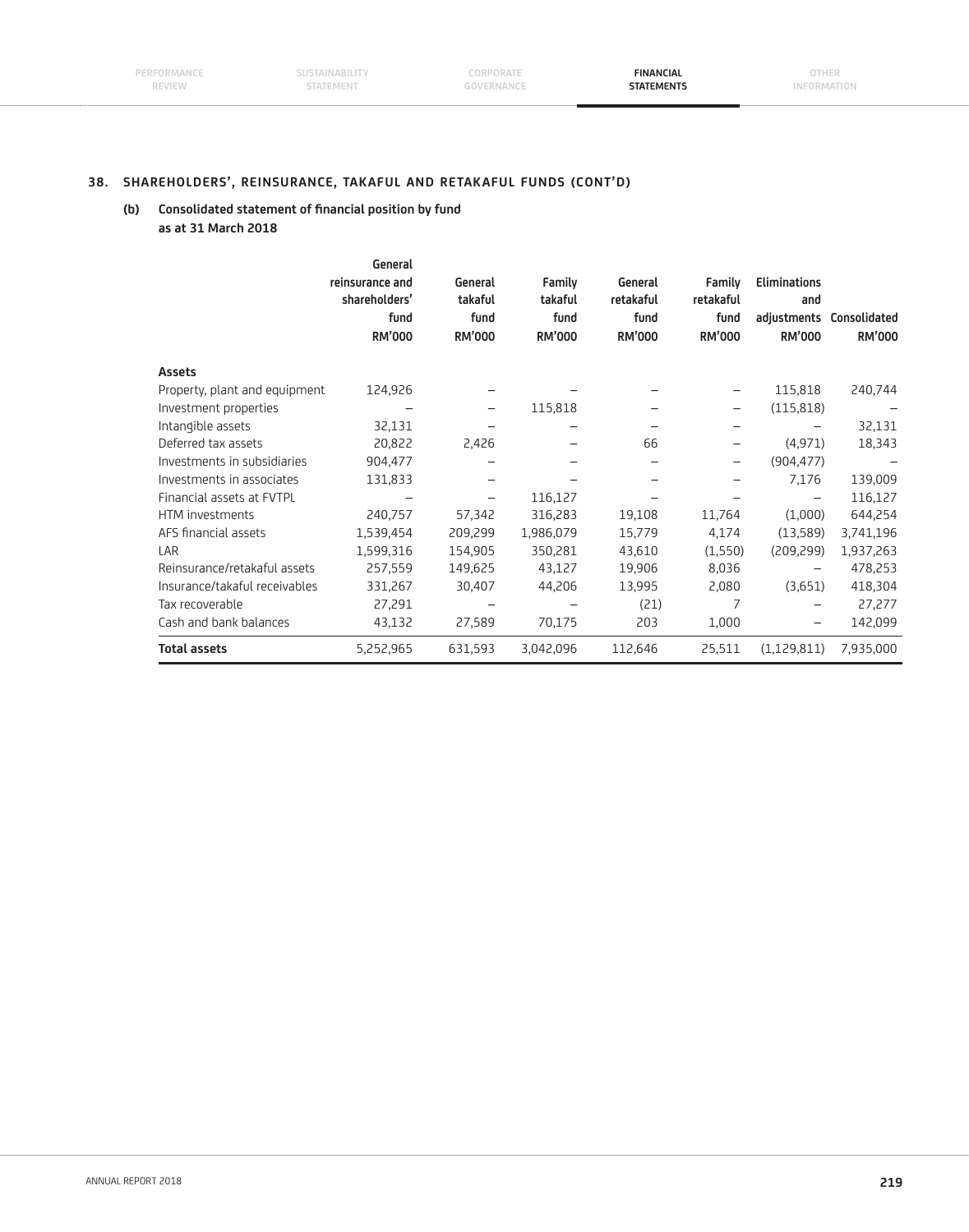## 38. SHAREHOLDERS', REINSURANCE, TAKAFUL AND RETAKAFUL FUNDS (CONT'D)

### (b) Consolidated statement of financial position by fund as at 31 March 2018

| | General reinsurance and shareholders' fund RM'000 | General takaful fund RM'000 | Family takaful fund RM'000 | General retakaful fund RM'000 | Family retakaful fund RM'000 | Eliminations and adjustments RM'000 | Consolidated RM'000 |
|---|---|---|---|---|---|---|---|
| **Assets** | | | | | | | |
| Property, plant and equipment | 124,926 | – | – | – | – | 115,818 | 240,744 |
| Investment properties | – | – | 115,818 | – | – | (115,818) | – |
| Intangible assets | 32,131 | – | – | – | – | – | 32,131 |
| Deferred tax assets | 20,822 | 2,426 | – | 66 | – | (4,971) | 18,343 |
| Investments in subsidiaries | 904,477 | – | – | – | – | (904,477) | – |
| Investments in associates | 131,833 | – | – | – | – | 7,176 | 139,009 |
| Financial assets at FVTPL | – | – | 116,127 | – | – | – | 116,127 |
| HTM investments | 240,757 | 57,342 | 316,283 | 19,108 | 11,764 | (1,000) | 644,254 |
| AFS financial assets | 1,539,454 | 209,299 | 1,986,079 | 15,779 | 4,174 | (13,589) | 3,741,196 |
| LAR | 1,599,316 | 154,905 | 350,281 | 43,610 | (1,550) | (209,299) | 1,937,263 |
| Reinsurance/retakaful assets | 257,559 | 149,625 | 43,127 | 19,906 | 8,036 | – | 478,253 |
| Insurance/takaful receivables | 331,267 | 30,407 | 44,206 | 13,995 | 2,080 | (3,651) | 418,304 |
| Tax recoverable | 27,291 | – | – | (21) | 7 | – | 27,277 |
| Cash and bank balances | 43,132 | 27,589 | 70,175 | 203 | 1,000 | – | 142,099 |
| **Total assets** | 5,252,965 | 631,593 | 3,042,096 | 112,646 | 25,511 | (1,129,811) | 7,935,000 |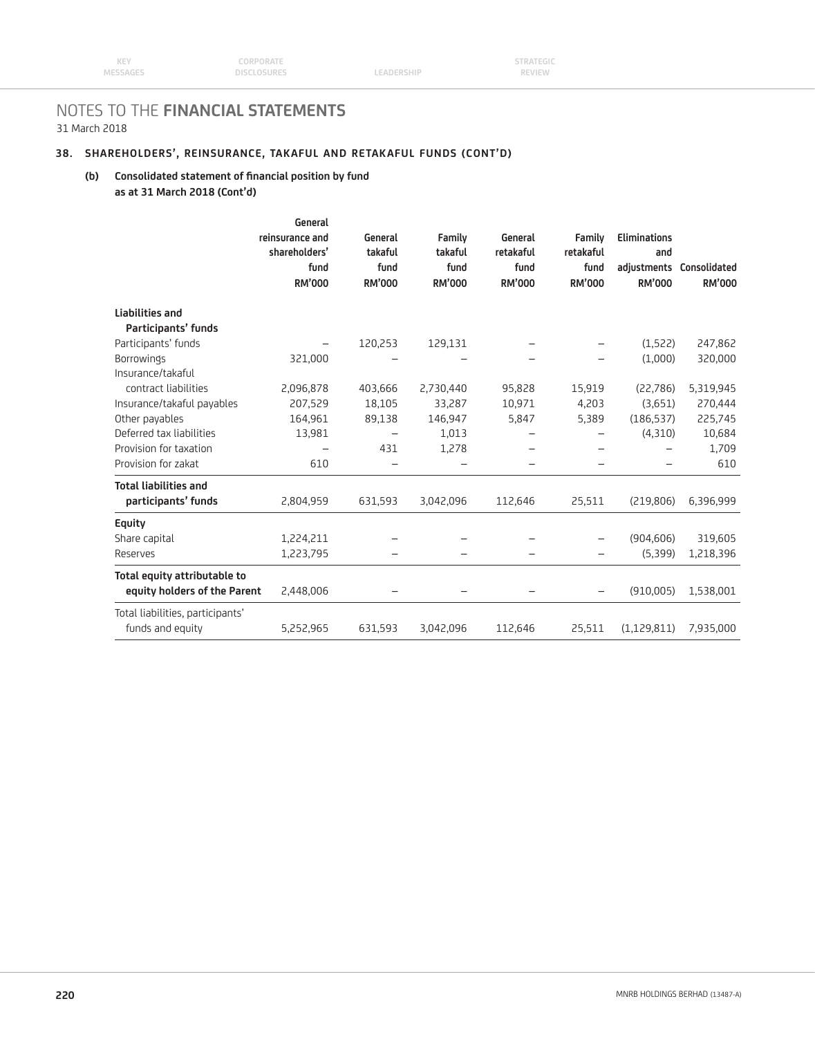# NOTES TO THE FINANCIAL STATEMENTS

31 March 2018

## 38. SHAREHOLDERS', REINSURANCE, TAKAFUL AND RETAKAFUL FUNDS (CONT'D)

### (b) Consolidated statement of financial position by fund as at 31 March 2018 (Cont'd)

| | General reinsurance and shareholders' fund RM'000 | General takaful fund RM'000 | Family takaful fund RM'000 | General retakaful fund RM'000 | Family retakaful fund RM'000 | Eliminations and adjustments RM'000 | Consolidated RM'000 |
|---|---|---|---|---|---|---|---|
| **Liabilities and Participants' funds** | | | | | | | |
| Participants' funds | – | 120,253 | 129,131 | – | – | (1,522) | 247,862 |
| Borrowings | 321,000 | – | – | – | – | (1,000) | 320,000 |
| Insurance/takaful contract liabilities | 2,096,878 | 403,666 | 2,730,440 | 95,828 | 15,919 | (22,786) | 5,319,945 |
| Insurance/takaful payables | 207,529 | 18,105 | 33,287 | 10,971 | 4,203 | (3,651) | 270,444 |
| Other payables | 164,961 | 89,138 | 146,947 | 5,847 | 5,389 | (186,537) | 225,745 |
| Deferred tax liabilities | 13,981 | – | 1,013 | – | – | (4,310) | 10,684 |
| Provision for taxation | – | 431 | 1,278 | – | – | – | 1,709 |
| Provision for zakat | 610 | – | – | – | – | – | 610 |
| **Total liabilities and participants' funds** | 2,804,959 | 631,593 | 3,042,096 | 112,646 | 25,511 | (219,806) | 6,396,999 |
| **Equity** | | | | | | | |
| Share capital | 1,224,211 | – | – | – | – | (904,606) | 319,605 |
| Reserves | 1,223,795 | – | – | – | – | (5,399) | 1,218,396 |
| **Total equity attributable to equity holders of the Parent** | 2,448,006 | – | – | – | – | (910,005) | 1,538,001 |
| Total liabilities, participants' funds and equity | 5,252,965 | 631,593 | 3,042,096 | 112,646 | 25,511 | (1,129,811) | 7,935,000 |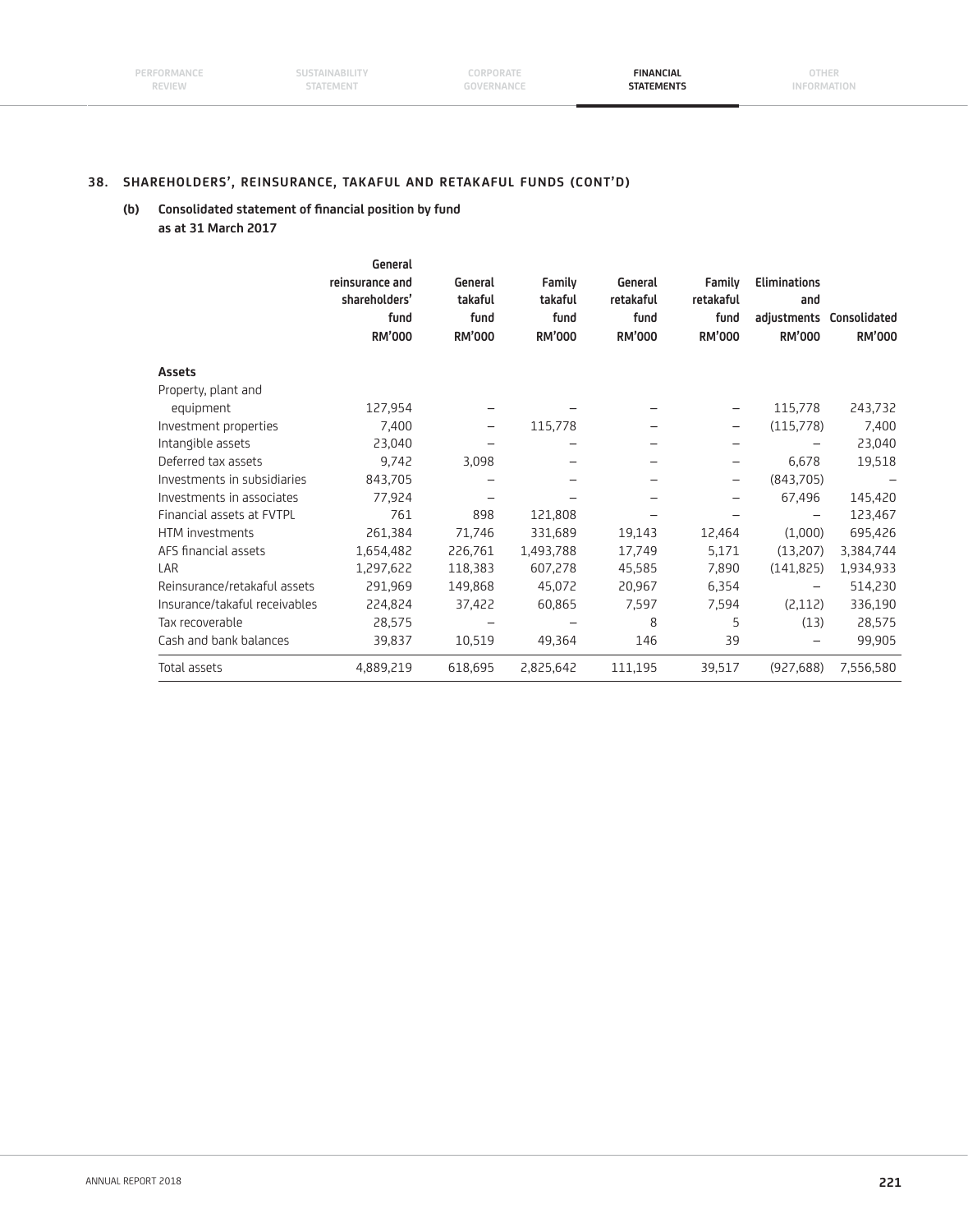## 38. SHAREHOLDERS', REINSURANCE, TAKAFUL AND RETAKAFUL FUNDS (CONT'D)

### (b) Consolidated statement of financial position by fund as at 31 March 2017

| | General reinsurance and shareholders' fund RM'000 | General takaful fund RM'000 | Family takaful fund RM'000 | General retakaful fund RM'000 | Family retakaful fund RM'000 | Eliminations and adjustments RM'000 | Consolidated RM'000 |
|---|---|---|---|---|---|---|---|
| **Assets** | | | | | | | |
| Property, plant and equipment | 127,954 | – | – | – | – | 115,778 | 243,732 |
| Investment properties | 7,400 | – | 115,778 | – | – | (115,778) | 7,400 |
| Intangible assets | 23,040 | – | – | – | – | – | 23,040 |
| Deferred tax assets | 9,742 | 3,098 | – | – | – | 6,678 | 19,518 |
| Investments in subsidiaries | 843,705 | – | – | – | – | (843,705) | – |
| Investments in associates | 77,924 | – | – | – | – | 67,496 | 145,420 |
| Financial assets at FVTPL | 761 | 898 | 121,808 | – | – | – | 123,467 |
| HTM investments | 261,384 | 71,746 | 331,689 | 19,143 | 12,464 | (1,000) | 695,426 |
| AFS financial assets | 1,654,482 | 226,761 | 1,493,788 | 17,749 | 5,171 | (13,207) | 3,384,744 |
| LAR | 1,297,622 | 118,383 | 607,278 | 45,585 | 7,890 | (141,825) | 1,934,933 |
| Reinsurance/retakaful assets | 291,969 | 149,868 | 45,072 | 20,967 | 6,354 | – | 514,230 |
| Insurance/takaful receivables | 224,824 | 37,422 | 60,865 | 7,597 | 7,594 | (2,112) | 336,190 |
| Tax recoverable | 28,575 | – | – | 8 | 5 | (13) | 28,575 |
| Cash and bank balances | 39,837 | 10,519 | 49,364 | 146 | 39 | – | 99,905 |
| Total assets | 4,889,219 | 618,695 | 2,825,642 | 111,195 | 39,517 | (927,688) | 7,556,580 |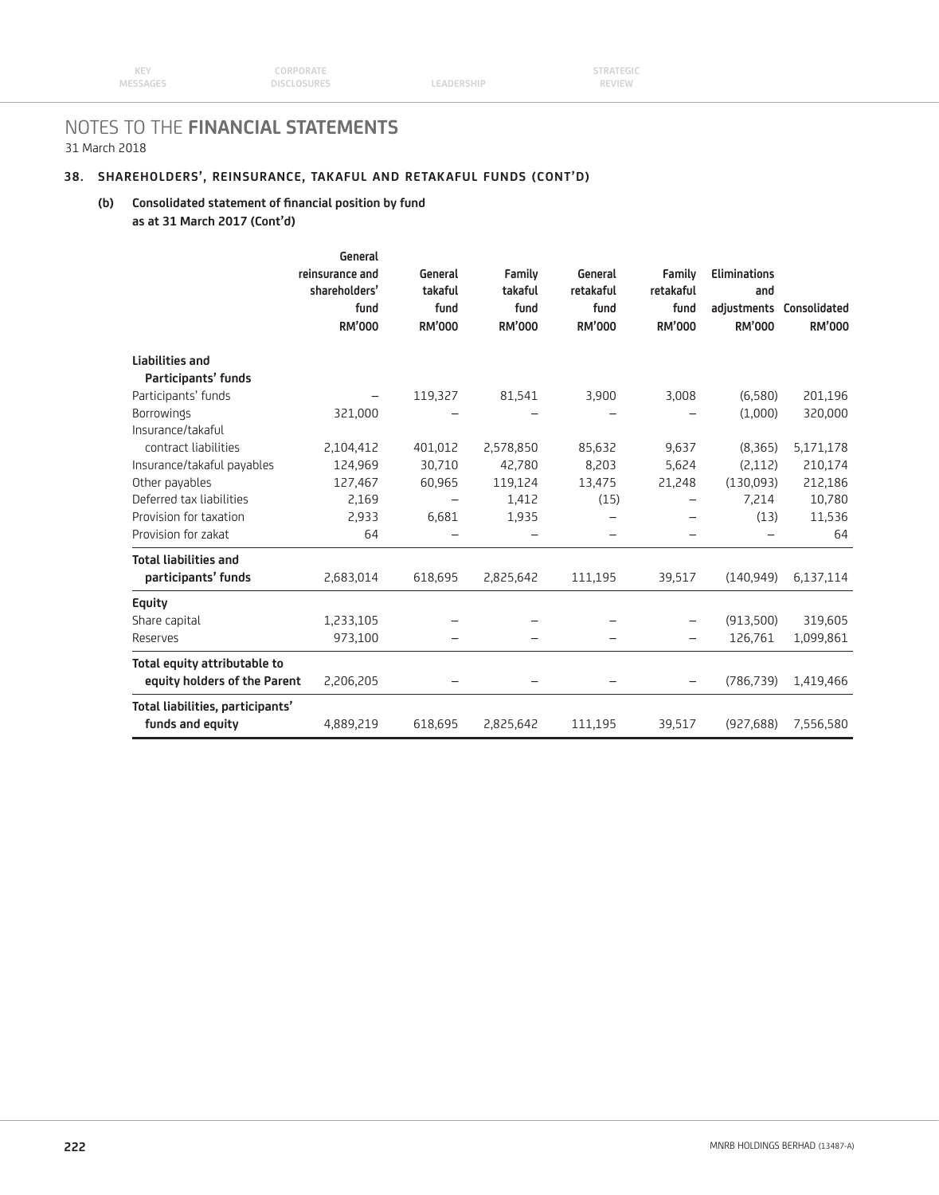# NOTES TO THE FINANCIAL STATEMENTS

31 March 2018

## 38. SHAREHOLDERS', REINSURANCE, TAKAFUL AND RETAKAFUL FUNDS (CONT'D)

### (b) Consolidated statement of financial position by fund as at 31 March 2017 (Cont'd)

| | General reinsurance and shareholders' fund RM'000 | General takaful fund RM'000 | Family takaful fund RM'000 | General retakaful fund RM'000 | Family retakaful fund RM'000 | Eliminations and adjustments RM'000 | Consolidated RM'000 |
|---|---|---|---|---|---|---|---|
| **Liabilities and Participants' funds** | | | | | | | |
| Participants' funds | – | 119,327 | 81,541 | 3,900 | 3,008 | (6,580) | 201,196 |
| Borrowings | 321,000 | – | – | – | – | (1,000) | 320,000 |
| Insurance/takaful contract liabilities | 2,104,412 | 401,012 | 2,578,850 | 85,632 | 9,637 | (8,365) | 5,171,178 |
| Insurance/takaful payables | 124,969 | 30,710 | 42,780 | 8,203 | 5,624 | (2,112) | 210,174 |
| Other payables | 127,467 | 60,965 | 119,124 | 13,475 | 21,248 | (130,093) | 212,186 |
| Deferred tax liabilities | 2,169 | – | 1,412 | (15) | – | 7,214 | 10,780 |
| Provision for taxation | 2,933 | 6,681 | 1,935 | – | – | (13) | 11,536 |
| Provision for zakat | 64 | – | – | – | – | – | 64 |
| **Total liabilities and participants' funds** | 2,683,014 | 618,695 | 2,825,642 | 111,195 | 39,517 | (140,949) | 6,137,114 |
| **Equity** | | | | | | | |
| Share capital | 1,233,105 | – | – | – | – | (913,500) | 319,605 |
| Reserves | 973,100 | – | – | – | – | 126,761 | 1,099,861 |
| **Total equity attributable to equity holders of the Parent** | 2,206,205 | – | – | – | – | (786,739) | 1,419,466 |
| **Total liabilities, participants' funds and equity** | 4,889,219 | 618,695 | 2,825,642 | 111,195 | 39,517 | (927,688) | 7,556,580 |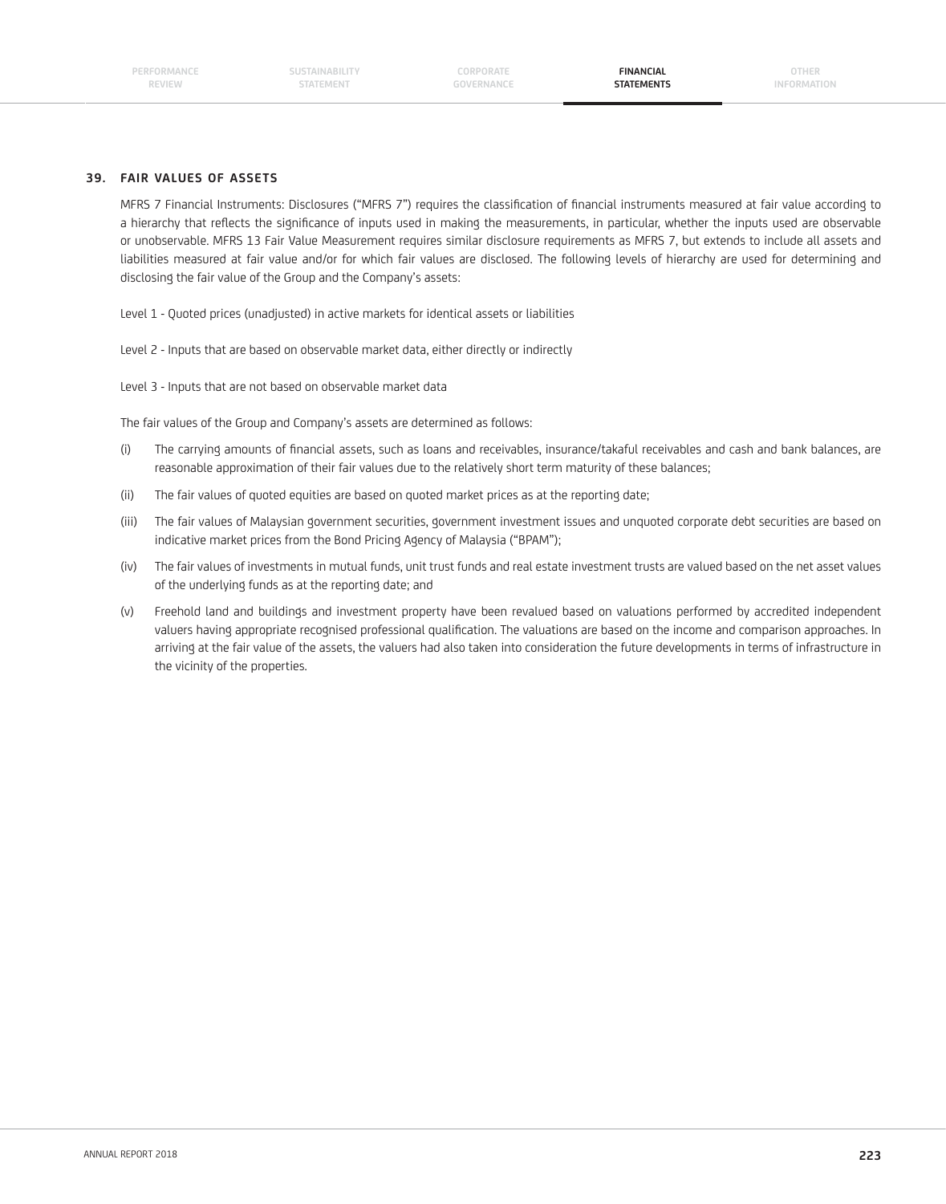## 39. FAIR VALUES OF ASSETS

MFRS 7 Financial Instruments: Disclosures ("MFRS 7") requires the classification of financial instruments measured at fair value according to a hierarchy that reflects the significance of inputs used in making the measurements, in particular, whether the inputs used are observable or unobservable. MFRS 13 Fair Value Measurement requires similar disclosure requirements as MFRS 7, but extends to include all assets and liabilities measured at fair value and/or for which fair values are disclosed. The following levels of hierarchy are used for determining and disclosing the fair value of the Group and the Company's assets:

Level 1 - Quoted prices (unadjusted) in active markets for identical assets or liabilities

Level 2 - Inputs that are based on observable market data, either directly or indirectly

Level 3 - Inputs that are not based on observable market data

The fair values of the Group and Company's assets are determined as follows:

(i) The carrying amounts of financial assets, such as loans and receivables, insurance/takaful receivables and cash and bank balances, are reasonable approximation of their fair values due to the relatively short term maturity of these balances;

(ii) The fair values of quoted equities are based on quoted market prices as at the reporting date;

(iii) The fair values of Malaysian government securities, government investment issues and unquoted corporate debt securities are based on indicative market prices from the Bond Pricing Agency of Malaysia ("BPAM");

(iv) The fair values of investments in mutual funds, unit trust funds and real estate investment trusts are valued based on the net asset values of the underlying funds as at the reporting date; and

(v) Freehold land and buildings and investment property have been revalued based on valuations performed by accredited independent valuers having appropriate recognised professional qualification. The valuations are based on the income and comparison approaches. In arriving at the fair value of the assets, the valuers had also taken into consideration the future developments in terms of infrastructure in the vicinity of the properties.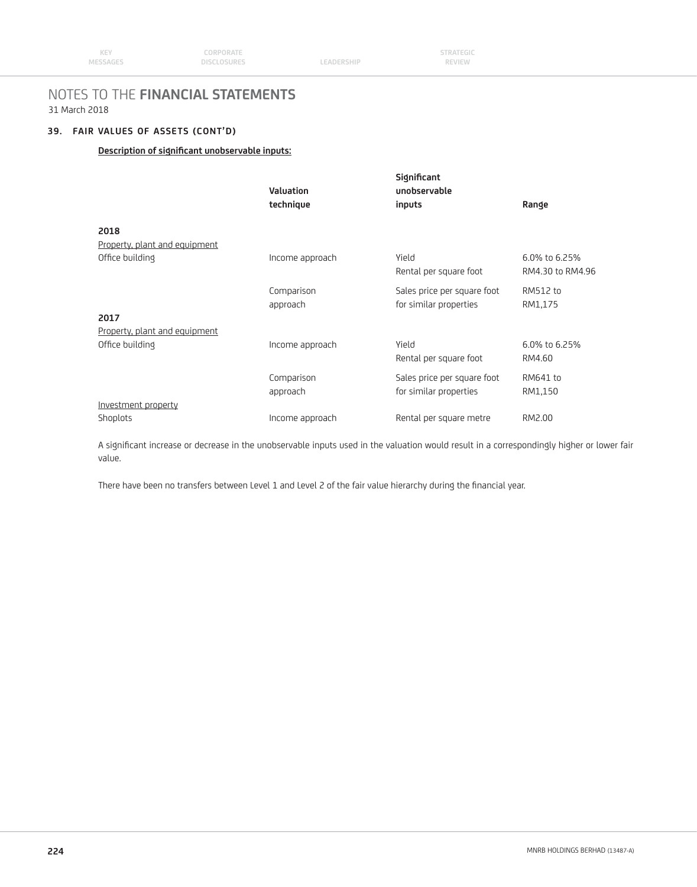# NOTES TO THE FINANCIAL STATEMENTS

31 March 2018

## 39. FAIR VALUES OF ASSETS (CONT'D)

**Description of significant unobservable inputs:**

| | Valuation technique | Significant unobservable inputs | Range |
|---|---|---|---|
| **2018** | | | |
| Property, plant and equipment | | | |
| Office building | Income approach | Yield | 6.0% to 6.25% |
| | | Rental per square foot | RM4.30 to RM4.96 |
| | Comparison approach | Sales price per square foot for similar properties | RM512 to RM1,175 |
| **2017** | | | |
| Property, plant and equipment | | | |
| Office building | Income approach | Yield | 6.0% to 6.25% |
| | | Rental per square foot | RM4.60 |
| | Comparison approach | Sales price per square foot for similar properties | RM641 to RM1,150 |
| Investment property | | | |
| Shoplots | Income approach | Rental per square metre | RM2.00 |

A significant increase or decrease in the unobservable inputs used in the valuation would result in a correspondingly higher or lower fair value.

There have been no transfers between Level 1 and Level 2 of the fair value hierarchy during the financial year.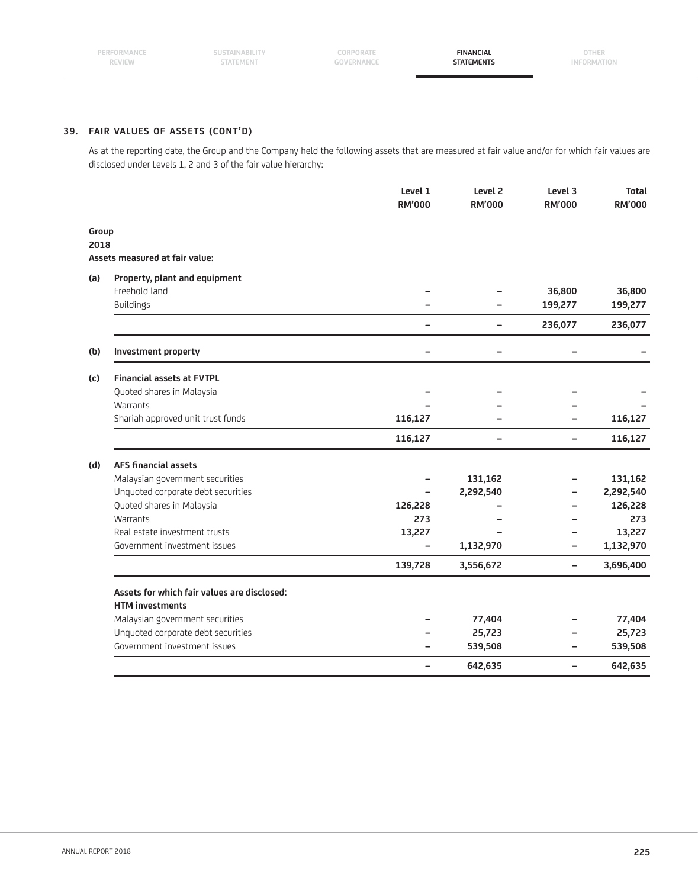## 39. FAIR VALUES OF ASSETS (CONT'D)

As at the reporting date, the Group and the Company held the following assets that are measured at fair value and/or for which fair values are disclosed under Levels 1, 2 and 3 of the fair value hierarchy:

| | | Level 1 RM'000 | Level 2 RM'000 | Level 3 RM'000 | Total RM'000 |
|---|---|---|---|---|---|
| **Group** | | | | | |
| **2018** | | | | | |
| **Assets measured at fair value:** | | | | | |
| **(a)** | **Property, plant and equipment** | | | | |
| | Freehold land | – | – | 36,800 | 36,800 |
| | Buildings | – | – | 199,277 | 199,277 |
| | | – | – | 236,077 | 236,077 |
| **(b)** | **Investment property** | – | – | – | – |
| **(c)** | **Financial assets at FVTPL** | | | | |
| | Quoted shares in Malaysia | – | – | – | – |
| | Warrants | – | – | – | – |
| | Shariah approved unit trust funds | 116,127 | – | – | 116,127 |
| | | 116,127 | – | – | 116,127 |
| **(d)** | **AFS financial assets** | | | | |
| | Malaysian government securities | – | 131,162 | – | 131,162 |
| | Unquoted corporate debt securities | – | 2,292,540 | – | 2,292,540 |
| | Quoted shares in Malaysia | 126,228 | – | – | 126,228 |
| | Warrants | 273 | – | – | 273 |
| | Real estate investment trusts | 13,227 | – | – | 13,227 |
| | Government investment issues | – | 1,132,970 | – | 1,132,970 |
| | | 139,728 | 3,556,672 | – | 3,696,400 |
| | **Assets for which fair values are disclosed:** | | | | |
| | **HTM investments** | | | | |
| | Malaysian government securities | – | 77,404 | – | 77,404 |
| | Unquoted corporate debt securities | – | 25,723 | – | 25,723 |
| | Government investment issues | – | 539,508 | – | 539,508 |
| | | – | 642,635 | – | 642,635 |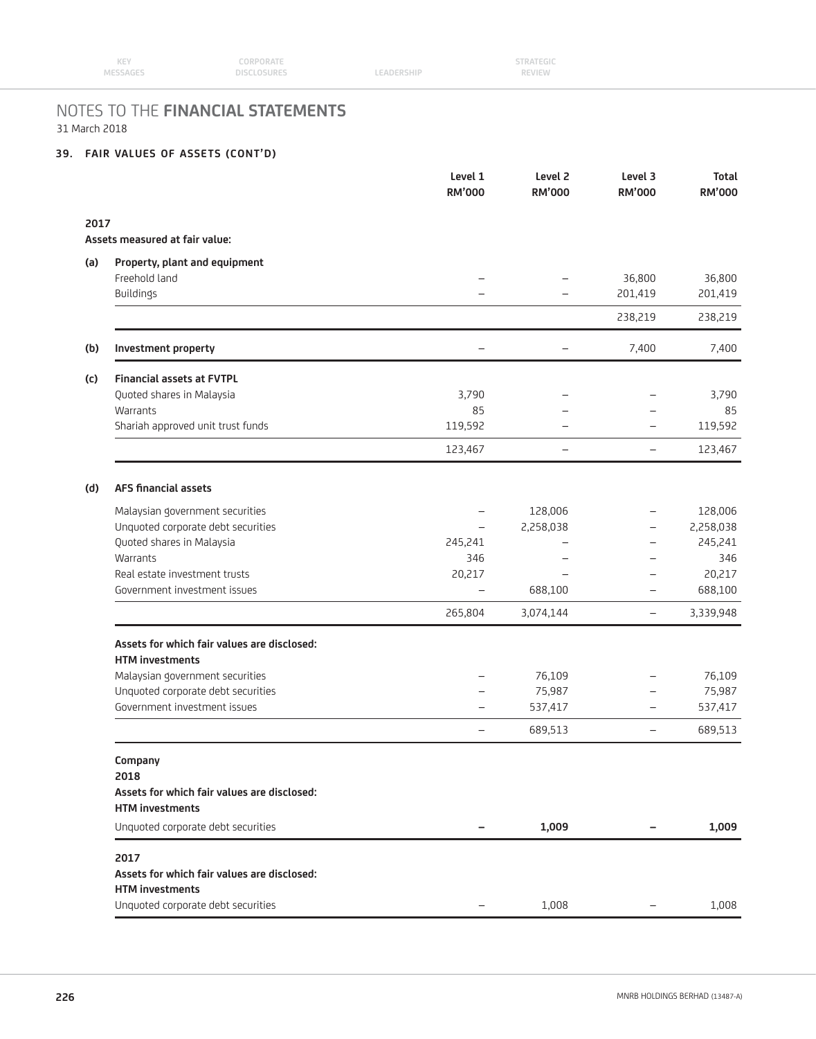# NOTES TO THE **FINANCIAL STATEMENTS**

31 March 2018

## 39. FAIR VALUES OF ASSETS (CONT'D)

| | | Level 1 RM'000 | Level 2 RM'000 | Level 3 RM'000 | Total RM'000 |
|---|---|---|---|---|---|
| **2017** | | | | | |
| | **Assets measured at fair value:** | | | | |
| **(a)** | **Property, plant and equipment** | | | | |
| | Freehold land | – | – | 36,800 | 36,800 |
| | Buildings | – | – | 201,419 | 201,419 |
| | | | | 238,219 | 238,219 |
| **(b)** | **Investment property** | – | – | 7,400 | 7,400 |
| **(c)** | **Financial assets at FVTPL** | | | | |
| | Quoted shares in Malaysia | 3,790 | – | – | 3,790 |
| | Warrants | 85 | – | – | 85 |
| | Shariah approved unit trust funds | 119,592 | – | – | 119,592 |
| | | 123,467 | – | – | 123,467 |
| **(d)** | **AFS financial assets** | | | | |
| | Malaysian government securities | – | 128,006 | – | 128,006 |
| | Unquoted corporate debt securities | – | 2,258,038 | – | 2,258,038 |
| | Quoted shares in Malaysia | 245,241 | – | – | 245,241 |
| | Warrants | 346 | – | – | 346 |
| | Real estate investment trusts | 20,217 | – | – | 20,217 |
| | Government investment issues | – | 688,100 | – | 688,100 |
| | | 265,804 | 3,074,144 | – | 3,339,948 |
| | **Assets for which fair values are disclosed:** | | | | |
| | **HTM investments** | | | | |
| | Malaysian government securities | – | 76,109 | – | 76,109 |
| | Unquoted corporate debt securities | – | 75,987 | – | 75,987 |
| | Government investment issues | – | 537,417 | – | 537,417 |
| | | – | 689,513 | – | 689,513 |
| | **Company** | | | | |
| | **2018** | | | | |
| | **Assets for which fair values are disclosed:** | | | | |
| | **HTM investments** | | | | |
| | Unquoted corporate debt securities | **–** | **1,009** | **–** | **1,009** |
| | **2017** | | | | |
| | **Assets for which fair values are disclosed:** | | | | |
| | **HTM investments** | | | | |
| | Unquoted corporate debt securities | – | 1,008 | – | 1,008 |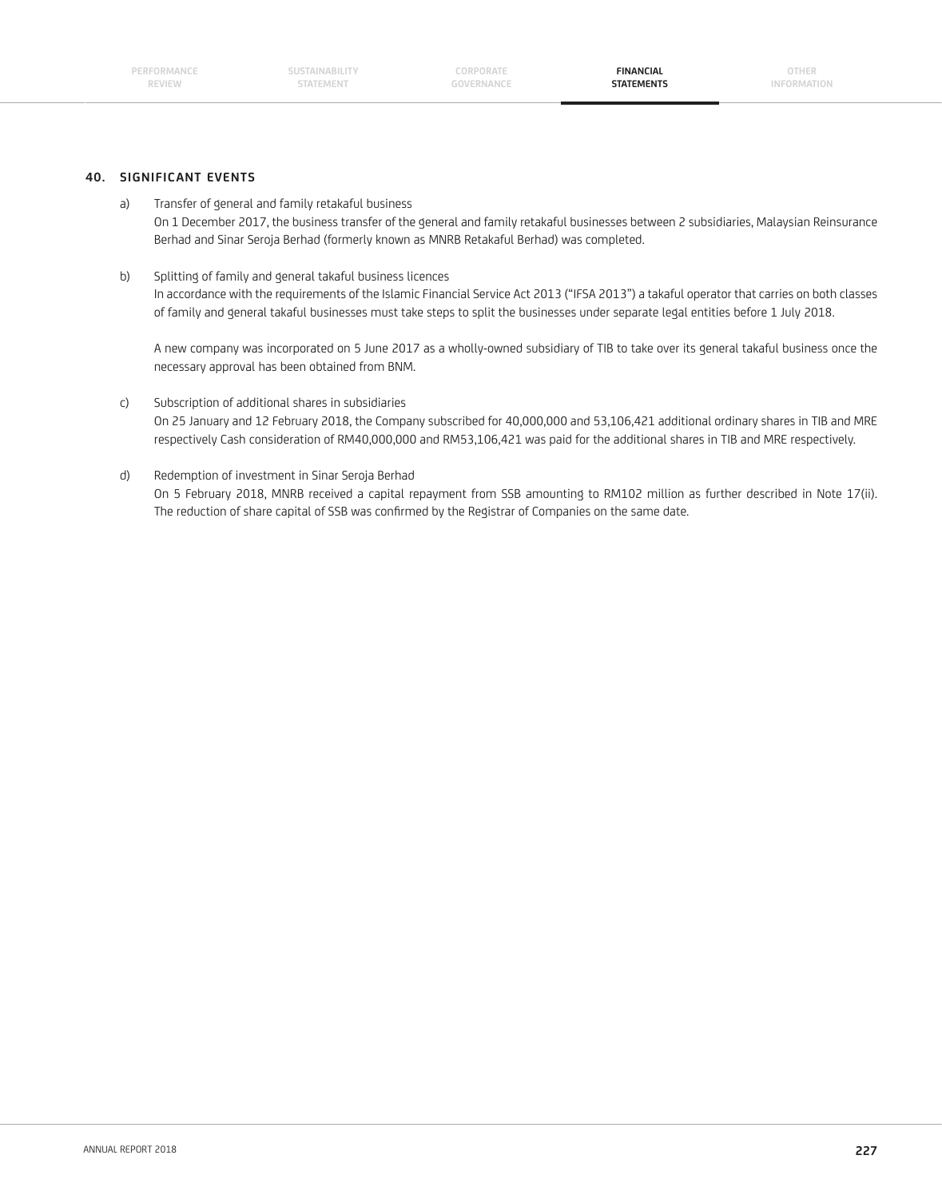## 40. SIGNIFICANT EVENTS

a) Transfer of general and family retakaful business

On 1 December 2017, the business transfer of the general and family retakaful businesses between 2 subsidiaries, Malaysian Reinsurance Berhad and Sinar Seroja Berhad (formerly known as MNRB Retakaful Berhad) was completed.

b) Splitting of family and general takaful business licences

In accordance with the requirements of the Islamic Financial Service Act 2013 ("IFSA 2013") a takaful operator that carries on both classes of family and general takaful businesses must take steps to split the businesses under separate legal entities before 1 July 2018.

A new company was incorporated on 5 June 2017 as a wholly-owned subsidiary of TIB to take over its general takaful business once the necessary approval has been obtained from BNM.

c) Subscription of additional shares in subsidiaries

On 25 January and 12 February 2018, the Company subscribed for 40,000,000 and 53,106,421 additional ordinary shares in TIB and MRE respectively Cash consideration of RM40,000,000 and RM53,106,421 was paid for the additional shares in TIB and MRE respectively.

d) Redemption of investment in Sinar Seroja Berhad

On 5 February 2018, MNRB received a capital repayment from SSB amounting to RM102 million as further described in Note 17(ii). The reduction of share capital of SSB was confirmed by the Registrar of Companies on the same date.